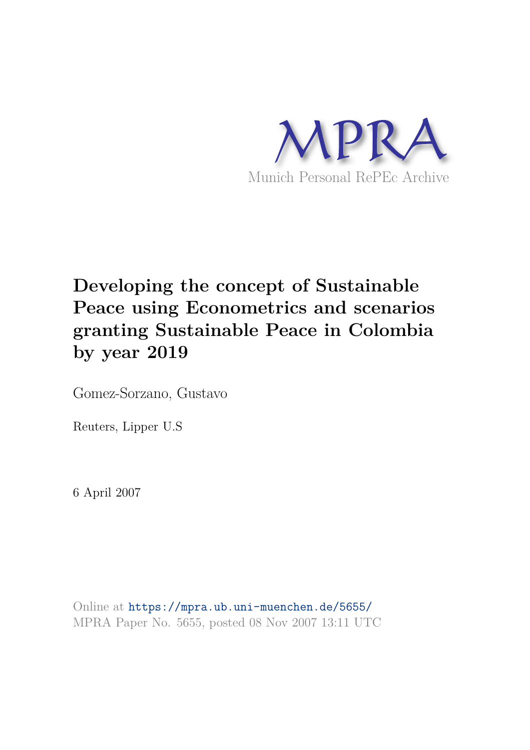MPRA

Munich Personal RePEc Archive

# Developing the concept of Sustainable Peace using Econometrics and scenarios granting Sustainable Peace in Colombia by year 2019

Gomez-Sorzano, Gustavo

Reuters, Lipper U.S

6 April 2007

Online at https://mpra.ub.uni-muenchen.de/5655/
MPRA Paper No. 5655, posted 08 Nov 2007 13:11 UTC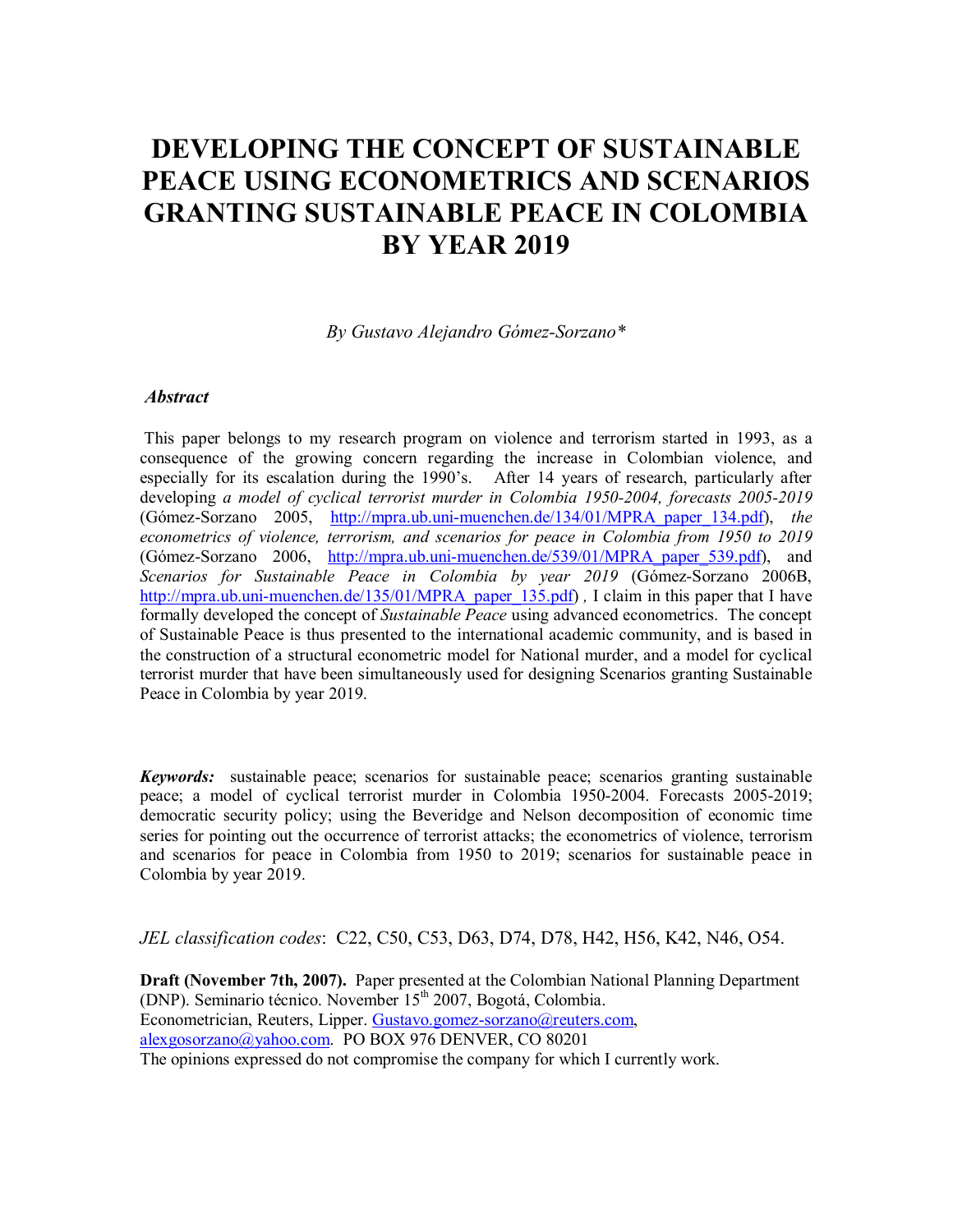# DEVELOPING THE CONCEPT OF SUSTAINABLE PEACE USING ECONOMETRICS AND SCENARIOS GRANTING SUSTAINABLE PEACE IN COLOMBIA BY YEAR 2019

*By Gustavo Alejandro Gómez-Sorzano\**

***Abstract***

This paper belongs to my research program on violence and terrorism started in 1993, as a consequence of the growing concern regarding the increase in Colombian violence, and especially for its escalation during the 1990's. After 14 years of research, particularly after developing *a model of cyclical terrorist murder in Colombia 1950-2004, forecasts 2005-2019* (Gómez-Sorzano 2005, http://mpra.ub.uni-muenchen.de/134/01/MPRA_paper_134.pdf), *the econometrics of violence, terrorism, and scenarios for peace in Colombia from 1950 to 2019* (Gómez-Sorzano 2006, http://mpra.ub.uni-muenchen.de/539/01/MPRA_paper_539.pdf), and *Scenarios for Sustainable Peace in Colombia by year 2019* (Gómez-Sorzano 2006B, http://mpra.ub.uni-muenchen.de/135/01/MPRA_paper_135.pdf) *,* I claim in this paper that I have formally developed the concept of *Sustainable Peace* using advanced econometrics. The concept of Sustainable Peace is thus presented to the international academic community, and is based in the construction of a structural econometric model for National murder, and a model for cyclical terrorist murder that have been simultaneously used for designing Scenarios granting Sustainable Peace in Colombia by year 2019.

***Keywords:*** sustainable peace; scenarios for sustainable peace; scenarios granting sustainable peace; a model of cyclical terrorist murder in Colombia 1950-2004. Forecasts 2005-2019; democratic security policy; using the Beveridge and Nelson decomposition of economic time series for pointing out the occurrence of terrorist attacks; the econometrics of violence, terrorism and scenarios for peace in Colombia from 1950 to 2019; scenarios for sustainable peace in Colombia by year 2019.

*JEL classification codes*: C22, C50, C53, D63, D74, D78, H42, H56, K42, N46, O54.

**Draft (November 7th, 2007).** Paper presented at the Colombian National Planning Department (DNP). Seminario técnico. November 15th 2007, Bogotá, Colombia.
Econometrician, Reuters, Lipper. Gustavo.gomez-sorzano@reuters.com, alexgosorzano@yahoo.com. PO BOX 976 DENVER, CO 80201
The opinions expressed do not compromise the company for which I currently work.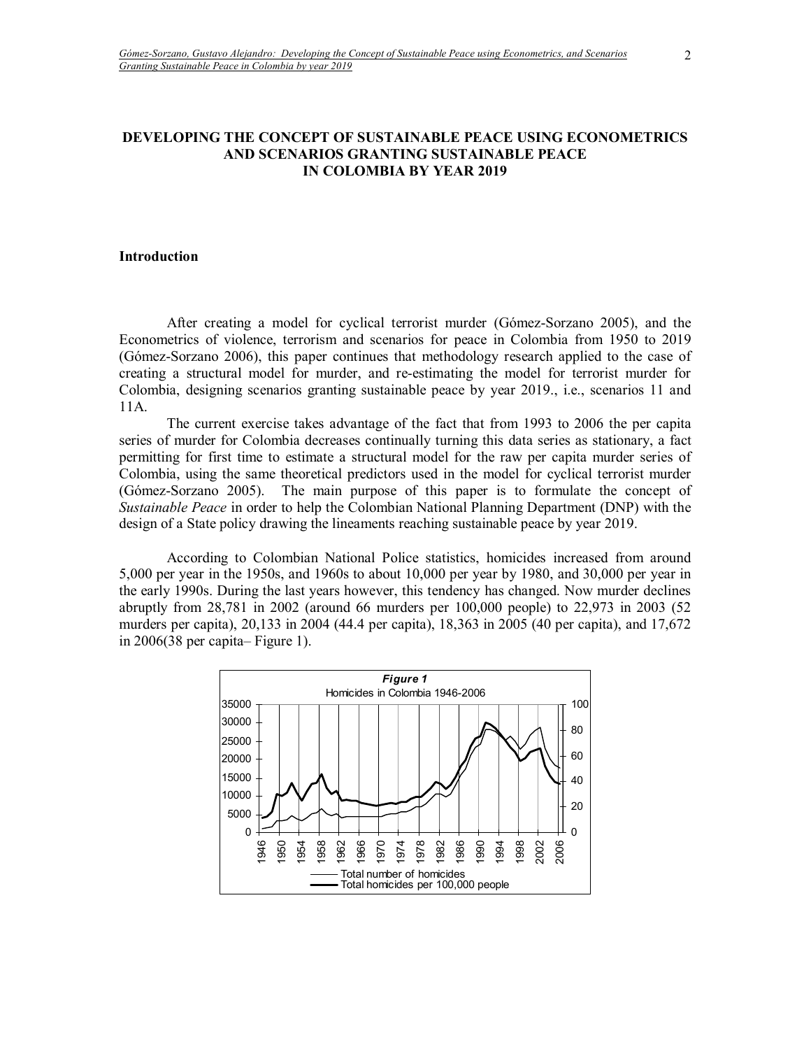# DEVELOPING THE CONCEPT OF SUSTAINABLE PEACE USING ECONOMETRICS AND SCENARIOS GRANTING SUSTAINABLE PEACE IN COLOMBIA BY YEAR 2019

## Introduction

After creating a model for cyclical terrorist murder (Gómez-Sorzano 2005), and the Econometrics of violence, terrorism and scenarios for peace in Colombia from 1950 to 2019 (Gómez-Sorzano 2006), this paper continues that methodology research applied to the case of creating a structural model for murder, and re-estimating the model for terrorist murder for Colombia, designing scenarios granting sustainable peace by year 2019., i.e., scenarios 11 and 11A.

The current exercise takes advantage of the fact that from 1993 to 2006 the per capita series of murder for Colombia decreases continually turning this data series as stationary, a fact permitting for first time to estimate a structural model for the raw per capita murder series of Colombia, using the same theoretical predictors used in the model for cyclical terrorist murder (Gómez-Sorzano 2005). The main purpose of this paper is to formulate the concept of *Sustainable Peace* in order to help the Colombian National Planning Department (DNP) with the design of a State policy drawing the lineaments reaching sustainable peace by year 2019.

According to Colombian National Police statistics, homicides increased from around 5,000 per year in the 1950s, and 1960s to about 10,000 per year by 1980, and 30,000 per year in the early 1990s. During the last years however, this tendency has changed. Now murder declines abruptly from 28,781 in 2002 (around 66 murders per 100,000 people) to 22,973 in 2003 (52 murders per capita), 20,133 in 2004 (44.4 per capita), 18,363 in 2005 (40 per capita), and 17,672 in 2006(38 per capita– Figure 1).

***Figure 1***
Homicides in Colombia 1946-2006

(Legend: Total number of homicides; Total homicides per 100,000 people)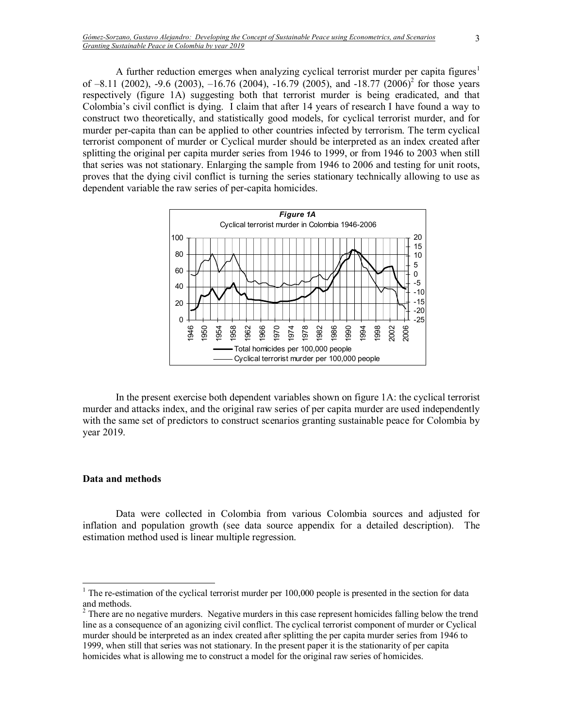A further reduction emerges when analyzing cyclical terrorist murder per capita figures[1] of –8.11 (2002), -9.6 (2003), –16.76 (2004), -16.79 (2005), and -18.77 (2006)[2] for those years respectively (figure 1A) suggesting both that terrorist murder is being eradicated, and that Colombia's civil conflict is dying. I claim that after 14 years of research I have found a way to construct two theoretically, and statistically good models, for cyclical terrorist murder, and for murder per-capita than can be applied to other countries infected by terrorism. The term cyclical terrorist component of murder or Cyclical murder should be interpreted as an index created after splitting the original per capita murder series from 1946 to 1999, or from 1946 to 2003 when still that series was not stationary. Enlarging the sample from 1946 to 2006 and testing for unit roots, proves that the dying civil conflict is turning the series stationary technically allowing to use as dependent variable the raw series of per-capita homicides.

***Figure 1A***
Cyclical terrorist murder in Colombia 1946-2006

(Legend: Total homicides per 100,000 people; Cyclical terrorist murder per 100,000 people)

In the present exercise both dependent variables shown on figure 1A: the cyclical terrorist murder and attacks index, and the original raw series of per capita murder are used independently with the same set of predictors to construct scenarios granting sustainable peace for Colombia by year 2019.

## Data and methods

Data were collected in Colombia from various Colombia sources and adjusted for inflation and population growth (see data source appendix for a detailed description). The estimation method used is linear multiple regression.

[1] The re-estimation of the cyclical terrorist murder per 100,000 people is presented in the section for data and methods.

[2] There are no negative murders. Negative murders in this case represent homicides falling below the trend line as a consequence of an agonizing civil conflict. The cyclical terrorist component of murder or Cyclical murder should be interpreted as an index created after splitting the per capita murder series from 1946 to 1999, when still that series was not stationary. In the present paper it is the stationarity of per capita homicides what is allowing me to construct a model for the original raw series of homicides.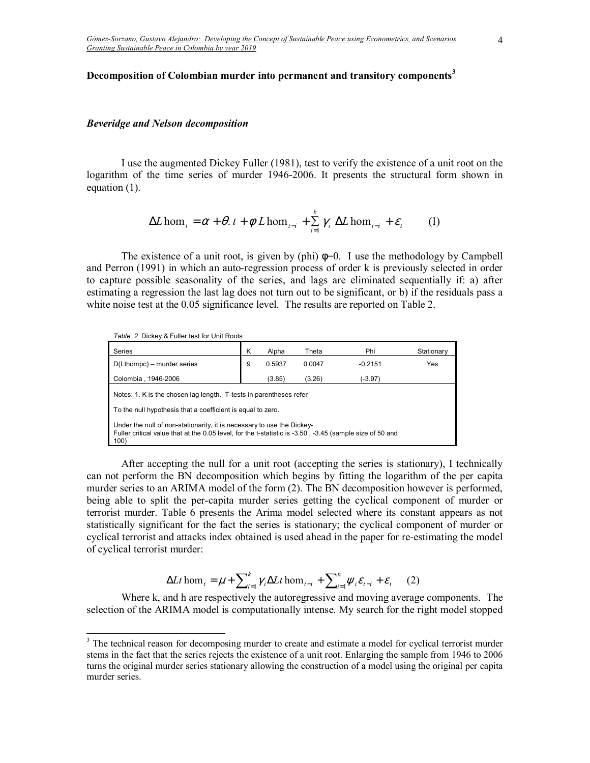## Decomposition of Colombian murder into permanent and transitory components[3]

### *Beveridge and Nelson decomposition*

I use the augmented Dickey Fuller (1981), test to verify the existence of a unit root on the logarithm of the time series of murder 1946-2006. It presents the structural form shown in equation (1).

$$\Delta L\,\mathrm{hom}_t = \alpha + \theta . t + \phi \, L\,\mathrm{hom}_{t-i} + \sum_{i=1}^{k} \gamma_i \, \Delta L\,\mathrm{hom}_{t-i} + \varepsilon_t \qquad (1)$$

The existence of a unit root, is given by (phi) $\phi$=0. I use the methodology by Campbell and Perron (1991) in which an auto-regression process of order k is previously selected in order to capture possible seasonality of the series, and lags are eliminated sequentially if: a) after estimating a regression the last lag does not turn out to be significant, or b) if the residuals pass a white noise test at the 0.05 significance level. The results are reported on Table 2.

*Table 2* Dickey & Fuller test for Unit Roots

| Series | K | Alpha | Theta | Phi | Stationary |
|---|---|---|---|---|---|
| D(Lthompc) – murder series | 9 | 0.5937 | 0.0047 | -0.2151 | Yes |
| Colombia , 1946-2006 | | (3.85) | (3.26) | (-3.97) | |

Notes: 1. K is the chosen lag length. T-tests in parentheses refer

To the null hypothesis that a coefficient is equal to zero.

Under the null of non-stationarity, it is necessary to use the Dickey-Fuller critical value that at the 0.05 level, for the t-statistic is -3.50 , -3.45 (sample size of 50 and 100)

After accepting the null for a unit root (accepting the series is stationary), I technically can not perform the BN decomposition which begins by fitting the logarithm of the per capita murder series to an ARIMA model of the form (2). The BN decomposition however is performed, being able to split the per-capita murder series getting the cyclical component of murder or terrorist murder. Table 6 presents the Arima model selected where its constant appears as not statistically significant for the fact the series is stationary; the cyclical component of murder or cyclical terrorist and attacks index obtained is used ahead in the paper for re-estimating the model of cyclical terrorist murder:

$$\Delta Lt\,\mathrm{hom}_t = \mu + \sum_{i=1}^{k} \gamma_i \Delta Lt\,\mathrm{hom}_{t-i} + \sum_{i=1}^{h} \psi_i \varepsilon_{t-i} + \varepsilon_t \qquad (2)$$

Where k, and h are respectively the autoregressive and moving average components. The selection of the ARIMA model is computationally intense. My search for the right model stopped

[3] The technical reason for decomposing murder to create and estimate a model for cyclical terrorist murder stems in the fact that the series rejects the existence of a unit root. Enlarging the sample from 1946 to 2006 turns the original murder series stationary allowing the construction of a model using the original per capita murder series.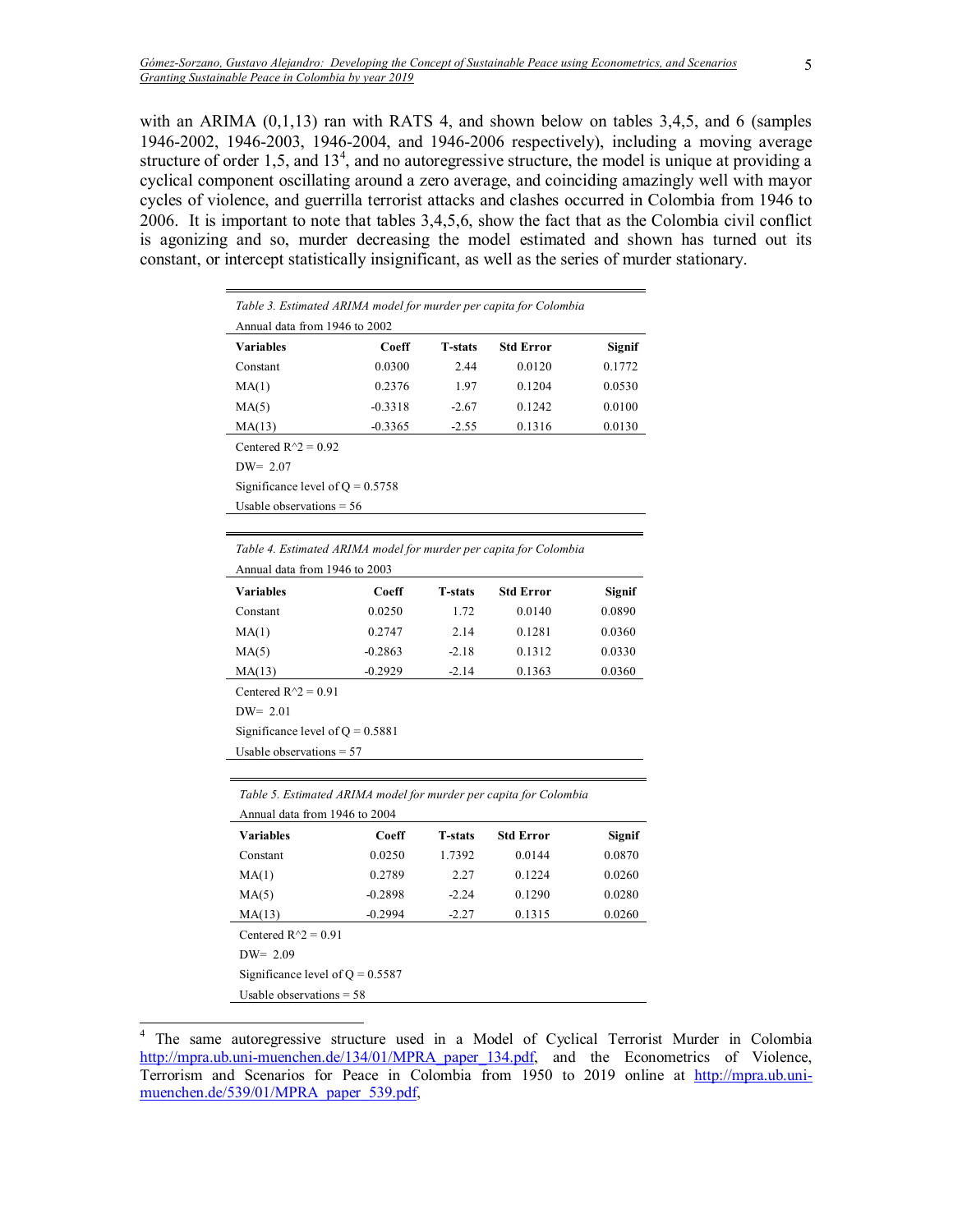with an ARIMA (0,1,13) ran with RATS 4, and shown below on tables 3,4,5, and 6 (samples 1946-2002, 1946-2003, 1946-2004, and 1946-2006 respectively), including a moving average structure of order 1,5, and 13[4], and no autoregressive structure, the model is unique at providing a cyclical component oscillating around a zero average, and coinciding amazingly well with mayor cycles of violence, and guerrilla terrorist attacks and clashes occurred in Colombia from 1946 to 2006. It is important to note that tables 3,4,5,6, show the fact that as the Colombia civil conflict is agonizing and so, murder decreasing the model estimated and shown has turned out its constant, or intercept statistically insignificant, as well as the series of murder stationary.

*Table 3. Estimated ARIMA model for murder per capita for Colombia*

Annual data from 1946 to 2002

| Variables | Coeff | T-stats | Std Error | Signif |
|---|---|---|---|---|
| Constant | 0.0300 | 2.44 | 0.0120 | 0.1772 |
| MA(1) | 0.2376 | 1.97 | 0.1204 | 0.0530 |
| MA(5) | -0.3318 | -2.67 | 0.1242 | 0.0100 |
| MA(13) | -0.3365 | -2.55 | 0.1316 | 0.0130 |

Centered R^2 = 0.92

DW= 2.07

Significance level of Q = 0.5758

Usable observations = 56

*Table 4. Estimated ARIMA model for murder per capita for Colombia*

Annual data from 1946 to 2003

| Variables | Coeff | T-stats | Std Error | Signif |
|---|---|---|---|---|
| Constant | 0.0250 | 1.72 | 0.0140 | 0.0890 |
| MA(1) | 0.2747 | 2.14 | 0.1281 | 0.0360 |
| MA(5) | -0.2863 | -2.18 | 0.1312 | 0.0330 |
| MA(13) | -0.2929 | -2.14 | 0.1363 | 0.0360 |

Centered R^2 = 0.91

DW= 2.01

Significance level of Q = 0.5881

Usable observations = 57

*Table 5. Estimated ARIMA model for murder per capita for Colombia*

Annual data from 1946 to 2004

| Variables | Coeff | T-stats | Std Error | Signif |
|---|---|---|---|---|
| Constant | 0.0250 | 1.7392 | 0.0144 | 0.0870 |
| MA(1) | 0.2789 | 2.27 | 0.1224 | 0.0260 |
| MA(5) | -0.2898 | -2.24 | 0.1290 | 0.0280 |
| MA(13) | -0.2994 | -2.27 | 0.1315 | 0.0260 |

Centered R^2 = 0.91

DW= 2.09

Significance level of Q = 0.5587

Usable observations = 58

---

[4] The same autoregressive structure used in a Model of Cyclical Terrorist Murder in Colombia http://mpra.ub.uni-muenchen.de/134/01/MPRA_paper_134.pdf, and the Econometrics of Violence, Terrorism and Scenarios for Peace in Colombia from 1950 to 2019 online at http://mpra.ub.uni-muenchen.de/539/01/MPRA_paper_539.pdf,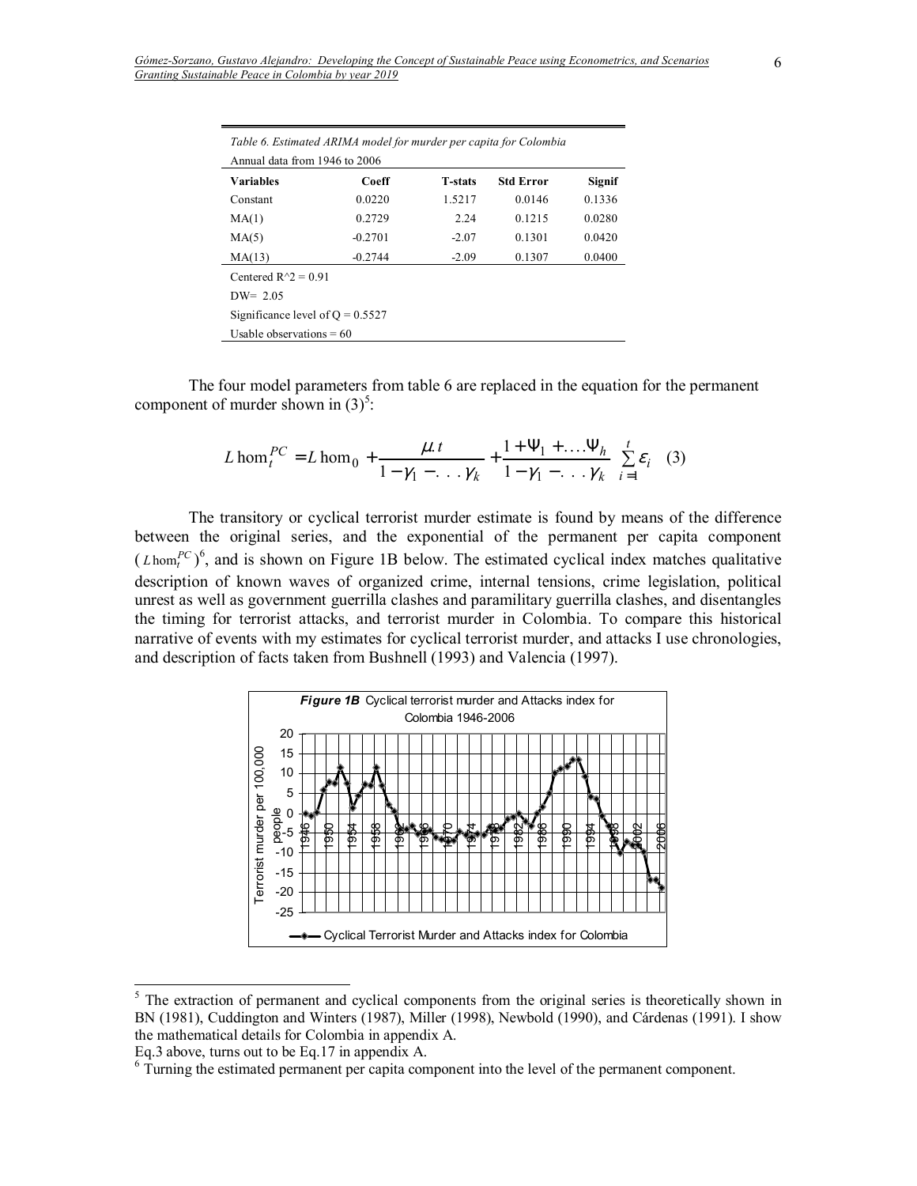*Table 6. Estimated ARIMA model for murder per capita for Colombia*

| Annual data from 1946 to 2006 | | | | |
|---|---|---|---|---|
| **Variables** | **Coeff** | **T-stats** | **Std Error** | **Signif** |
| Constant | 0.0220 | 1.5217 | 0.0146 | 0.1336 |
| MA(1) | 0.2729 | 2.24 | 0.1215 | 0.0280 |
| MA(5) | -0.2701 | -2.07 | 0.1301 | 0.0420 |
| MA(13) | -0.2744 | -2.09 | 0.1307 | 0.0400 |

Centered R^2 = 0.91

DW= 2.05

Significance level of Q = 0.5527

Usable observations = 60

The four model parameters from table 6 are replaced in the equation for the permanent component of murder shown in (3)[5]:

$$L\hom_t^{PC} = L\hom_0 + \frac{\mu . t}{1 - \gamma_1 - . . . \gamma_k} + \frac{1 + \Psi_1 + \ldots \Psi_h}{1 - \gamma_1 - . . . \gamma_k} \sum_{i=1}^{t} \varepsilon_i \quad (3)$$

The transitory or cyclical terrorist murder estimate is found by means of the difference between the original series, and the exponential of the permanent per capita component ($L\hom_t^{PC}$)[6], and is shown on Figure 1B below. The estimated cyclical index matches qualitative description of known waves of organized crime, internal tensions, crime legislation, political unrest as well as government guerrilla clashes and paramilitary guerrilla clashes, and disentangles the timing for terrorist attacks, and terrorist murder in Colombia. To compare this historical narrative of events with my estimates for cyclical terrorist murder, and attacks I use chronologies, and description of facts taken from Bushnell (1993) and Valencia (1997).

***Figure 1B*** Cyclical terrorist murder and Attacks index for Colombia 1946-2006

[5] The extraction of permanent and cyclical components from the original series is theoretically shown in BN (1981), Cuddington and Winters (1987), Miller (1998), Newbold (1990), and Cárdenas (1991). I show the mathematical details for Colombia in appendix A.
Eq.3 above, turns out to be Eq.17 in appendix A.

[6] Turning the estimated permanent per capita component into the level of the permanent component.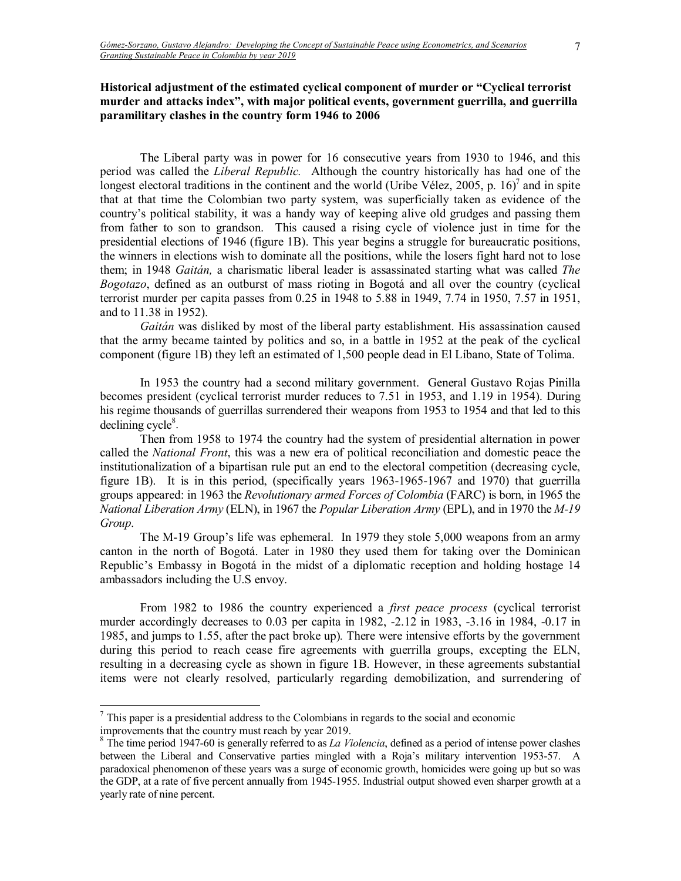### Historical adjustment of the estimated cyclical component of murder or "Cyclical terrorist murder and attacks index", with major political events, government guerrilla, and guerrilla paramilitary clashes in the country form 1946 to 2006

The Liberal party was in power for 16 consecutive years from 1930 to 1946, and this period was called the *Liberal Republic.* Although the country historically has had one of the longest electoral traditions in the continent and the world (Uribe Vélez, 2005, p. 16)[7] and in spite that at that time the Colombian two party system, was superficially taken as evidence of the country's political stability, it was a handy way of keeping alive old grudges and passing them from father to son to grandson. This caused a rising cycle of violence just in time for the presidential elections of 1946 (figure 1B). This year begins a struggle for bureaucratic positions, the winners in elections wish to dominate all the positions, while the losers fight hard not to lose them; in 1948 *Gaitán,* a charismatic liberal leader is assassinated starting what was called *The Bogotazo*, defined as an outburst of mass rioting in Bogotá and all over the country (cyclical terrorist murder per capita passes from 0.25 in 1948 to 5.88 in 1949, 7.74 in 1950, 7.57 in 1951, and to 11.38 in 1952).

*Gaitán* was disliked by most of the liberal party establishment. His assassination caused that the army became tainted by politics and so, in a battle in 1952 at the peak of the cyclical component (figure 1B) they left an estimated of 1,500 people dead in El Líbano, State of Tolima.

In 1953 the country had a second military government. General Gustavo Rojas Pinilla becomes president (cyclical terrorist murder reduces to 7.51 in 1953, and 1.19 in 1954). During his regime thousands of guerrillas surrendered their weapons from 1953 to 1954 and that led to this declining cycle[8].

Then from 1958 to 1974 the country had the system of presidential alternation in power called the *National Front*, this was a new era of political reconciliation and domestic peace the institutionalization of a bipartisan rule put an end to the electoral competition (decreasing cycle, figure 1B). It is in this period, (specifically years 1963-1965-1967 and 1970) that guerrilla groups appeared: in 1963 the *Revolutionary armed Forces of Colombia* (FARC) is born, in 1965 the *National Liberation Army* (ELN), in 1967 the *Popular Liberation Army* (EPL), and in 1970 the *M-19 Group*.

The M-19 Group's life was ephemeral. In 1979 they stole 5,000 weapons from an army canton in the north of Bogotá. Later in 1980 they used them for taking over the Dominican Republic's Embassy in Bogotá in the midst of a diplomatic reception and holding hostage 14 ambassadors including the U.S envoy.

From 1982 to 1986 the country experienced a *first peace process* (cyclical terrorist murder accordingly decreases to 0.03 per capita in 1982, -2.12 in 1983, -3.16 in 1984, -0.17 in 1985, and jumps to 1.55, after the pact broke up). There were intensive efforts by the government during this period to reach cease fire agreements with guerrilla groups, excepting the ELN, resulting in a decreasing cycle as shown in figure 1B. However, in these agreements substantial items were not clearly resolved, particularly regarding demobilization, and surrendering of

---

[7] This paper is a presidential address to the Colombians in regards to the social and economic improvements that the country must reach by year 2019.

[8] The time period 1947-60 is generally referred to as *La Violencia*, defined as a period of intense power clashes between the Liberal and Conservative parties mingled with a Roja's military intervention 1953-57. A paradoxical phenomenon of these years was a surge of economic growth, homicides were going up but so was the GDP, at a rate of five percent annually from 1945-1955. Industrial output showed even sharper growth at a yearly rate of nine percent.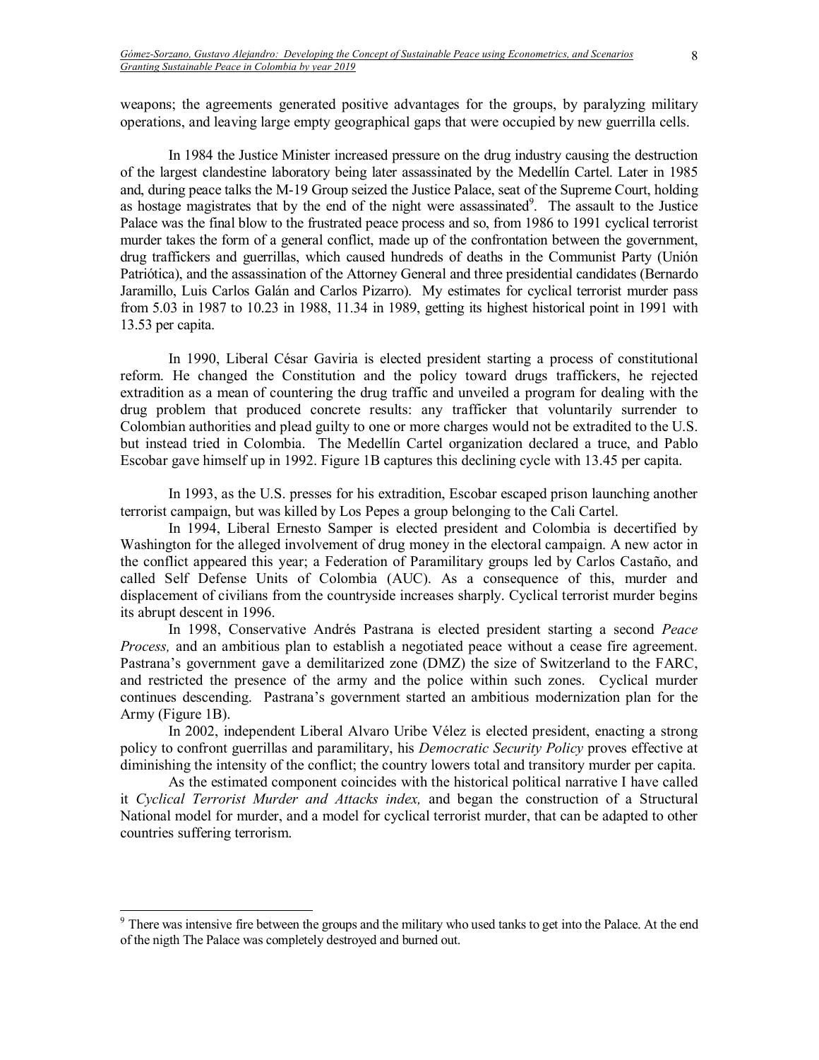weapons; the agreements generated positive advantages for the groups, by paralyzing military operations, and leaving large empty geographical gaps that were occupied by new guerrilla cells.

In 1984 the Justice Minister increased pressure on the drug industry causing the destruction of the largest clandestine laboratory being later assassinated by the Medellín Cartel. Later in 1985 and, during peace talks the M-19 Group seized the Justice Palace, seat of the Supreme Court, holding as hostage magistrates that by the end of the night were assassinated[9]. The assault to the Justice Palace was the final blow to the frustrated peace process and so, from 1986 to 1991 cyclical terrorist murder takes the form of a general conflict, made up of the confrontation between the government, drug traffickers and guerrillas, which caused hundreds of deaths in the Communist Party (Unión Patriótica), and the assassination of the Attorney General and three presidential candidates (Bernardo Jaramillo, Luis Carlos Galán and Carlos Pizarro). My estimates for cyclical terrorist murder pass from 5.03 in 1987 to 10.23 in 1988, 11.34 in 1989, getting its highest historical point in 1991 with 13.53 per capita.

In 1990, Liberal César Gaviria is elected president starting a process of constitutional reform. He changed the Constitution and the policy toward drugs traffickers, he rejected extradition as a mean of countering the drug traffic and unveiled a program for dealing with the drug problem that produced concrete results: any trafficker that voluntarily surrender to Colombian authorities and plead guilty to one or more charges would not be extradited to the U.S. but instead tried in Colombia. The Medellín Cartel organization declared a truce, and Pablo Escobar gave himself up in 1992. Figure 1B captures this declining cycle with 13.45 per capita.

In 1993, as the U.S. presses for his extradition, Escobar escaped prison launching another terrorist campaign, but was killed by Los Pepes a group belonging to the Cali Cartel.

In 1994, Liberal Ernesto Samper is elected president and Colombia is decertified by Washington for the alleged involvement of drug money in the electoral campaign. A new actor in the conflict appeared this year; a Federation of Paramilitary groups led by Carlos Castaño, and called Self Defense Units of Colombia (AUC). As a consequence of this, murder and displacement of civilians from the countryside increases sharply. Cyclical terrorist murder begins its abrupt descent in 1996.

In 1998, Conservative Andrés Pastrana is elected president starting a second *Peace Process,* and an ambitious plan to establish a negotiated peace without a cease fire agreement. Pastrana's government gave a demilitarized zone (DMZ) the size of Switzerland to the FARC, and restricted the presence of the army and the police within such zones. Cyclical murder continues descending. Pastrana's government started an ambitious modernization plan for the Army (Figure 1B).

In 2002, independent Liberal Alvaro Uribe Vélez is elected president, enacting a strong policy to confront guerrillas and paramilitary, his *Democratic Security Policy* proves effective at diminishing the intensity of the conflict; the country lowers total and transitory murder per capita.

As the estimated component coincides with the historical political narrative I have called it *Cyclical Terrorist Murder and Attacks index,* and began the construction of a Structural National model for murder, and a model for cyclical terrorist murder, that can be adapted to other countries suffering terrorism.

[9] There was intensive fire between the groups and the military who used tanks to get into the Palace. At the end of the nigth The Palace was completely destroyed and burned out.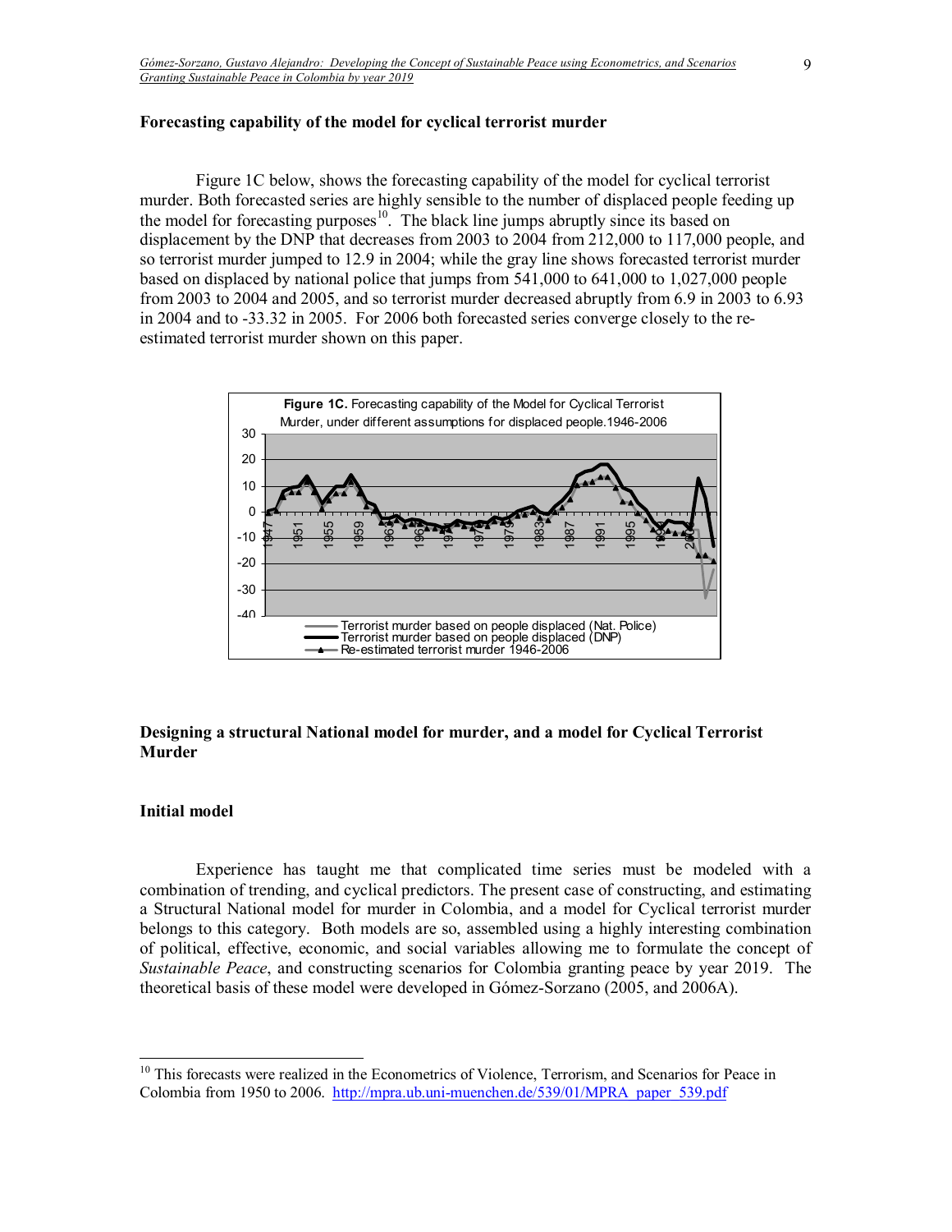### Forecasting capability of the model for cyclical terrorist murder

Figure 1C below, shows the forecasting capability of the model for cyclical terrorist murder. Both forecasted series are highly sensible to the number of displaced people feeding up the model for forecasting purposes[10]. The black line jumps abruptly since its based on displacement by the DNP that decreases from 2003 to 2004 from 212,000 to 117,000 people, and so terrorist murder jumped to 12.9 in 2004; while the gray line shows forecasted terrorist murder based on displaced by national police that jumps from 541,000 to 641,000 to 1,027,000 people from 2003 to 2004 and 2005, and so terrorist murder decreased abruptly from 6.9 in 2003 to 6.93 in 2004 and to -33.32 in 2005. For 2006 both forecasted series converge closely to the re-estimated terrorist murder shown on this paper.

**Figure 1C.** Forecasting capability of the Model for Cyclical Terrorist Murder, under different assumptions for displaced people.1946-2006

### Designing a structural National model for murder, and a model for Cyclical Terrorist Murder

#### Initial model

Experience has taught me that complicated time series must be modeled with a combination of trending, and cyclical predictors. The present case of constructing, and estimating a Structural National model for murder in Colombia, and a model for Cyclical terrorist murder belongs to this category. Both models are so, assembled using a highly interesting combination of political, effective, economic, and social variables allowing me to formulate the concept of *Sustainable Peace*, and constructing scenarios for Colombia granting peace by year 2019. The theoretical basis of these model were developed in Gómez-Sorzano (2005, and 2006A).

[10] This forecasts were realized in the Econometrics of Violence, Terrorism, and Scenarios for Peace in Colombia from 1950 to 2006. http://mpra.ub.uni-muenchen.de/539/01/MPRA_paper_539.pdf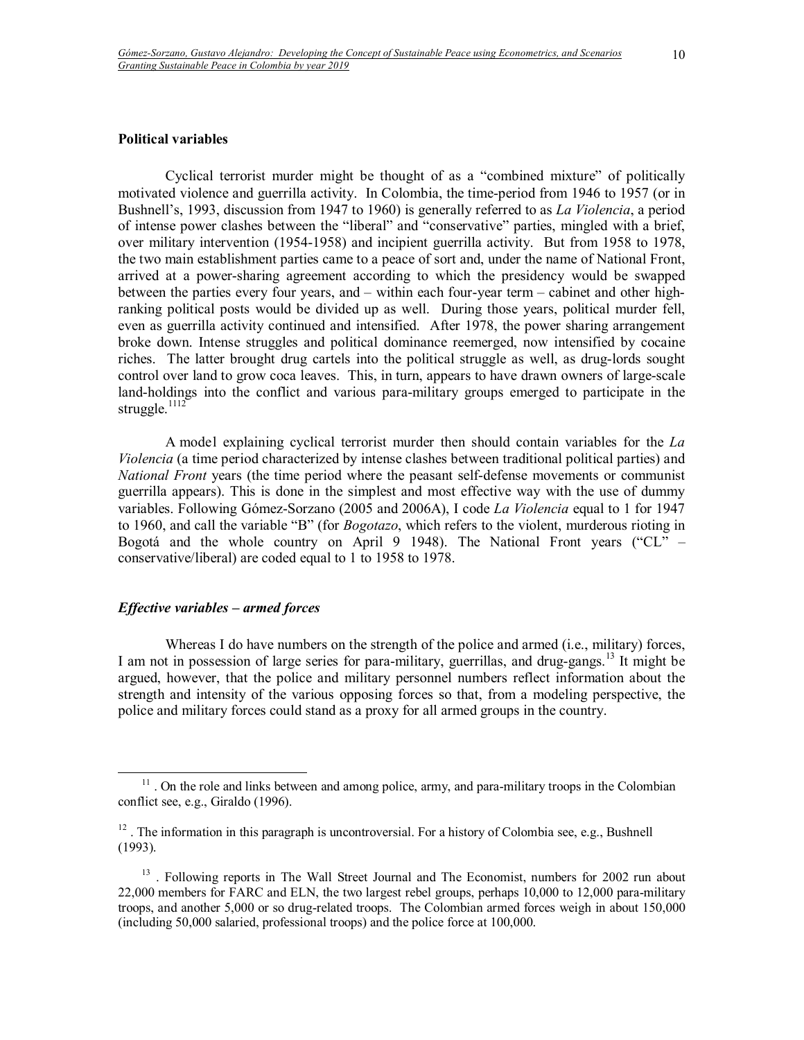### Political variables

Cyclical terrorist murder might be thought of as a "combined mixture" of politically motivated violence and guerrilla activity. In Colombia, the time-period from 1946 to 1957 (or in Bushnell's, 1993, discussion from 1947 to 1960) is generally referred to as *La Violencia*, a period of intense power clashes between the "liberal" and "conservative" parties, mingled with a brief, over military intervention (1954-1958) and incipient guerrilla activity. But from 1958 to 1978, the two main establishment parties came to a peace of sort and, under the name of National Front, arrived at a power-sharing agreement according to which the presidency would be swapped between the parties every four years, and – within each four-year term – cabinet and other high-ranking political posts would be divided up as well. During those years, political murder fell, even as guerrilla activity continued and intensified. After 1978, the power sharing arrangement broke down. Intense struggles and political dominance reemerged, now intensified by cocaine riches. The latter brought drug cartels into the political struggle as well, as drug-lords sought control over land to grow coca leaves. This, in turn, appears to have drawn owners of large-scale land-holdings into the conflict and various para-military groups emerged to participate in the struggle.[11][12]

A model explaining cyclical terrorist murder then should contain variables for the *La Violencia* (a time period characterized by intense clashes between traditional political parties) and *National Front* years (the time period where the peasant self-defense movements or communist guerrilla appears). This is done in the simplest and most effective way with the use of dummy variables. Following Gómez-Sorzano (2005 and 2006A), I code *La Violencia* equal to 1 for 1947 to 1960, and call the variable "B" (for *Bogotazo*, which refers to the violent, murderous rioting in Bogotá and the whole country on April 9 1948). The National Front years ("CL" – conservative/liberal) are coded equal to 1 to 1958 to 1978.

### *Effective variables – armed forces*

Whereas I do have numbers on the strength of the police and armed (i.e., military) forces, I am not in possession of large series for para-military, guerrillas, and drug-gangs.[13] It might be argued, however, that the police and military personnel numbers reflect information about the strength and intensity of the various opposing forces so that, from a modeling perspective, the police and military forces could stand as a proxy for all armed groups in the country.

---

[11] . On the role and links between and among police, army, and para-military troops in the Colombian conflict see, e.g., Giraldo (1996).

[12] . The information in this paragraph is uncontroversial. For a history of Colombia see, e.g., Bushnell (1993).

[13] . Following reports in The Wall Street Journal and The Economist, numbers for 2002 run about 22,000 members for FARC and ELN, the two largest rebel groups, perhaps 10,000 to 12,000 para-military troops, and another 5,000 or so drug-related troops. The Colombian armed forces weigh in about 150,000 (including 50,000 salaried, professional troops) and the police force at 100,000.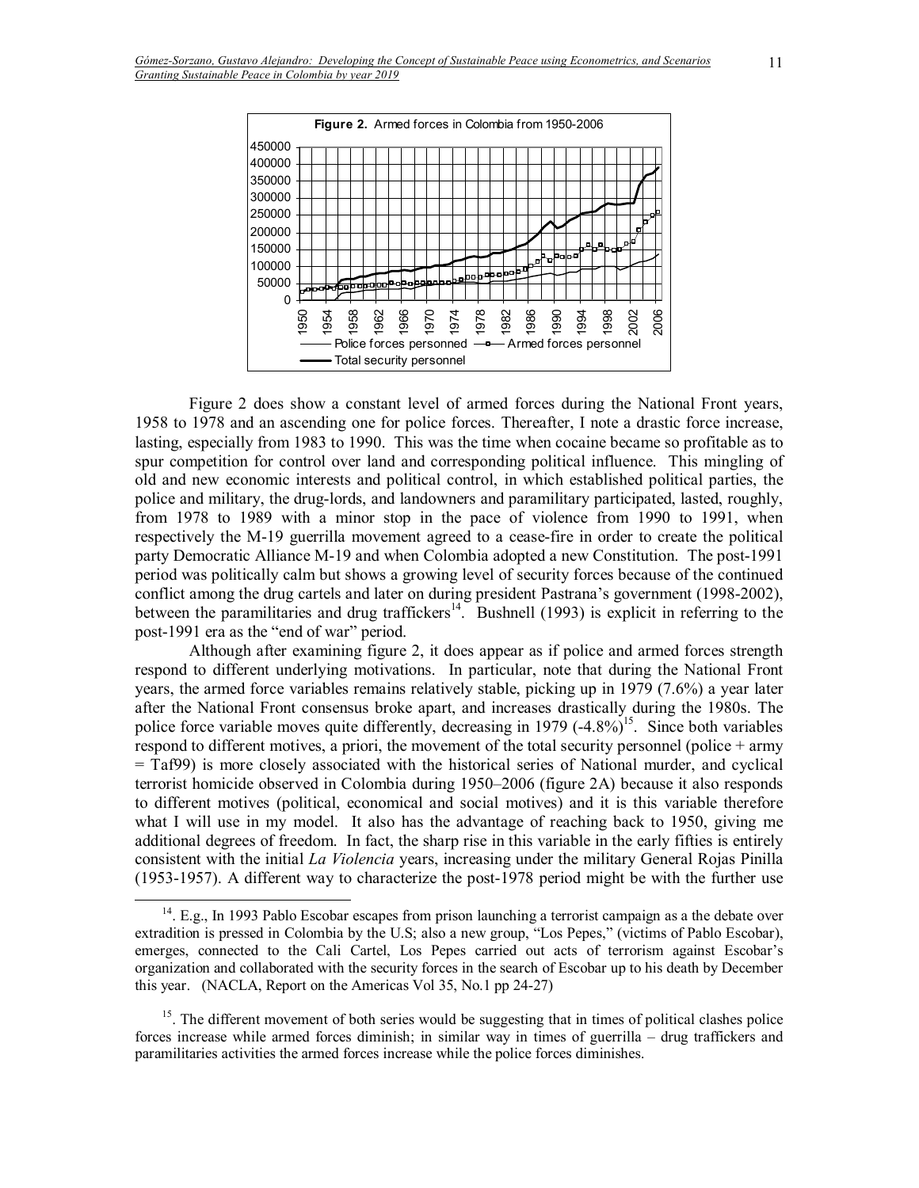**Figure 2.** Armed forces in Colombia from 1950-2006

Figure 2 does show a constant level of armed forces during the National Front years, 1958 to 1978 and an ascending one for police forces. Thereafter, I note a drastic force increase, lasting, especially from 1983 to 1990. This was the time when cocaine became so profitable as to spur competition for control over land and corresponding political influence. This mingling of old and new economic interests and political control, in which established political parties, the police and military, the drug-lords, and landowners and paramilitary participated, lasted, roughly, from 1978 to 1989 with a minor stop in the pace of violence from 1990 to 1991, when respectively the M-19 guerrilla movement agreed to a cease-fire in order to create the political party Democratic Alliance M-19 and when Colombia adopted a new Constitution. The post-1991 period was politically calm but shows a growing level of security forces because of the continued conflict among the drug cartels and later on during president Pastrana's government (1998-2002), between the paramilitaries and drug traffickers[14]. Bushnell (1993) is explicit in referring to the post-1991 era as the "end of war" period.

Although after examining figure 2, it does appear as if police and armed forces strength respond to different underlying motivations. In particular, note that during the National Front years, the armed force variables remains relatively stable, picking up in 1979 (7.6%) a year later after the National Front consensus broke apart, and increases drastically during the 1980s. The police force variable moves quite differently, decreasing in 1979 (-4.8%)[15]. Since both variables respond to different motives, a priori, the movement of the total security personnel (police + army = Taf99) is more closely associated with the historical series of National murder, and cyclical terrorist homicide observed in Colombia during 1950–2006 (figure 2A) because it also responds to different motives (political, economical and social motives) and it is this variable therefore what I will use in my model. It also has the advantage of reaching back to 1950, giving me additional degrees of freedom. In fact, the sharp rise in this variable in the early fifties is entirely consistent with the initial *La Violencia* years, increasing under the military General Rojas Pinilla (1953-1957). A different way to characterize the post-1978 period might be with the further use

---

[14]. E.g., In 1993 Pablo Escobar escapes from prison launching a terrorist campaign as the debate over extradition is pressed in Colombia by the U.S; also a new group, "Los Pepes," (victims of Pablo Escobar), emerges, connected to the Cali Cartel, Los Pepes carried out acts of terrorism against Escobar's organization and collaborated with the security forces in the search of Escobar up to his death by December this year. (NACLA, Report on the Americas Vol 35, No.1 pp 24-27)

[15]. The different movement of both series would be suggesting that in times of political clashes police forces increase while armed forces diminish; in similar way in times of guerrilla – drug traffickers and paramilitaries activities the armed forces increase while the police forces diminishes.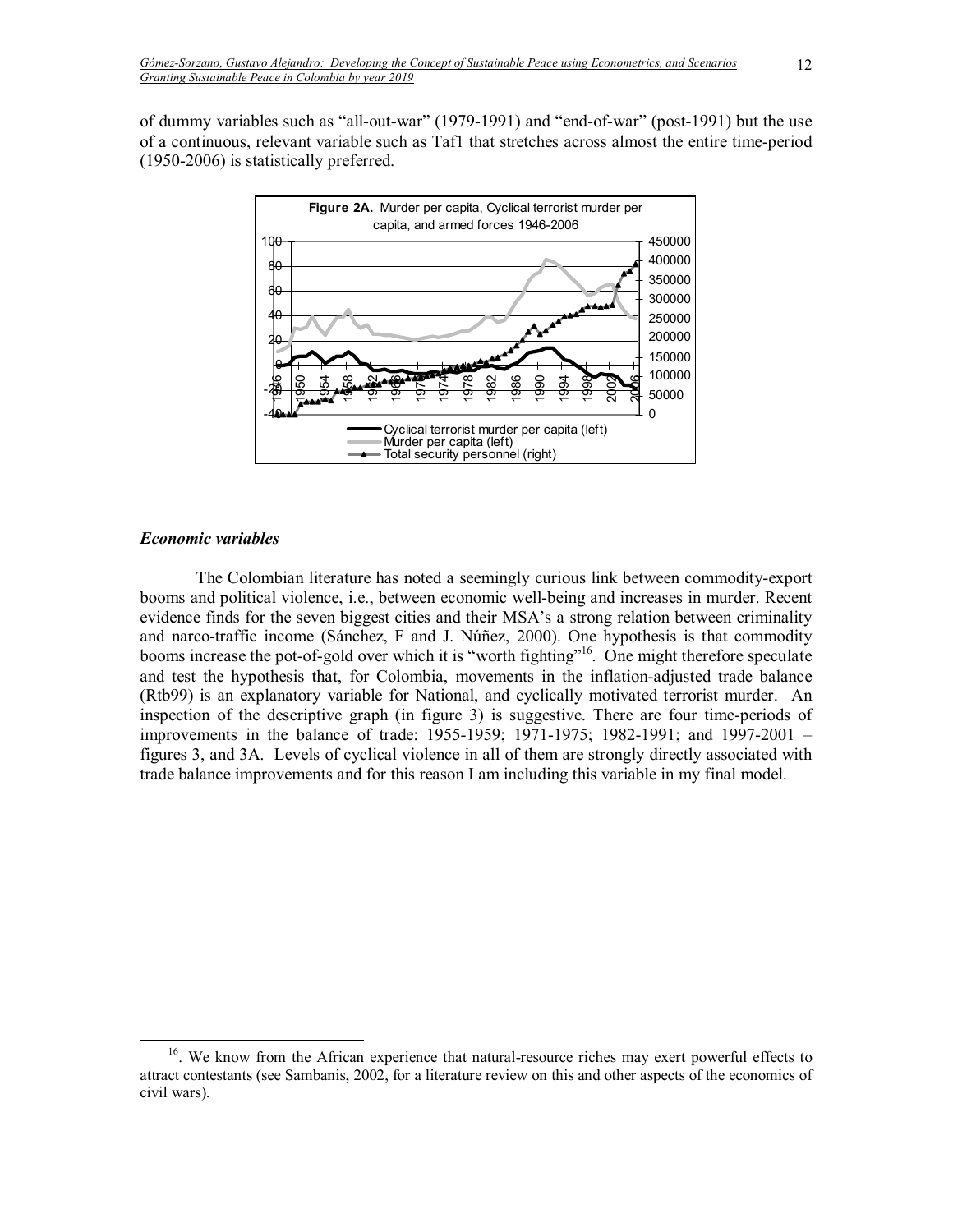of dummy variables such as "all-out-war" (1979-1991) and "end-of-war" (post-1991) but the use of a continuous, relevant variable such as Taf1 that stretches across almost the entire time-period (1950-2006) is statistically preferred.

**Figure 2A.** Murder per capita, Cyclical terrorist murder per capita, and armed forces 1946-2006

### *Economic variables*

The Colombian literature has noted a seemingly curious link between commodity-export booms and political violence, i.e., between economic well-being and increases in murder. Recent evidence finds for the seven biggest cities and their MSA's a strong relation between criminality and narco-traffic income (Sánchez, F and J. Núñez, 2000). One hypothesis is that commodity booms increase the pot-of-gold over which it is "worth fighting"[16]. One might therefore speculate and test the hypothesis that, for Colombia, movements in the inflation-adjusted trade balance (Rtb99) is an explanatory variable for National, and cyclically motivated terrorist murder. An inspection of the descriptive graph (in figure 3) is suggestive. There are four time-periods of improvements in the balance of trade: 1955-1959; 1971-1975; 1982-1991; and 1997-2001 – figures 3, and 3A. Levels of cyclical violence in all of them are strongly directly associated with trade balance improvements and for this reason I am including this variable in my final model.

[16]. We know from the African experience that natural-resource riches may exert powerful effects to attract contestants (see Sambanis, 2002, for a literature review on this and other aspects of the economics of civil wars).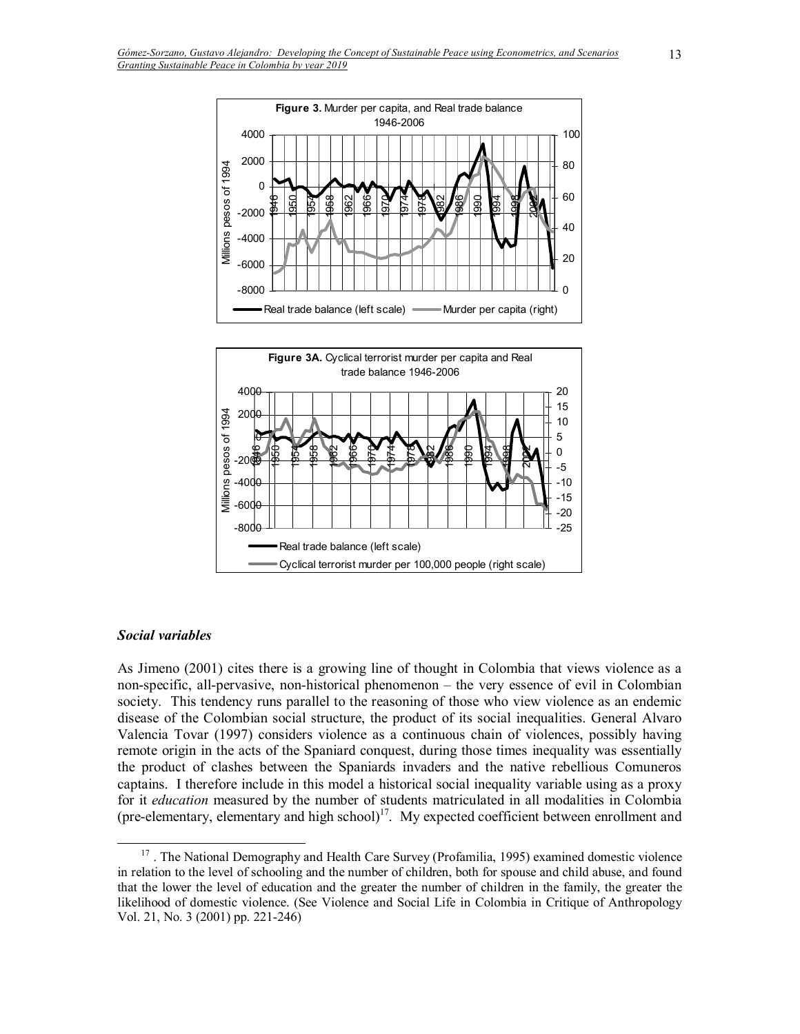**Figure 3.** Murder per capita, and Real trade balance 1946-2006

**Figure 3A.** Cyclical terrorist murder per capita and Real trade balance 1946-2006

### *Social variables*

As Jimeno (2001) cites there is a growing line of thought in Colombia that views violence as a non-specific, all-pervasive, non-historical phenomenon – the very essence of evil in Colombian society. This tendency runs parallel to the reasoning of those who view violence as an endemic disease of the Colombian social structure, the product of its social inequalities. General Alvaro Valencia Tovar (1997) considers violence as a continuous chain of violences, possibly having remote origin in the acts of the Spaniard conquest, during those times inequality was essentially the product of clashes between the Spaniards invaders and the native rebellious Comuneros captains. I therefore include in this model a historical social inequality variable using as a proxy for it *education* measured by the number of students matriculated in all modalities in Colombia (pre-elementary, elementary and high school)[17]. My expected coefficient between enrollment and

[17] . The National Demography and Health Care Survey (Profamilia, 1995) examined domestic violence in relation to the level of schooling and the number of children, both for spouse and child abuse, and found that the lower the level of education and the greater the number of children in the family, the greater the likelihood of domestic violence. (See Violence and Social Life in Colombia in Critique of Anthropology Vol. 21, No. 3 (2001) pp. 221-246)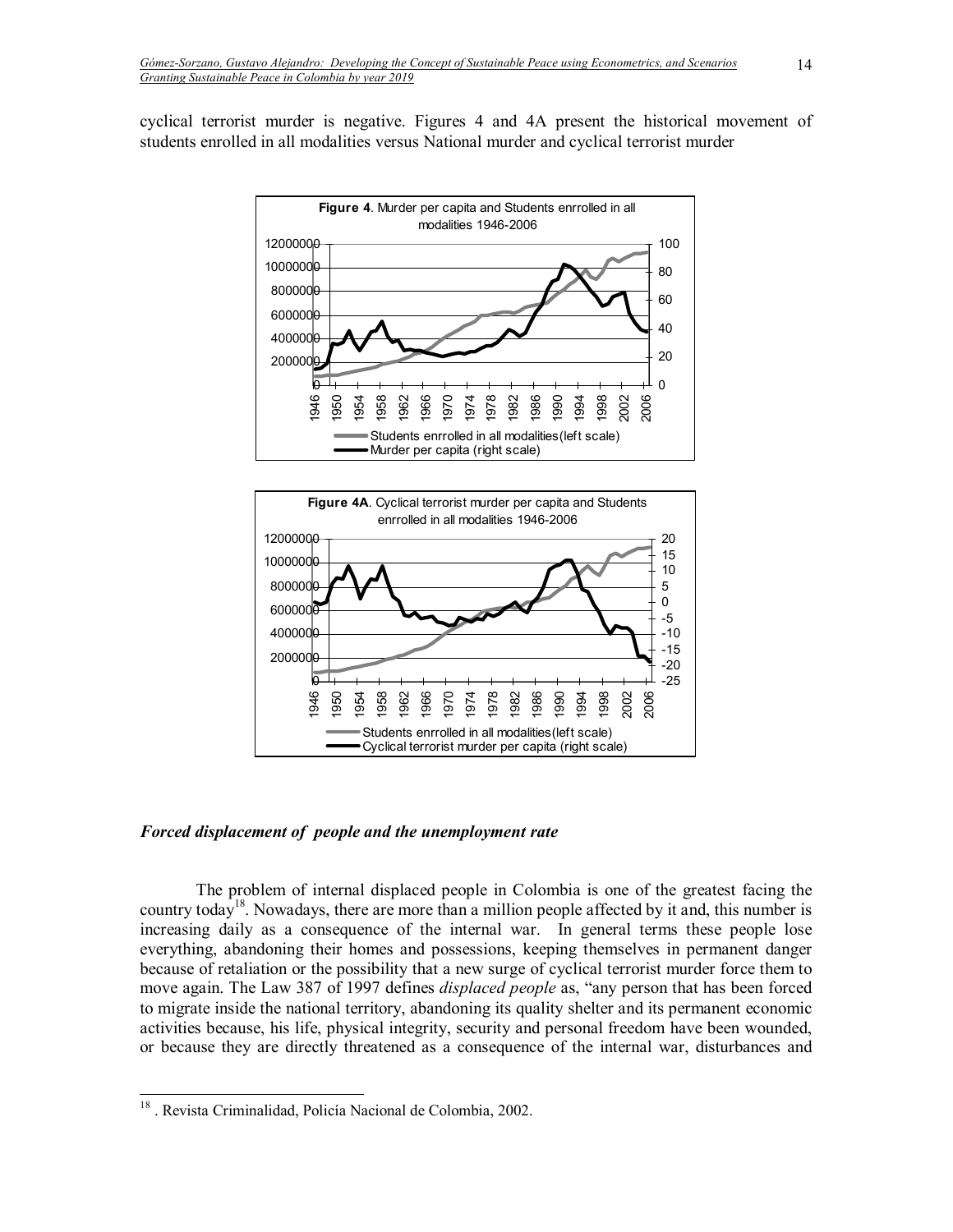cyclical terrorist murder is negative. Figures 4 and 4A present the historical movement of students enrolled in all modalities versus National murder and cyclical terrorist murder

**Figure 4**. Murder per capita and Students enrrolled in all modalities 1946-2006

**Figure 4A**. Cyclical terrorist murder per capita and Students enrrolled in all modalities 1946-2006

### *Forced displacement of people and the unemployment rate*

The problem of internal displaced people in Colombia is one of the greatest facing the country today[18]. Nowadays, there are more than a million people affected by it and, this number is increasing daily as a consequence of the internal war. In general terms these people lose everything, abandoning their homes and possessions, keeping themselves in permanent danger because of retaliation or the possibility that a new surge of cyclical terrorist murder force them to move again. The Law 387 of 1997 defines *displaced people* as, "any person that has been forced to migrate inside the national territory, abandoning its quality shelter and its permanent economic activities because, his life, physical integrity, security and personal freedom have been wounded, or because they are directly threatened as a consequence of the internal war, disturbances and

---

[18] . Revista Criminalidad, Policía Nacional de Colombia, 2002.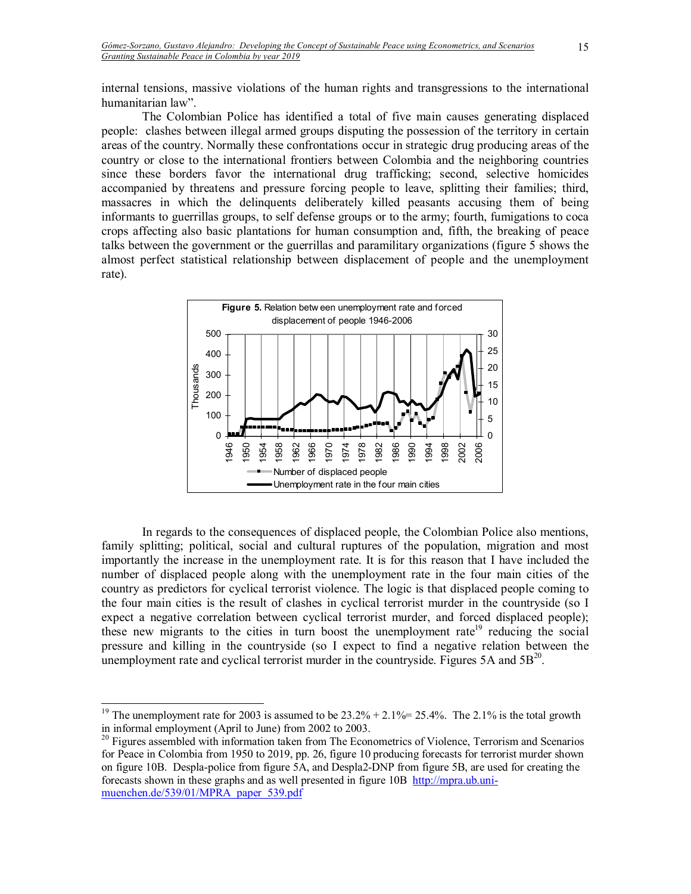internal tensions, massive violations of the human rights and transgressions to the international humanitarian law".

The Colombian Police has identified a total of five main causes generating displaced people: clashes between illegal armed groups disputing the possession of the territory in certain areas of the country. Normally these confrontations occur in strategic drug producing areas of the country or close to the international frontiers between Colombia and the neighboring countries since these borders favor the international drug trafficking; second, selective homicides accompanied by threatens and pressure forcing people to leave, splitting their families; third, massacres in which the delinquents deliberately killed peasants accusing them of being informants to guerrillas groups, to self defense groups or to the army; fourth, fumigations to coca crops affecting also basic plantations for human consumption and, fifth, the breaking of peace talks between the government or the guerrillas and paramilitary organizations (figure 5 shows the almost perfect statistical relationship between displacement of people and the unemployment rate).

**Figure 5.** Relation between unemployment rate and forced displacement of people 1946-2006

In regards to the consequences of displaced people, the Colombian Police also mentions, family splitting; political, social and cultural ruptures of the population, migration and most importantly the increase in the unemployment rate. It is for this reason that I have included the number of displaced people along with the unemployment rate in the four main cities of the country as predictors for cyclical terrorist violence. The logic is that displaced people coming to the four main cities is the result of clashes in cyclical terrorist murder in the countryside (so I expect a negative correlation between cyclical terrorist murder, and forced displaced people); these new migrants to the cities in turn boost the unemployment rate[19] reducing the social pressure and killing in the countryside (so I expect to find a negative relation between the unemployment rate and cyclical terrorist murder in the countryside. Figures 5A and 5B[20].

[19] The unemployment rate for 2003 is assumed to be 23.2% + 2.1%= 25.4%. The 2.1% is the total growth in informal employment (April to June) from 2002 to 2003.

[20] Figures assembled with information taken from The Econometrics of Violence, Terrorism and Scenarios for Peace in Colombia from 1950 to 2019, pp. 26, figure 10 producing forecasts for terrorist murder shown on figure 10B. Despla-police from figure 5A, and Despla2-DNP from figure 5B, are used for creating the forecasts shown in these graphs and as well presented in figure 10B http://mpra.ub.uni-muenchen.de/539/01/MPRA_paper_539.pdf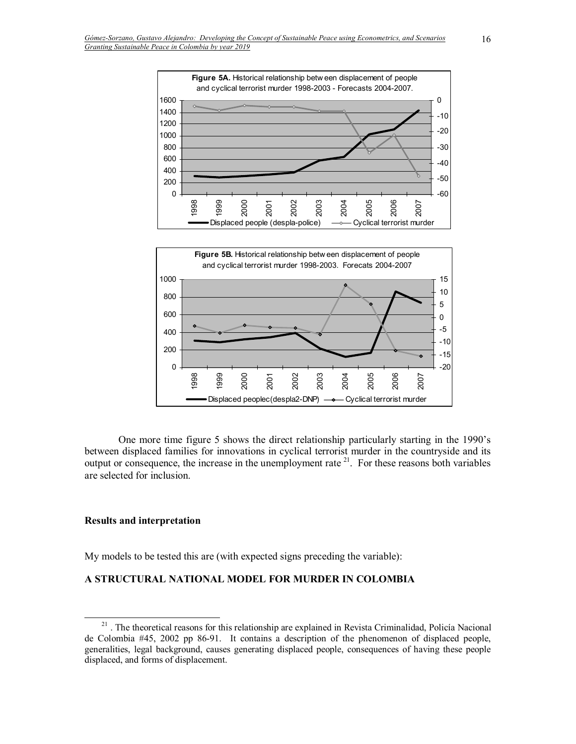**Figure 5A.** Historical relationship between displacement of people and cyclical terrorist murder 1998-2003 - Forecasts 2004-2007.

**Figure 5B.** Historical relationship between displacement of people and cyclical terrorist murder 1998-2003. Forecats 2004-2007

One more time figure 5 shows the direct relationship particularly starting in the 1990's between displaced families for innovations in cyclical terrorist murder in the countryside and its output or consequence, the increase in the unemployment rate [21]. For these reasons both variables are selected for inclusion.

## Results and interpretation

My models to be tested this are (with expected signs preceding the variable):

### A STRUCTURAL NATIONAL MODEL FOR MURDER IN COLOMBIA

[21] . The theoretical reasons for this relationship are explained in Revista Criminalidad, Policía Nacional de Colombia #45, 2002 pp 86-91. It contains a description of the phenomenon of displaced people, generalities, legal background, causes generating displaced people, consequences of having these people displaced, and forms of displacement.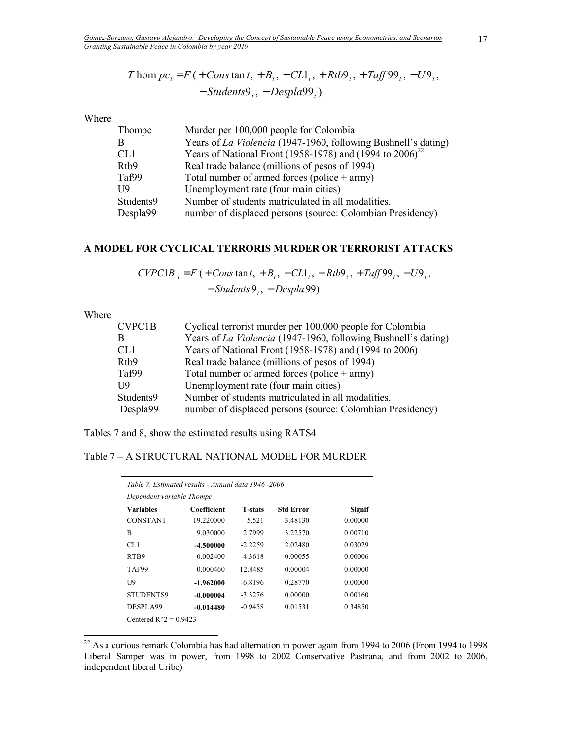$$T\,\text{hom}\,pc_t = F\,(+Cons\tan t,\ +B_t,\ -CL1_t,\ +Rtb9_t,\ +Taff99_t,\ -U9_t,$$
$$-Students9_t,\ -Despla99_t)$$

Where

| | |
|---|---|
| Thompc | Murder per 100,000 people for Colombia |
| B | Years of *La Violencia* (1947-1960, following Bushnell's dating) |
| CL1 | Years of National Front (1958-1978) and (1994 to 2006)[22] |
| Rtb9 | Real trade balance (millions of pesos of 1994) |
| Taf99 | Total number of armed forces (police + army) |
| U9 | Unemployment rate (four main cities) |
| Students9 | Number of students matriculated in all modalities. |
| Despla99 | number of displaced persons (source: Colombian Presidency) |

## A MODEL FOR CYCLICAL TERRORIS MURDER OR TERRORIST ATTACKS

$$CVPC1B_t = F\,(+Cons\tan t,\ +B_t,\ -CL1_t,\ +Rtb9_t,\ +Taff99_t,\ -U9_t,$$
$$-Students\,9_t,\ -Despla\,99)$$

Where

| | |
|---|---|
| CVPC1B | Cyclical terrorist murder per 100,000 people for Colombia |
| B | Years of *La Violencia* (1947-1960, following Bushnell's dating) |
| CL1 | Years of National Front (1958-1978) and (1994 to 2006) |
| Rtb9 | Real trade balance (millions of pesos of 1994) |
| Taf99 | Total number of armed forces (police + army) |
| U9 | Unemployment rate (four main cities) |
| Students9 | Number of students matriculated in all modalities. |
| Despla99 | number of displaced persons (source: Colombian Presidency) |

Tables 7 and 8, show the estimated results using RATS4

Table 7 – A STRUCTURAL NATIONAL MODEL FOR MURDER

*Table 7. Estimated results - Annual data 1946 -2006*

*Dependent variable Thompc*

| Variables | Coefficient | T-stats | Std Error | Signif |
|---|---|---|---|---|
| CONSTANT | 19.220000 | 5.521 | 3.48130 | 0.00000 |
| B | 9.030000 | 2.7999 | 3.22570 | 0.00710 |
| CL1 | **-4.500000** | -2.2259 | 2.02480 | 0.03029 |
| RTB9 | 0.002400 | 4.3618 | 0.00055 | 0.00006 |
| TAF99 | 0.000460 | 12.8485 | 0.00004 | 0.00000 |
| U9 | **-1.962000** | -6.8196 | 0.28770 | 0.00000 |
| STUDENTS9 | **-0.000004** | -3.3276 | 0.00000 | 0.00160 |
| DESPLA99 | **-0.014480** | -0.9458 | 0.01531 | 0.34850 |

Centered $R^2 = 0.9423$

[22] As a curious remark Colombia has had alternation in power again from 1994 to 2006 (From 1994 to 1998 Liberal Samper was in power, from 1998 to 2002 Conservative Pastrana, and from 2002 to 2006, independent liberal Uribe)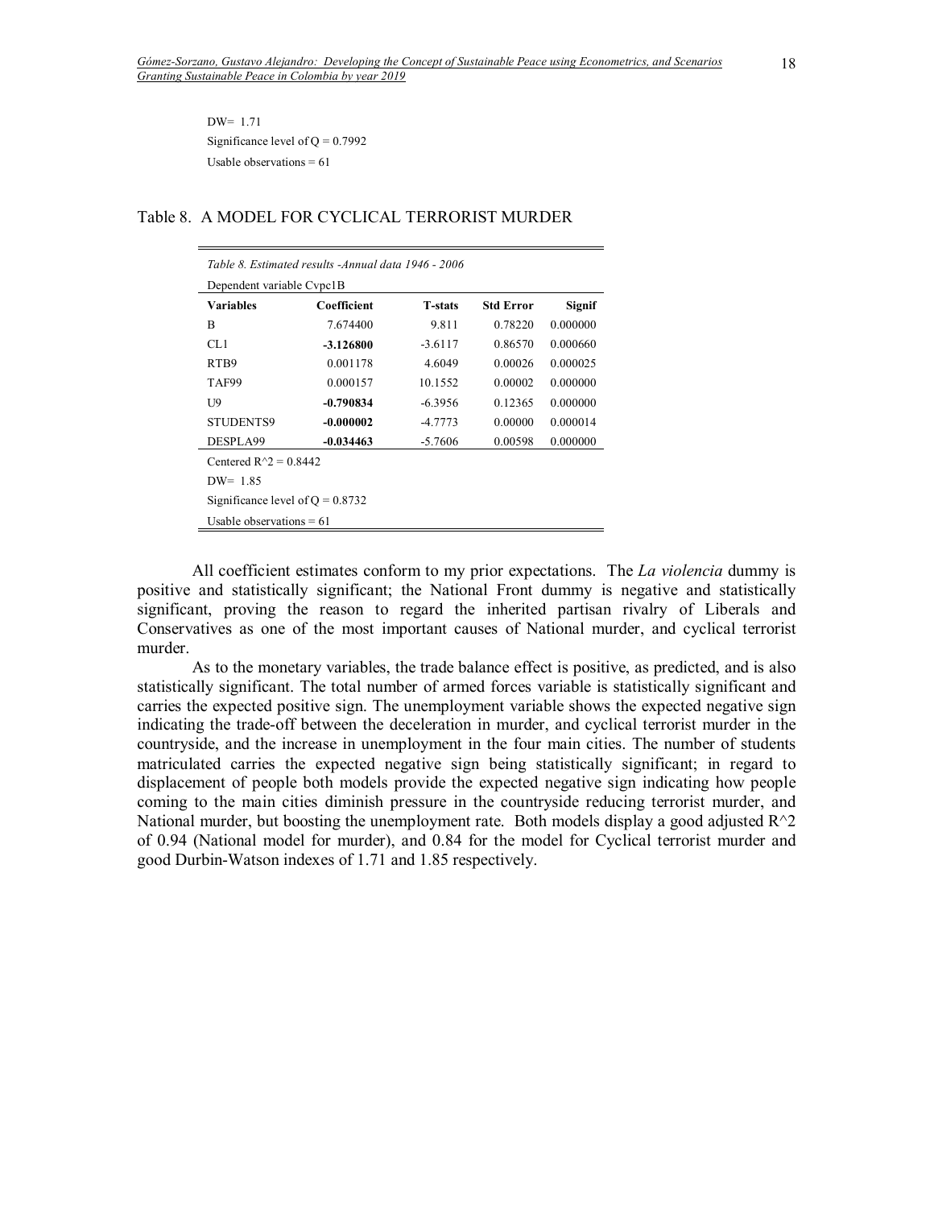DW= 1.71

Significance level of Q = 0.7992

Usable observations = 61

Table 8. A MODEL FOR CYCLICAL TERRORIST MURDER

*Table 8. Estimated results -Annual data 1946 - 2006*

Dependent variable Cvpc1B

| Variables | Coefficient | T-stats | Std Error | Signif |
|---|---|---|---|---|
| B | 7.674400 | 9.811 | 0.78220 | 0.000000 |
| CL1 | **-3.126800** | -3.6117 | 0.86570 | 0.000660 |
| RTB9 | 0.001178 | 4.6049 | 0.00026 | 0.000025 |
| TAF99 | 0.000157 | 10.1552 | 0.00002 | 0.000000 |
| U9 | **-0.790834** | -6.3956 | 0.12365 | 0.000000 |
| STUDENTS9 | **-0.000002** | -4.7773 | 0.00000 | 0.000014 |
| DESPLA99 | **-0.034463** | -5.7606 | 0.00598 | 0.000000 |

Centered R^2 = 0.8442

DW= 1.85

Significance level of Q = 0.8732

Usable observations = 61

All coefficient estimates conform to my prior expectations. The *La violencia* dummy is positive and statistically significant; the National Front dummy is negative and statistically significant, proving the reason to regard the inherited partisan rivalry of Liberals and Conservatives as one of the most important causes of National murder, and cyclical terrorist murder.

As to the monetary variables, the trade balance effect is positive, as predicted, and is also statistically significant. The total number of armed forces variable is statistically significant and carries the expected positive sign. The unemployment variable shows the expected negative sign indicating the trade-off between the deceleration in murder, and cyclical terrorist murder in the countryside, and the increase in unemployment in the four main cities. The number of students matriculated carries the expected negative sign being statistically significant; in regard to displacement of people both models provide the expected negative sign indicating how people coming to the main cities diminish pressure in the countryside reducing terrorist murder, and National murder, but boosting the unemployment rate. Both models display a good adjusted R^2 of 0.94 (National model for murder), and 0.84 for the model for Cyclical terrorist murder and good Durbin-Watson indexes of 1.71 and 1.85 respectively.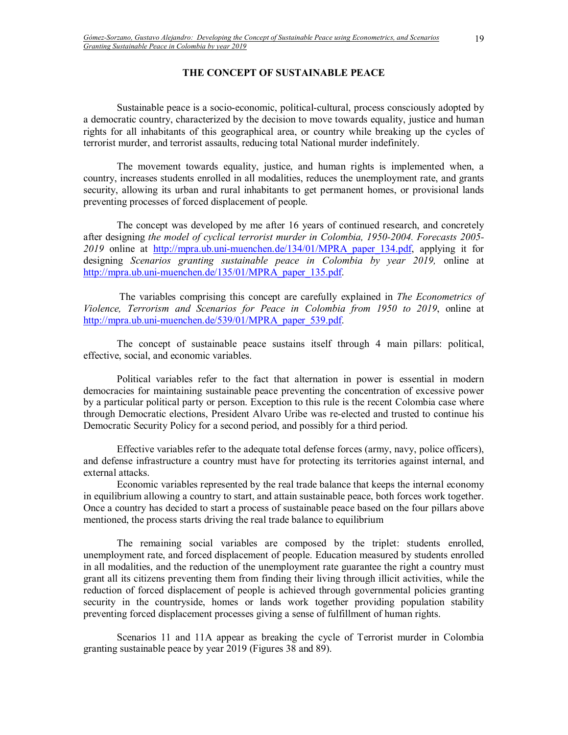## THE CONCEPT OF SUSTAINABLE PEACE

Sustainable peace is a socio-economic, political-cultural, process consciously adopted by a democratic country, characterized by the decision to move towards equality, justice and human rights for all inhabitants of this geographical area, or country while breaking up the cycles of terrorist murder, and terrorist assaults, reducing total National murder indefinitely.

The movement towards equality, justice, and human rights is implemented when, a country, increases students enrolled in all modalities, reduces the unemployment rate, and grants security, allowing its urban and rural inhabitants to get permanent homes, or provisional lands preventing processes of forced displacement of people.

The concept was developed by me after 16 years of continued research, and concretely after designing *the model of cyclical terrorist murder in Colombia, 1950-2004. Forecasts 2005-2019* online at http://mpra.ub.uni-muenchen.de/134/01/MPRA_paper_134.pdf, applying it for designing *Scenarios granting sustainable peace in Colombia by year 2019,* online at http://mpra.ub.uni-muenchen.de/135/01/MPRA_paper_135.pdf.

The variables comprising this concept are carefully explained in *The Econometrics of Violence, Terrorism and Scenarios for Peace in Colombia from 1950 to 2019*, online at http://mpra.ub.uni-muenchen.de/539/01/MPRA_paper_539.pdf.

The concept of sustainable peace sustains itself through 4 main pillars: political, effective, social, and economic variables.

Political variables refer to the fact that alternation in power is essential in modern democracies for maintaining sustainable peace preventing the concentration of excessive power by a particular political party or person. Exception to this rule is the recent Colombia case where through Democratic elections, President Alvaro Uribe was re-elected and trusted to continue his Democratic Security Policy for a second period, and possibly for a third period.

Effective variables refer to the adequate total defense forces (army, navy, police officers), and defense infrastructure a country must have for protecting its territories against internal, and external attacks.

Economic variables represented by the real trade balance that keeps the internal economy in equilibrium allowing a country to start, and attain sustainable peace, both forces work together. Once a country has decided to start a process of sustainable peace based on the four pillars above mentioned, the process starts driving the real trade balance to equilibrium

The remaining social variables are composed by the triplet: students enrolled, unemployment rate, and forced displacement of people. Education measured by students enrolled in all modalities, and the reduction of the unemployment rate guarantee the right a country must grant all its citizens preventing them from finding their living through illicit activities, while the reduction of forced displacement of people is achieved through governmental policies granting security in the countryside, homes or lands work together providing population stability preventing forced displacement processes giving a sense of fulfillment of human rights.

Scenarios 11 and 11A appear as breaking the cycle of Terrorist murder in Colombia granting sustainable peace by year 2019 (Figures 38 and 89).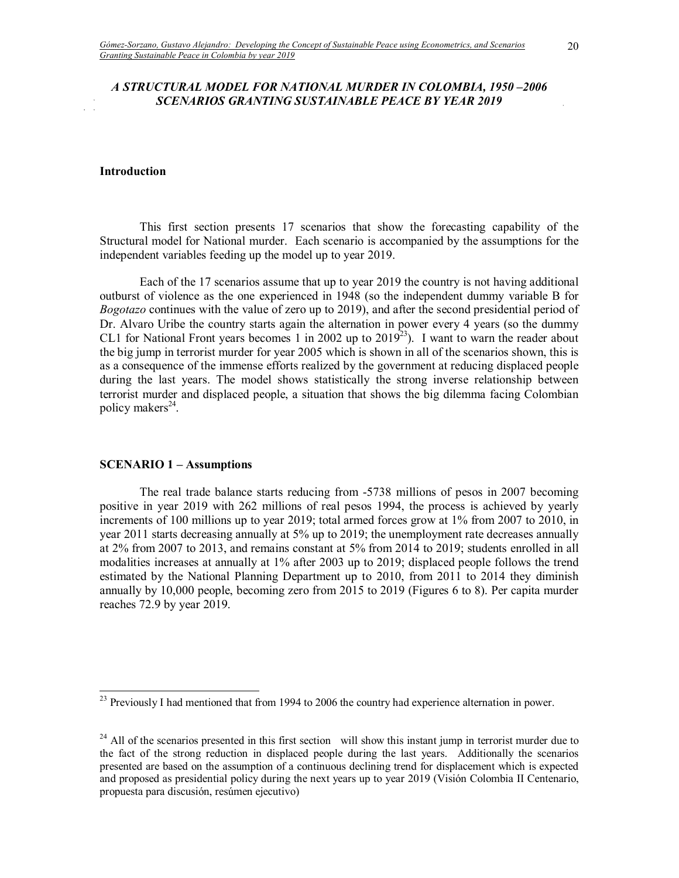## *A STRUCTURAL MODEL FOR NATIONAL MURDER IN COLOMBIA, 1950 –2006 SCENARIOS GRANTING SUSTAINABLE PEACE BY YEAR 2019*

### Introduction

This first section presents 17 scenarios that show the forecasting capability of the Structural model for National murder. Each scenario is accompanied by the assumptions for the independent variables feeding up the model up to year 2019.

Each of the 17 scenarios assume that up to year 2019 the country is not having additional outburst of violence as the one experienced in 1948 (so the independent dummy variable B for *Bogotazo* continues with the value of zero up to 2019), and after the second presidential period of Dr. Alvaro Uribe the country starts again the alternation in power every 4 years (so the dummy CL1 for National Front years becomes 1 in 2002 up to 2019[23]). I want to warn the reader about the big jump in terrorist murder for year 2005 which is shown in all of the scenarios shown, this is as a consequence of the immense efforts realized by the government at reducing displaced people during the last years. The model shows statistically the strong inverse relationship between terrorist murder and displaced people, a situation that shows the big dilemma facing Colombian policy makers[24].

### SCENARIO 1 – Assumptions

The real trade balance starts reducing from -5738 millions of pesos in 2007 becoming positive in year 2019 with 262 millions of real pesos 1994, the process is achieved by yearly increments of 100 millions up to year 2019; total armed forces grow at 1% from 2007 to 2010, in year 2011 starts decreasing annually at 5% up to 2019; the unemployment rate decreases annually at 2% from 2007 to 2013, and remains constant at 5% from 2014 to 2019; students enrolled in all modalities increases at annually at 1% after 2003 up to 2019; displaced people follows the trend estimated by the National Planning Department up to 2010, from 2011 to 2014 they diminish annually by 10,000 people, becoming zero from 2015 to 2019 (Figures 6 to 8). Per capita murder reaches 72.9 by year 2019.

---

[23] Previously I had mentioned that from 1994 to 2006 the country had experience alternation in power.

[24] All of the scenarios presented in this first section will show this instant jump in terrorist murder due to the fact of the strong reduction in displaced people during the last years. Additionally the scenarios presented are based on the assumption of a continuous declining trend for displacement which is expected and proposed as presidential policy during the next years up to year 2019 (Visión Colombia II Centenario, propuesta para discusión, resúmen ejecutivo)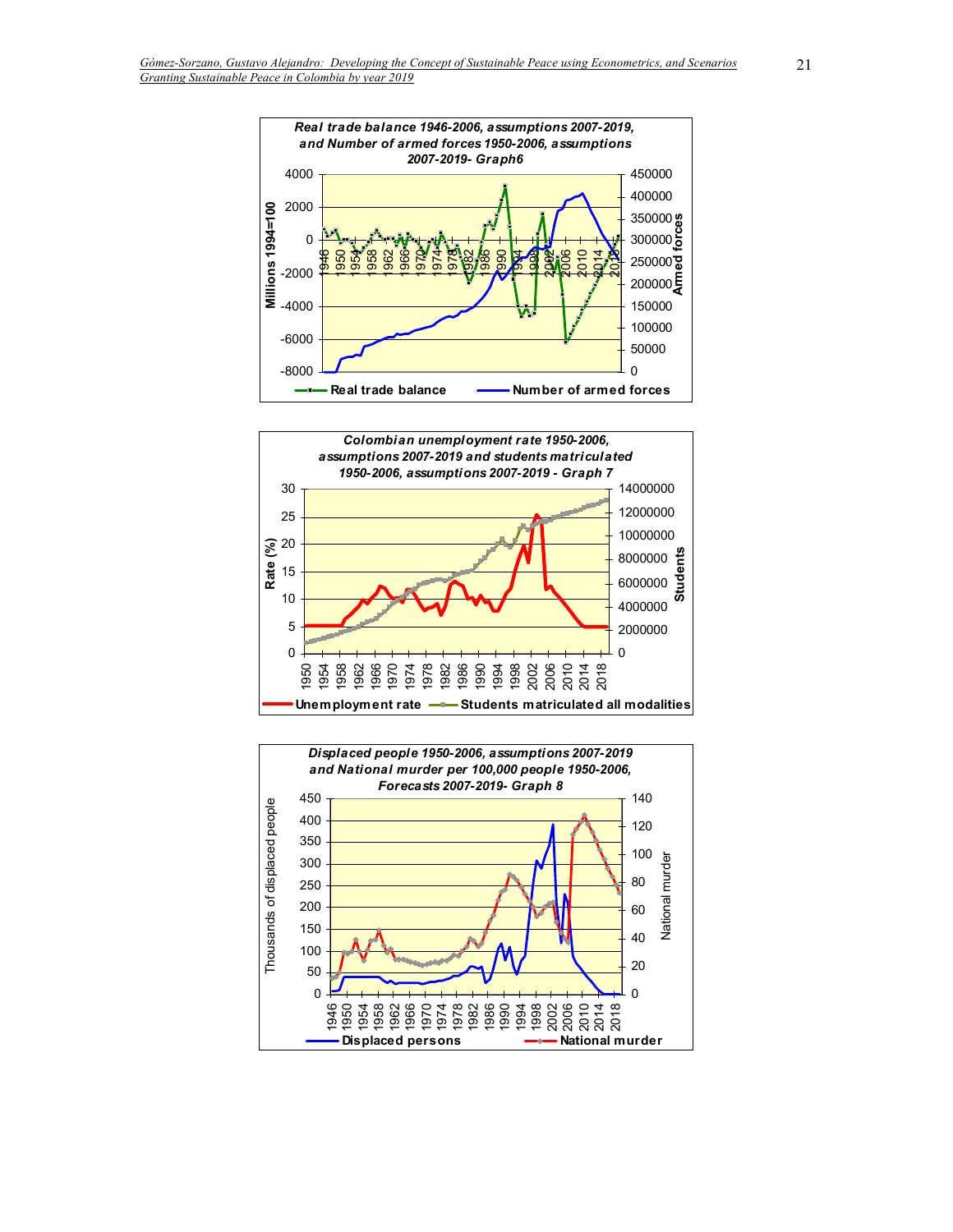**Real trade balance 1946-2006, assumptions 2007-2019, and Number of armed forces 1950-2006, assumptions 2007-2019- Graph6**

**Colombian unemployment rate 1950-2006, assumptions 2007-2019 and students matriculated 1950-2006, assumptions 2007-2019 - Graph 7**

**Displaced people 1950-2006, assumptions 2007-2019 and National murder per 100,000 people 1950-2006, Forecasts 2007-2019- Graph 8**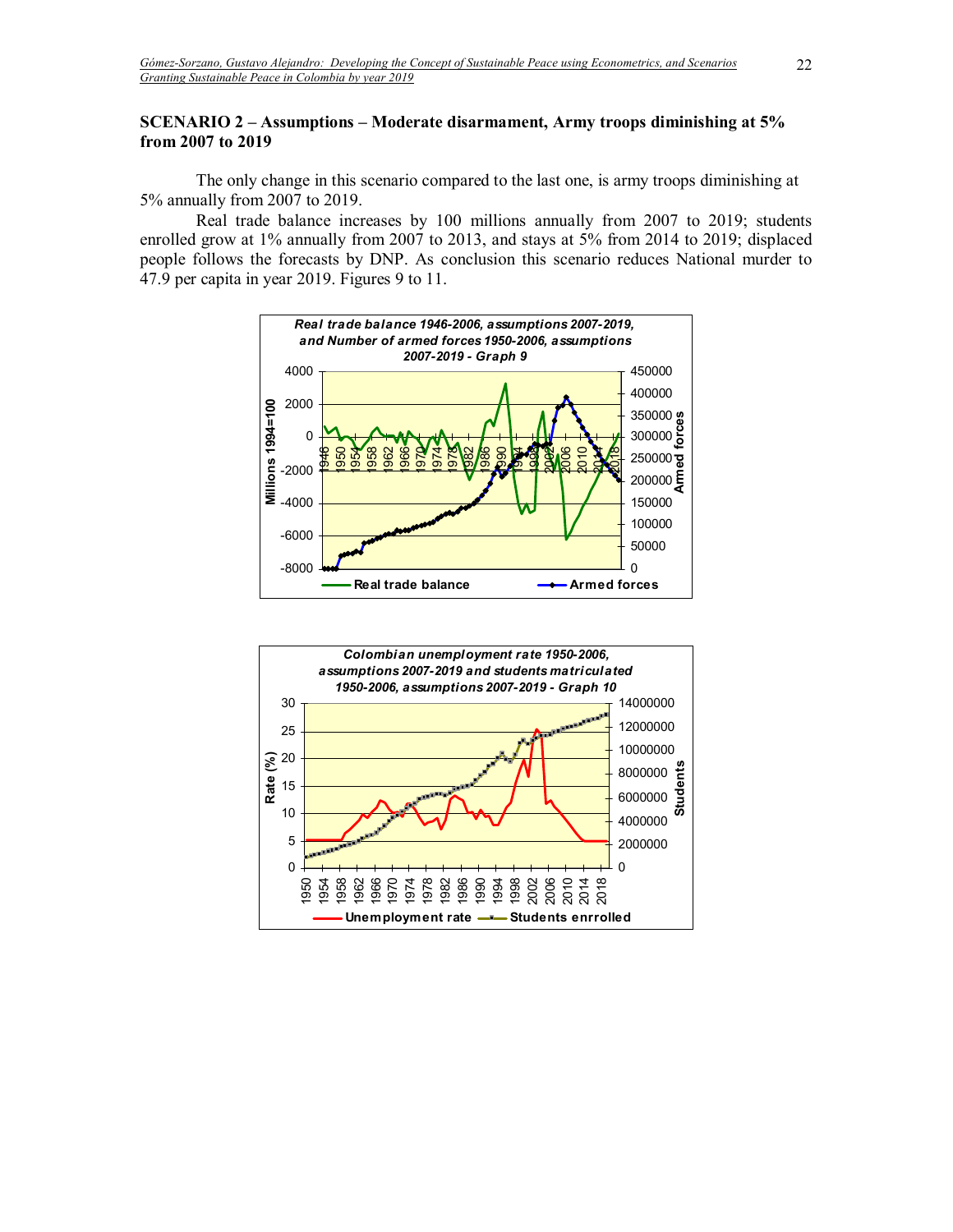## SCENARIO 2 – Assumptions – Moderate disarmament, Army troops diminishing at 5% from 2007 to 2019

The only change in this scenario compared to the last one, is army troops diminishing at 5% annually from 2007 to 2019.

Real trade balance increases by 100 millions annually from 2007 to 2019; students enrolled grow at 1% annually from 2007 to 2013, and stays at 5% from 2014 to 2019; displaced people follows the forecasts by DNP. As conclusion this scenario reduces National murder to 47.9 per capita in year 2019. Figures 9 to 11.

*Real trade balance 1946-2006, assumptions 2007-2019, and Number of armed forces 1950-2006, assumptions 2007-2019 - Graph 9*

*Colombian unemployment rate 1950-2006, assumptions 2007-2019 and students matriculated 1950-2006, assumptions 2007-2019 - Graph 10*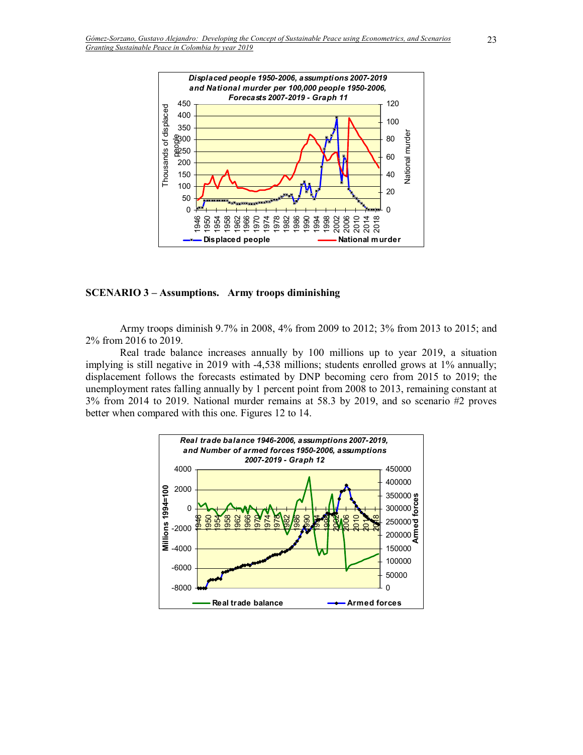## SCENARIO 3 – Assumptions. Army troops diminishing

Army troops diminish 9.7% in 2008, 4% from 2009 to 2012; 3% from 2013 to 2015; and 2% from 2016 to 2019.

Real trade balance increases annually by 100 millions up to year 2019, a situation implying is still negative in 2019 with -4,538 millions; students enrolled grows at 1% annually; displacement follows the forecasts estimated by DNP becoming cero from 2015 to 2019; the unemployment rates falling annually by 1 percent point from 2008 to 2013, remaining constant at 3% from 2014 to 2019. National murder remains at 58.3 by 2019, and so scenario #2 proves better when compared with this one. Figures 12 to 14.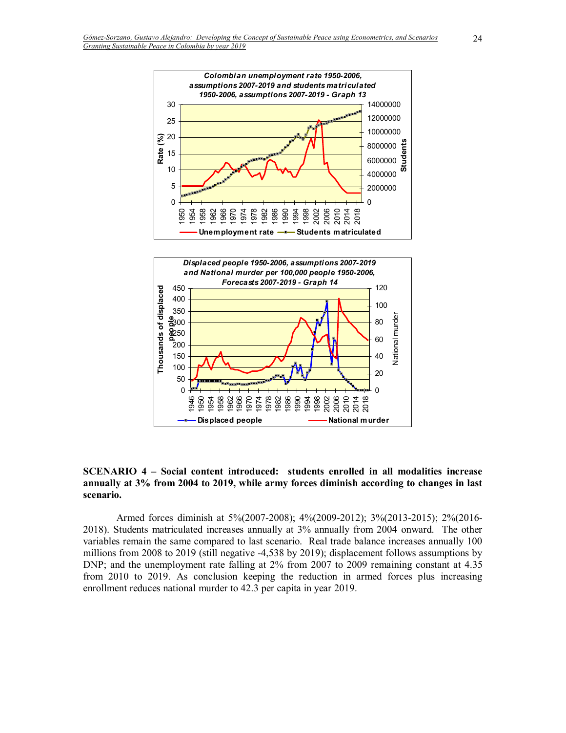**Colombian unemployment rate 1950-2006, assumptions 2007-2019 and students matriculated 1950-2006, assumptions 2007-2019 - Graph 13**

**Displaced people 1950-2006, assumptions 2007-2019 and National murder per 100,000 people 1950-2006, Forecasts 2007-2019 - Graph 14**

**SCENARIO 4 – Social content introduced: students enrolled in all modalities increase annually at 3% from 2004 to 2019, while army forces diminish according to changes in last scenario.**

Armed forces diminish at 5%(2007-2008); 4%(2009-2012); 3%(2013-2015); 2%(2016-2018). Students matriculated increases annually at 3% annually from 2004 onward. The other variables remain the same compared to last scenario. Real trade balance increases annually 100 millions from 2008 to 2019 (still negative -4,538 by 2019); displacement follows assumptions by DNP; and the unemployment rate falling at 2% from 2007 to 2009 remaining constant at 4.35 from 2010 to 2019. As conclusion keeping the reduction in armed forces plus increasing enrollment reduces national murder to 42.3 per capita in year 2019.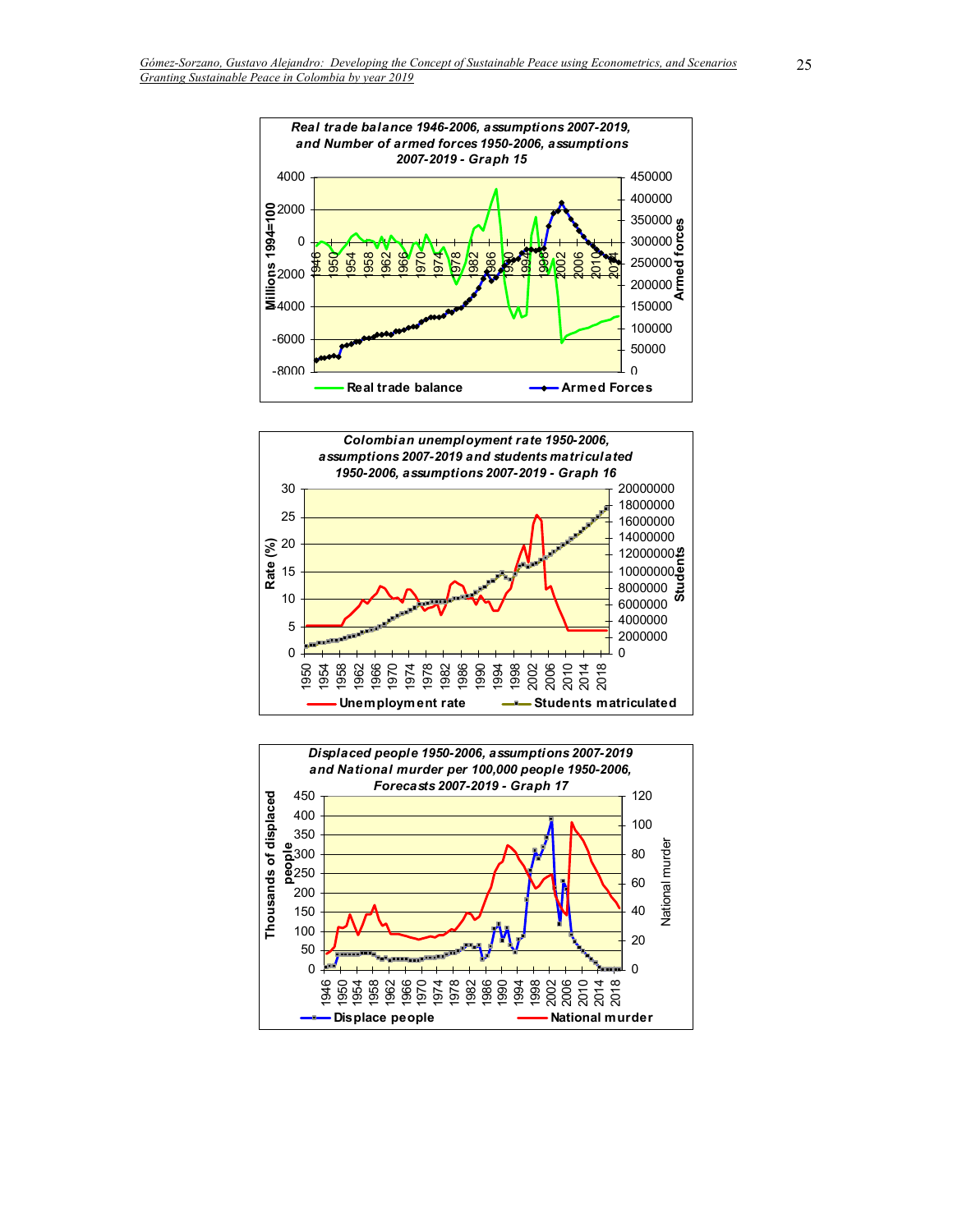**Real trade balance 1946-2006, assumptions 2007-2019, and Number of armed forces 1950-2006, assumptions 2007-2019 - Graph 15**

Millions 1994=100 | Armed forces

Real trade balance | Armed Forces

**Colombian unemployment rate 1950-2006, assumptions 2007-2019 and students matriculated 1950-2006, assumptions 2007-2019 - Graph 16**

Rate (%) | Students

Unemployment rate | Students matriculated

**Displaced people 1950-2006, assumptions 2007-2019 and National murder per 100,000 people 1950-2006, Forecasts 2007-2019 - Graph 17**

Thousands of displaced people | National murder

Displace people | National murder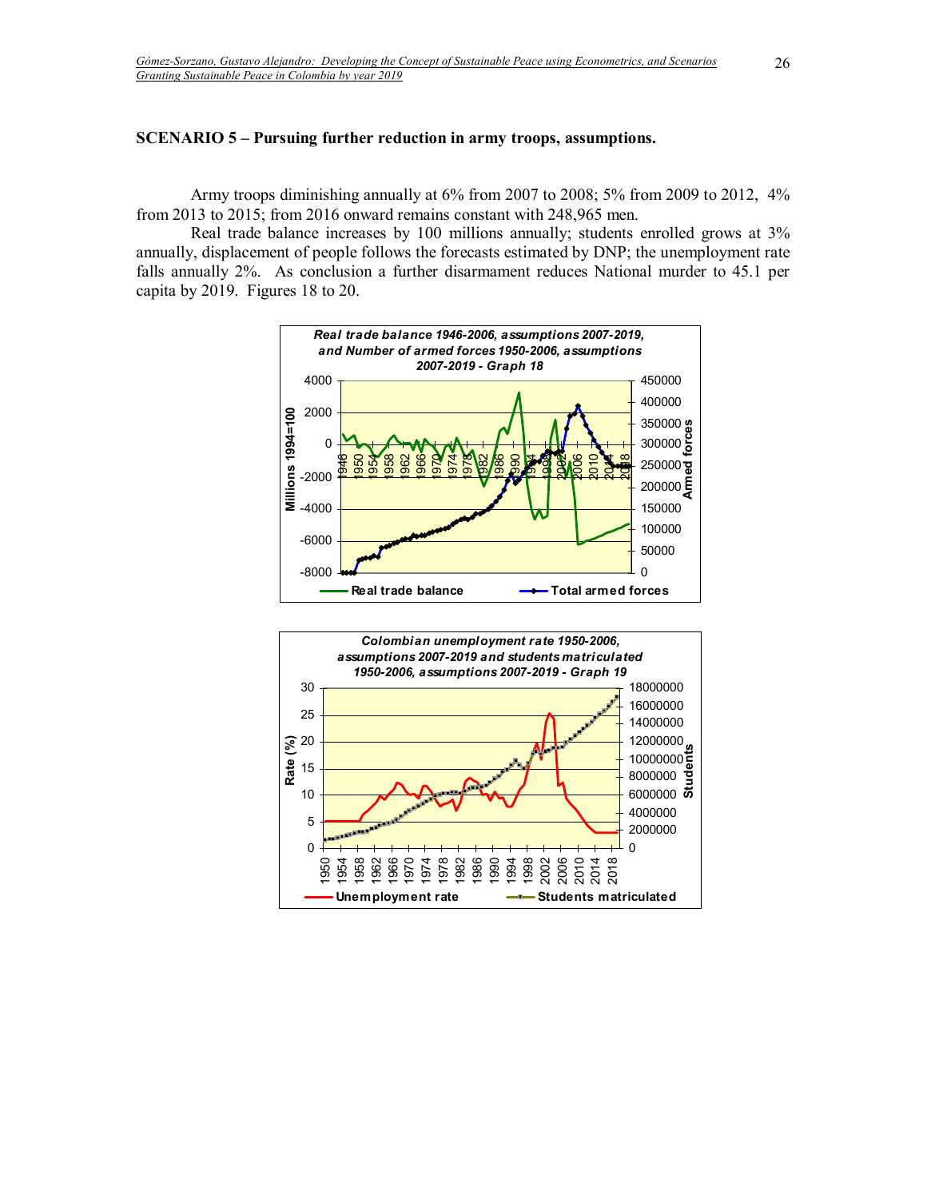## SCENARIO 5 – Pursuing further reduction in army troops, assumptions.

Army troops diminishing annually at 6% from 2007 to 2008; 5% from 2009 to 2012, 4% from 2013 to 2015; from 2016 onward remains constant with 248,965 men.

Real trade balance increases by 100 millions annually; students enrolled grows at 3% annually, displacement of people follows the forecasts estimated by DNP; the unemployment rate falls annually 2%. As conclusion a further disarmament reduces National murder to 45.1 per capita by 2019. Figures 18 to 20.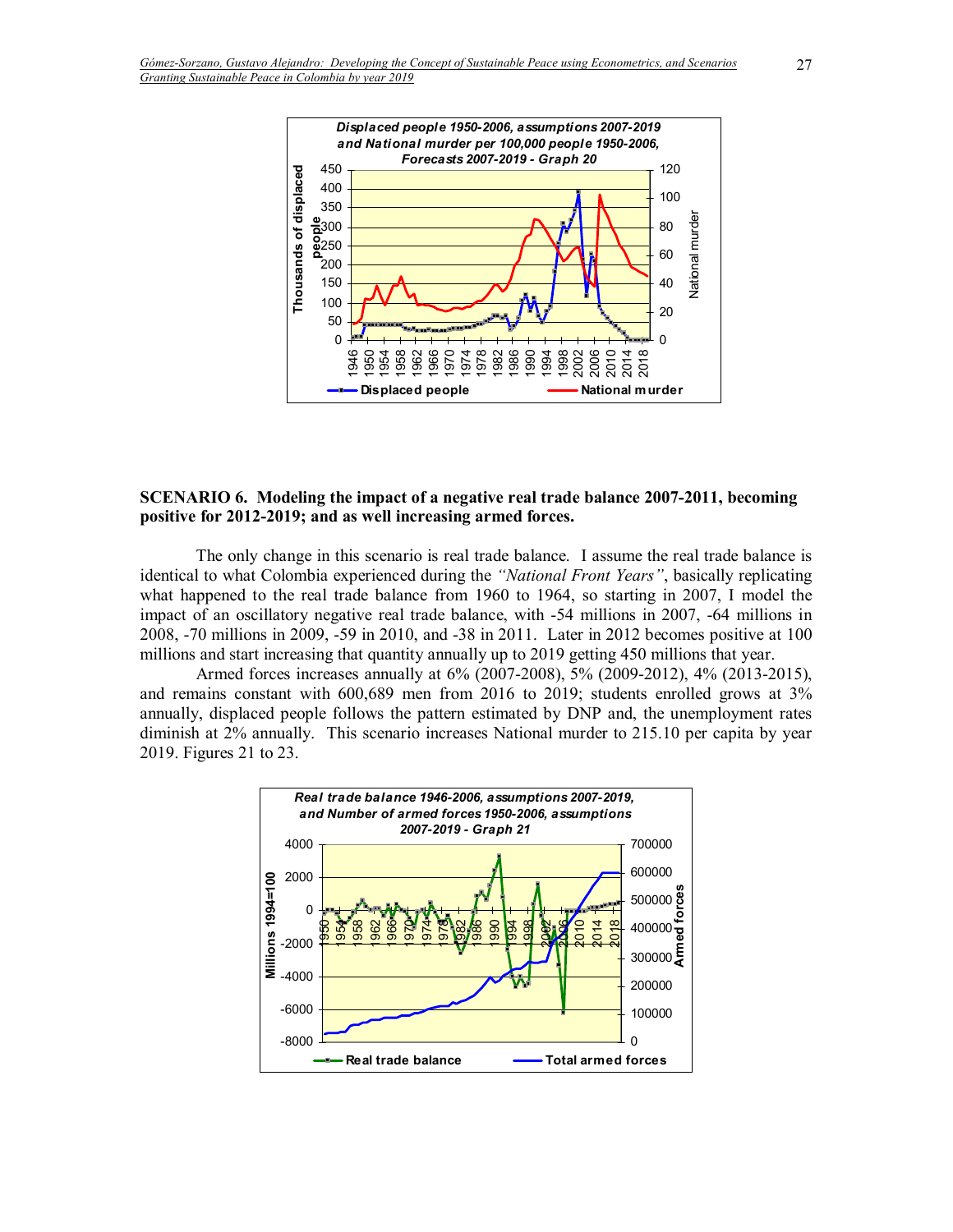## SCENARIO 6. Modeling the impact of a negative real trade balance 2007-2011, becoming positive for 2012-2019; and as well increasing armed forces.

The only change in this scenario is real trade balance. I assume the real trade balance is identical to what Colombia experienced during the *"National Front Years"*, basically replicating what happened to the real trade balance from 1960 to 1964, so starting in 2007, I model the impact of an oscillatory negative real trade balance, with -54 millions in 2007, -64 millions in 2008, -70 millions in 2009, -59 in 2010, and -38 in 2011. Later in 2012 becomes positive at 100 millions and start increasing that quantity annually up to 2019 getting 450 millions that year.

Armed forces increases annually at 6% (2007-2008), 5% (2009-2012), 4% (2013-2015), and remains constant with 600,689 men from 2016 to 2019; students enrolled grows at 3% annually, displaced people follows the pattern estimated by DNP and, the unemployment rates diminish at 2% annually. This scenario increases National murder to 215.10 per capita by year 2019. Figures 21 to 23.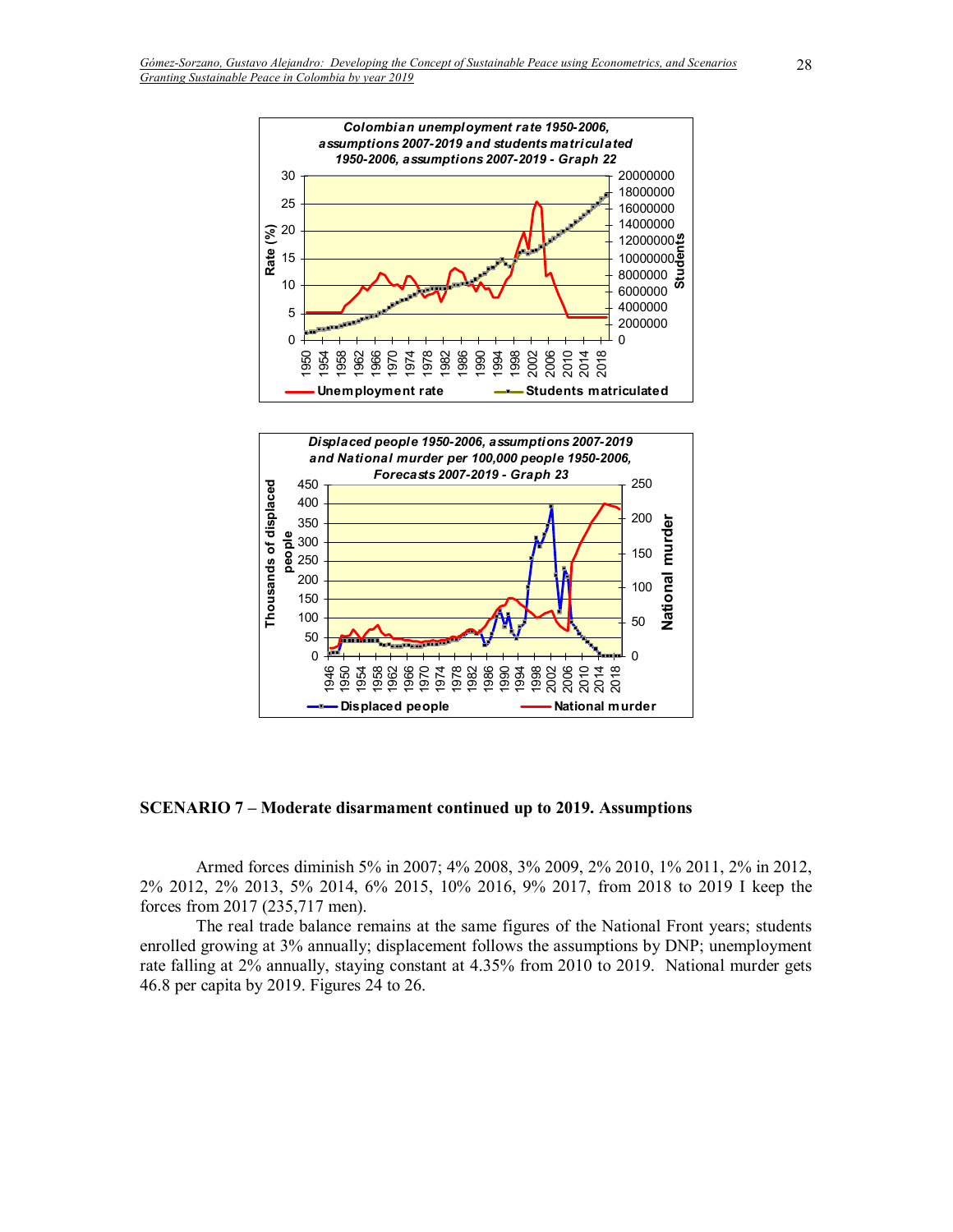**Colombian unemployment rate 1950-2006, assumptions 2007-2019 and students matriculated 1950-2006, assumptions 2007-2019 - Graph 22**

**Displaced people 1950-2006, assumptions 2007-2019 and National murder per 100,000 people 1950-2006, Forecasts 2007-2019 - Graph 23**

### SCENARIO 7 – Moderate disarmament continued up to 2019. Assumptions

Armed forces diminish 5% in 2007; 4% 2008, 3% 2009, 2% 2010, 1% 2011, 2% in 2012, 2% 2012, 2% 2013, 5% 2014, 6% 2015, 10% 2016, 9% 2017, from 2018 to 2019 I keep the forces from 2017 (235,717 men).

The real trade balance remains at the same figures of the National Front years; students enrolled growing at 3% annually; displacement follows the assumptions by DNP; unemployment rate falling at 2% annually, staying constant at 4.35% from 2010 to 2019. National murder gets 46.8 per capita by 2019. Figures 24 to 26.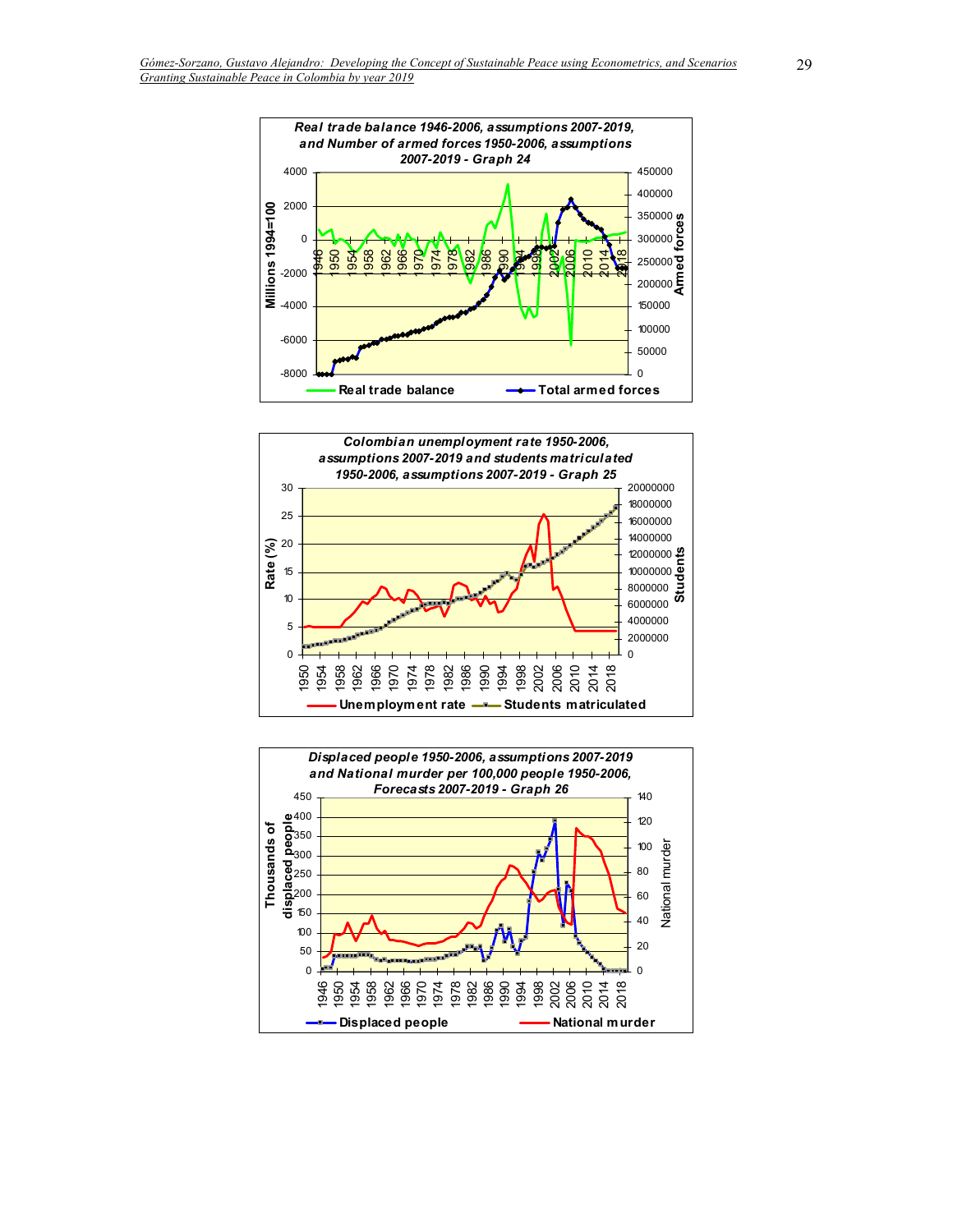*Real trade balance 1946-2006, assumptions 2007-2019, and Number of armed forces 1950-2006, assumptions 2007-2019 - Graph 24*

*Colombian unemployment rate 1950-2006, assumptions 2007-2019 and students matriculated 1950-2006, assumptions 2007-2019 - Graph 25*

*Displaced people 1950-2006, assumptions 2007-2019 and National murder per 100,000 people 1950-2006, Forecasts 2007-2019 - Graph 26*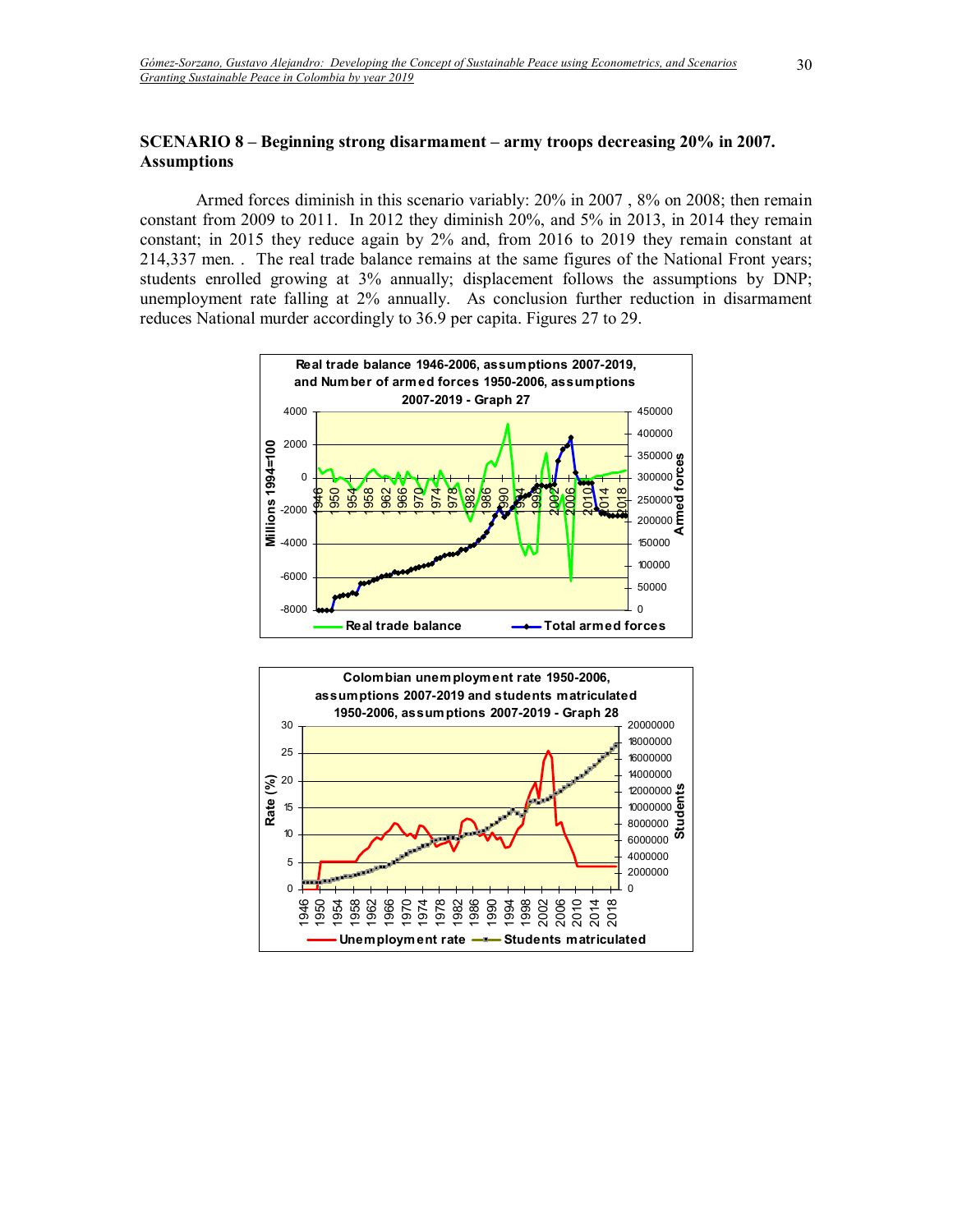## SCENARIO 8 – Beginning strong disarmament – army troops decreasing 20% in 2007. Assumptions

Armed forces diminish in this scenario variably: 20% in 2007 , 8% on 2008; then remain constant from 2009 to 2011. In 2012 they diminish 20%, and 5% in 2013, in 2014 they remain constant; in 2015 they reduce again by 2% and, from 2016 to 2019 they remain constant at 214,337 men. . The real trade balance remains at the same figures of the National Front years; students enrolled growing at 3% annually; displacement follows the assumptions by DNP; unemployment rate falling at 2% annually. As conclusion further reduction in disarmament reduces National murder accordingly to 36.9 per capita. Figures 27 to 29.

**Real trade balance 1946-2006, assumptions 2007-2019, and Number of armed forces 1950-2006, assumptions 2007-2019 - Graph 27**

**Colombian unemployment rate 1950-2006, assumptions 2007-2019 and students matriculated 1950-2006, assumptions 2007-2019 - Graph 28**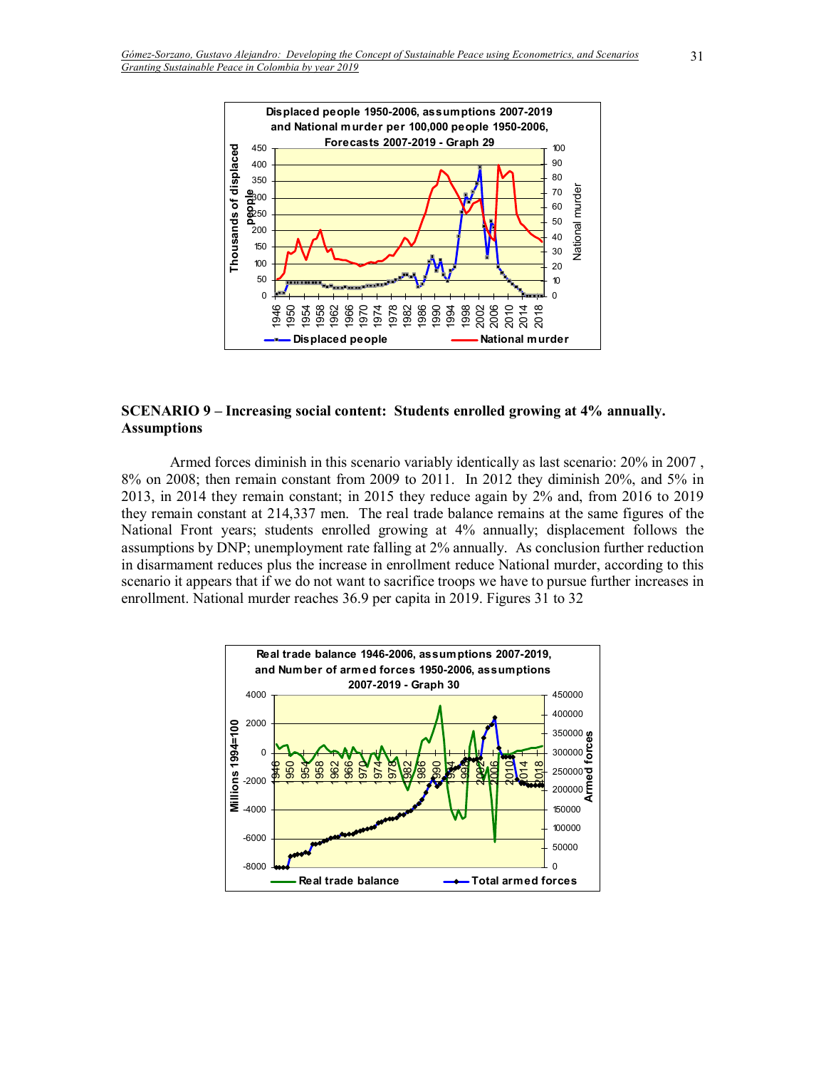**SCENARIO 9 – Increasing social content: Students enrolled growing at 4% annually. Assumptions**

Armed forces diminish in this scenario variably identically as last scenario: 20% in 2007 , 8% on 2008; then remain constant from 2009 to 2011. In 2012 they diminish 20%, and 5% in 2013, in 2014 they remain constant; in 2015 they reduce again by 2% and, from 2016 to 2019 they remain constant at 214,337 men. The real trade balance remains at the same figures of the National Front years; students enrolled growing at 4% annually; displacement follows the assumptions by DNP; unemployment rate falling at 2% annually. As conclusion further reduction in disarmament reduces plus the increase in enrollment reduce National murder, according to this scenario it appears that if we do not want to sacrifice troops we have to pursue further increases in enrollment. National murder reaches 36.9 per capita in 2019. Figures 31 to 32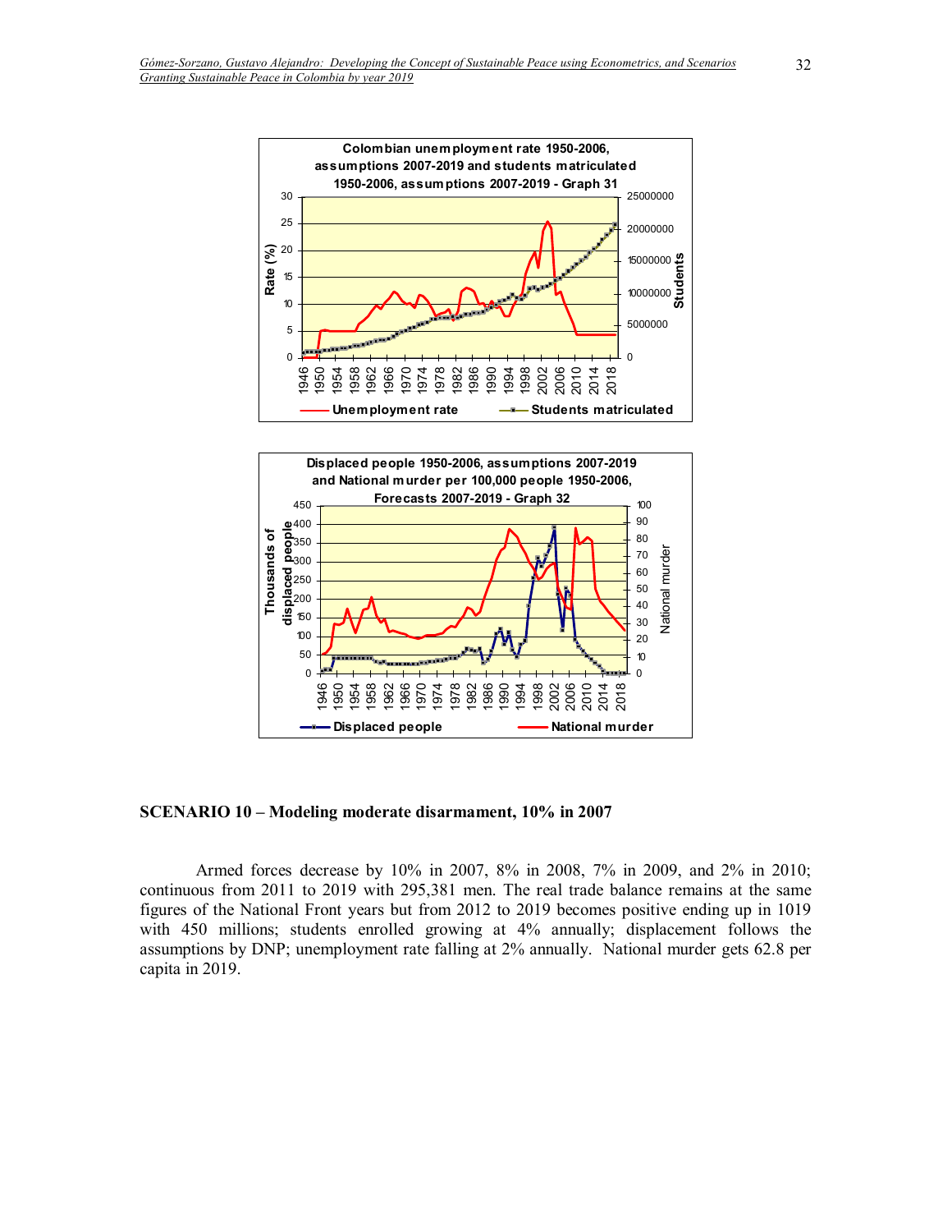**Colombian unemployment rate 1950-2006, assumptions 2007-2019 and students matriculated 1950-2006, assumptions 2007-2019 - Graph 31**

**Displaced people 1950-2006, assumptions 2007-2019 and National murder per 100,000 people 1950-2006, Forecasts 2007-2019 - Graph 32**

## SCENARIO 10 – Modeling moderate disarmament, 10% in 2007

Armed forces decrease by 10% in 2007, 8% in 2008, 7% in 2009, and 2% in 2010; continuous from 2011 to 2019 with 295,381 men. The real trade balance remains at the same figures of the National Front years but from 2012 to 2019 becomes positive ending up in 1019 with 450 millions; students enrolled growing at 4% annually; displacement follows the assumptions by DNP; unemployment rate falling at 2% annually. National murder gets 62.8 per capita in 2019.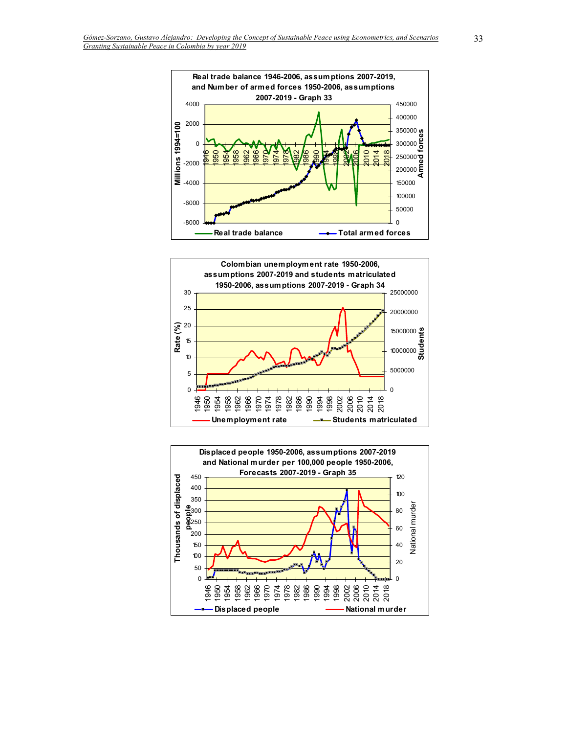**Real trade balance 1946-2006, assumptions 2007-2019, and Number of armed forces 1950-2006, assumptions 2007-2019 - Graph 33**

**Colombian unemployment rate 1950-2006, assumptions 2007-2019 and students matriculated 1950-2006, assumptions 2007-2019 - Graph 34**

**Displaced people 1950-2006, assumptions 2007-2019 and National murder per 100,000 people 1950-2006, Forecasts 2007-2019 - Graph 35**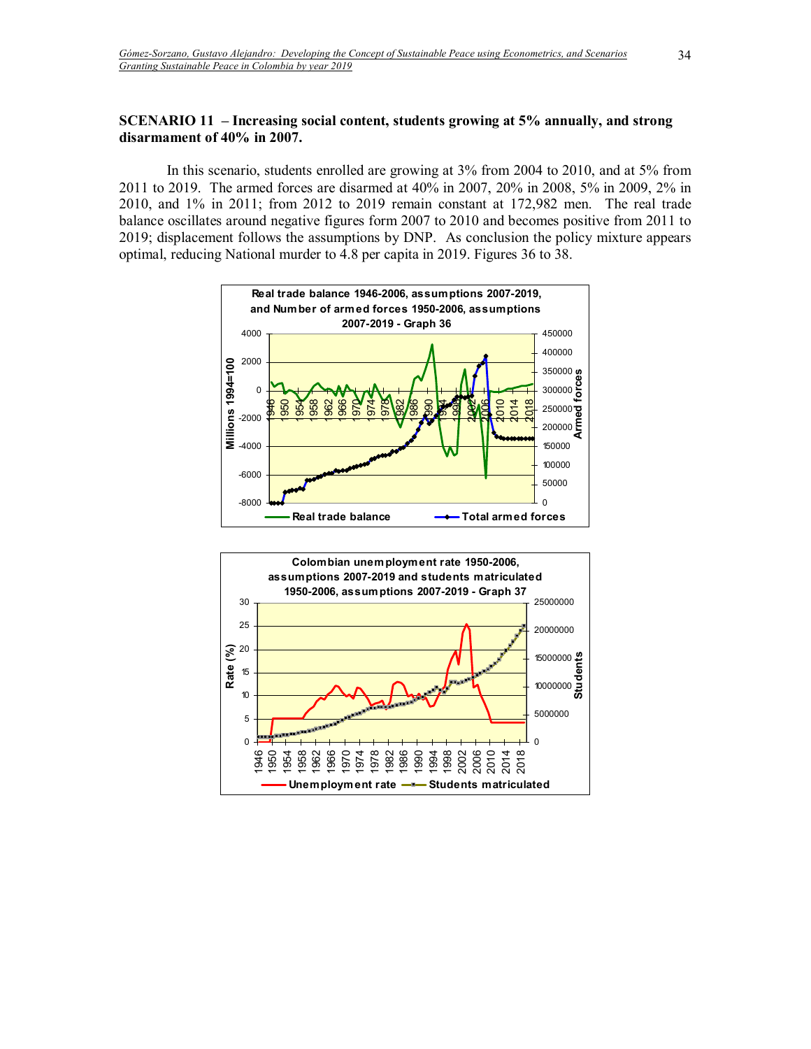**SCENARIO 11 – Increasing social content, students growing at 5% annually, and strong disarmament of 40% in 2007.**

In this scenario, students enrolled are growing at 3% from 2004 to 2010, and at 5% from 2011 to 2019. The armed forces are disarmed at 40% in 2007, 20% in 2008, 5% in 2009, 2% in 2010, and 1% in 2011; from 2012 to 2019 remain constant at 172,982 men. The real trade balance oscillates around negative figures form 2007 to 2010 and becomes positive from 2011 to 2019; displacement follows the assumptions by DNP. As conclusion the policy mixture appears optimal, reducing National murder to 4.8 per capita in 2019. Figures 36 to 38.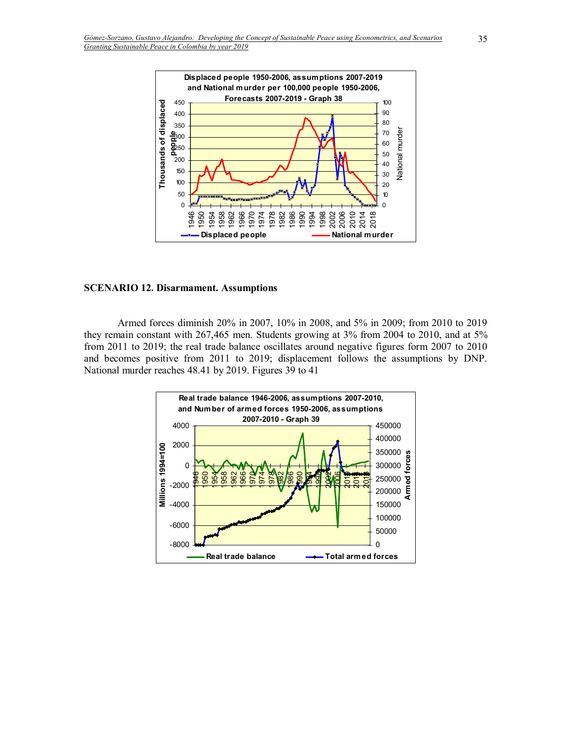## SCENARIO 12. Disarmament. Assumptions

Armed forces diminish 20% in 2007, 10% in 2008, and 5% in 2009; from 2010 to 2019 they remain constant with 267,465 men. Students growing at 3% from 2004 to 2010, and at 5% from 2011 to 2019; the real trade balance oscillates around negative figures form 2007 to 2010 and becomes positive from 2011 to 2019; displacement follows the assumptions by DNP. National murder reaches 48.41 by 2019. Figures 39 to 41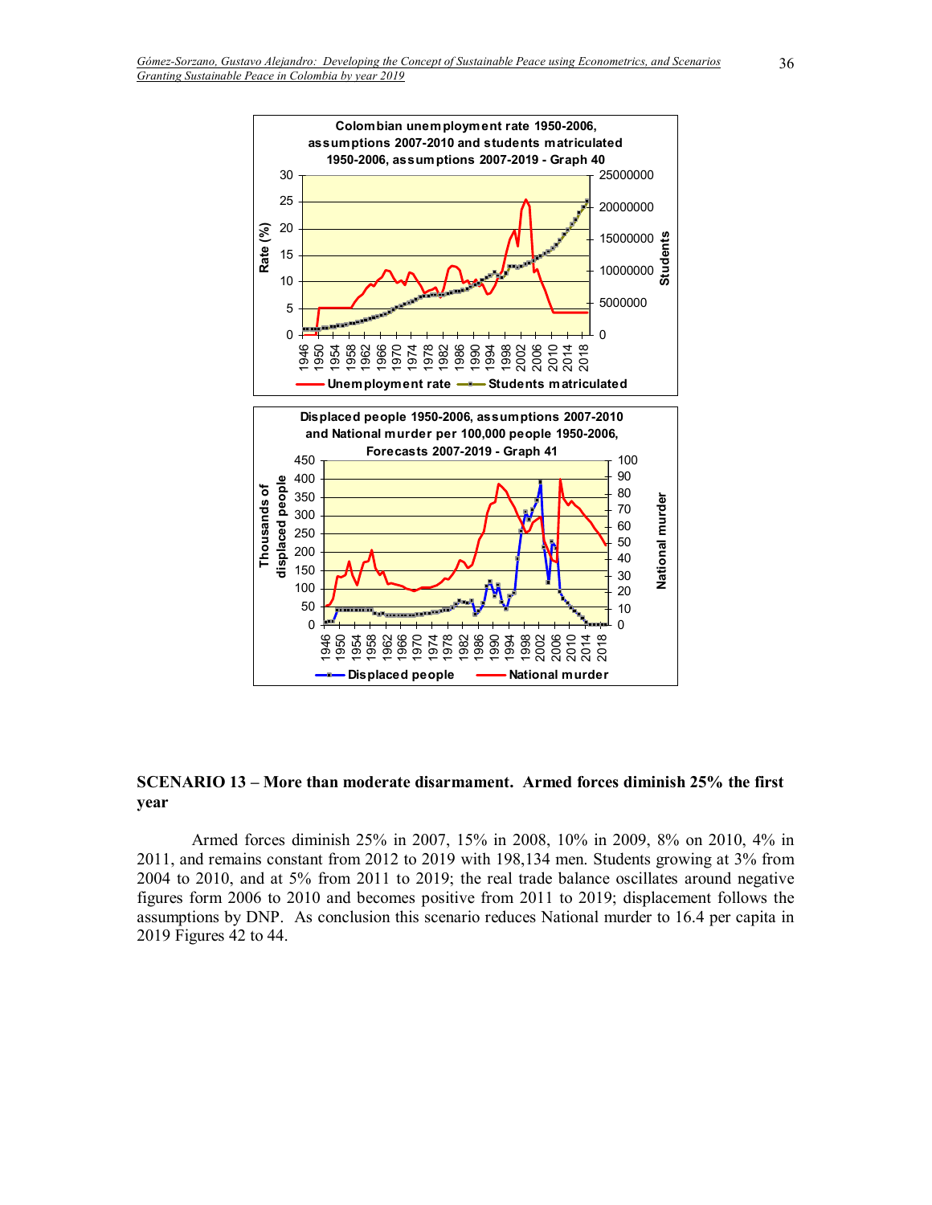## SCENARIO 13 – More than moderate disarmament. Armed forces diminish 25% the first year

Armed forces diminish 25% in 2007, 15% in 2008, 10% in 2009, 8% on 2010, 4% in 2011, and remains constant from 2012 to 2019 with 198,134 men. Students growing at 3% from 2004 to 2010, and at 5% from 2011 to 2019; the real trade balance oscillates around negative figures form 2006 to 2010 and becomes positive from 2011 to 2019; displacement follows the assumptions by DNP. As conclusion this scenario reduces National murder to 16.4 per capita in 2019 Figures 42 to 44.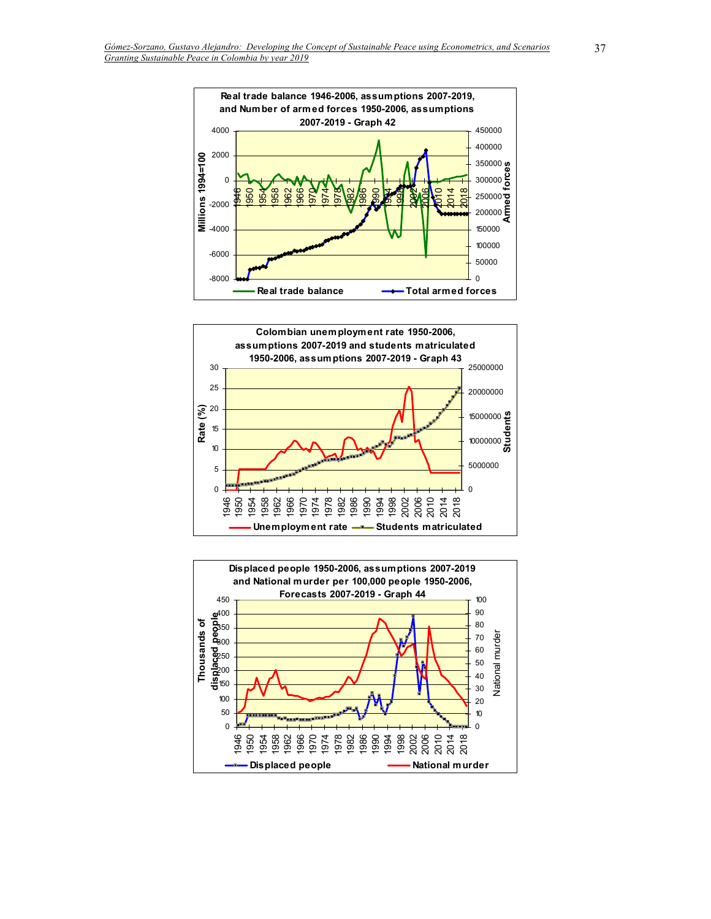**Real trade balance 1946-2006, assumptions 2007-2019, and Number of armed forces 1950-2006, assumptions 2007-2019 - Graph 42**

Millions 1994=100 | Armed forces

Real trade balance — Total armed forces

**Colombian unemployment rate 1950-2006, assumptions 2007-2019 and students matriculated 1950-2006, assumptions 2007-2019 - Graph 43**

Rate (%) | Students

Unemployment rate — Students matriculated

**Displaced people 1950-2006, assumptions 2007-2019 and National murder per 100,000 people 1950-2006, Forecasts 2007-2019 - Graph 44**

Thousands of displaced people | National murder

Displaced people — National murder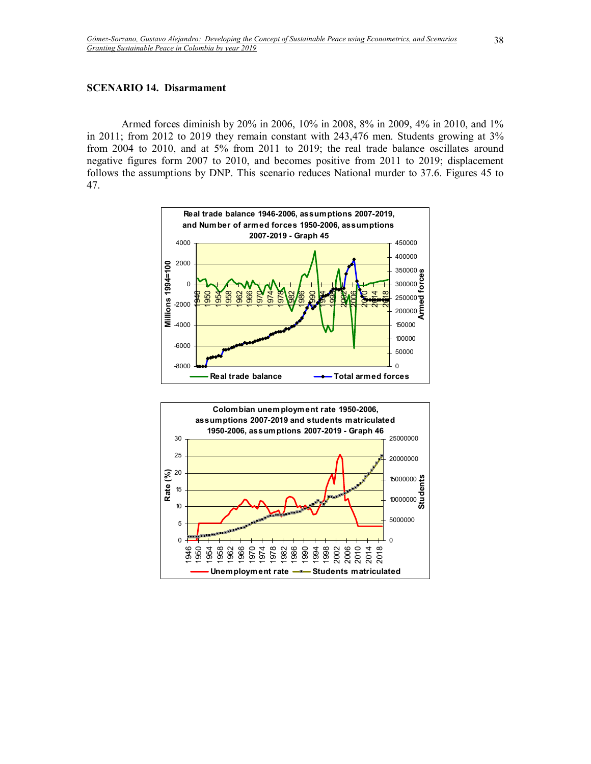**SCENARIO 14. Disarmament**

Armed forces diminish by 20% in 2006, 10% in 2008, 8% in 2009, 4% in 2010, and 1% in 2011; from 2012 to 2019 they remain constant with 243,476 men. Students growing at 3% from 2004 to 2010, and at 5% from 2011 to 2019; the real trade balance oscillates around negative figures form 2007 to 2010, and becomes positive from 2011 to 2019; displacement follows the assumptions by DNP. This scenario reduces National murder to 37.6. Figures 45 to 47.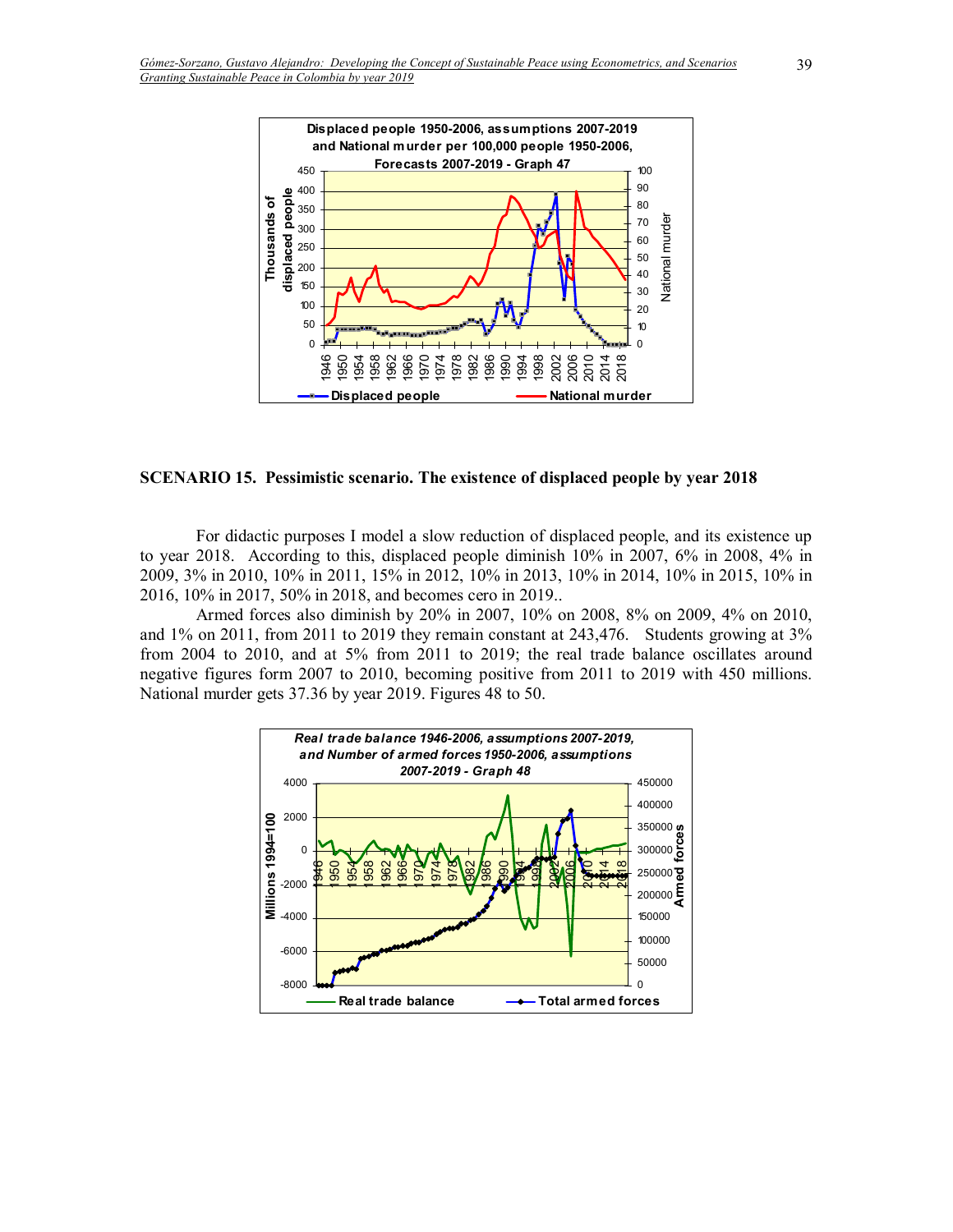## SCENARIO 15. Pessimistic scenario. The existence of displaced people by year 2018

For didactic purposes I model a slow reduction of displaced people, and its existence up to year 2018. According to this, displaced people diminish 10% in 2007, 6% in 2008, 4% in 2009, 3% in 2010, 10% in 2011, 15% in 2012, 10% in 2013, 10% in 2014, 10% in 2015, 10% in 2016, 10% in 2017, 50% in 2018, and becomes cero in 2019..

Armed forces also diminish by 20% in 2007, 10% on 2008, 8% on 2009, 4% on 2010, and 1% on 2011, from 2011 to 2019 they remain constant at 243,476. Students growing at 3% from 2004 to 2010, and at 5% from 2011 to 2019; the real trade balance oscillates around negative figures form 2007 to 2010, becoming positive from 2011 to 2019 with 450 millions. National murder gets 37.36 by year 2019. Figures 48 to 50.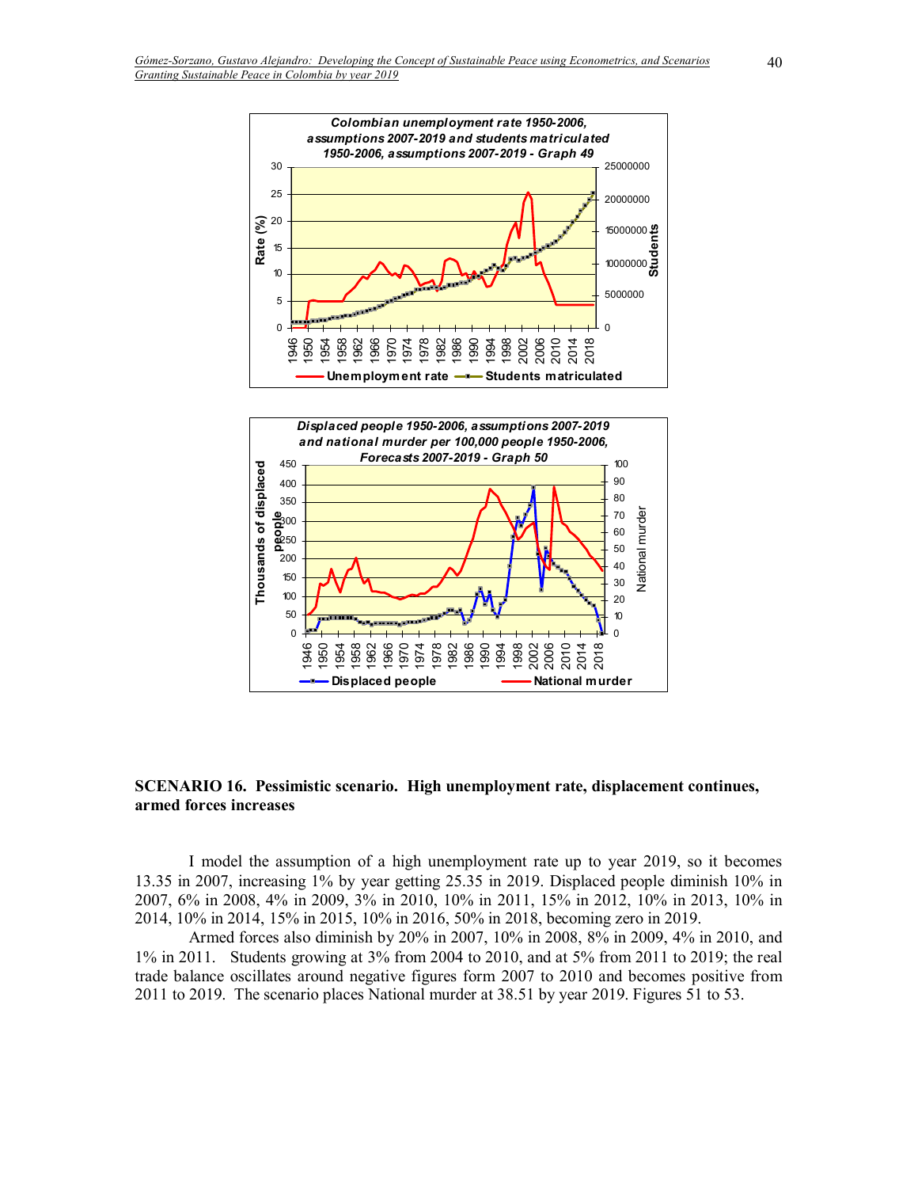**Colombian unemployment rate 1950-2006, assumptions 2007-2019 and students matriculated 1950-2006, assumptions 2007-2019 - Graph 49**

**Displaced people 1950-2006, assumptions 2007-2019 and national murder per 100,000 people 1950-2006, Forecasts 2007-2019 - Graph 50**

## SCENARIO 16. Pessimistic scenario. High unemployment rate, displacement continues, armed forces increases

I model the assumption of a high unemployment rate up to year 2019, so it becomes 13.35 in 2007, increasing 1% by year getting 25.35 in 2019. Displaced people diminish 10% in 2007, 6% in 2008, 4% in 2009, 3% in 2010, 10% in 2011, 15% in 2012, 10% in 2013, 10% in 2014, 10% in 2014, 15% in 2015, 10% in 2016, 50% in 2018, becoming zero in 2019.

Armed forces also diminish by 20% in 2007, 10% in 2008, 8% in 2009, 4% in 2010, and 1% in 2011. Students growing at 3% from 2004 to 2010, and at 5% from 2011 to 2019; the real trade balance oscillates around negative figures form 2007 to 2010 and becomes positive from 2011 to 2019. The scenario places National murder at 38.51 by year 2019. Figures 51 to 53.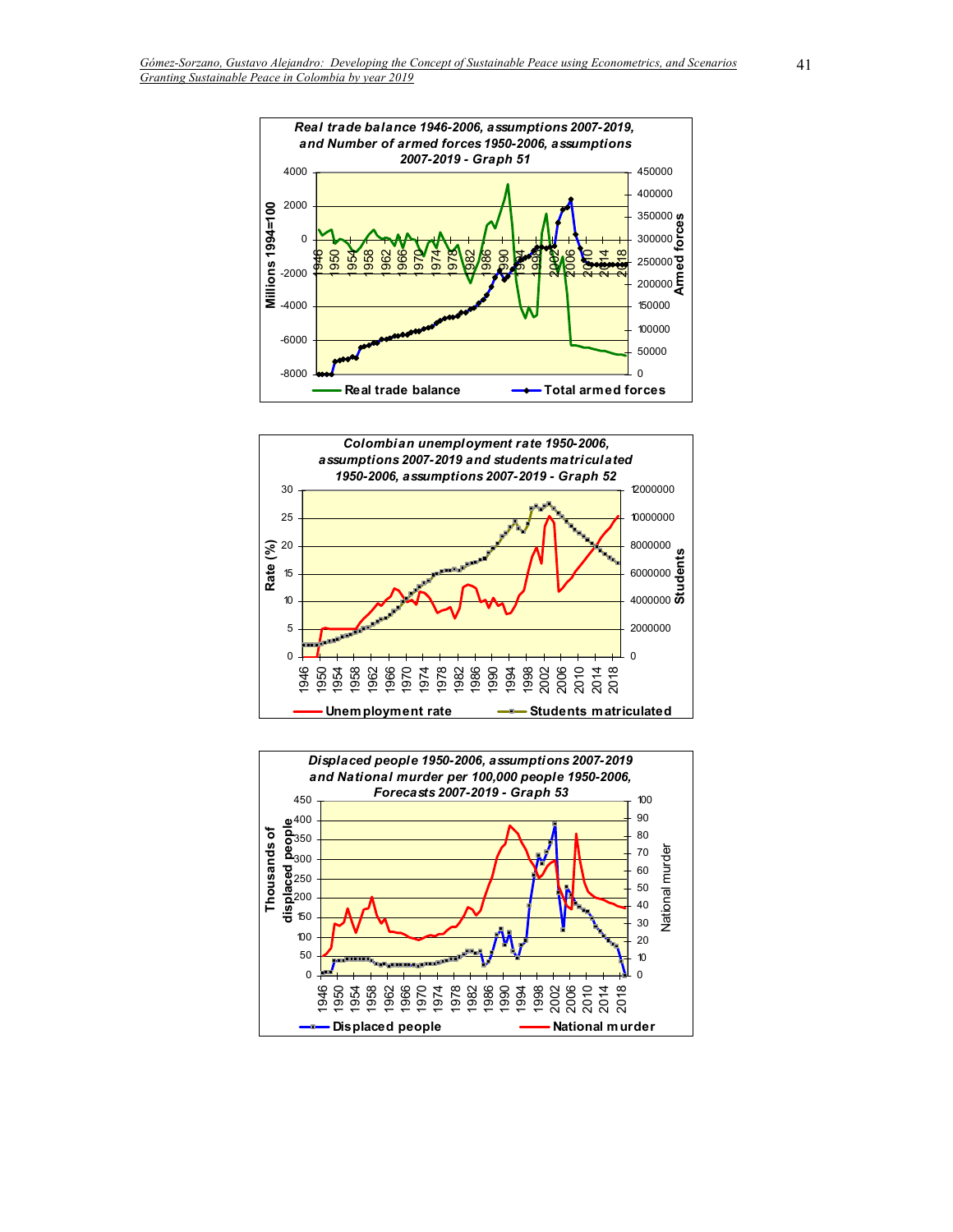**Real trade balance 1946-2006, assumptions 2007-2019, and Number of armed forces 1950-2006, assumptions 2007-2019 - Graph 51**

**Colombian unemployment rate 1950-2006, assumptions 2007-2019 and students matriculated 1950-2006, assumptions 2007-2019 - Graph 52**

**Displaced people 1950-2006, assumptions 2007-2019 and National murder per 100,000 people 1950-2006, Forecasts 2007-2019 - Graph 53**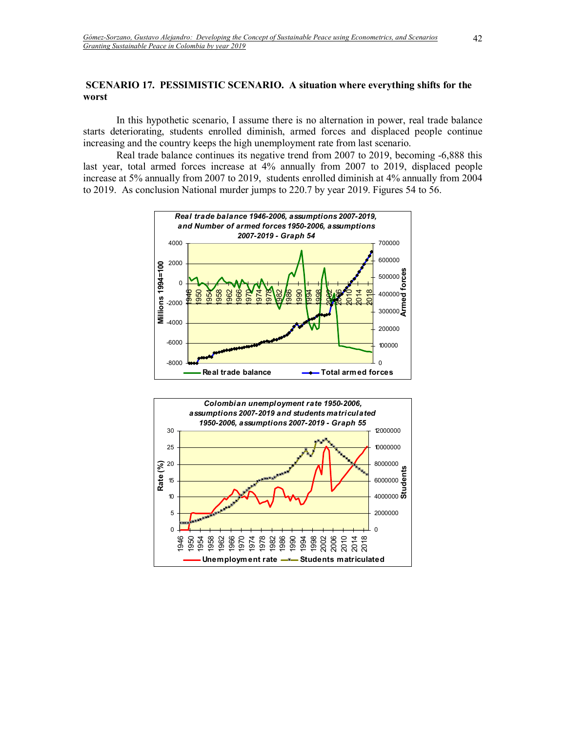## SCENARIO 17. PESSIMISTIC SCENARIO. A situation where everything shifts for the worst

In this hypothetic scenario, I assume there is no alternation in power, real trade balance starts deteriorating, students enrolled diminish, armed forces and displaced people continue increasing and the country keeps the high unemployment rate from last scenario.

Real trade balance continues its negative trend from 2007 to 2019, becoming -6,888 this last year, total armed forces increase at 4% annually from 2007 to 2019, displaced people increase at 5% annually from 2007 to 2019, students enrolled diminish at 4% annually from 2004 to 2019. As conclusion National murder jumps to 220.7 by year 2019. Figures 54 to 56.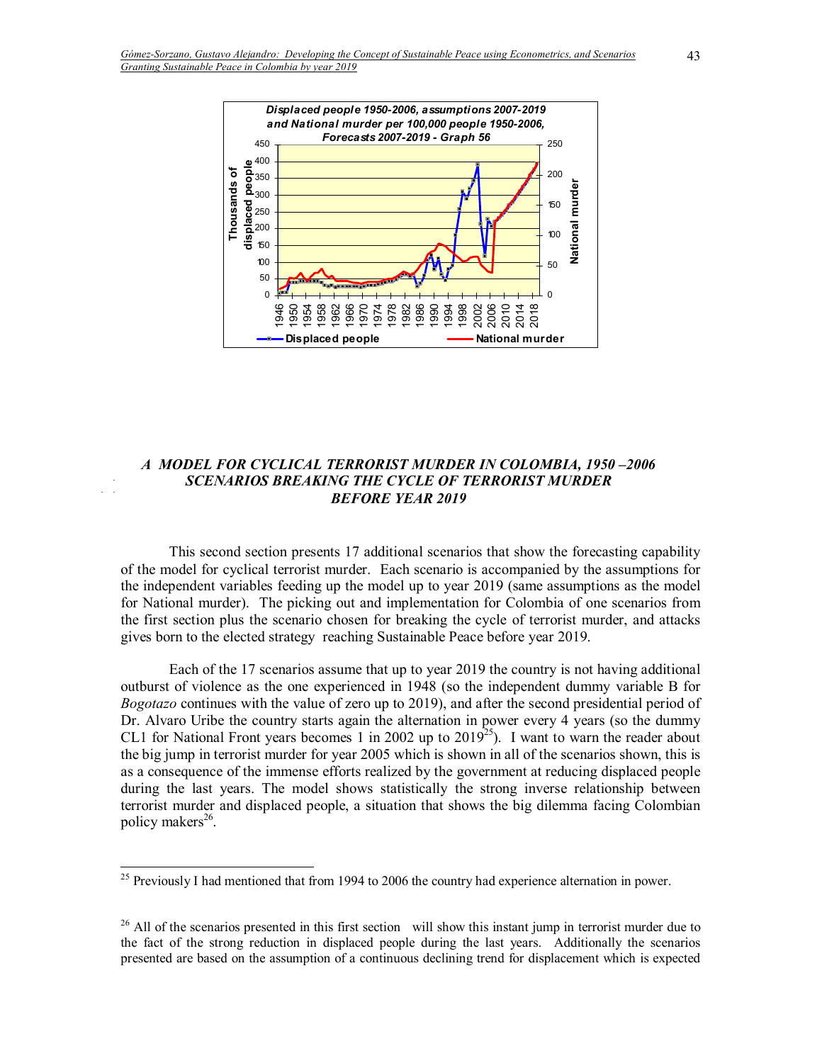Displaced people 1950-2006, assumptions 2007-2019 and National murder per 100,000 people 1950-2006, Forecasts 2007-2019 - Graph 56

### *A MODEL FOR CYCLICAL TERRORIST MURDER IN COLOMBIA, 1950 –2006 SCENARIOS BREAKING THE CYCLE OF TERRORIST MURDER BEFORE YEAR 2019*

This second section presents 17 additional scenarios that show the forecasting capability of the model for cyclical terrorist murder. Each scenario is accompanied by the assumptions for the independent variables feeding up the model up to year 2019 (same assumptions as the model for National murder). The picking out and implementation for Colombia of one scenarios from the first section plus the scenario chosen for breaking the cycle of terrorist murder, and attacks gives born to the elected strategy reaching Sustainable Peace before year 2019.

Each of the 17 scenarios assume that up to year 2019 the country is not having additional outburst of violence as the one experienced in 1948 (so the independent dummy variable B for *Bogotazo* continues with the value of zero up to 2019), and after the second presidential period of Dr. Alvaro Uribe the country starts again the alternation in power every 4 years (so the dummy CL1 for National Front years becomes 1 in 2002 up to 2019[25]). I want to warn the reader about the big jump in terrorist murder for year 2005 which is shown in all of the scenarios shown, this is as a consequence of the immense efforts realized by the government at reducing displaced people during the last years. The model shows statistically the strong inverse relationship between terrorist murder and displaced people, a situation that shows the big dilemma facing Colombian policy makers[26].

---

[25] Previously I had mentioned that from 1994 to 2006 the country had experience alternation in power.

[26] All of the scenarios presented in this first section will show this instant jump in terrorist murder due to the fact of the strong reduction in displaced people during the last years. Additionally the scenarios presented are based on the assumption of a continuous declining trend for displacement which is expected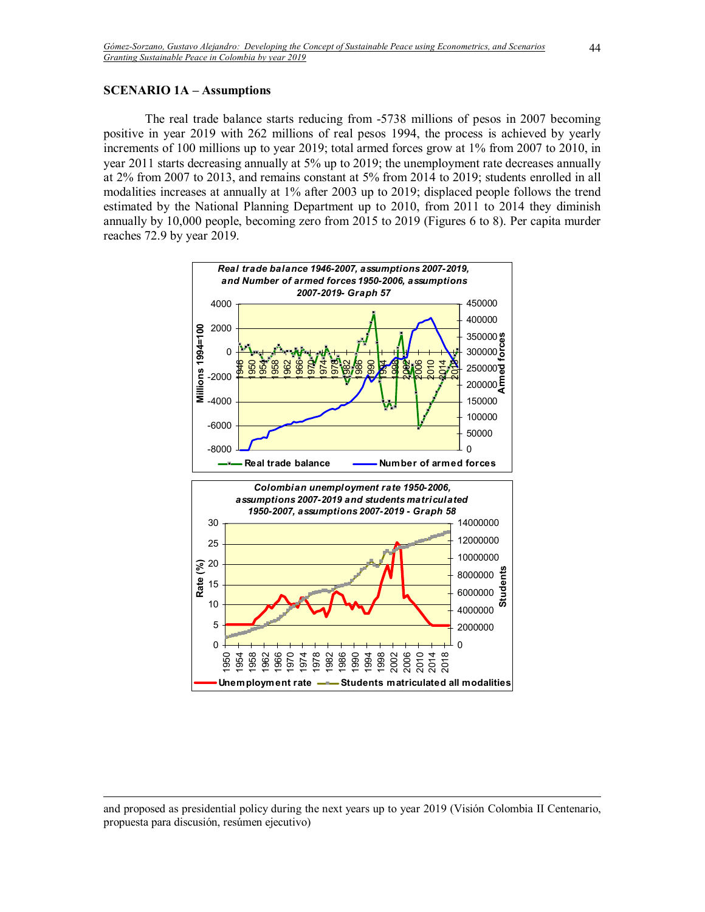**SCENARIO 1A – Assumptions**

The real trade balance starts reducing from -5738 millions of pesos in 2007 becoming positive in year 2019 with 262 millions of real pesos 1994, the process is achieved by yearly increments of 100 millions up to year 2019; total armed forces grow at 1% from 2007 to 2010, in year 2011 starts decreasing annually at 5% up to 2019; the unemployment rate decreases annually at 2% from 2007 to 2013, and remains constant at 5% from 2014 to 2019; students enrolled in all modalities increases at annually at 1% after 2003 up to 2019; displaced people follows the trend estimated by the National Planning Department up to 2010, from 2011 to 2014 they diminish annually by 10,000 people, becoming zero from 2015 to 2019 (Figures 6 to 8). Per capita murder reaches 72.9 by year 2019.

*Real trade balance 1946-2007, assumptions 2007-2019, and Number of armed forces 1950-2006, assumptions 2007-2019- Graph 57*

*Colombian unemployment rate 1950-2006, assumptions 2007-2019 and students matriculated 1950-2007, assumptions 2007-2019 - Graph 58*

---

and proposed as presidential policy during the next years up to year 2019 (Visión Colombia II Centenario, propuesta para discusión, resúmen ejecutivo)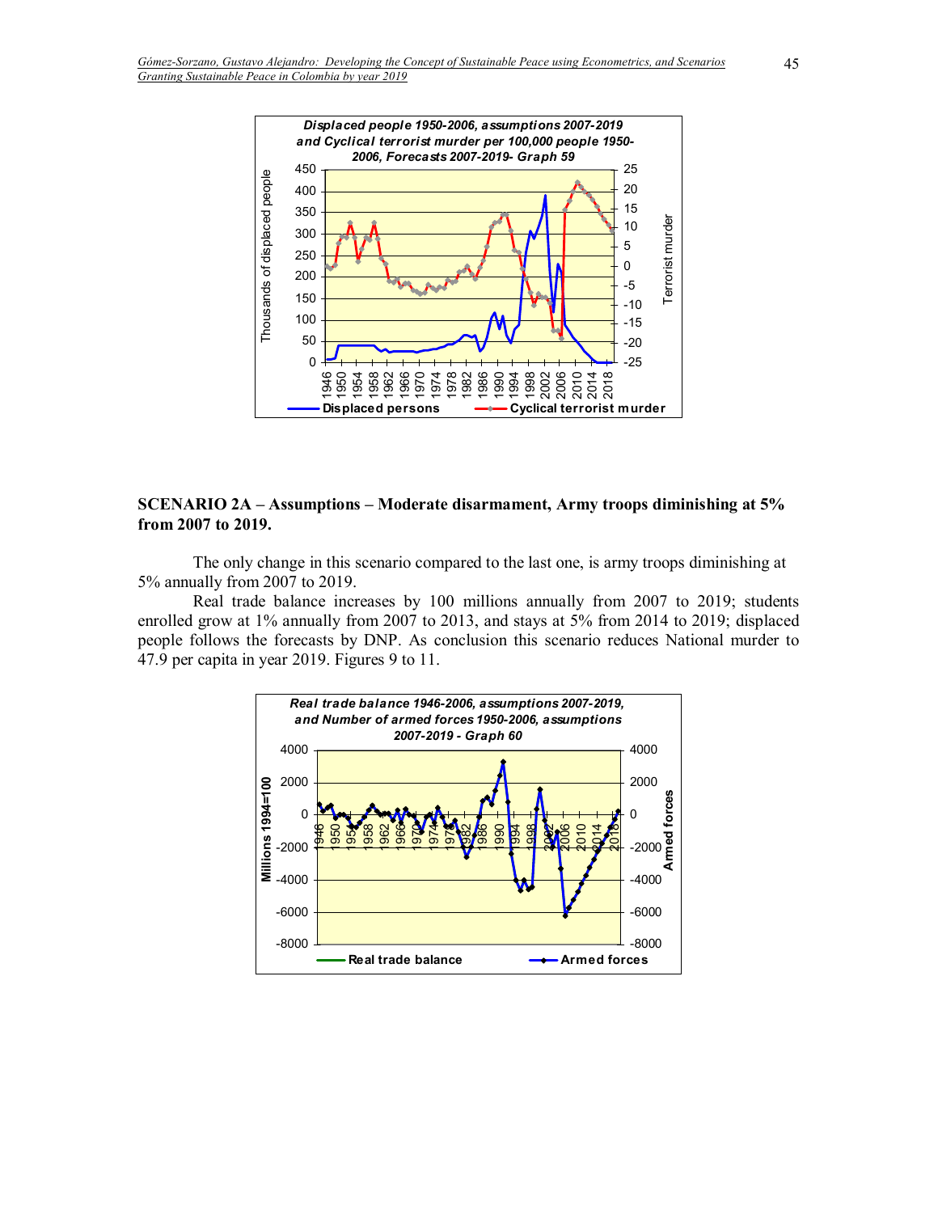Displaced people 1950-2006, assumptions 2007-2019 and Cyclical terrorist murder per 100,000 people 1950-2006, Forecasts 2007-2019- Graph 59

## SCENARIO 2A – Assumptions – Moderate disarmament, Army troops diminishing at 5% from 2007 to 2019.

The only change in this scenario compared to the last one, is army troops diminishing at 5% annually from 2007 to 2019.

Real trade balance increases by 100 millions annually from 2007 to 2019; students enrolled grow at 1% annually from 2007 to 2013, and stays at 5% from 2014 to 2019; displaced people follows the forecasts by DNP. As conclusion this scenario reduces National murder to 47.9 per capita in year 2019. Figures 9 to 11.

Real trade balance 1946-2006, assumptions 2007-2019, and Number of armed forces 1950-2006, assumptions 2007-2019 - Graph 60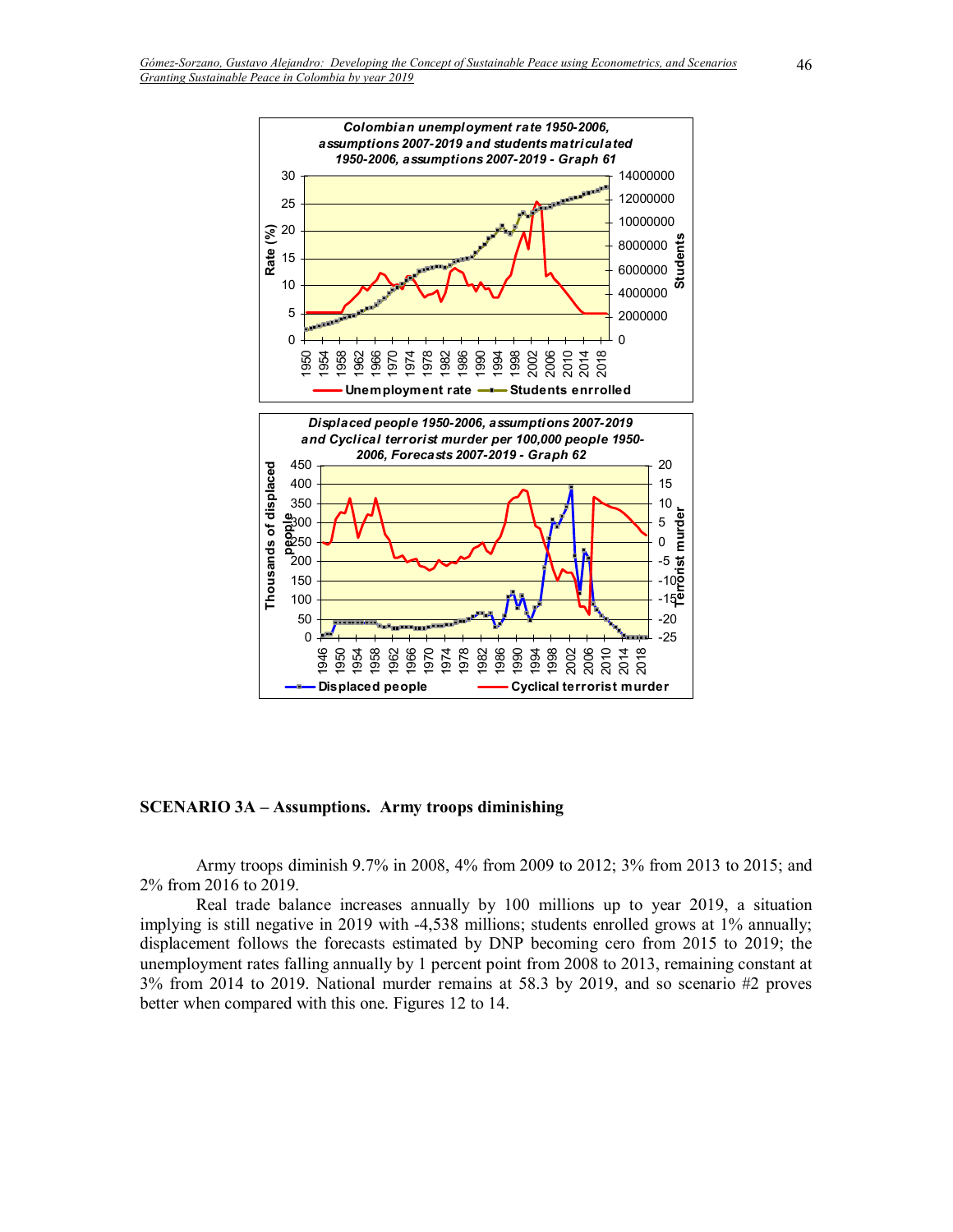## SCENARIO 3A – Assumptions. Army troops diminishing

Army troops diminish 9.7% in 2008, 4% from 2009 to 2012; 3% from 2013 to 2015; and 2% from 2016 to 2019.

Real trade balance increases annually by 100 millions up to year 2019, a situation implying is still negative in 2019 with -4,538 millions; students enrolled grows at 1% annually; displacement follows the forecasts estimated by DNP becoming cero from 2015 to 2019; the unemployment rates falling annually by 1 percent point from 2008 to 2013, remaining constant at 3% from 2014 to 2019. National murder remains at 58.3 by 2019, and so scenario #2 proves better when compared with this one. Figures 12 to 14.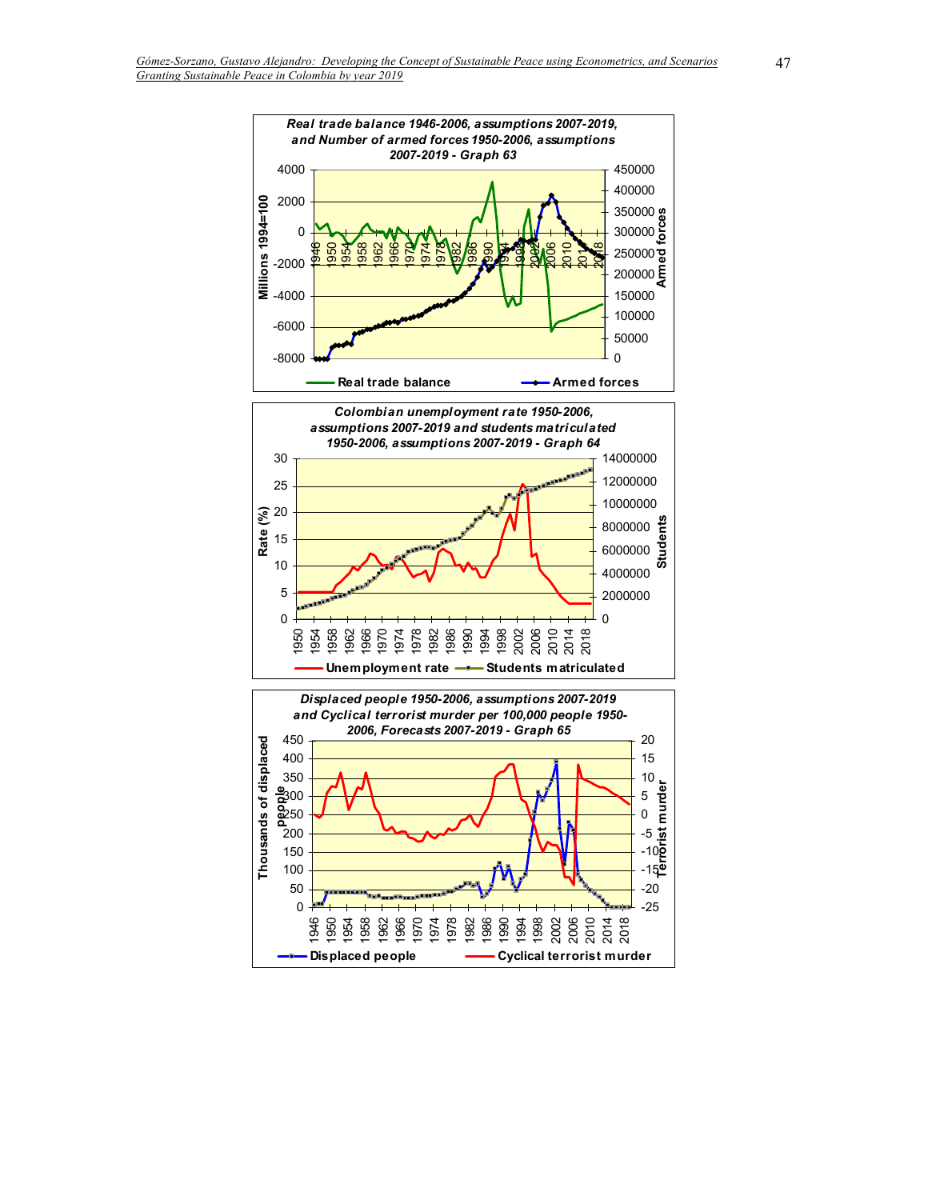***Real trade balance 1946-2006, assumptions 2007-2019, and Number of armed forces 1950-2006, assumptions 2007-2019 - Graph 63***

Millions 1994=100 | Armed forces

Real trade balance — Armed forces

***Colombian unemployment rate 1950-2006, assumptions 2007-2019 and students matriculated 1950-2006, assumptions 2007-2019 - Graph 64***

Rate (%) | Students

Unemployment rate — Students matriculated

***Displaced people 1950-2006, assumptions 2007-2019 and Cyclical terrorist murder per 100,000 people 1950-2006, Forecasts 2007-2019 - Graph 65***

Thousands of displaced people | Terrorist murder

Displaced people — Cyclical terrorist murder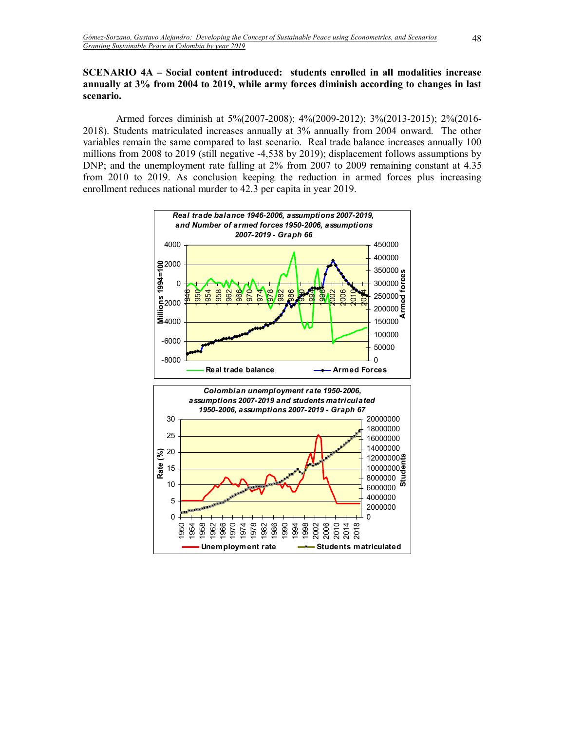**SCENARIO 4A – Social content introduced: students enrolled in all modalities increase annually at 3% from 2004 to 2019, while army forces diminish according to changes in last scenario.**

Armed forces diminish at 5%(2007-2008); 4%(2009-2012); 3%(2013-2015); 2%(2016-2018). Students matriculated increases annually at 3% annually from 2004 onward. The other variables remain the same compared to last scenario. Real trade balance increases annually 100 millions from 2008 to 2019 (still negative -4,538 by 2019); displacement follows assumptions by DNP; and the unemployment rate falling at 2% from 2007 to 2009 remaining constant at 4.35 from 2010 to 2019. As conclusion keeping the reduction in armed forces plus increasing enrollment reduces national murder to 42.3 per capita in year 2019.

*Real trade balance 1946-2006, assumptions 2007-2019, and Number of armed forces 1950-2006, assumptions 2007-2019 - Graph 66*

*Colombian unemployment rate 1950-2006, assumptions 2007-2019 and students matriculated 1950-2006, assumptions 2007-2019 - Graph 67*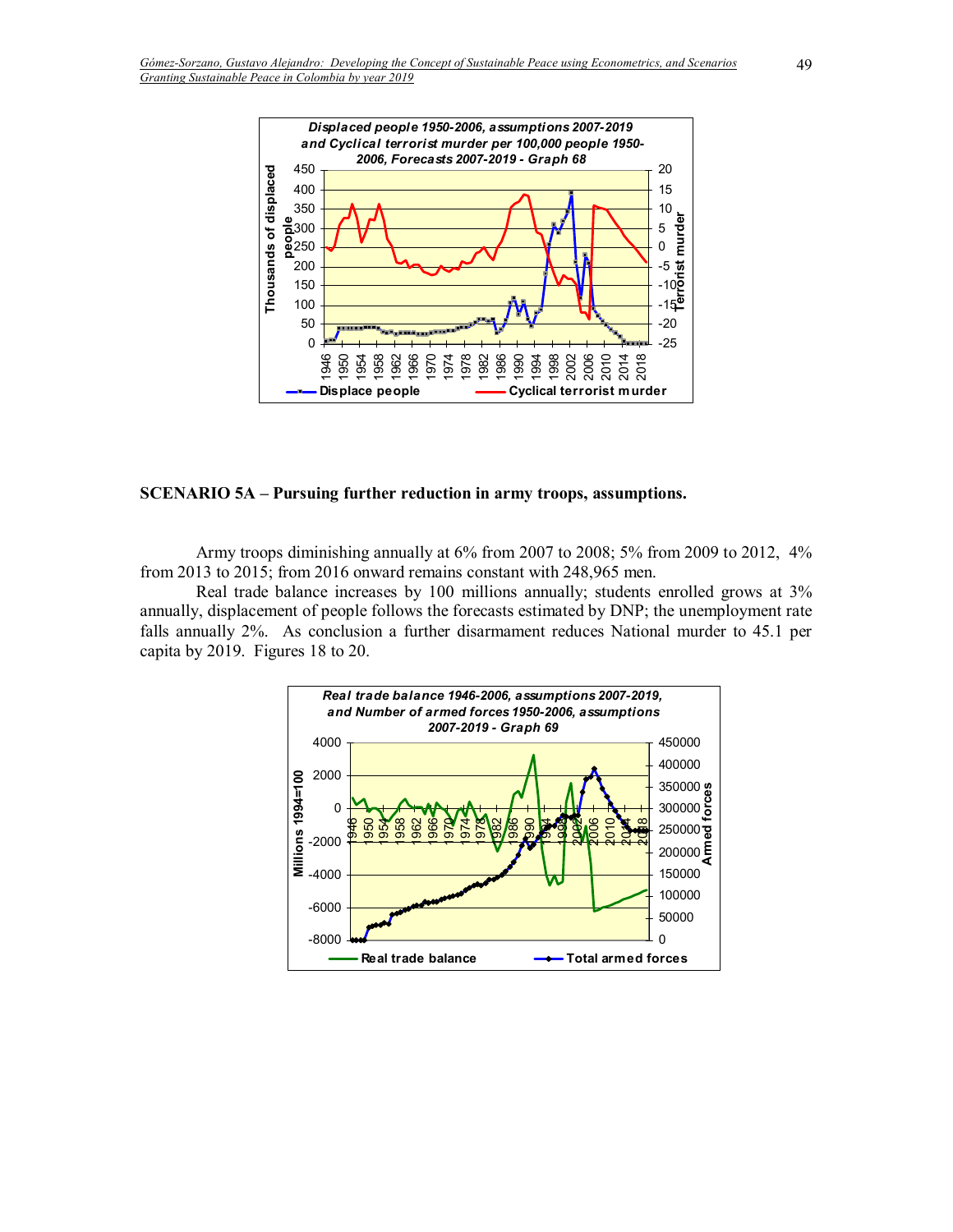## SCENARIO 5A – Pursuing further reduction in army troops, assumptions.

Army troops diminishing annually at 6% from 2007 to 2008; 5% from 2009 to 2012, 4% from 2013 to 2015; from 2016 onward remains constant with 248,965 men.

Real trade balance increases by 100 millions annually; students enrolled grows at 3% annually, displacement of people follows the forecasts estimated by DNP; the unemployment rate falls annually 2%. As conclusion a further disarmament reduces National murder to 45.1 per capita by 2019. Figures 18 to 20.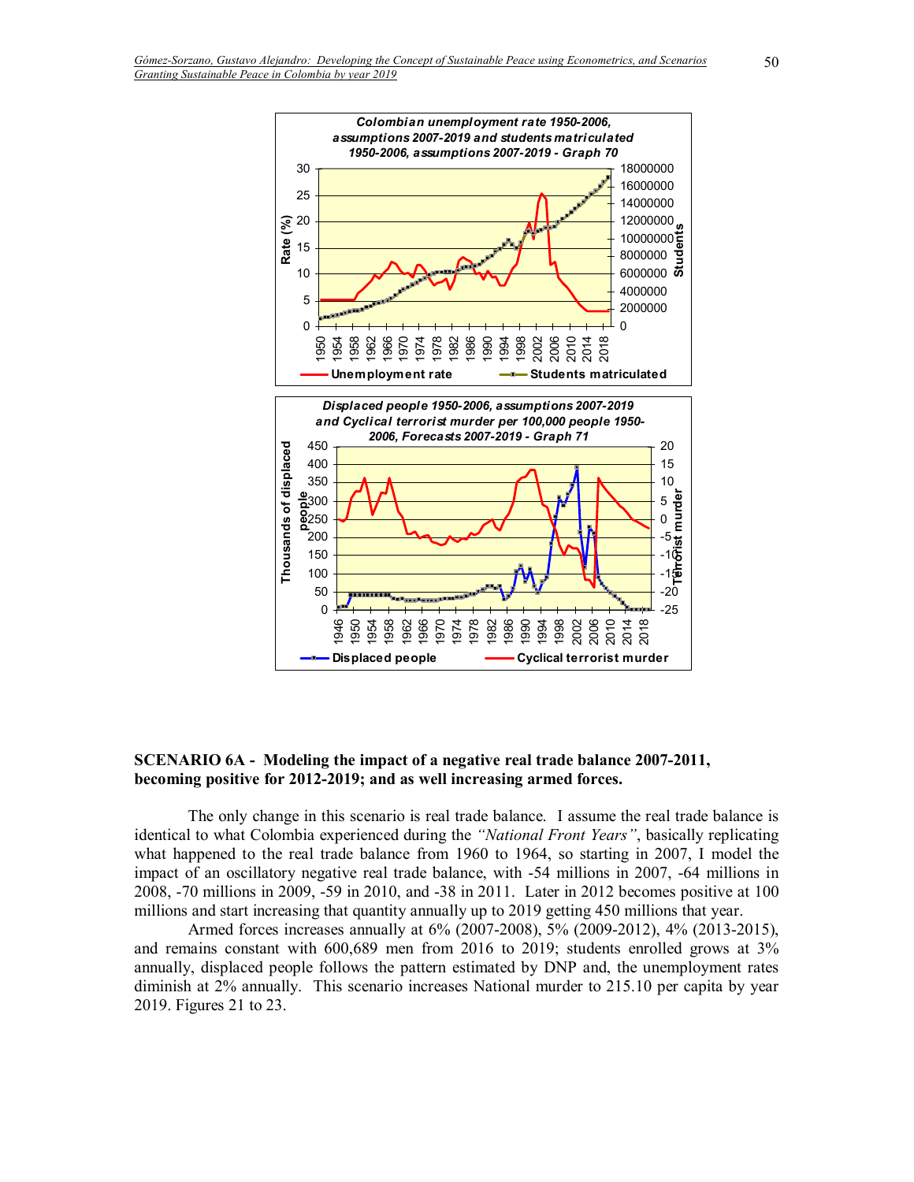**Colombian unemployment rate 1950-2006, assumptions 2007-2019 and students matriculated 1950-2006, assumptions 2007-2019 - Graph 70**

**Displaced people 1950-2006, assumptions 2007-2019 and Cyclical terrorist murder per 100,000 people 1950-2006, Forecasts 2007-2019 - Graph 71**

## SCENARIO 6A - Modeling the impact of a negative real trade balance 2007-2011, becoming positive for 2012-2019; and as well increasing armed forces.

The only change in this scenario is real trade balance. I assume the real trade balance is identical to what Colombia experienced during the *"National Front Years"*, basically replicating what happened to the real trade balance from 1960 to 1964, so starting in 2007, I model the impact of an oscillatory negative real trade balance, with -54 millions in 2007, -64 millions in 2008, -70 millions in 2009, -59 in 2010, and -38 in 2011. Later in 2012 becomes positive at 100 millions and start increasing that quantity annually up to 2019 getting 450 millions that year.

Armed forces increases annually at 6% (2007-2008), 5% (2009-2012), 4% (2013-2015), and remains constant with 600,689 men from 2016 to 2019; students enrolled grows at 3% annually, displaced people follows the pattern estimated by DNP and, the unemployment rates diminish at 2% annually. This scenario increases National murder to 215.10 per capita by year 2019. Figures 21 to 23.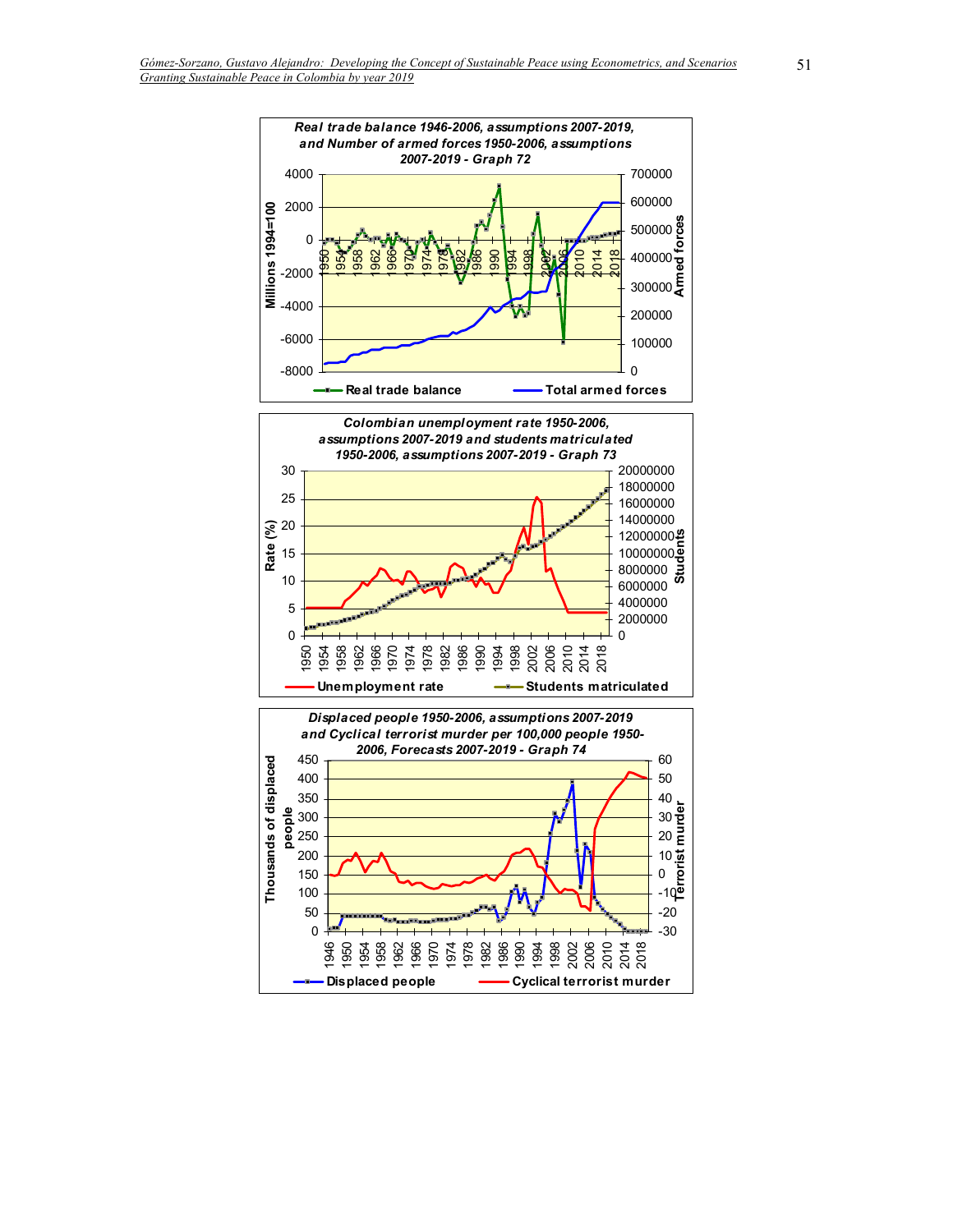**Real trade balance 1946-2006, assumptions 2007-2019, and Number of armed forces 1950-2006, assumptions 2007-2019 - Graph 72**

**Colombian unemployment rate 1950-2006, assumptions 2007-2019 and students matriculated 1950-2006, assumptions 2007-2019 - Graph 73**

**Displaced people 1950-2006, assumptions 2007-2019 and Cyclical terrorist murder per 100,000 people 1950-2006, Forecasts 2007-2019 - Graph 74**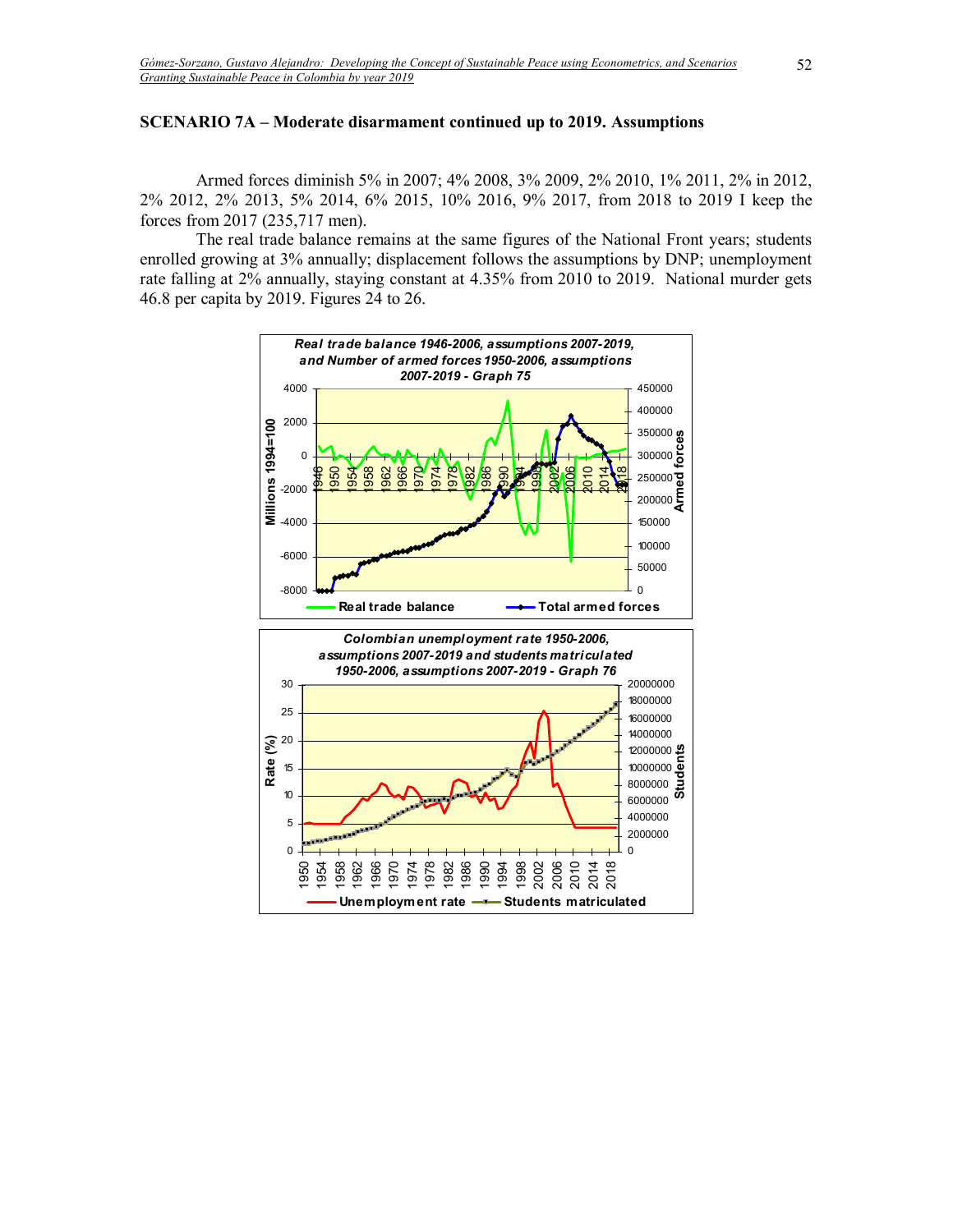### SCENARIO 7A – Moderate disarmament continued up to 2019. Assumptions

Armed forces diminish 5% in 2007; 4% 2008, 3% 2009, 2% 2010, 1% 2011, 2% in 2012, 2% 2012, 2% 2013, 5% 2014, 6% 2015, 10% 2016, 9% 2017, from 2018 to 2019 I keep the forces from 2017 (235,717 men).

The real trade balance remains at the same figures of the National Front years; students enrolled growing at 3% annually; displacement follows the assumptions by DNP; unemployment rate falling at 2% annually, staying constant at 4.35% from 2010 to 2019. National murder gets 46.8 per capita by 2019. Figures 24 to 26.

*Real trade balance 1946-2006, assumptions 2007-2019, and Number of armed forces 1950-2006, assumptions 2007-2019 - Graph 75*

*Colombian unemployment rate 1950-2006, assumptions 2007-2019 and students matriculated 1950-2006, assumptions 2007-2019 - Graph 76*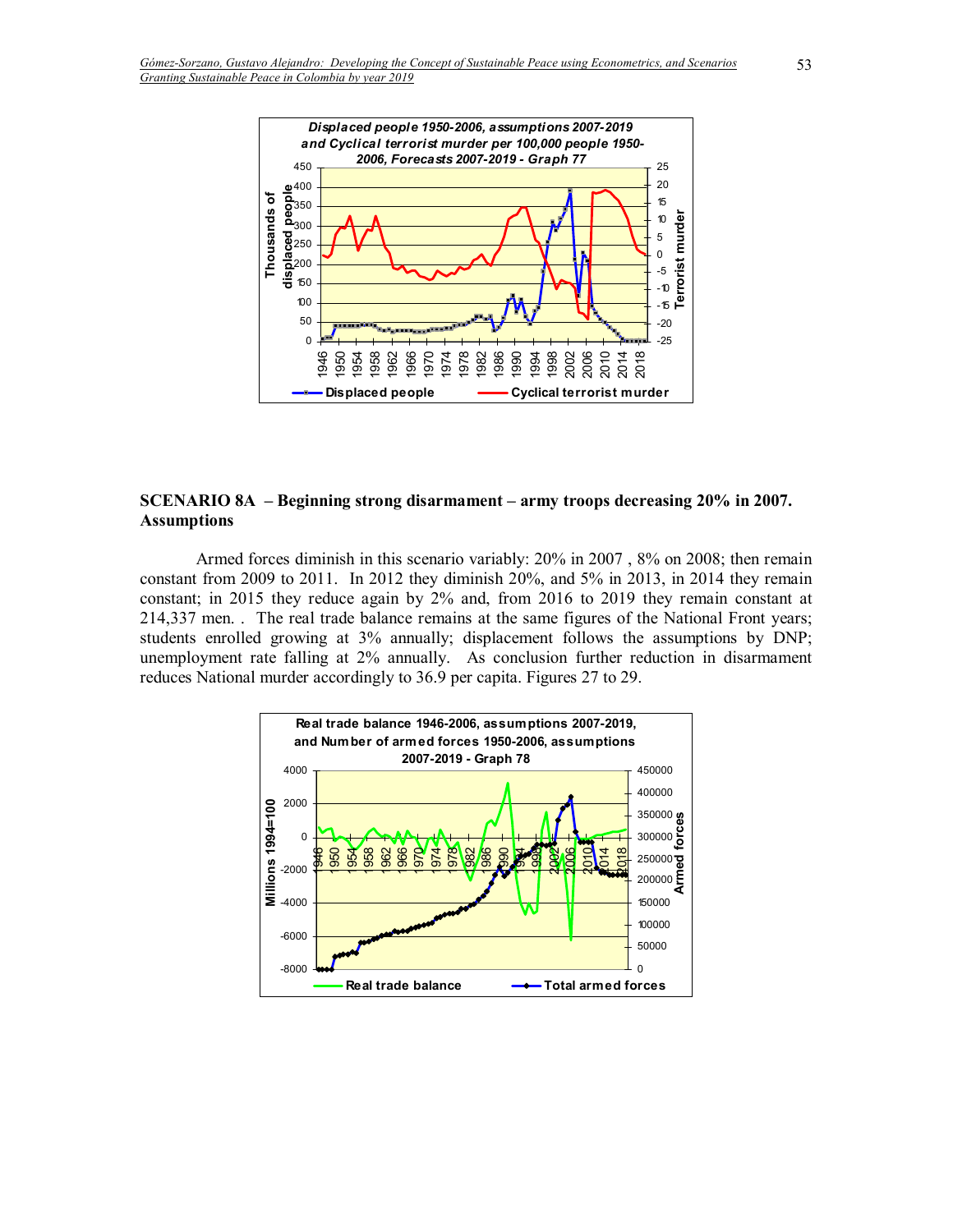## SCENARIO 8A – Beginning strong disarmament – army troops decreasing 20% in 2007. Assumptions

Armed forces diminish in this scenario variably: 20% in 2007 , 8% on 2008; then remain constant from 2009 to 2011. In 2012 they diminish 20%, and 5% in 2013, in 2014 they remain constant; in 2015 they reduce again by 2% and, from 2016 to 2019 they remain constant at 214,337 men. . The real trade balance remains at the same figures of the National Front years; students enrolled growing at 3% annually; displacement follows the assumptions by DNP; unemployment rate falling at 2% annually. As conclusion further reduction in disarmament reduces National murder accordingly to 36.9 per capita. Figures 27 to 29.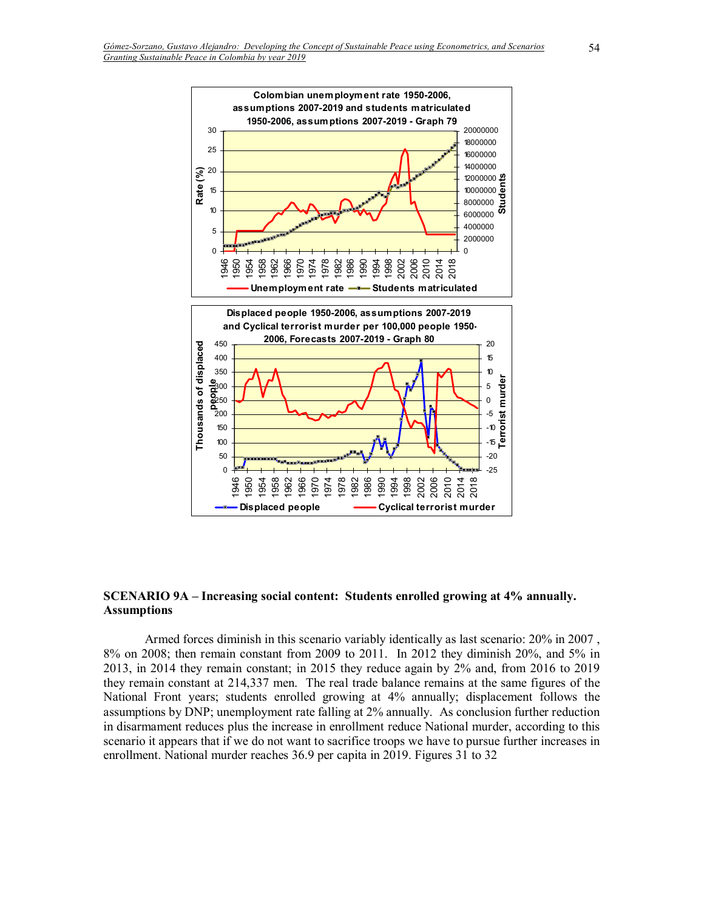**Colombian unemployment rate 1950-2006, assumptions 2007-2019 and students matriculated 1950-2006, assumptions 2007-2019 - Graph 79**

**Displaced people 1950-2006, assumptions 2007-2019 and Cyclical terrorist murder per 100,000 people 1950-2006, Forecasts 2007-2019 - Graph 80**

## SCENARIO 9A – Increasing social content: Students enrolled growing at 4% annually. Assumptions

Armed forces diminish in this scenario variably identically as last scenario: 20% in 2007 , 8% on 2008; then remain constant from 2009 to 2011. In 2012 they diminish 20%, and 5% in 2013, in 2014 they remain constant; in 2015 they reduce again by 2% and, from 2016 to 2019 they remain constant at 214,337 men. The real trade balance remains at the same figures of the National Front years; students enrolled growing at 4% annually; displacement follows the assumptions by DNP; unemployment rate falling at 2% annually. As conclusion further reduction in disarmament reduces plus the increase in enrollment reduce National murder, according to this scenario it appears that if we do not want to sacrifice troops we have to pursue further increases in enrollment. National murder reaches 36.9 per capita in 2019. Figures 31 to 32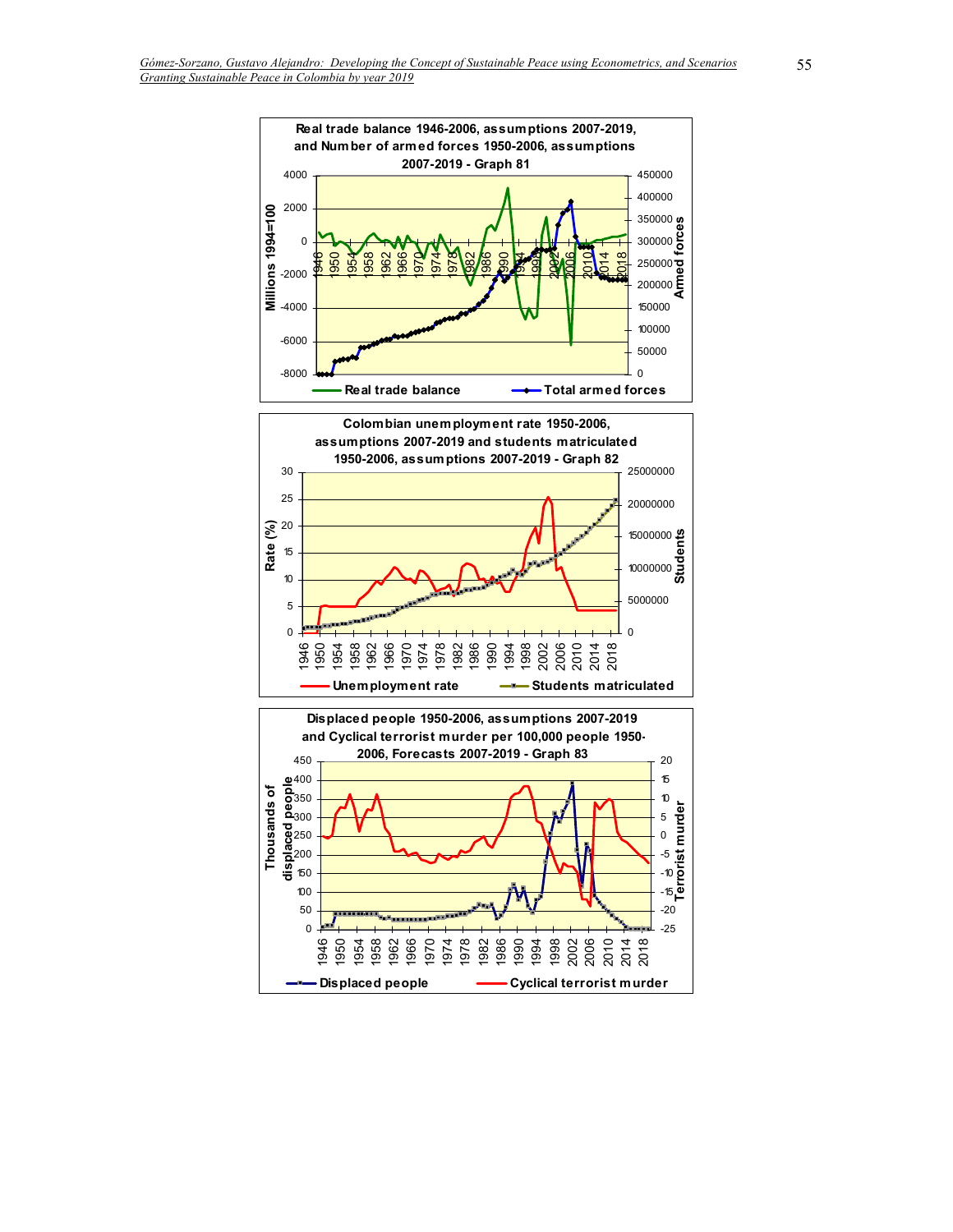**Real trade balance 1946-2006, assumptions 2007-2019, and Number of armed forces 1950-2006, assumptions 2007-2019 - Graph 81**

Real trade balance — Total armed forces

**Colombian unemployment rate 1950-2006, assumptions 2007-2019 and students matriculated 1950-2006, assumptions 2007-2019 - Graph 82**

Unemployment rate — Students matriculated

**Displaced people 1950-2006, assumptions 2007-2019 and Cyclical terrorist murder per 100,000 people 1950-2006, Forecasts 2007-2019 - Graph 83**

Displaced people — Cyclical terrorist murder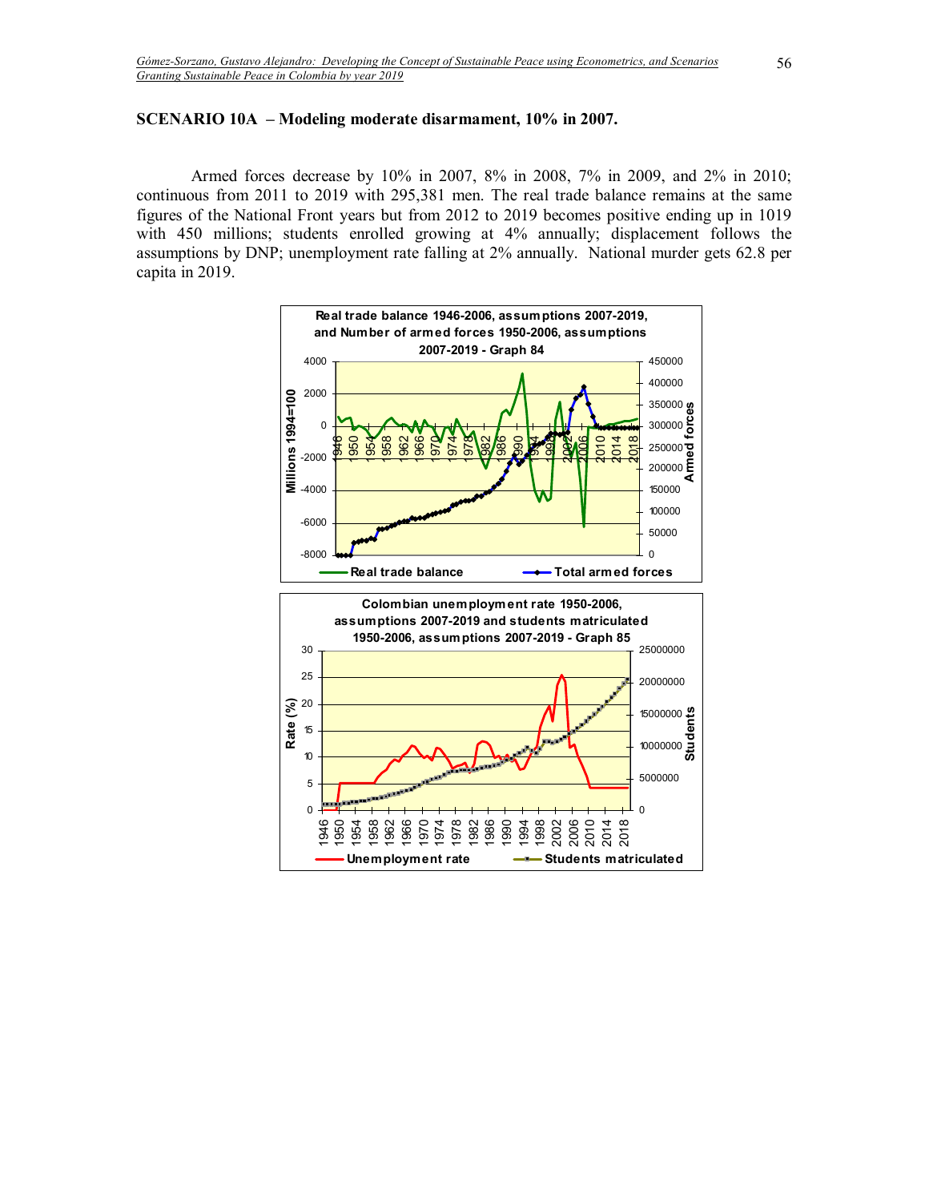### SCENARIO 10A – Modeling moderate disarmament, 10% in 2007.

Armed forces decrease by 10% in 2007, 8% in 2008, 7% in 2009, and 2% in 2010; continuous from 2011 to 2019 with 295,381 men. The real trade balance remains at the same figures of the National Front years but from 2012 to 2019 becomes positive ending up in 1019 with 450 millions; students enrolled growing at 4% annually; displacement follows the assumptions by DNP; unemployment rate falling at 2% annually. National murder gets 62.8 per capita in 2019.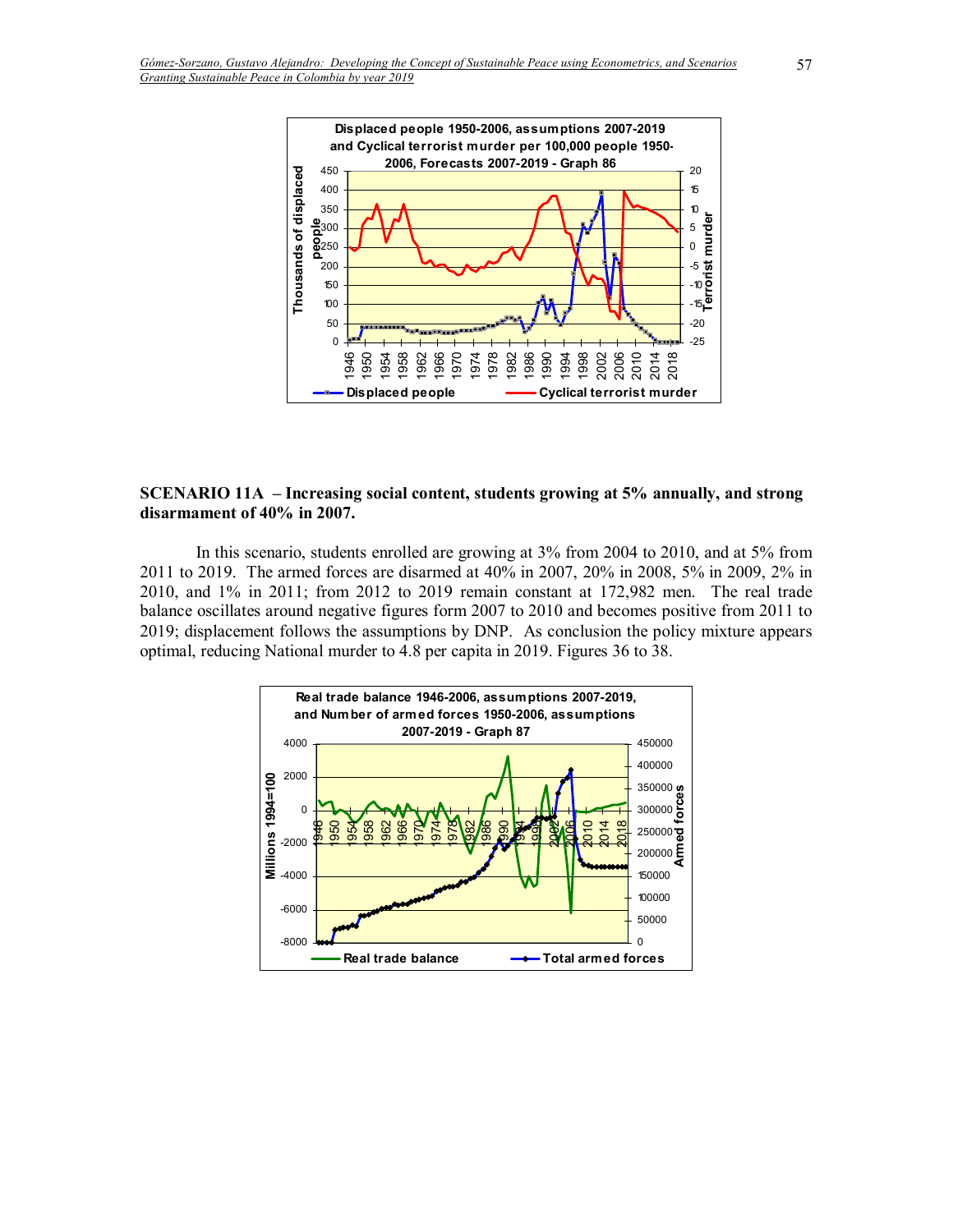Displaced people 1950-2006, assumptions 2007-2019 and Cyclical terrorist murder per 100,000 people 1950-2006, Forecasts 2007-2019 - Graph 86

## SCENARIO 11A – Increasing social content, students growing at 5% annually, and strong disarmament of 40% in 2007.

In this scenario, students enrolled are growing at 3% from 2004 to 2010, and at 5% from 2011 to 2019. The armed forces are disarmed at 40% in 2007, 20% in 2008, 5% in 2009, 2% in 2010, and 1% in 2011; from 2012 to 2019 remain constant at 172,982 men. The real trade balance oscillates around negative figures form 2007 to 2010 and becomes positive from 2011 to 2019; displacement follows the assumptions by DNP. As conclusion the policy mixture appears optimal, reducing National murder to 4.8 per capita in 2019. Figures 36 to 38.

Real trade balance 1946-2006, assumptions 2007-2019, and Number of armed forces 1950-2006, assumptions 2007-2019 - Graph 87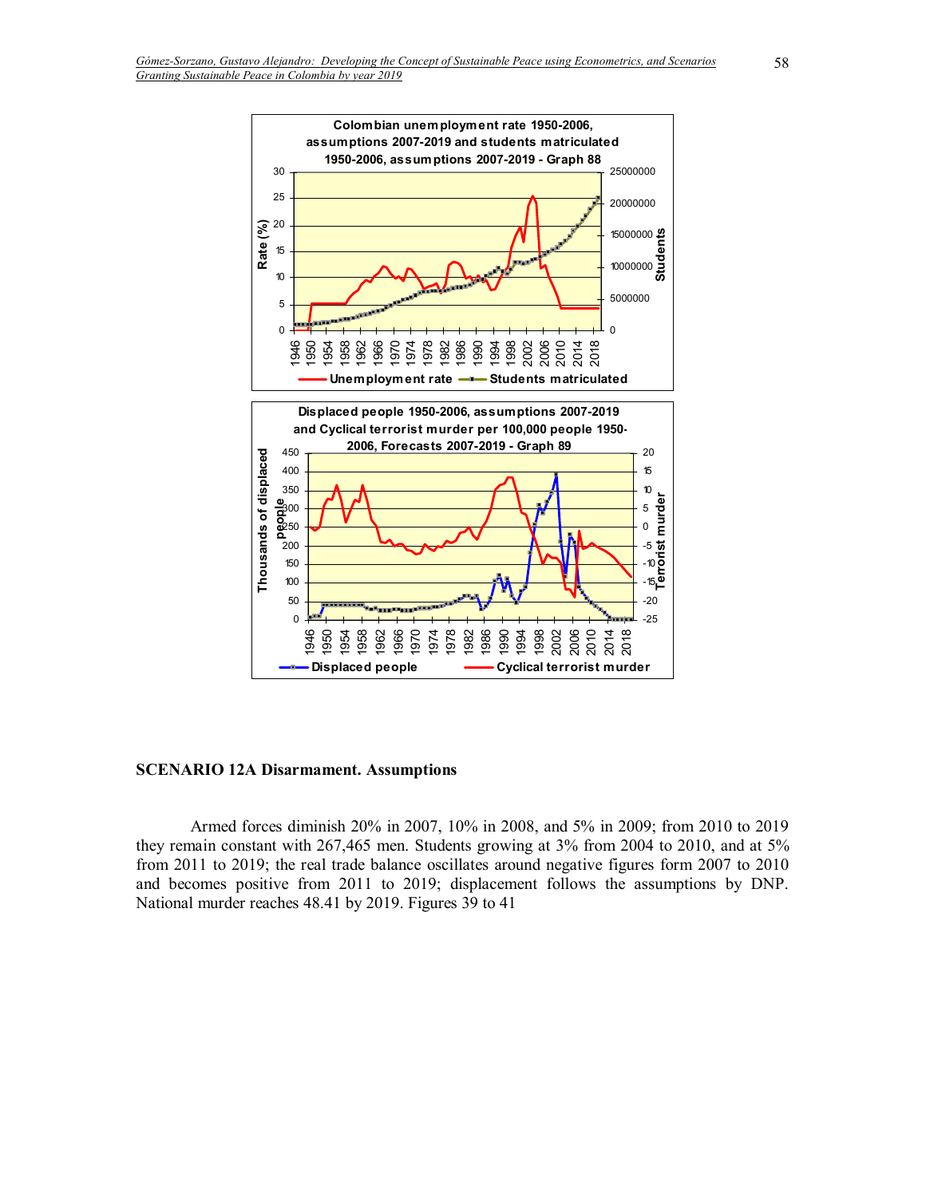**SCENARIO 12A Disarmament. Assumptions**

Armed forces diminish 20% in 2007, 10% in 2008, and 5% in 2009; from 2010 to 2019 they remain constant with 267,465 men. Students growing at 3% from 2004 to 2010, and at 5% from 2011 to 2019; the real trade balance oscillates around negative figures form 2007 to 2010 and becomes positive from 2011 to 2019; displacement follows the assumptions by DNP. National murder reaches 48.41 by 2019. Figures 39 to 41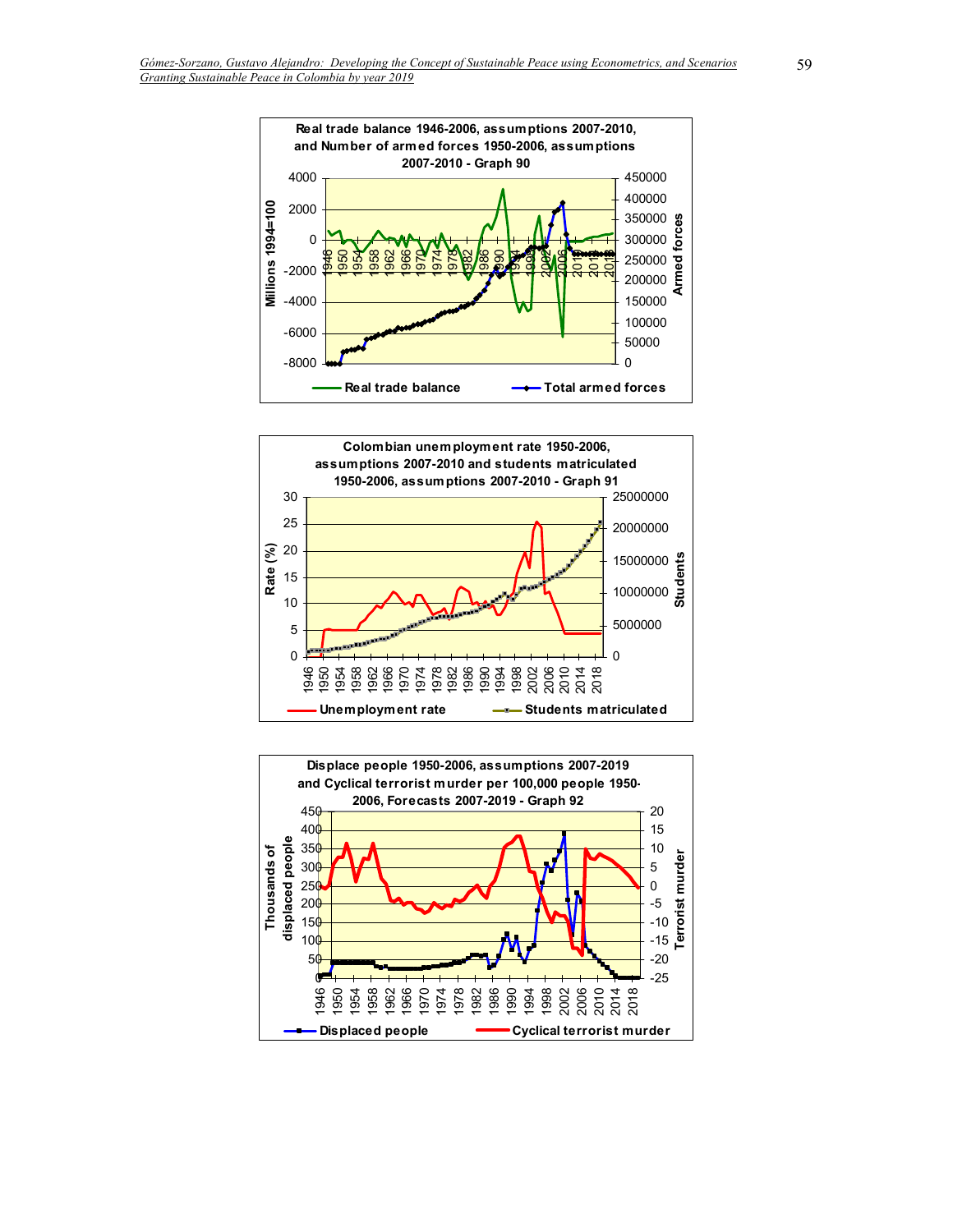**Real trade balance 1946-2006, assumptions 2007-2010, and Number of armed forces 1950-2006, assumptions 2007-2010 - Graph 90**

**Colombian unemployment rate 1950-2006, assumptions 2007-2010 and students matriculated 1950-2006, assumptions 2007-2010 - Graph 91**

**Displace people 1950-2006, assumptions 2007-2019 and Cyclical terrorist murder per 100,000 people 1950-2006, Forecasts 2007-2019 - Graph 92**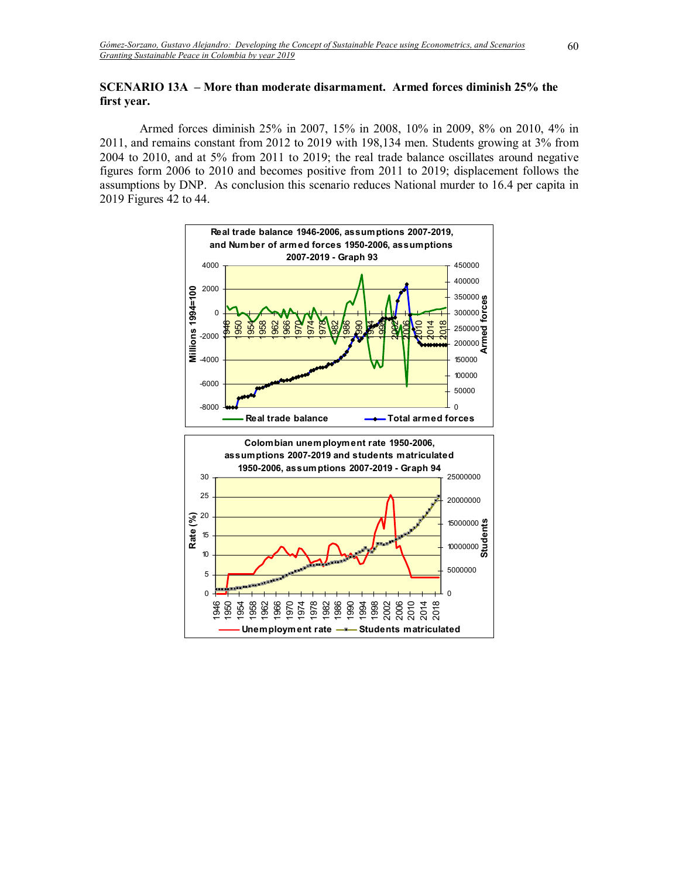## SCENARIO 13A – More than moderate disarmament. Armed forces diminish 25% the first year.

Armed forces diminish 25% in 2007, 15% in 2008, 10% in 2009, 8% on 2010, 4% in 2011, and remains constant from 2012 to 2019 with 198,134 men. Students growing at 3% from 2004 to 2010, and at 5% from 2011 to 2019; the real trade balance oscillates around negative figures form 2006 to 2010 and becomes positive from 2011 to 2019; displacement follows the assumptions by DNP. As conclusion this scenario reduces National murder to 16.4 per capita in 2019 Figures 42 to 44.

Real trade balance 1946-2006, assumptions 2007-2019, and Number of armed forces 1950-2006, assumptions 2007-2019 - Graph 93

Colombian unemployment rate 1950-2006, assumptions 2007-2019 and students matriculated 1950-2006, assumptions 2007-2019 - Graph 94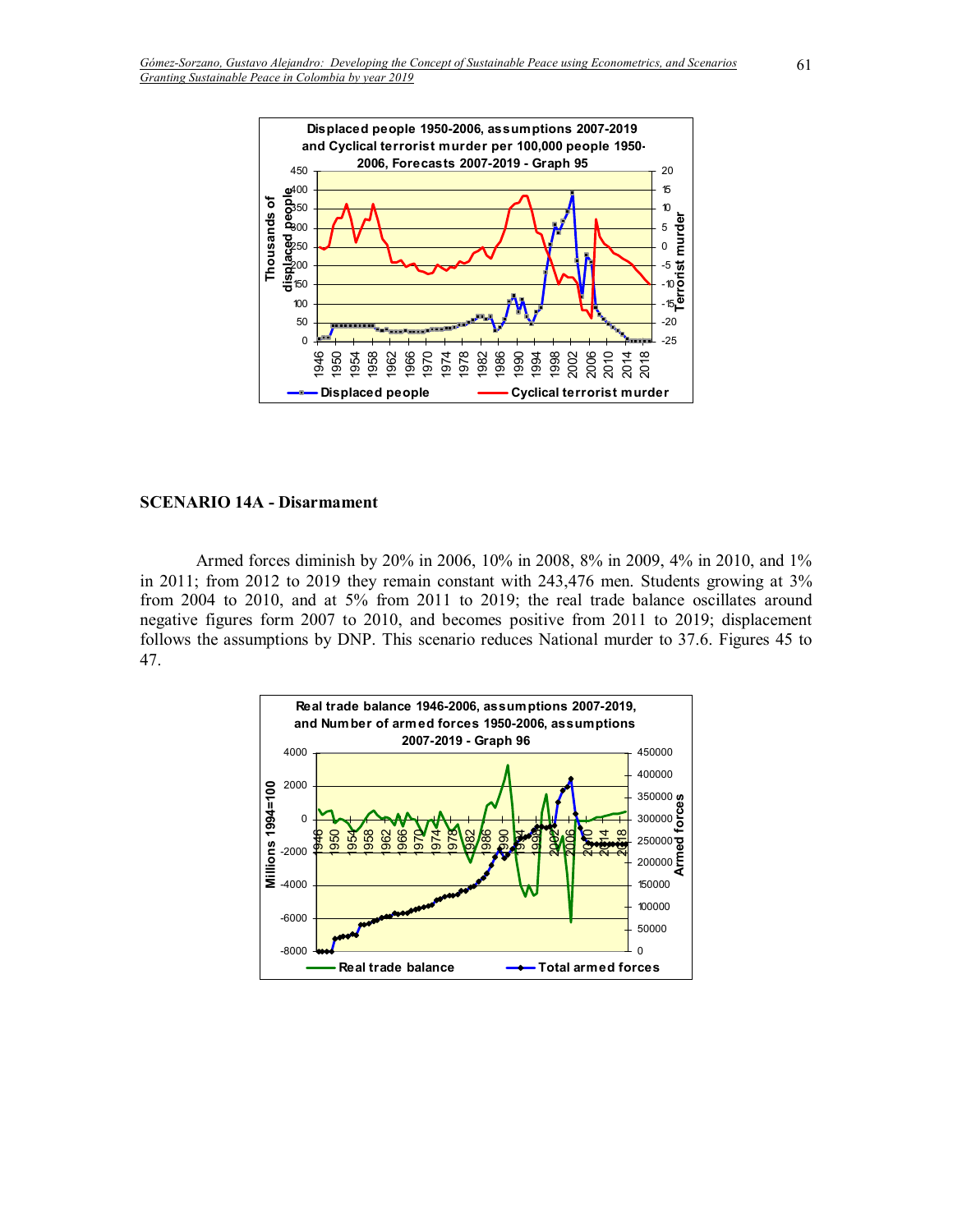## SCENARIO 14A - Disarmament

Armed forces diminish by 20% in 2006, 10% in 2008, 8% in 2009, 4% in 2010, and 1% in 2011; from 2012 to 2019 they remain constant with 243,476 men. Students growing at 3% from 2004 to 2010, and at 5% from 2011 to 2019; the real trade balance oscillates around negative figures form 2007 to 2010, and becomes positive from 2011 to 2019; displacement follows the assumptions by DNP. This scenario reduces National murder to 37.6. Figures 45 to 47.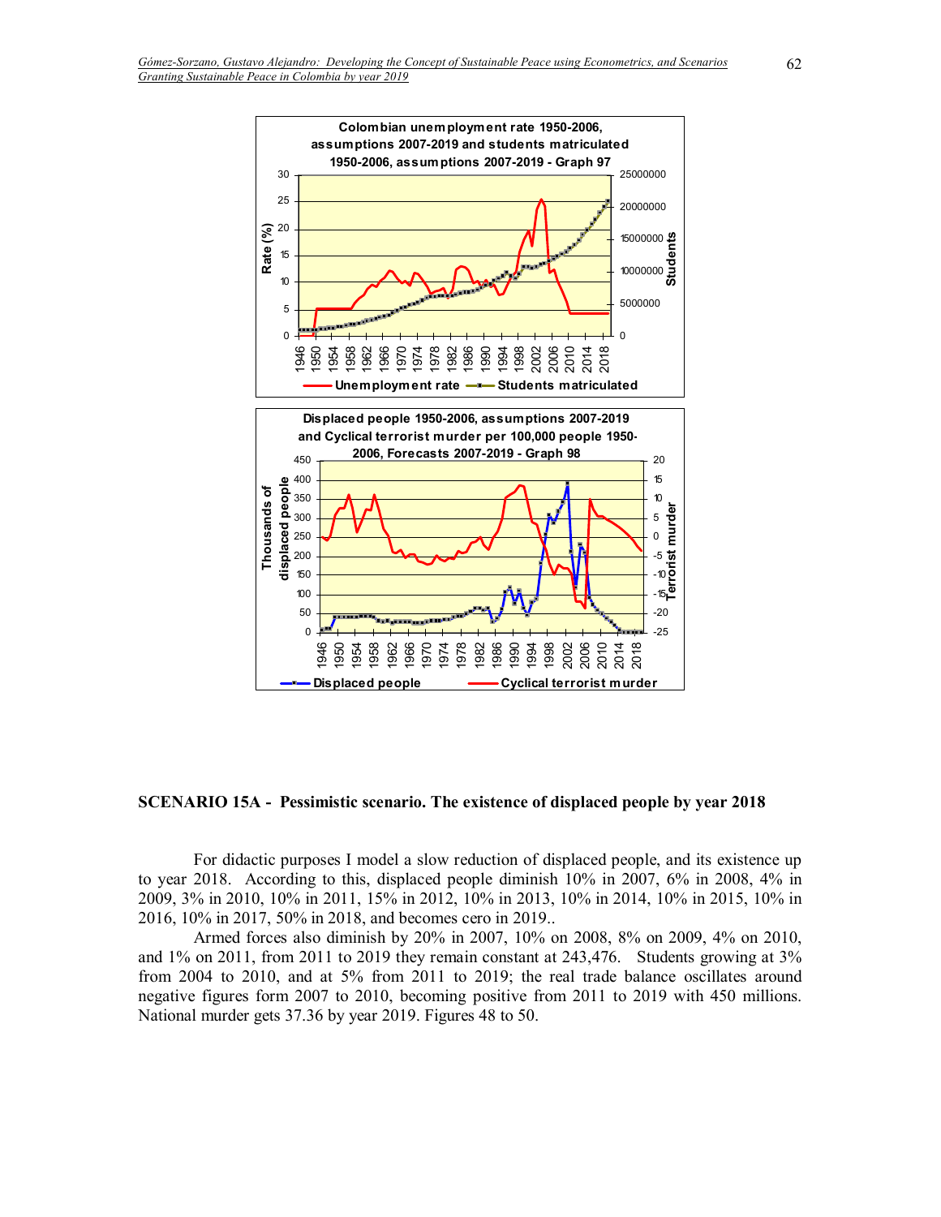**SCENARIO 15A - Pessimistic scenario. The existence of displaced people by year 2018**

For didactic purposes I model a slow reduction of displaced people, and its existence up to year 2018. According to this, displaced people diminish 10% in 2007, 6% in 2008, 4% in 2009, 3% in 2010, 10% in 2011, 15% in 2012, 10% in 2013, 10% in 2014, 10% in 2015, 10% in 2016, 10% in 2017, 50% in 2018, and becomes cero in 2019..

Armed forces also diminish by 20% in 2007, 10% on 2008, 8% on 2009, 4% on 2010, and 1% on 2011, from 2011 to 2019 they remain constant at 243,476. Students growing at 3% from 2004 to 2010, and at 5% from 2011 to 2019; the real trade balance oscillates around negative figures form 2007 to 2010, becoming positive from 2011 to 2019 with 450 millions. National murder gets 37.36 by year 2019. Figures 48 to 50.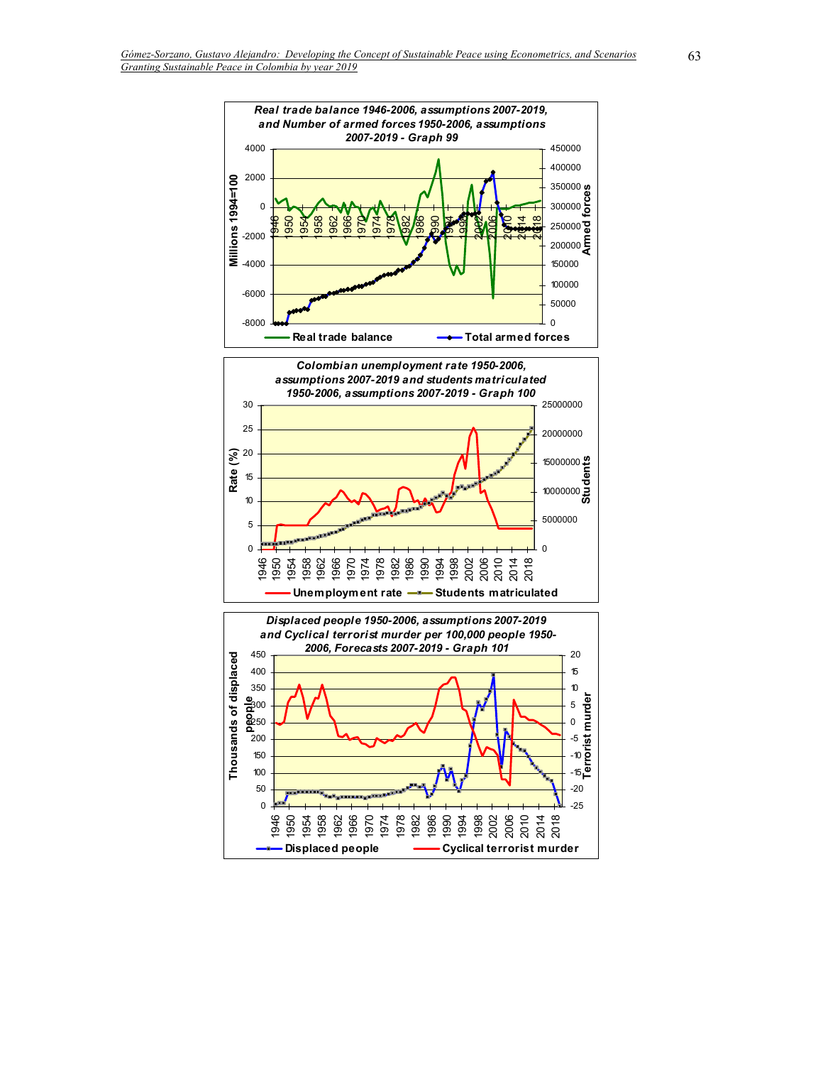**Real trade balance 1946-2006, assumptions 2007-2019, and Number of armed forces 1950-2006, assumptions 2007-2019 - Graph 99**

**Colombian unemployment rate 1950-2006, assumptions 2007-2019 and students matriculated 1950-2006, assumptions 2007-2019 - Graph 100**

**Displaced people 1950-2006, assumptions 2007-2019 and Cyclical terrorist murder per 100,000 people 1950-2006, Forecasts 2007-2019 - Graph 101**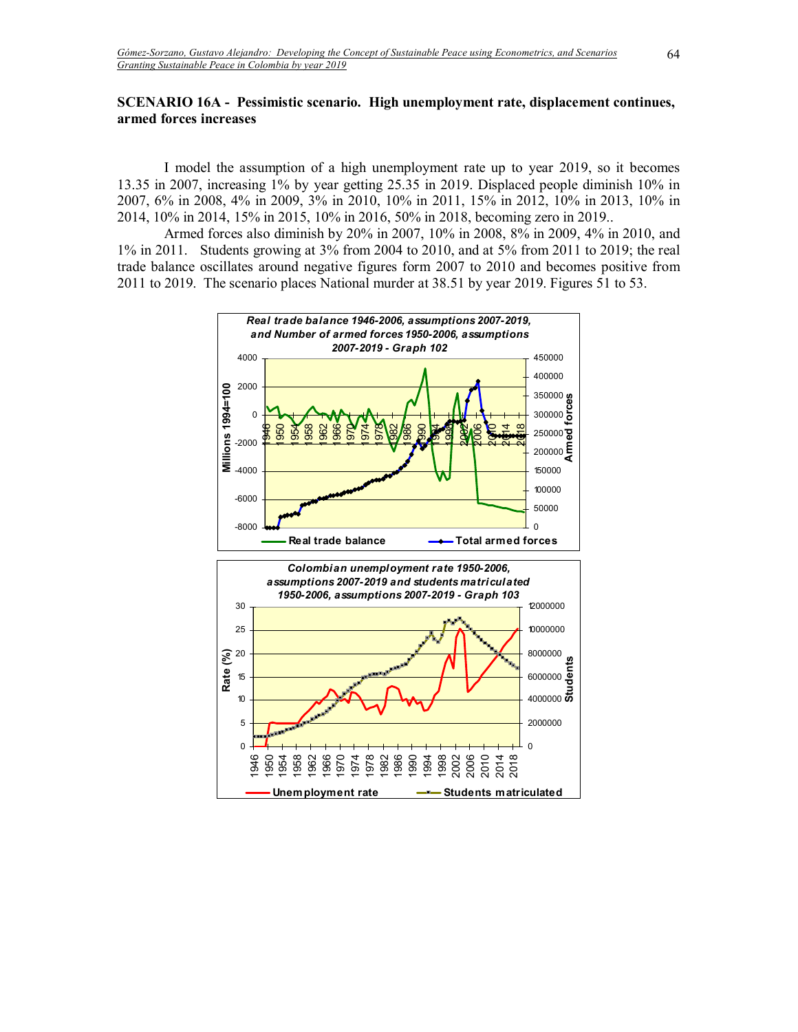## SCENARIO 16A - Pessimistic scenario. High unemployment rate, displacement continues, armed forces increases

I model the assumption of a high unemployment rate up to year 2019, so it becomes 13.35 in 2007, increasing 1% by year getting 25.35 in 2019. Displaced people diminish 10% in 2007, 6% in 2008, 4% in 2009, 3% in 2010, 10% in 2011, 15% in 2012, 10% in 2013, 10% in 2014, 10% in 2014, 15% in 2015, 10% in 2016, 50% in 2018, becoming zero in 2019..

Armed forces also diminish by 20% in 2007, 10% in 2008, 8% in 2009, 4% in 2010, and 1% in 2011. Students growing at 3% from 2004 to 2010, and at 5% from 2011 to 2019; the real trade balance oscillates around negative figures form 2007 to 2010 and becomes positive from 2011 to 2019. The scenario places National murder at 38.51 by year 2019. Figures 51 to 53.

*Real trade balance 1946-2006, assumptions 2007-2019, and Number of armed forces 1950-2006, assumptions 2007-2019 - Graph 102*

*Colombian unemployment rate 1950-2006, assumptions 2007-2019 and students matriculated 1950-2006, assumptions 2007-2019 - Graph 103*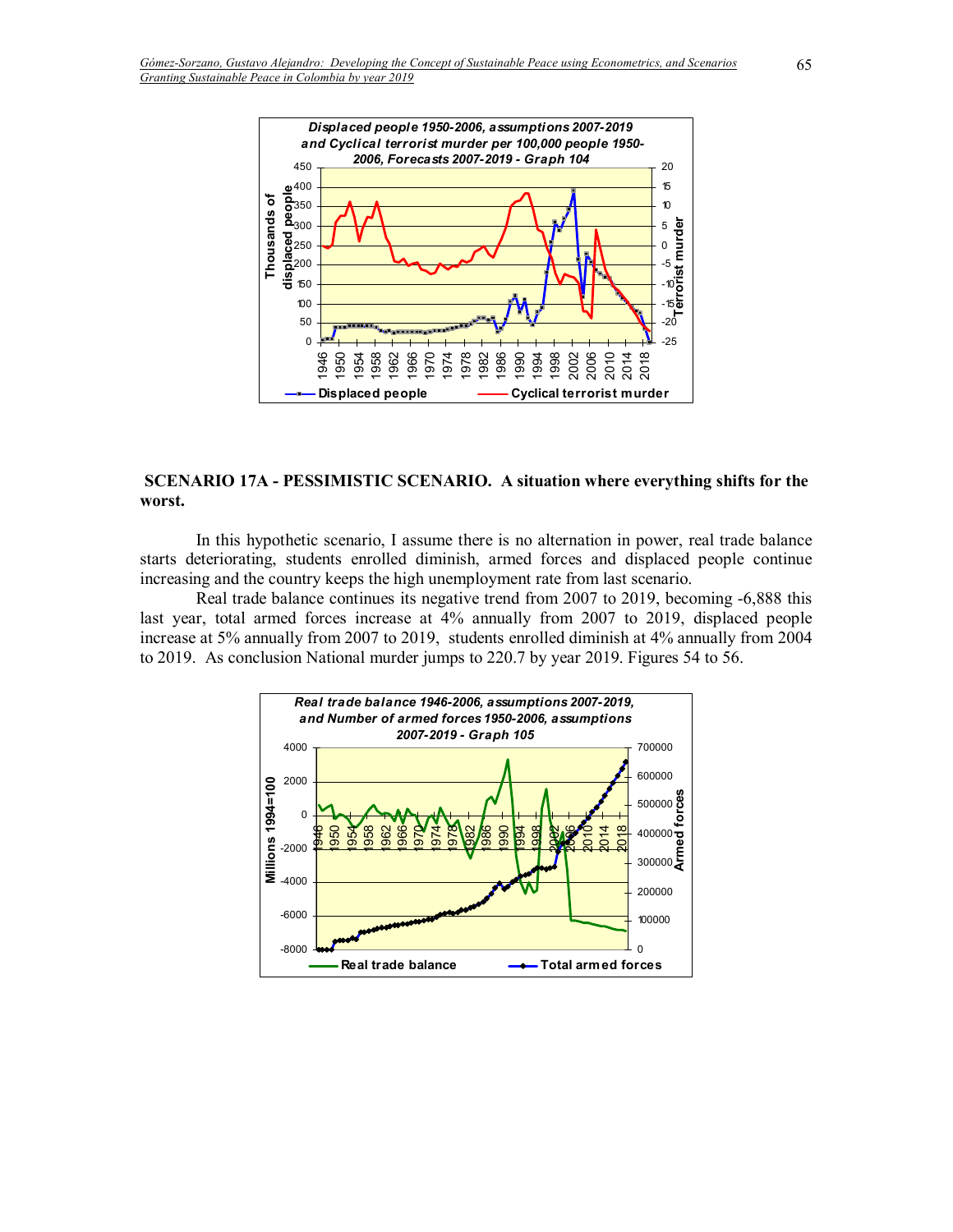## SCENARIO 17A - PESSIMISTIC SCENARIO. A situation where everything shifts for the worst.

In this hypothetic scenario, I assume there is no alternation in power, real trade balance starts deteriorating, students enrolled diminish, armed forces and displaced people continue increasing and the country keeps the high unemployment rate from last scenario.

Real trade balance continues its negative trend from 2007 to 2019, becoming -6,888 this last year, total armed forces increase at 4% annually from 2007 to 2019, displaced people increase at 5% annually from 2007 to 2019, students enrolled diminish at 4% annually from 2004 to 2019. As conclusion National murder jumps to 220.7 by year 2019. Figures 54 to 56.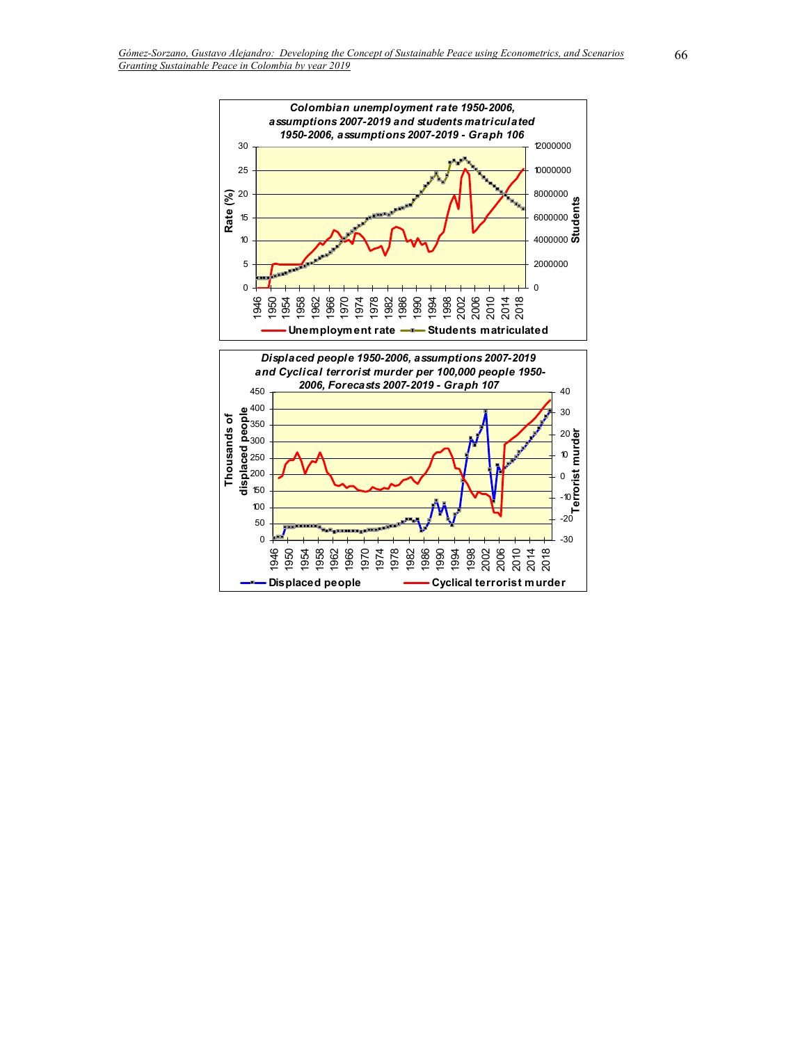**Colombian unemployment rate 1950-2006, assumptions 2007-2019 and students matriculated 1950-2006, assumptions 2007-2019 - Graph 106**

Rate (%) | Students

Unemployment rate — Students matriculated

**Displaced people 1950-2006, assumptions 2007-2019 and Cyclical terrorist murder per 100,000 people 1950-2006, Forecasts 2007-2019 - Graph 107**

Thousands of displaced people | Terrorist murder

Displaced people — Cyclical terrorist murder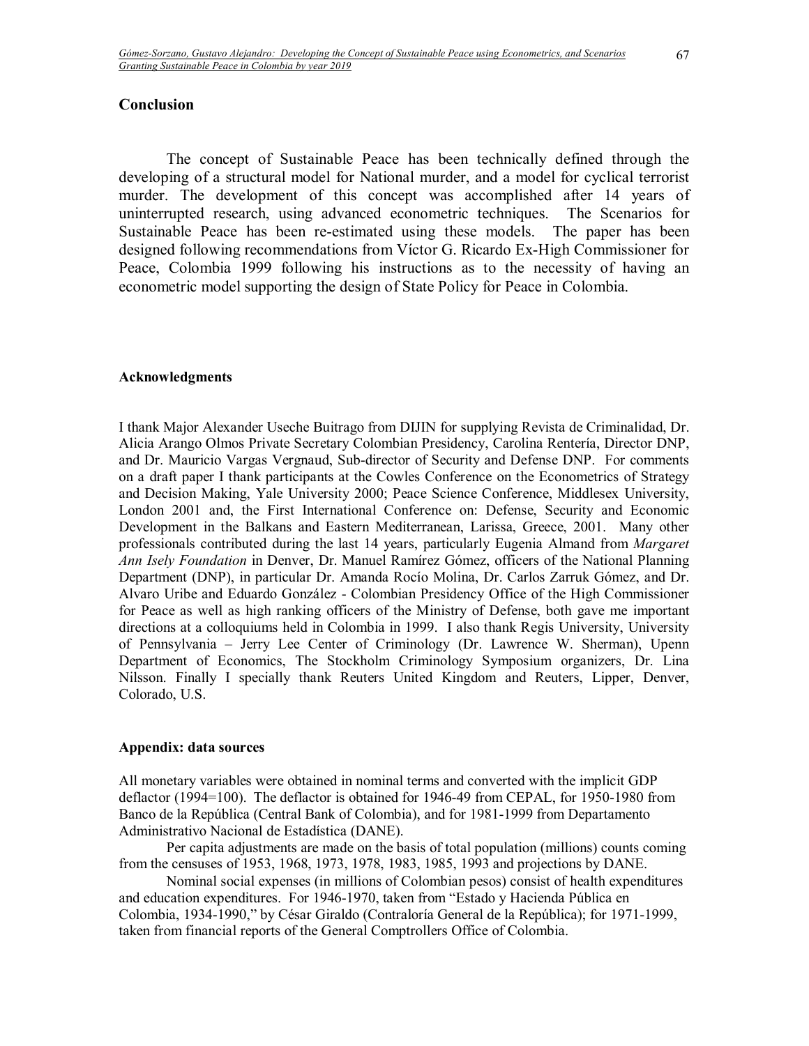## Conclusion

The concept of Sustainable Peace has been technically defined through the developing of a structural model for National murder, and a model for cyclical terrorist murder. The development of this concept was accomplished after 14 years of uninterrupted research, using advanced econometric techniques. The Scenarios for Sustainable Peace has been re-estimated using these models. The paper has been designed following recommendations from Víctor G. Ricardo Ex-High Commissioner for Peace, Colombia 1999 following his instructions as to the necessity of having an econometric model supporting the design of State Policy for Peace in Colombia.

### Acknowledgments

I thank Major Alexander Useche Buitrago from DIJIN for supplying Revista de Criminalidad, Dr. Alicia Arango Olmos Private Secretary Colombian Presidency, Carolina Rentería, Director DNP, and Dr. Mauricio Vargas Vergnaud, Sub-director of Security and Defense DNP. For comments on a draft paper I thank participants at the Cowles Conference on the Econometrics of Strategy and Decision Making, Yale University 2000; Peace Science Conference, Middlesex University, London 2001 and, the First International Conference on: Defense, Security and Economic Development in the Balkans and Eastern Mediterranean, Larissa, Greece, 2001. Many other professionals contributed during the last 14 years, particularly Eugenia Almand from *Margaret Ann Isely Foundation* in Denver, Dr. Manuel Ramírez Gómez, officers of the National Planning Department (DNP), in particular Dr. Amanda Rocío Molina, Dr. Carlos Zarruk Gómez, and Dr. Alvaro Uribe and Eduardo González - Colombian Presidency Office of the High Commissioner for Peace as well as high ranking officers of the Ministry of Defense, both gave me important directions at a colloquiums held in Colombia in 1999. I also thank Regis University, University of Pennsylvania – Jerry Lee Center of Criminology (Dr. Lawrence W. Sherman), Upenn Department of Economics, The Stockholm Criminology Symposium organizers, Dr. Lina Nilsson. Finally I specially thank Reuters United Kingdom and Reuters, Lipper, Denver, Colorado, U.S.

### Appendix: data sources

All monetary variables were obtained in nominal terms and converted with the implicit GDP deflactor (1994=100). The deflactor is obtained for 1946-49 from CEPAL, for 1950-1980 from Banco de la República (Central Bank of Colombia), and for 1981-1999 from Departamento Administrativo Nacional de Estadística (DANE).

Per capita adjustments are made on the basis of total population (millions) counts coming from the censuses of 1953, 1968, 1973, 1978, 1983, 1985, 1993 and projections by DANE.

Nominal social expenses (in millions of Colombian pesos) consist of health expenditures and education expenditures. For 1946-1970, taken from "Estado y Hacienda Pública en Colombia, 1934-1990," by César Giraldo (Contraloría General de la República); for 1971-1999, taken from financial reports of the General Comptrollers Office of Colombia.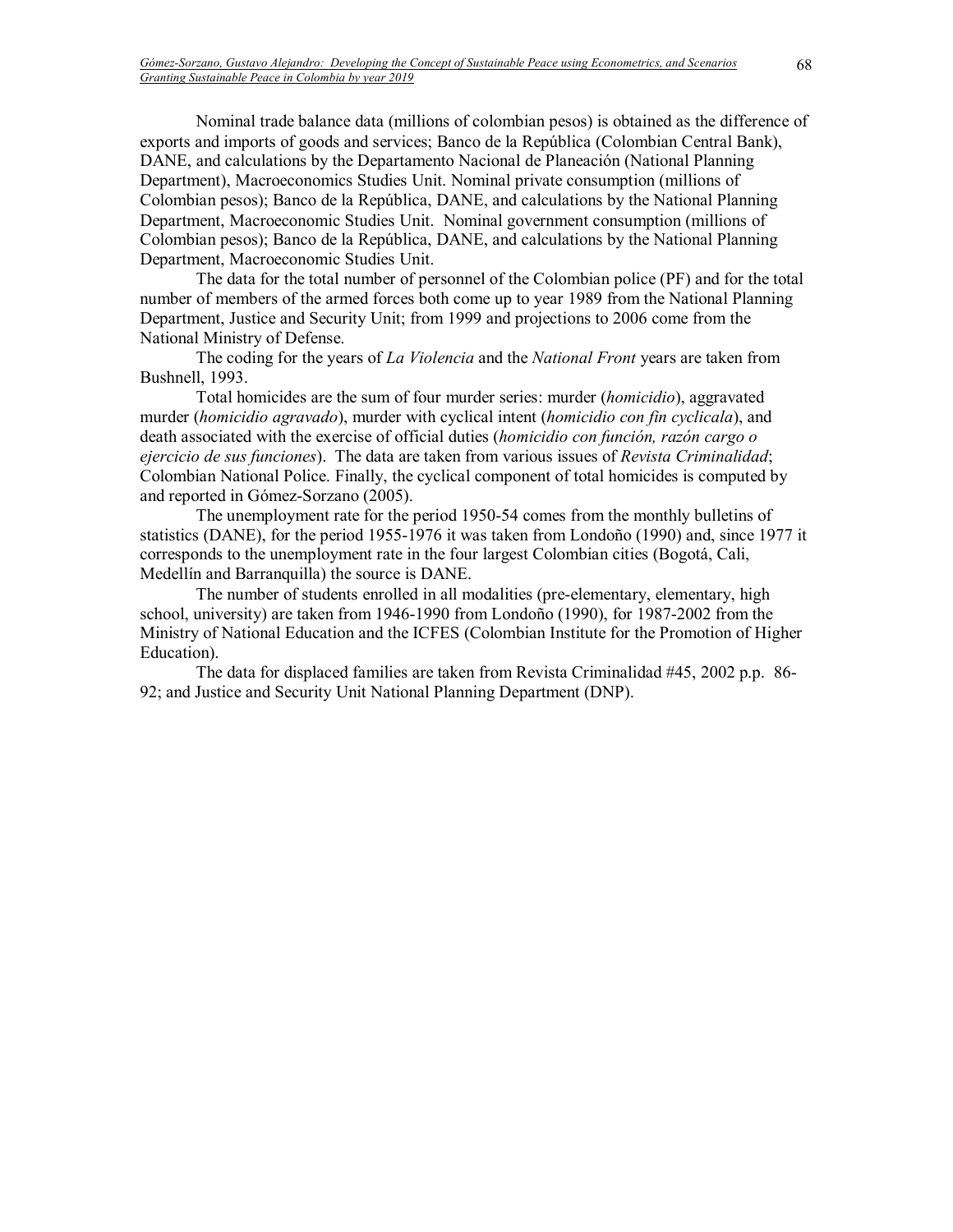Nominal trade balance data (millions of colombian pesos) is obtained as the difference of exports and imports of goods and services; Banco de la República (Colombian Central Bank), DANE, and calculations by the Departamento Nacional de Planeación (National Planning Department), Macroeconomics Studies Unit. Nominal private consumption (millions of Colombian pesos); Banco de la República, DANE, and calculations by the National Planning Department, Macroeconomic Studies Unit. Nominal government consumption (millions of Colombian pesos); Banco de la República, DANE, and calculations by the National Planning Department, Macroeconomic Studies Unit.

The data for the total number of personnel of the Colombian police (PF) and for the total number of members of the armed forces both come up to year 1989 from the National Planning Department, Justice and Security Unit; from 1999 and projections to 2006 come from the National Ministry of Defense.

The coding for the years of *La Violencia* and the *National Front* years are taken from Bushnell, 1993.

Total homicides are the sum of four murder series: murder (*homicidio*), aggravated murder (*homicidio agravado*), murder with cyclical intent (*homicidio con fin cyclicala*), and death associated with the exercise of official duties (*homicidio con función, razón cargo o ejercicio de sus funciones*). The data are taken from various issues of *Revista Criminalidad*; Colombian National Police. Finally, the cyclical component of total homicides is computed by and reported in Gómez-Sorzano (2005).

The unemployment rate for the period 1950-54 comes from the monthly bulletins of statistics (DANE), for the period 1955-1976 it was taken from Londoño (1990) and, since 1977 it corresponds to the unemployment rate in the four largest Colombian cities (Bogotá, Cali, Medellín and Barranquilla) the source is DANE.

The number of students enrolled in all modalities (pre-elementary, elementary, high school, university) are taken from 1946-1990 from Londoño (1990), for 1987-2002 from the Ministry of National Education and the ICFES (Colombian Institute for the Promotion of Higher Education).

The data for displaced families are taken from Revista Criminalidad #45, 2002 p.p. 86-92; and Justice and Security Unit National Planning Department (DNP).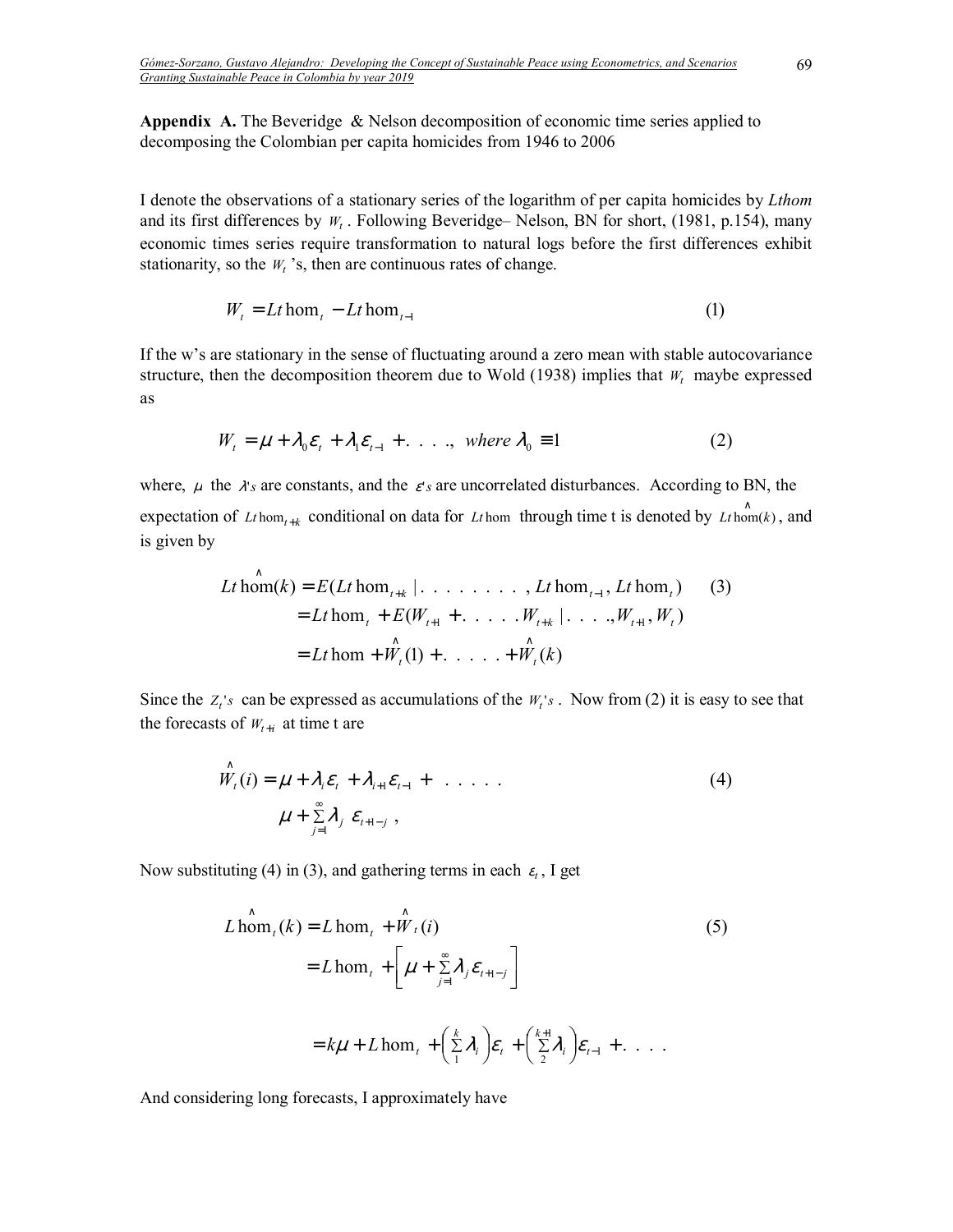**Appendix A.** The Beveridge & Nelson decomposition of economic time series applied to decomposing the Colombian per capita homicides from 1946 to 2006

I denote the observations of a stationary series of the logarithm of per capita homicides by *Lthom* and its first differences by $W_t$. Following Beveridge– Nelson, BN for short, (1981, p.154), many economic times series require transformation to natural logs before the first differences exhibit stationarity, so the $W_t$ 's, then are continuous rates of change.

$$W_t = Lt\hom_t - Lt\hom_{t-1} \tag{1}$$

If the w's are stationary in the sense of fluctuating around a zero mean with stable autocovariance structure, then the decomposition theorem due to Wold (1938) implies that $W_t$ maybe expressed as

$$W_t = \mu + \lambda_0 \varepsilon_t + \lambda_1 \varepsilon_{t-1} + \ldots, \text{ where } \lambda_0 \equiv 1 \tag{2}$$

where, $\mu$ the $\lambda$'s are constants, and the $\varepsilon$'s are uncorrelated disturbances. According to BN, the expectation of $Lt\hom_{t+k}$ conditional on data for $Lt\hom$ through time t is denoted by $Lt\hat{\hom}(k)$, and is given by

$$\begin{aligned} Lt\hat{\hom}(k) &= E(Lt\hom_{t+k} \mid \ldots\ldots\ldots, Lt\hom_{t-1}, Lt\hom_t) \qquad (3) \\ &= Lt\hom_t + E(W_{t+1} + \ldots\ldots W_{t+k} \mid \ldots\ldots, W_{t+1}, W_t) \\ &= Lt\hom + \hat{W}_t(1) + \ldots\ldots + \hat{W}_t(k) \end{aligned}$$

Since the $Z_t$'s can be expressed as accumulations of the $W_t$'s . Now from (2) it is easy to see that the forecasts of $W_{t+i}$ at time t are

$$\begin{aligned} \hat{W}_t(i) &= \mu + \lambda_i \varepsilon_t + \lambda_{i+1} \varepsilon_{t-1} + \ldots\ldots \qquad (4) \\ & \mu + \sum_{j=1}^{\infty} \lambda_j \ \varepsilon_{t+1-j} \ , \end{aligned}$$

Now substituting (4) in (3), and gathering terms in each $\varepsilon_t$, I get

$$\begin{aligned} L\hat{\hom}_t(k) &= L\hom_t + \hat{W}_t(i) \qquad (5) \\ &= L\hom_t + \left[ \mu + \sum_{j=1}^{\infty} \lambda_j \varepsilon_{t+1-j} \right] \\ &= k\mu + L\hom_t + \left( \sum_{1}^{k} \lambda_i \right) \varepsilon_t + \left( \sum_{2}^{k+1} \lambda_i \right) \varepsilon_{t-1} + \ldots \end{aligned}$$

And considering long forecasts, I approximately have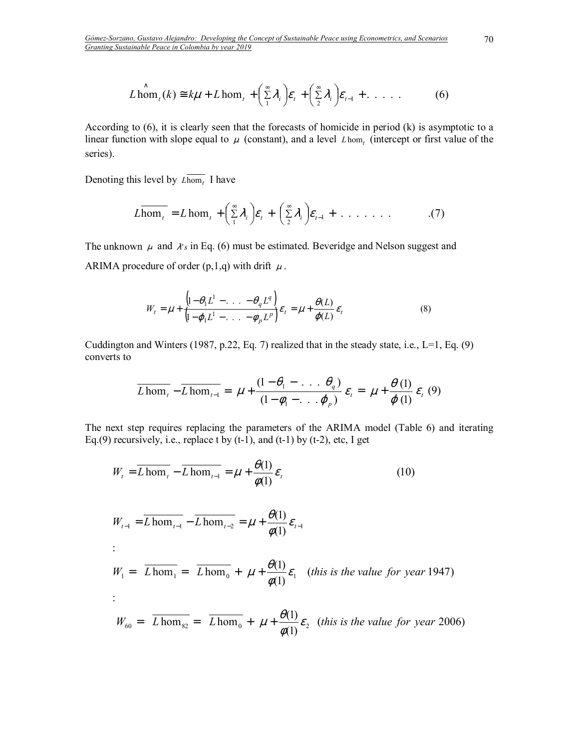$$\hat{L\text{hom}}_t(k) \cong k\mu + L\text{hom}_t + \left(\sum_1^\infty \lambda_i\right)\varepsilon_t + \left(\sum_2^\infty \lambda_i\right)\varepsilon_{t-1} + \ldots\ldots \quad (6)$$

According to (6), it is clearly seen that the forecasts of homicide in period (k) is asymptotic to a linear function with slope equal to $\mu$ (constant), and a level $L\text{hom}_t$ (intercept or first value of the series).

Denoting this level by $\overline{L\text{hom}_t}$ I have

$$\overline{L\text{hom}_t} = L\text{hom}_t + \left(\sum_1^\infty \lambda_i\right)\varepsilon_t + \left(\sum_2^\infty \lambda_i\right)\varepsilon_{t-1} + \ldots\ldots\ldots \quad .(7)$$

The unknown $\mu$ and $\lambda$'s in Eq. (6) must be estimated. Beveridge and Nelson suggest and ARIMA procedure of order (p,1,q) with drift $\mu$.

$$W_t = \mu + \frac{\left(1 - \theta_1 L^1 - \ldots - \theta_q L^q\right)}{\left(1 - \phi_1 L^1 - \ldots - \varphi_p L^p\right)}\varepsilon_t = \mu + \frac{\theta(L)}{\phi(L)}\varepsilon_t \quad (8)$$

Cuddington and Winters (1987, p.22, Eq. 7) realized that in the steady state, i.e., L=1, Eq. (9) converts to

$$\overline{L\text{hom}_t} - \overline{L\text{hom}_{t-1}} = \mu + \frac{(1 - \theta_1 - \ldots \theta_q)}{(1 - \varphi_1 - \ldots \phi_p)}\varepsilon_t = \mu + \frac{\theta(1)}{\phi(1)}\varepsilon_t \quad (9)$$

The next step requires replacing the parameters of the ARIMA model (Table 6) and iterating Eq.(9) recursively, i.e., replace t by (t-1), and (t-1) by (t-2), etc, I get

$$W_t = \overline{L\text{hom}_t} - \overline{L\text{hom}_{t-1}} = \mu + \frac{\theta(1)}{\phi(1)}\varepsilon_t \quad (10)$$

$$W_{t-1} = \overline{L\text{hom}_{t-1}} - \overline{L\text{hom}_{t-2}} = \mu + \frac{\theta(1)}{\phi(1)}\varepsilon_{t-1}$$

:

$$W_1 = \overline{L\text{hom}_1} = \overline{L\text{hom}_0} + \mu + \frac{\theta(1)}{\phi(1)}\varepsilon_1 \quad (\textit{this is the value for year } 1947)$$

:

$$W_{60} = \overline{L\text{hom}_{82}} = \overline{L\text{hom}_0} + \mu + \frac{\theta(1)}{\phi(1)}\varepsilon_2 \quad (\textit{this is the value for year } 2006)$$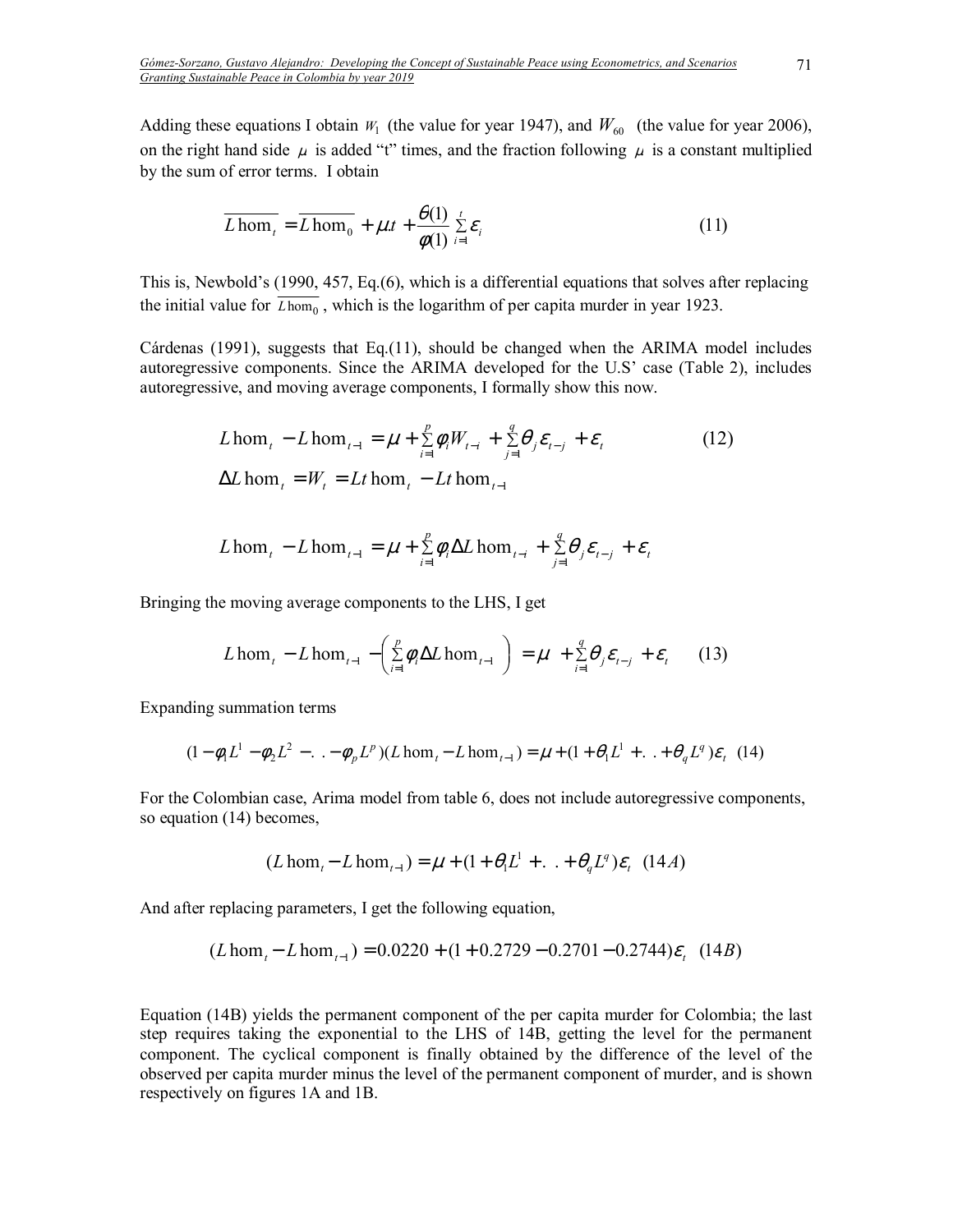Adding these equations I obtain $W_1$ (the value for year 1947), and $W_{60}$ (the value for year 2006), on the right hand side $\mu$ is added "t" times, and the fraction following $\mu$ is a constant multiplied by the sum of error terms. I obtain

$$\overline{L\hom_t} = \overline{L\hom_0} + \mu.t + \frac{\theta(1)}{\phi(1)} \sum_{i=1}^{t} \varepsilon_i \tag{11}$$

This is, Newbold's (1990, 457, Eq.(6), which is a differential equations that solves after replacing the initial value for $\overline{L\hom_0}$, which is the logarithm of per capita murder in year 1923.

Cárdenas (1991), suggests that Eq.(11), should be changed when the ARIMA model includes autoregressive components. Since the ARIMA developed for the U.S' case (Table 2), includes autoregressive, and moving average components, I formally show this now.

$$L\hom_t - L\hom_{t-1} = \mu + \sum_{i=1}^{p} \phi_i W_{t-i} + \sum_{j=1}^{q} \theta_j \varepsilon_{t-j} + \varepsilon_t \tag{12}$$

$$\Delta L\hom_t = W_t = Lt\hom_t - Lt\hom_{t-1}$$

$$L\hom_t - L\hom_{t-1} = \mu + \sum_{i=1}^{p} \phi_i \Delta L\hom_{t-i} + \sum_{j=1}^{q} \theta_j \varepsilon_{t-j} + \varepsilon_t$$

Bringing the moving average components to the LHS, I get

$$L\hom_t - L\hom_{t-1} - \left( \sum_{i=1}^{p} \phi_i \Delta L\hom_{t-1} \right) = \mu + \sum_{i=1}^{q} \theta_j \varepsilon_{t-j} + \varepsilon_t \tag{13}$$

Expanding summation terms

$$(1 - \phi_1 L^1 - \phi_2 L^2 - .. - \phi_p L^p)(L\hom_t - L\hom_{t-1}) = \mu + (1 + \theta_1 L^1 + .. + \theta_q L^q)\varepsilon_t \tag{14}$$

For the Colombian case, Arima model from table 6, does not include autoregressive components, so equation (14) becomes,

$$(L\hom_t - L\hom_{t-1}) = \mu + (1 + \theta_1 L^1 + .. + \theta_q L^q)\varepsilon_t \tag{14A}$$

And after replacing parameters, I get the following equation,

$$(L\hom_t - L\hom_{t-1}) = 0.0220 + (1 + 0.2729 - 0.2701 - 0.2744)\varepsilon_t \tag{14B}$$

Equation (14B) yields the permanent component of the per capita murder for Colombia; the last step requires taking the exponential to the LHS of 14B, getting the level for the permanent component. The cyclical component is finally obtained by the difference of the level of the observed per capita murder minus the level of the permanent component of murder, and is shown respectively on figures 1A and 1B.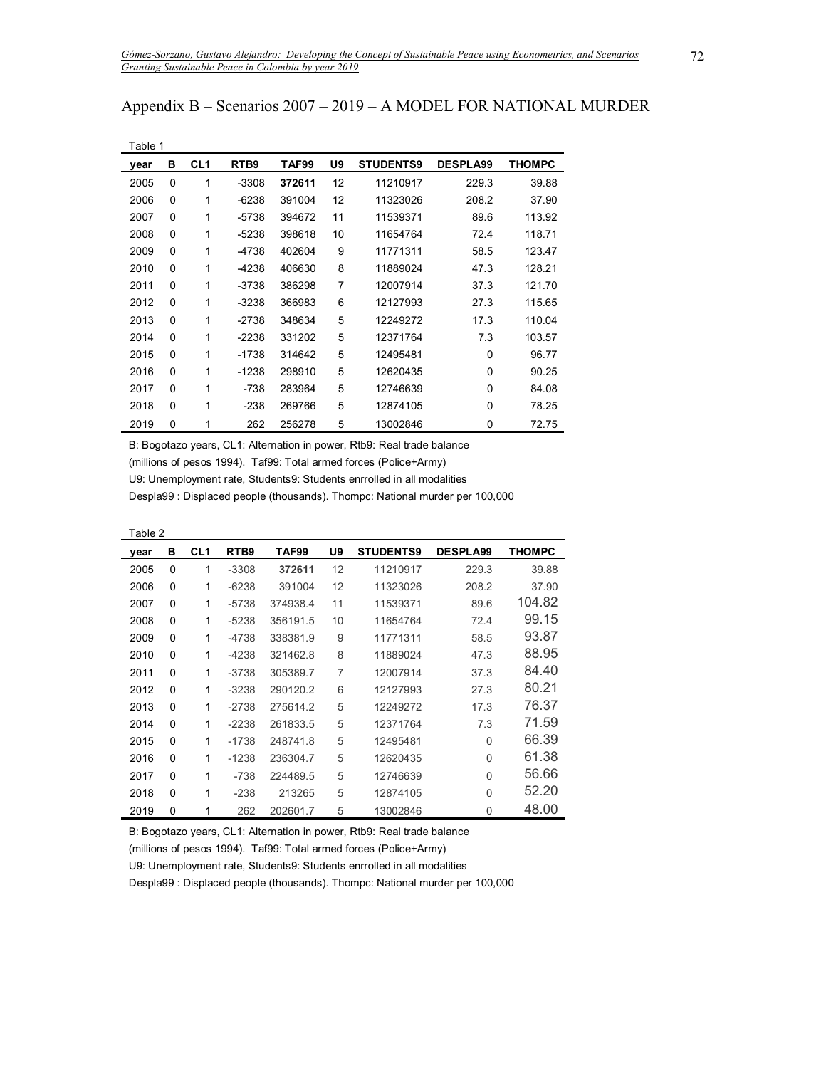## Appendix B – Scenarios 2007 – 2019 – A MODEL FOR NATIONAL MURDER

Table 1

| year | B | CL1 | RTB9 | TAF99 | U9 | STUDENTS9 | DESPLA99 | THOMPC |
|---|---|---|---|---|---|---|---|---|
| 2005 | 0 | 1 | -3308 | **372611** | 12 | 11210917 | 229.3 | 39.88 |
| 2006 | 0 | 1 | -6238 | 391004 | 12 | 11323026 | 208.2 | 37.90 |
| 2007 | 0 | 1 | -5738 | 394672 | 11 | 11539371 | 89.6 | 113.92 |
| 2008 | 0 | 1 | -5238 | 398618 | 10 | 11654764 | 72.4 | 118.71 |
| 2009 | 0 | 1 | -4738 | 402604 | 9 | 11771311 | 58.5 | 123.47 |
| 2010 | 0 | 1 | -4238 | 406630 | 8 | 11889024 | 47.3 | 128.21 |
| 2011 | 0 | 1 | -3738 | 386298 | 7 | 12007914 | 37.3 | 121.70 |
| 2012 | 0 | 1 | -3238 | 366983 | 6 | 12127993 | 27.3 | 115.65 |
| 2013 | 0 | 1 | -2738 | 348634 | 5 | 12249272 | 17.3 | 110.04 |
| 2014 | 0 | 1 | -2238 | 331202 | 5 | 12371764 | 7.3 | 103.57 |
| 2015 | 0 | 1 | -1738 | 314642 | 5 | 12495481 | 0 | 96.77 |
| 2016 | 0 | 1 | -1238 | 298910 | 5 | 12620435 | 0 | 90.25 |
| 2017 | 0 | 1 | -738 | 283964 | 5 | 12746639 | 0 | 84.08 |
| 2018 | 0 | 1 | -238 | 269766 | 5 | 12874105 | 0 | 78.25 |
| 2019 | 0 | 1 | 262 | 256278 | 5 | 13002846 | 0 | 72.75 |

B: Bogotazo years, CL1: Alternation in power, Rtb9: Real trade balance (millions of pesos 1994). Taf99: Total armed forces (Police+Army)

U9: Unemployment rate, Students9: Students enrrolled in all modalities

Despla99 : Displaced people (thousands). Thompc: National murder per 100,000

Table 2

| year | B | CL1 | RTB9 | TAF99 | U9 | STUDENTS9 | DESPLA99 | THOMPC |
|---|---|---|---|---|---|---|---|---|
| 2005 | 0 | 1 | -3308 | **372611** | 12 | 11210917 | 229.3 | 39.88 |
| 2006 | 0 | 1 | -6238 | 391004 | 12 | 11323026 | 208.2 | 37.90 |
| 2007 | 0 | 1 | -5738 | 374938.4 | 11 | 11539371 | 89.6 | 104.82 |
| 2008 | 0 | 1 | -5238 | 356191.5 | 10 | 11654764 | 72.4 | 99.15 |
| 2009 | 0 | 1 | -4738 | 338381.9 | 9 | 11771311 | 58.5 | 93.87 |
| 2010 | 0 | 1 | -4238 | 321462.8 | 8 | 11889024 | 47.3 | 88.95 |
| 2011 | 0 | 1 | -3738 | 305389.7 | 7 | 12007914 | 37.3 | 84.40 |
| 2012 | 0 | 1 | -3238 | 290120.2 | 6 | 12127993 | 27.3 | 80.21 |
| 2013 | 0 | 1 | -2738 | 275614.2 | 5 | 12249272 | 17.3 | 76.37 |
| 2014 | 0 | 1 | -2238 | 261833.5 | 5 | 12371764 | 7.3 | 71.59 |
| 2015 | 0 | 1 | -1738 | 248741.8 | 5 | 12495481 | 0 | 66.39 |
| 2016 | 0 | 1 | -1238 | 236304.7 | 5 | 12620435 | 0 | 61.38 |
| 2017 | 0 | 1 | -738 | 224489.5 | 5 | 12746639 | 0 | 56.66 |
| 2018 | 0 | 1 | -238 | 213265 | 5 | 12874105 | 0 | 52.20 |
| 2019 | 0 | 1 | 262 | 202601.7 | 5 | 13002846 | 0 | 48.00 |

B: Bogotazo years, CL1: Alternation in power, Rtb9: Real trade balance (millions of pesos 1994). Taf99: Total armed forces (Police+Army)

U9: Unemployment rate, Students9: Students enrrolled in all modalities

Despla99 : Displaced people (thousands). Thompc: National murder per 100,000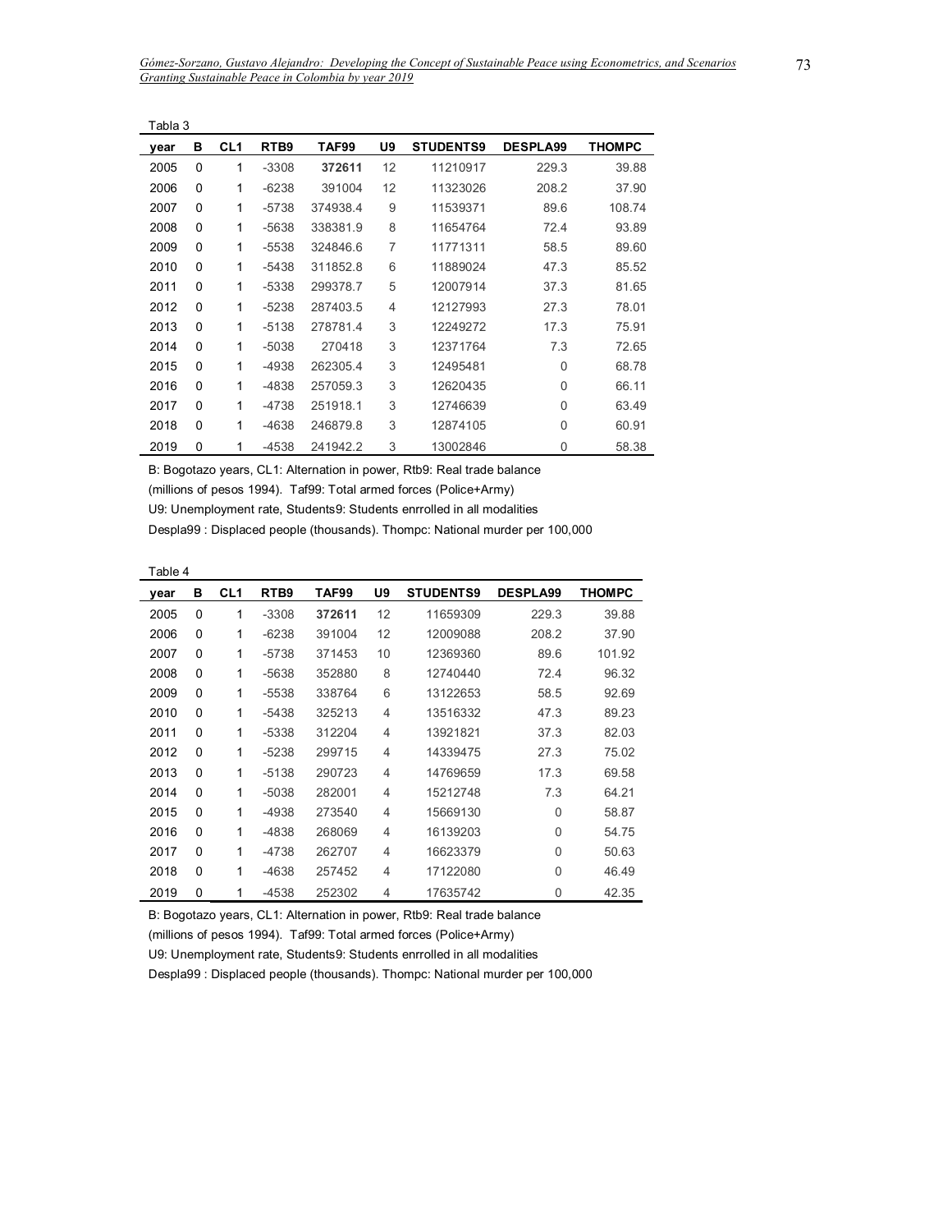Tabla 3

| year | B | CL1 | RTB9 | TAF99 | U9 | STUDENTS9 | DESPLA99 | THOMPC |
|---|---|---|---|---|---|---|---|---|
| 2005 | 0 | 1 | -3308 | **372611** | 12 | 11210917 | 229.3 | 39.88 |
| 2006 | 0 | 1 | -6238 | 391004 | 12 | 11323026 | 208.2 | 37.90 |
| 2007 | 0 | 1 | -5738 | 374938.4 | 9 | 11539371 | 89.6 | 108.74 |
| 2008 | 0 | 1 | -5638 | 338381.9 | 8 | 11654764 | 72.4 | 93.89 |
| 2009 | 0 | 1 | -5538 | 324846.6 | 7 | 11771311 | 58.5 | 89.60 |
| 2010 | 0 | 1 | -5438 | 311852.8 | 6 | 11889024 | 47.3 | 85.52 |
| 2011 | 0 | 1 | -5338 | 299378.7 | 5 | 12007914 | 37.3 | 81.65 |
| 2012 | 0 | 1 | -5238 | 287403.5 | 4 | 12127993 | 27.3 | 78.01 |
| 2013 | 0 | 1 | -5138 | 278781.4 | 3 | 12249272 | 17.3 | 75.91 |
| 2014 | 0 | 1 | -5038 | 270418 | 3 | 12371764 | 7.3 | 72.65 |
| 2015 | 0 | 1 | -4938 | 262305.4 | 3 | 12495481 | 0 | 68.78 |
| 2016 | 0 | 1 | -4838 | 257059.3 | 3 | 12620435 | 0 | 66.11 |
| 2017 | 0 | 1 | -4738 | 251918.1 | 3 | 12746639 | 0 | 63.49 |
| 2018 | 0 | 1 | -4638 | 246879.8 | 3 | 12874105 | 0 | 60.91 |
| 2019 | 0 | 1 | -4538 | 241942.2 | 3 | 13002846 | 0 | 58.38 |

B: Bogotazo years, CL1: Alternation in power, Rtb9: Real trade balance
(millions of pesos 1994). Taf99: Total armed forces (Police+Army)
U9: Unemployment rate, Students9: Students enrrolled in all modalities
Despla99 : Displaced people (thousands). Thompc: National murder per 100,000

Table 4

| year | B | CL1 | RTB9 | TAF99 | U9 | STUDENTS9 | DESPLA99 | THOMPC |
|---|---|---|---|---|---|---|---|---|
| 2005 | 0 | 1 | -3308 | **372611** | 12 | 11659309 | 229.3 | 39.88 |
| 2006 | 0 | 1 | -6238 | 391004 | 12 | 12009088 | 208.2 | 37.90 |
| 2007 | 0 | 1 | -5738 | 371453 | 10 | 12369360 | 89.6 | 101.92 |
| 2008 | 0 | 1 | -5638 | 352880 | 8 | 12740440 | 72.4 | 96.32 |
| 2009 | 0 | 1 | -5538 | 338764 | 6 | 13122653 | 58.5 | 92.69 |
| 2010 | 0 | 1 | -5438 | 325213 | 4 | 13516332 | 47.3 | 89.23 |
| 2011 | 0 | 1 | -5338 | 312204 | 4 | 13921821 | 37.3 | 82.03 |
| 2012 | 0 | 1 | -5238 | 299715 | 4 | 14339475 | 27.3 | 75.02 |
| 2013 | 0 | 1 | -5138 | 290723 | 4 | 14769659 | 17.3 | 69.58 |
| 2014 | 0 | 1 | -5038 | 282001 | 4 | 15212748 | 7.3 | 64.21 |
| 2015 | 0 | 1 | -4938 | 273540 | 4 | 15669130 | 0 | 58.87 |
| 2016 | 0 | 1 | -4838 | 268069 | 4 | 16139203 | 0 | 54.75 |
| 2017 | 0 | 1 | -4738 | 262707 | 4 | 16623379 | 0 | 50.63 |
| 2018 | 0 | 1 | -4638 | 257452 | 4 | 17122080 | 0 | 46.49 |
| 2019 | 0 | 1 | -4538 | 252302 | 4 | 17635742 | 0 | 42.35 |

B: Bogotazo years, CL1: Alternation in power, Rtb9: Real trade balance
(millions of pesos 1994). Taf99: Total armed forces (Police+Army)
U9: Unemployment rate, Students9: Students enrrolled in all modalities
Despla99 : Displaced people (thousands). Thompc: National murder per 100,000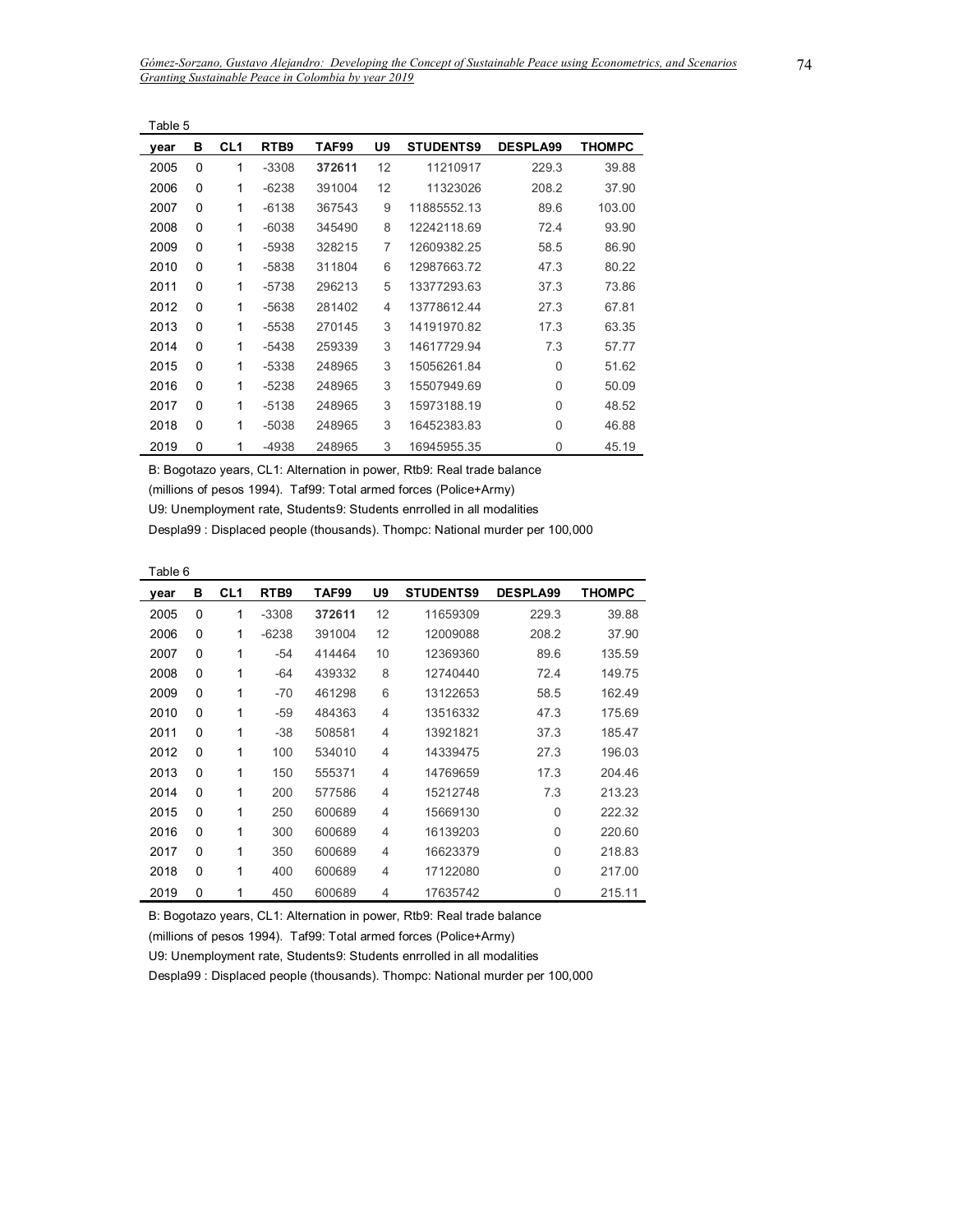Table 5

| year | B | CL1 | RTB9 | TAF99 | U9 | STUDENTS9 | DESPLA99 | THOMPC |
|---|---|---|---|---|---|---|---|---|
| 2005 | 0 | 1 | -3308 | **372611** | 12 | 11210917 | 229.3 | 39.88 |
| 2006 | 0 | 1 | -6238 | 391004 | 12 | 11323026 | 208.2 | 37.90 |
| 2007 | 0 | 1 | -6138 | 367543 | 9 | 11885552.13 | 89.6 | 103.00 |
| 2008 | 0 | 1 | -6038 | 345490 | 8 | 12242118.69 | 72.4 | 93.90 |
| 2009 | 0 | 1 | -5938 | 328215 | 7 | 12609382.25 | 58.5 | 86.90 |
| 2010 | 0 | 1 | -5838 | 311804 | 6 | 12987663.72 | 47.3 | 80.22 |
| 2011 | 0 | 1 | -5738 | 296213 | 5 | 13377293.63 | 37.3 | 73.86 |
| 2012 | 0 | 1 | -5638 | 281402 | 4 | 13778612.44 | 27.3 | 67.81 |
| 2013 | 0 | 1 | -5538 | 270145 | 3 | 14191970.82 | 17.3 | 63.35 |
| 2014 | 0 | 1 | -5438 | 259339 | 3 | 14617729.94 | 7.3 | 57.77 |
| 2015 | 0 | 1 | -5338 | 248965 | 3 | 15056261.84 | 0 | 51.62 |
| 2016 | 0 | 1 | -5238 | 248965 | 3 | 15507949.69 | 0 | 50.09 |
| 2017 | 0 | 1 | -5138 | 248965 | 3 | 15973188.19 | 0 | 48.52 |
| 2018 | 0 | 1 | -5038 | 248965 | 3 | 16452383.83 | 0 | 46.88 |
| 2019 | 0 | 1 | -4938 | 248965 | 3 | 16945955.35 | 0 | 45.19 |

B: Bogotazo years, CL1: Alternation in power, Rtb9: Real trade balance (millions of pesos 1994). Taf99: Total armed forces (Police+Army) U9: Unemployment rate, Students9: Students enrrolled in all modalities Despla99 : Displaced people (thousands). Thompc: National murder per 100,000

Table 6

| year | B | CL1 | RTB9 | TAF99 | U9 | STUDENTS9 | DESPLA99 | THOMPC |
|---|---|---|---|---|---|---|---|---|
| 2005 | 0 | 1 | -3308 | **372611** | 12 | 11659309 | 229.3 | 39.88 |
| 2006 | 0 | 1 | -6238 | 391004 | 12 | 12009088 | 208.2 | 37.90 |
| 2007 | 0 | 1 | -54 | 414464 | 10 | 12369360 | 89.6 | 135.59 |
| 2008 | 0 | 1 | -64 | 439332 | 8 | 12740440 | 72.4 | 149.75 |
| 2009 | 0 | 1 | -70 | 461298 | 6 | 13122653 | 58.5 | 162.49 |
| 2010 | 0 | 1 | -59 | 484363 | 4 | 13516332 | 47.3 | 175.69 |
| 2011 | 0 | 1 | -38 | 508581 | 4 | 13921821 | 37.3 | 185.47 |
| 2012 | 0 | 1 | 100 | 534010 | 4 | 14339475 | 27.3 | 196.03 |
| 2013 | 0 | 1 | 150 | 555371 | 4 | 14769659 | 17.3 | 204.46 |
| 2014 | 0 | 1 | 200 | 577586 | 4 | 15212748 | 7.3 | 213.23 |
| 2015 | 0 | 1 | 250 | 600689 | 4 | 15669130 | 0 | 222.32 |
| 2016 | 0 | 1 | 300 | 600689 | 4 | 16139203 | 0 | 220.60 |
| 2017 | 0 | 1 | 350 | 600689 | 4 | 16623379 | 0 | 218.83 |
| 2018 | 0 | 1 | 400 | 600689 | 4 | 17122080 | 0 | 217.00 |
| 2019 | 0 | 1 | 450 | 600689 | 4 | 17635742 | 0 | 215.11 |

B: Bogotazo years, CL1: Alternation in power, Rtb9: Real trade balance (millions of pesos 1994). Taf99: Total armed forces (Police+Army) U9: Unemployment rate, Students9: Students enrrolled in all modalities Despla99 : Displaced people (thousands). Thompc: National murder per 100,000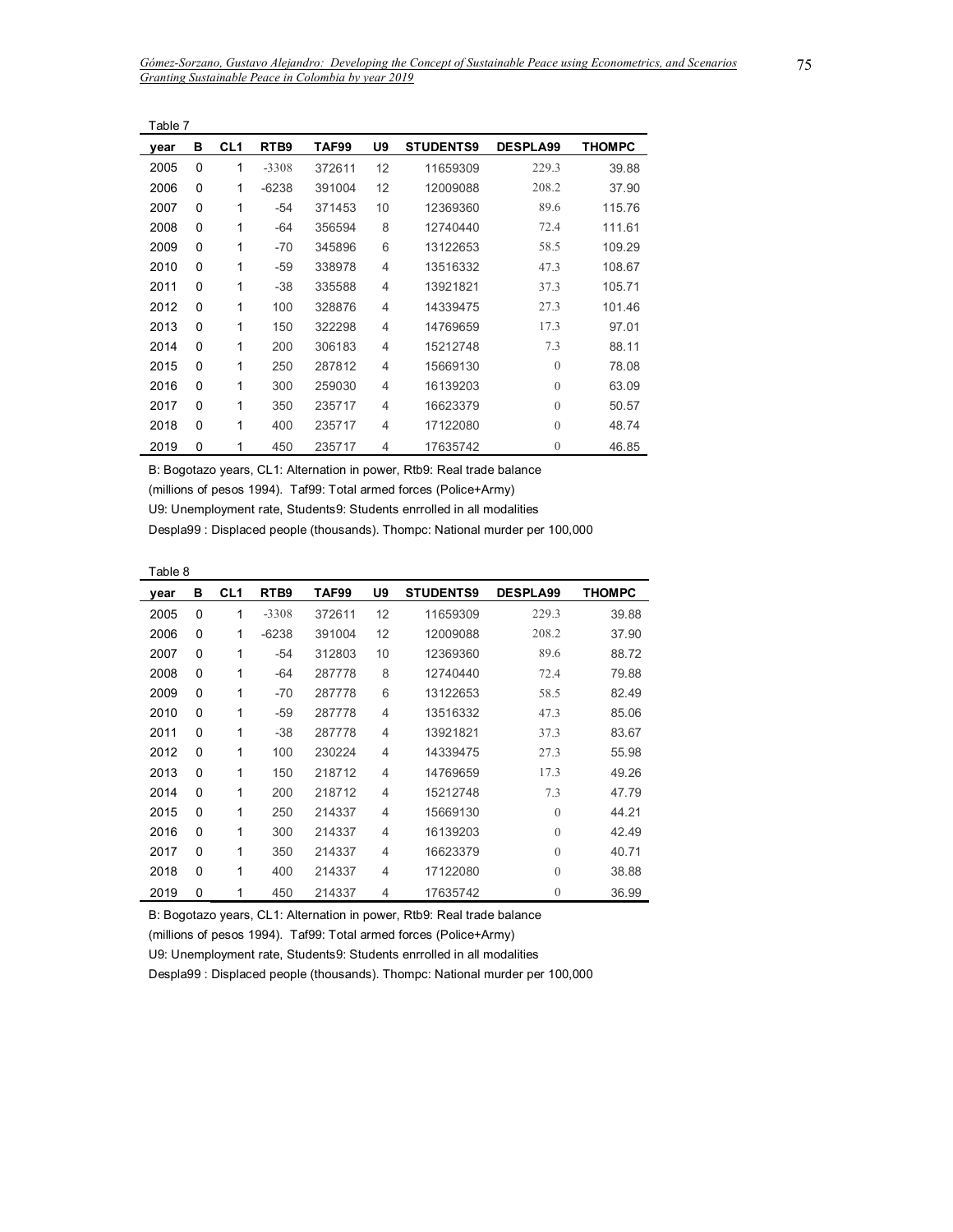Table 7

| year | B | CL1 | RTB9 | TAF99 | U9 | STUDENTS9 | DESPLA99 | THOMPC |
|---|---|---|---|---|---|---|---|---|
| 2005 | 0 | 1 | -3308 | 372611 | 12 | 11659309 | 229.3 | 39.88 |
| 2006 | 0 | 1 | -6238 | 391004 | 12 | 12009088 | 208.2 | 37.90 |
| 2007 | 0 | 1 | -54 | 371453 | 10 | 12369360 | 89.6 | 115.76 |
| 2008 | 0 | 1 | -64 | 356594 | 8 | 12740440 | 72.4 | 111.61 |
| 2009 | 0 | 1 | -70 | 345896 | 6 | 13122653 | 58.5 | 109.29 |
| 2010 | 0 | 1 | -59 | 338978 | 4 | 13516332 | 47.3 | 108.67 |
| 2011 | 0 | 1 | -38 | 335588 | 4 | 13921821 | 37.3 | 105.71 |
| 2012 | 0 | 1 | 100 | 328876 | 4 | 14339475 | 27.3 | 101.46 |
| 2013 | 0 | 1 | 150 | 322298 | 4 | 14769659 | 17.3 | 97.01 |
| 2014 | 0 | 1 | 200 | 306183 | 4 | 15212748 | 7.3 | 88.11 |
| 2015 | 0 | 1 | 250 | 287812 | 4 | 15669130 | 0 | 78.08 |
| 2016 | 0 | 1 | 300 | 259030 | 4 | 16139203 | 0 | 63.09 |
| 2017 | 0 | 1 | 350 | 235717 | 4 | 16623379 | 0 | 50.57 |
| 2018 | 0 | 1 | 400 | 235717 | 4 | 17122080 | 0 | 48.74 |
| 2019 | 0 | 1 | 450 | 235717 | 4 | 17635742 | 0 | 46.85 |

B: Bogotazo years, CL1: Alternation in power, Rtb9: Real trade balance
(millions of pesos 1994). Taf99: Total armed forces (Police+Army)
U9: Unemployment rate, Students9: Students enrrolled in all modalities
Despla99 : Displaced people (thousands). Thompc: National murder per 100,000

Table 8

| year | B | CL1 | RTB9 | TAF99 | U9 | STUDENTS9 | DESPLA99 | THOMPC |
|---|---|---|---|---|---|---|---|---|
| 2005 | 0 | 1 | -3308 | 372611 | 12 | 11659309 | 229.3 | 39.88 |
| 2006 | 0 | 1 | -6238 | 391004 | 12 | 12009088 | 208.2 | 37.90 |
| 2007 | 0 | 1 | -54 | 312803 | 10 | 12369360 | 89.6 | 88.72 |
| 2008 | 0 | 1 | -64 | 287778 | 8 | 12740440 | 72.4 | 79.88 |
| 2009 | 0 | 1 | -70 | 287778 | 6 | 13122653 | 58.5 | 82.49 |
| 2010 | 0 | 1 | -59 | 287778 | 4 | 13516332 | 47.3 | 85.06 |
| 2011 | 0 | 1 | -38 | 287778 | 4 | 13921821 | 37.3 | 83.67 |
| 2012 | 0 | 1 | 100 | 230224 | 4 | 14339475 | 27.3 | 55.98 |
| 2013 | 0 | 1 | 150 | 218712 | 4 | 14769659 | 17.3 | 49.26 |
| 2014 | 0 | 1 | 200 | 218712 | 4 | 15212748 | 7.3 | 47.79 |
| 2015 | 0 | 1 | 250 | 214337 | 4 | 15669130 | 0 | 44.21 |
| 2016 | 0 | 1 | 300 | 214337 | 4 | 16139203 | 0 | 42.49 |
| 2017 | 0 | 1 | 350 | 214337 | 4 | 16623379 | 0 | 40.71 |
| 2018 | 0 | 1 | 400 | 214337 | 4 | 17122080 | 0 | 38.88 |
| 2019 | 0 | 1 | 450 | 214337 | 4 | 17635742 | 0 | 36.99 |

B: Bogotazo years, CL1: Alternation in power, Rtb9: Real trade balance
(millions of pesos 1994). Taf99: Total armed forces (Police+Army)
U9: Unemployment rate, Students9: Students enrrolled in all modalities
Despla99 : Displaced people (thousands). Thompc: National murder per 100,000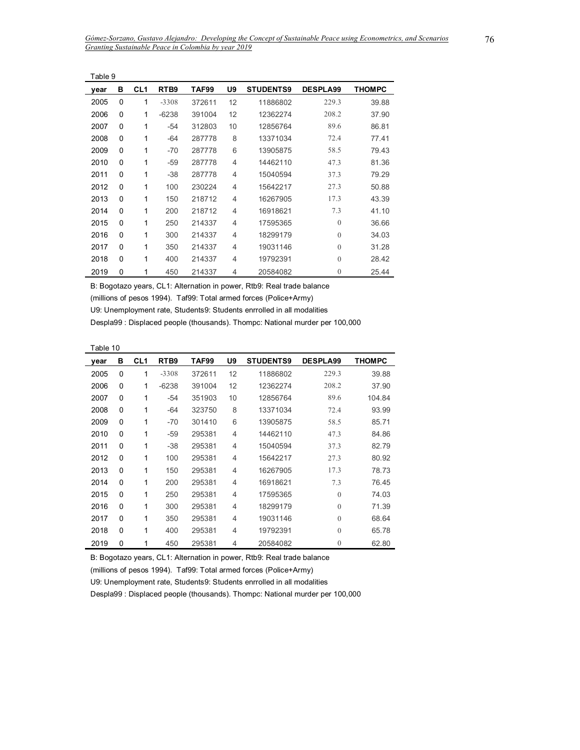Table 9

| year | B | CL1 | RTB9 | TAF99 | U9 | STUDENTS9 | DESPLA99 | THOMPC |
|---|---|---|---|---|---|---|---|---|
| 2005 | 0 | 1 | -3308 | 372611 | 12 | 11886802 | 229.3 | 39.88 |
| 2006 | 0 | 1 | -6238 | 391004 | 12 | 12362274 | 208.2 | 37.90 |
| 2007 | 0 | 1 | -54 | 312803 | 10 | 12856764 | 89.6 | 86.81 |
| 2008 | 0 | 1 | -64 | 287778 | 8 | 13371034 | 72.4 | 77.41 |
| 2009 | 0 | 1 | -70 | 287778 | 6 | 13905875 | 58.5 | 79.43 |
| 2010 | 0 | 1 | -59 | 287778 | 4 | 14462110 | 47.3 | 81.36 |
| 2011 | 0 | 1 | -38 | 287778 | 4 | 15040594 | 37.3 | 79.29 |
| 2012 | 0 | 1 | 100 | 230224 | 4 | 15642217 | 27.3 | 50.88 |
| 2013 | 0 | 1 | 150 | 218712 | 4 | 16267905 | 17.3 | 43.39 |
| 2014 | 0 | 1 | 200 | 218712 | 4 | 16918621 | 7.3 | 41.10 |
| 2015 | 0 | 1 | 250 | 214337 | 4 | 17595365 | 0 | 36.66 |
| 2016 | 0 | 1 | 300 | 214337 | 4 | 18299179 | 0 | 34.03 |
| 2017 | 0 | 1 | 350 | 214337 | 4 | 19031146 | 0 | 31.28 |
| 2018 | 0 | 1 | 400 | 214337 | 4 | 19792391 | 0 | 28.42 |
| 2019 | 0 | 1 | 450 | 214337 | 4 | 20584082 | 0 | 25.44 |

B: Bogotazo years, CL1: Alternation in power, Rtb9: Real trade balance
(millions of pesos 1994). Taf99: Total armed forces (Police+Army)
U9: Unemployment rate, Students9: Students enrrolled in all modalities
Despla99 : Displaced people (thousands). Thompc: National murder per 100,000

Table 10

| year | B | CL1 | RTB9 | TAF99 | U9 | STUDENTS9 | DESPLA99 | THOMPC |
|---|---|---|---|---|---|---|---|---|
| 2005 | 0 | 1 | -3308 | 372611 | 12 | 11886802 | 229.3 | 39.88 |
| 2006 | 0 | 1 | -6238 | 391004 | 12 | 12362274 | 208.2 | 37.90 |
| 2007 | 0 | 1 | -54 | 351903 | 10 | 12856764 | 89.6 | 104.84 |
| 2008 | 0 | 1 | -64 | 323750 | 8 | 13371034 | 72.4 | 93.99 |
| 2009 | 0 | 1 | -70 | 301410 | 6 | 13905875 | 58.5 | 85.71 |
| 2010 | 0 | 1 | -59 | 295381 | 4 | 14462110 | 47.3 | 84.86 |
| 2011 | 0 | 1 | -38 | 295381 | 4 | 15040594 | 37.3 | 82.79 |
| 2012 | 0 | 1 | 100 | 295381 | 4 | 15642217 | 27.3 | 80.92 |
| 2013 | 0 | 1 | 150 | 295381 | 4 | 16267905 | 17.3 | 78.73 |
| 2014 | 0 | 1 | 200 | 295381 | 4 | 16918621 | 7.3 | 76.45 |
| 2015 | 0 | 1 | 250 | 295381 | 4 | 17595365 | 0 | 74.03 |
| 2016 | 0 | 1 | 300 | 295381 | 4 | 18299179 | 0 | 71.39 |
| 2017 | 0 | 1 | 350 | 295381 | 4 | 19031146 | 0 | 68.64 |
| 2018 | 0 | 1 | 400 | 295381 | 4 | 19792391 | 0 | 65.78 |
| 2019 | 0 | 1 | 450 | 295381 | 4 | 20584082 | 0 | 62.80 |

B: Bogotazo years, CL1: Alternation in power, Rtb9: Real trade balance
(millions of pesos 1994). Taf99: Total armed forces (Police+Army)
U9: Unemployment rate, Students9: Students enrrolled in all modalities
Despla99 : Displaced people (thousands). Thompc: National murder per 100,000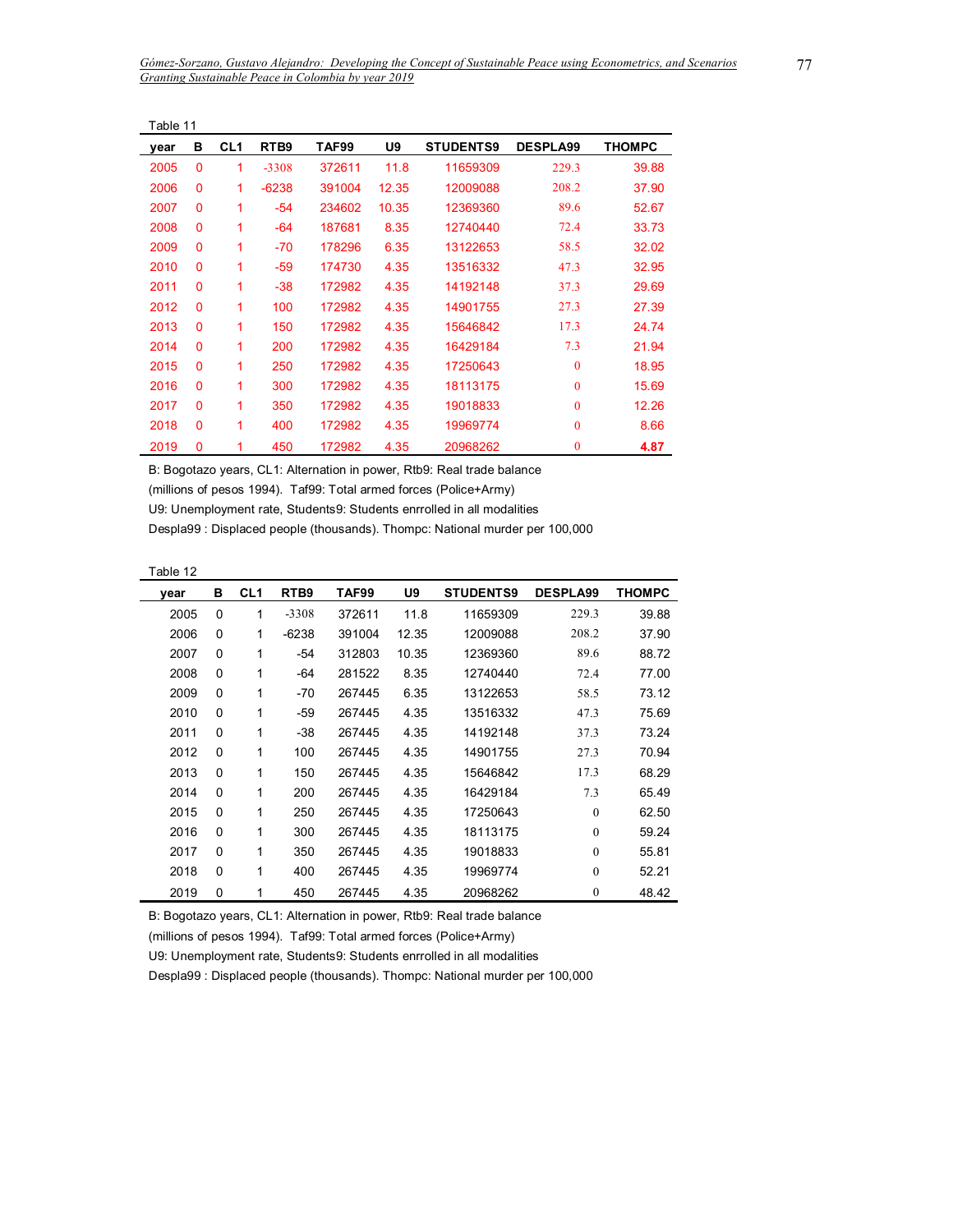Table 11

| year | B | CL1 | RTB9 | TAF99 | U9 | STUDENTS9 | DESPLA99 | THOMPC |
|---|---|---|---|---|---|---|---|---|
| 2005 | 0 | 1 | -3308 | 372611 | 11.8 | 11659309 | 229.3 | 39.88 |
| 2006 | 0 | 1 | -6238 | 391004 | 12.35 | 12009088 | 208.2 | 37.90 |
| 2007 | 0 | 1 | -54 | 234602 | 10.35 | 12369360 | 89.6 | 52.67 |
| 2008 | 0 | 1 | -64 | 187681 | 8.35 | 12740440 | 72.4 | 33.73 |
| 2009 | 0 | 1 | -70 | 178296 | 6.35 | 13122653 | 58.5 | 32.02 |
| 2010 | 0 | 1 | -59 | 174730 | 4.35 | 13516332 | 47.3 | 32.95 |
| 2011 | 0 | 1 | -38 | 172982 | 4.35 | 14192148 | 37.3 | 29.69 |
| 2012 | 0 | 1 | 100 | 172982 | 4.35 | 14901755 | 27.3 | 27.39 |
| 2013 | 0 | 1 | 150 | 172982 | 4.35 | 15646842 | 17.3 | 24.74 |
| 2014 | 0 | 1 | 200 | 172982 | 4.35 | 16429184 | 7.3 | 21.94 |
| 2015 | 0 | 1 | 250 | 172982 | 4.35 | 17250643 | 0 | 18.95 |
| 2016 | 0 | 1 | 300 | 172982 | 4.35 | 18113175 | 0 | 15.69 |
| 2017 | 0 | 1 | 350 | 172982 | 4.35 | 19018833 | 0 | 12.26 |
| 2018 | 0 | 1 | 400 | 172982 | 4.35 | 19969774 | 0 | 8.66 |
| 2019 | 0 | 1 | 450 | 172982 | 4.35 | 20968262 | 0 | **4.87** |

B: Bogotazo years, CL1: Alternation in power, Rtb9: Real trade balance (millions of pesos 1994). Taf99: Total armed forces (Police+Army) U9: Unemployment rate, Students9: Students enrrolled in all modalities Despla99 : Displaced people (thousands). Thompc: National murder per 100,000

Table 12

| year | B | CL1 | RTB9 | TAF99 | U9 | STUDENTS9 | DESPLA99 | THOMPC |
|---|---|---|---|---|---|---|---|---|
| 2005 | 0 | 1 | -3308 | 372611 | 11.8 | 11659309 | 229.3 | 39.88 |
| 2006 | 0 | 1 | -6238 | 391004 | 12.35 | 12009088 | 208.2 | 37.90 |
| 2007 | 0 | 1 | -54 | 312803 | 10.35 | 12369360 | 89.6 | 88.72 |
| 2008 | 0 | 1 | -64 | 281522 | 8.35 | 12740440 | 72.4 | 77.00 |
| 2009 | 0 | 1 | -70 | 267445 | 6.35 | 13122653 | 58.5 | 73.12 |
| 2010 | 0 | 1 | -59 | 267445 | 4.35 | 13516332 | 47.3 | 75.69 |
| 2011 | 0 | 1 | -38 | 267445 | 4.35 | 14192148 | 37.3 | 73.24 |
| 2012 | 0 | 1 | 100 | 267445 | 4.35 | 14901755 | 27.3 | 70.94 |
| 2013 | 0 | 1 | 150 | 267445 | 4.35 | 15646842 | 17.3 | 68.29 |
| 2014 | 0 | 1 | 200 | 267445 | 4.35 | 16429184 | 7.3 | 65.49 |
| 2015 | 0 | 1 | 250 | 267445 | 4.35 | 17250643 | 0 | 62.50 |
| 2016 | 0 | 1 | 300 | 267445 | 4.35 | 18113175 | 0 | 59.24 |
| 2017 | 0 | 1 | 350 | 267445 | 4.35 | 19018833 | 0 | 55.81 |
| 2018 | 0 | 1 | 400 | 267445 | 4.35 | 19969774 | 0 | 52.21 |
| 2019 | 0 | 1 | 450 | 267445 | 4.35 | 20968262 | 0 | 48.42 |

B: Bogotazo years, CL1: Alternation in power, Rtb9: Real trade balance (millions of pesos 1994). Taf99: Total armed forces (Police+Army) U9: Unemployment rate, Students9: Students enrrolled in all modalities Despla99 : Displaced people (thousands). Thompc: National murder per 100,000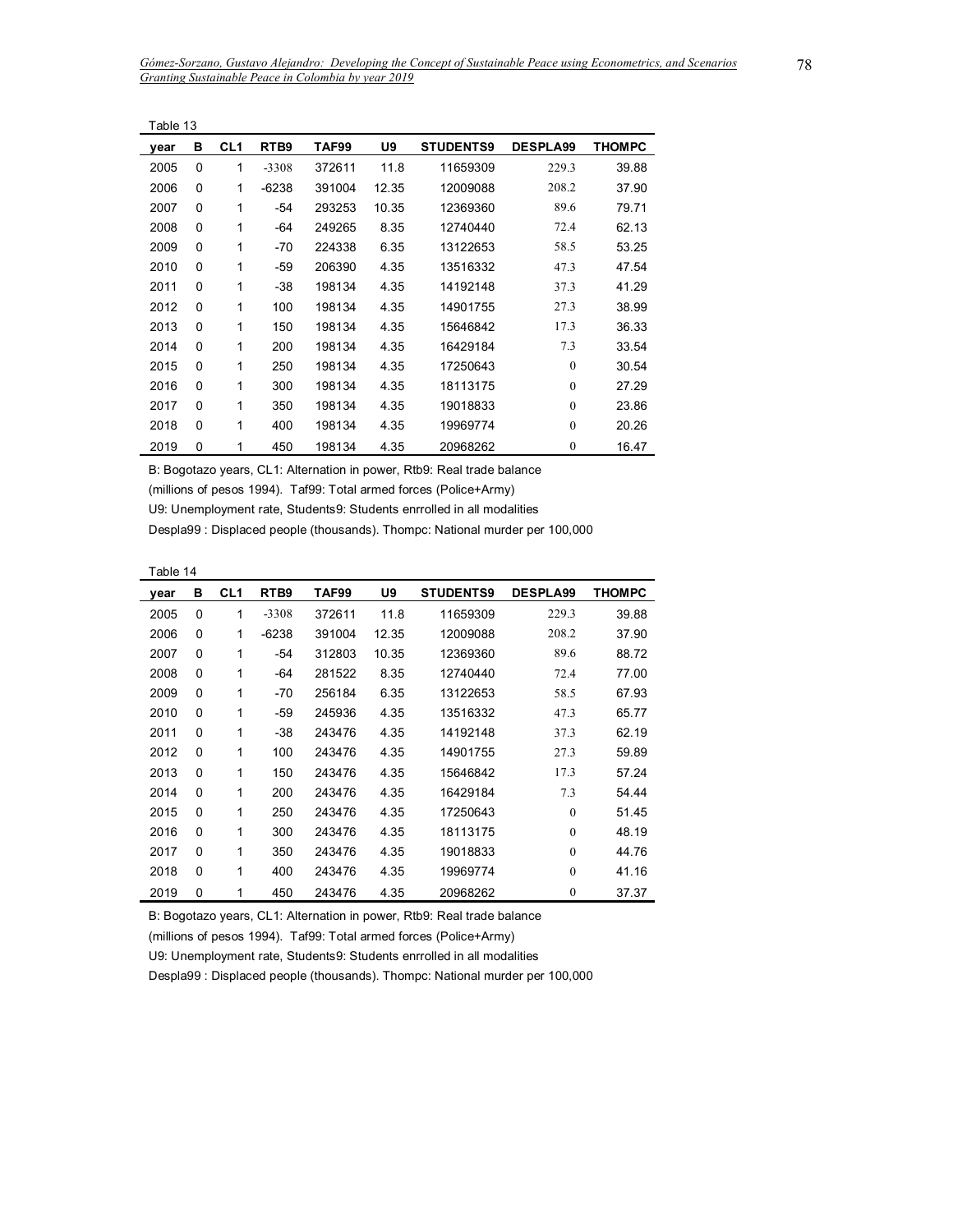Table 13

| year | B | CL1 | RTB9 | TAF99 | U9 | STUDENTS9 | DESPLA99 | THOMPC |
|---|---|---|---|---|---|---|---|---|
| 2005 | 0 | 1 | -3308 | 372611 | 11.8 | 11659309 | 229.3 | 39.88 |
| 2006 | 0 | 1 | -6238 | 391004 | 12.35 | 12009088 | 208.2 | 37.90 |
| 2007 | 0 | 1 | -54 | 293253 | 10.35 | 12369360 | 89.6 | 79.71 |
| 2008 | 0 | 1 | -64 | 249265 | 8.35 | 12740440 | 72.4 | 62.13 |
| 2009 | 0 | 1 | -70 | 224338 | 6.35 | 13122653 | 58.5 | 53.25 |
| 2010 | 0 | 1 | -59 | 206390 | 4.35 | 13516332 | 47.3 | 47.54 |
| 2011 | 0 | 1 | -38 | 198134 | 4.35 | 14192148 | 37.3 | 41.29 |
| 2012 | 0 | 1 | 100 | 198134 | 4.35 | 14901755 | 27.3 | 38.99 |
| 2013 | 0 | 1 | 150 | 198134 | 4.35 | 15646842 | 17.3 | 36.33 |
| 2014 | 0 | 1 | 200 | 198134 | 4.35 | 16429184 | 7.3 | 33.54 |
| 2015 | 0 | 1 | 250 | 198134 | 4.35 | 17250643 | 0 | 30.54 |
| 2016 | 0 | 1 | 300 | 198134 | 4.35 | 18113175 | 0 | 27.29 |
| 2017 | 0 | 1 | 350 | 198134 | 4.35 | 19018833 | 0 | 23.86 |
| 2018 | 0 | 1 | 400 | 198134 | 4.35 | 19969774 | 0 | 20.26 |
| 2019 | 0 | 1 | 450 | 198134 | 4.35 | 20968262 | 0 | 16.47 |

B: Bogotazo years, CL1: Alternation in power, Rtb9: Real trade balance
(millions of pesos 1994). Taf99: Total armed forces (Police+Army)
U9: Unemployment rate, Students9: Students enrrolled in all modalities
Despla99 : Displaced people (thousands). Thompc: National murder per 100,000

Table 14

| year | B | CL1 | RTB9 | TAF99 | U9 | STUDENTS9 | DESPLA99 | THOMPC |
|---|---|---|---|---|---|---|---|---|
| 2005 | 0 | 1 | -3308 | 372611 | 11.8 | 11659309 | 229.3 | 39.88 |
| 2006 | 0 | 1 | -6238 | 391004 | 12.35 | 12009088 | 208.2 | 37.90 |
| 2007 | 0 | 1 | -54 | 312803 | 10.35 | 12369360 | 89.6 | 88.72 |
| 2008 | 0 | 1 | -64 | 281522 | 8.35 | 12740440 | 72.4 | 77.00 |
| 2009 | 0 | 1 | -70 | 256184 | 6.35 | 13122653 | 58.5 | 67.93 |
| 2010 | 0 | 1 | -59 | 245936 | 4.35 | 13516332 | 47.3 | 65.77 |
| 2011 | 0 | 1 | -38 | 243476 | 4.35 | 14192148 | 37.3 | 62.19 |
| 2012 | 0 | 1 | 100 | 243476 | 4.35 | 14901755 | 27.3 | 59.89 |
| 2013 | 0 | 1 | 150 | 243476 | 4.35 | 15646842 | 17.3 | 57.24 |
| 2014 | 0 | 1 | 200 | 243476 | 4.35 | 16429184 | 7.3 | 54.44 |
| 2015 | 0 | 1 | 250 | 243476 | 4.35 | 17250643 | 0 | 51.45 |
| 2016 | 0 | 1 | 300 | 243476 | 4.35 | 18113175 | 0 | 48.19 |
| 2017 | 0 | 1 | 350 | 243476 | 4.35 | 19018833 | 0 | 44.76 |
| 2018 | 0 | 1 | 400 | 243476 | 4.35 | 19969774 | 0 | 41.16 |
| 2019 | 0 | 1 | 450 | 243476 | 4.35 | 20968262 | 0 | 37.37 |

B: Bogotazo years, CL1: Alternation in power, Rtb9: Real trade balance
(millions of pesos 1994). Taf99: Total armed forces (Police+Army)
U9: Unemployment rate, Students9: Students enrrolled in all modalities
Despla99 : Displaced people (thousands). Thompc: National murder per 100,000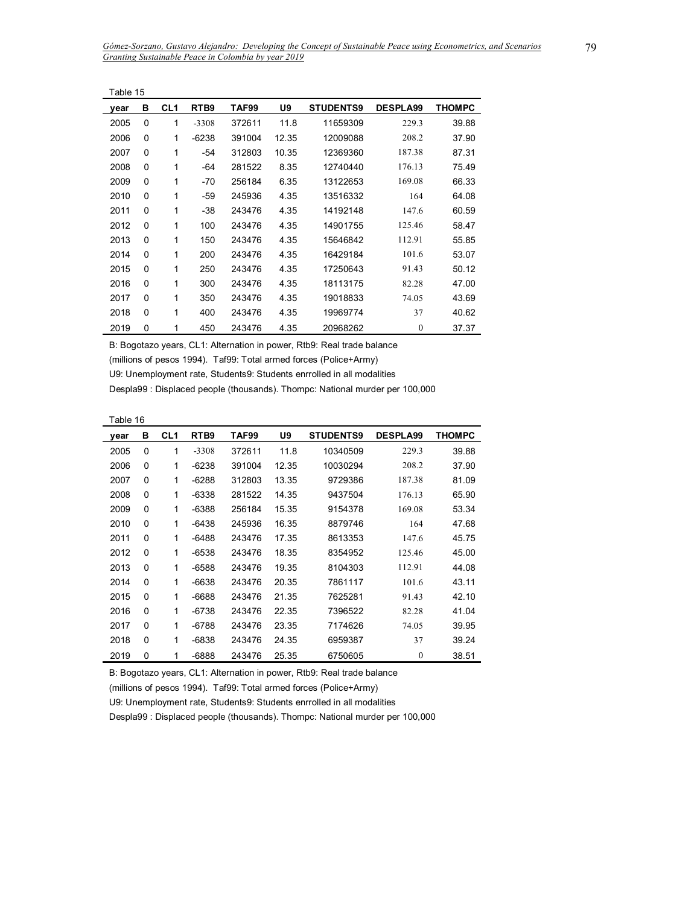Table 15

| year | B | CL1 | RTB9 | TAF99 | U9 | STUDENTS9 | DESPLA99 | THOMPC |
|---|---|---|---|---|---|---|---|---|
| 2005 | 0 | 1 | -3308 | 372611 | 11.8 | 11659309 | 229.3 | 39.88 |
| 2006 | 0 | 1 | -6238 | 391004 | 12.35 | 12009088 | 208.2 | 37.90 |
| 2007 | 0 | 1 | -54 | 312803 | 10.35 | 12369360 | 187.38 | 87.31 |
| 2008 | 0 | 1 | -64 | 281522 | 8.35 | 12740440 | 176.13 | 75.49 |
| 2009 | 0 | 1 | -70 | 256184 | 6.35 | 13122653 | 169.08 | 66.33 |
| 2010 | 0 | 1 | -59 | 245936 | 4.35 | 13516332 | 164 | 64.08 |
| 2011 | 0 | 1 | -38 | 243476 | 4.35 | 14192148 | 147.6 | 60.59 |
| 2012 | 0 | 1 | 100 | 243476 | 4.35 | 14901755 | 125.46 | 58.47 |
| 2013 | 0 | 1 | 150 | 243476 | 4.35 | 15646842 | 112.91 | 55.85 |
| 2014 | 0 | 1 | 200 | 243476 | 4.35 | 16429184 | 101.6 | 53.07 |
| 2015 | 0 | 1 | 250 | 243476 | 4.35 | 17250643 | 91.43 | 50.12 |
| 2016 | 0 | 1 | 300 | 243476 | 4.35 | 18113175 | 82.28 | 47.00 |
| 2017 | 0 | 1 | 350 | 243476 | 4.35 | 19018833 | 74.05 | 43.69 |
| 2018 | 0 | 1 | 400 | 243476 | 4.35 | 19969774 | 37 | 40.62 |
| 2019 | 0 | 1 | 450 | 243476 | 4.35 | 20968262 | 0 | 37.37 |

B: Bogotazo years, CL1: Alternation in power, Rtb9: Real trade balance (millions of pesos 1994). Taf99: Total armed forces (Police+Army)

U9: Unemployment rate, Students9: Students enrrolled in all modalities

Despla99 : Displaced people (thousands). Thompc: National murder per 100,000

Table 16

| year | B | CL1 | RTB9 | TAF99 | U9 | STUDENTS9 | DESPLA99 | THOMPC |
|---|---|---|---|---|---|---|---|---|
| 2005 | 0 | 1 | -3308 | 372611 | 11.8 | 10340509 | 229.3 | 39.88 |
| 2006 | 0 | 1 | -6238 | 391004 | 12.35 | 10030294 | 208.2 | 37.90 |
| 2007 | 0 | 1 | -6288 | 312803 | 13.35 | 9729386 | 187.38 | 81.09 |
| 2008 | 0 | 1 | -6338 | 281522 | 14.35 | 9437504 | 176.13 | 65.90 |
| 2009 | 0 | 1 | -6388 | 256184 | 15.35 | 9154378 | 169.08 | 53.34 |
| 2010 | 0 | 1 | -6438 | 245936 | 16.35 | 8879746 | 164 | 47.68 |
| 2011 | 0 | 1 | -6488 | 243476 | 17.35 | 8613353 | 147.6 | 45.75 |
| 2012 | 0 | 1 | -6538 | 243476 | 18.35 | 8354952 | 125.46 | 45.00 |
| 2013 | 0 | 1 | -6588 | 243476 | 19.35 | 8104303 | 112.91 | 44.08 |
| 2014 | 0 | 1 | -6638 | 243476 | 20.35 | 7861117 | 101.6 | 43.11 |
| 2015 | 0 | 1 | -6688 | 243476 | 21.35 | 7625281 | 91.43 | 42.10 |
| 2016 | 0 | 1 | -6738 | 243476 | 22.35 | 7396522 | 82.28 | 41.04 |
| 2017 | 0 | 1 | -6788 | 243476 | 23.35 | 7174626 | 74.05 | 39.95 |
| 2018 | 0 | 1 | -6838 | 243476 | 24.35 | 6959387 | 37 | 39.24 |
| 2019 | 0 | 1 | -6888 | 243476 | 25.35 | 6750605 | 0 | 38.51 |

B: Bogotazo years, CL1: Alternation in power, Rtb9: Real trade balance (millions of pesos 1994). Taf99: Total armed forces (Police+Army)

U9: Unemployment rate, Students9: Students enrrolled in all modalities

Despla99 : Displaced people (thousands). Thompc: National murder per 100,000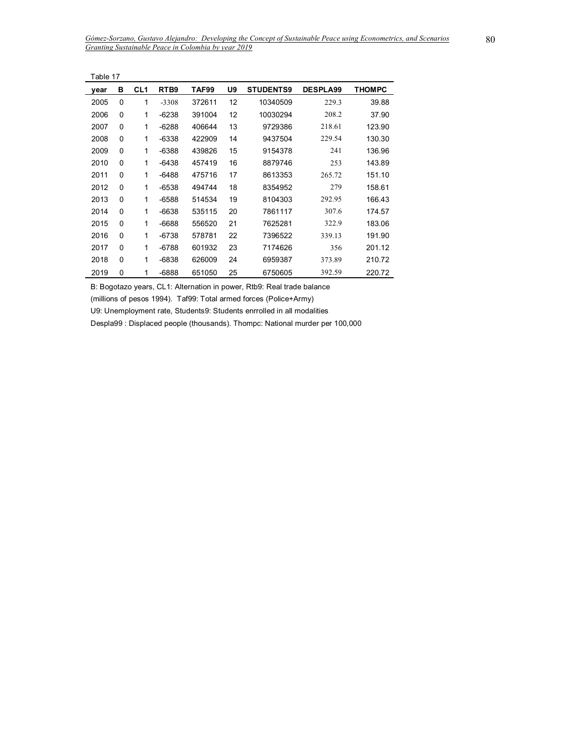Table 17

| year | B | CL1 | RTB9 | TAF99 | U9 | STUDENTS9 | DESPLA99 | THOMPC |
|---|---|---|---|---|---|---|---|---|
| 2005 | 0 | 1 | -3308 | 372611 | 12 | 10340509 | 229.3 | 39.88 |
| 2006 | 0 | 1 | -6238 | 391004 | 12 | 10030294 | 208.2 | 37.90 |
| 2007 | 0 | 1 | -6288 | 406644 | 13 | 9729386 | 218.61 | 123.90 |
| 2008 | 0 | 1 | -6338 | 422909 | 14 | 9437504 | 229.54 | 130.30 |
| 2009 | 0 | 1 | -6388 | 439826 | 15 | 9154378 | 241 | 136.96 |
| 2010 | 0 | 1 | -6438 | 457419 | 16 | 8879746 | 253 | 143.89 |
| 2011 | 0 | 1 | -6488 | 475716 | 17 | 8613353 | 265.72 | 151.10 |
| 2012 | 0 | 1 | -6538 | 494744 | 18 | 8354952 | 279 | 158.61 |
| 2013 | 0 | 1 | -6588 | 514534 | 19 | 8104303 | 292.95 | 166.43 |
| 2014 | 0 | 1 | -6638 | 535115 | 20 | 7861117 | 307.6 | 174.57 |
| 2015 | 0 | 1 | -6688 | 556520 | 21 | 7625281 | 322.9 | 183.06 |
| 2016 | 0 | 1 | -6738 | 578781 | 22 | 7396522 | 339.13 | 191.90 |
| 2017 | 0 | 1 | -6788 | 601932 | 23 | 7174626 | 356 | 201.12 |
| 2018 | 0 | 1 | -6838 | 626009 | 24 | 6959387 | 373.89 | 210.72 |
| 2019 | 0 | 1 | -6888 | 651050 | 25 | 6750605 | 392.59 | 220.72 |

B: Bogotazo years, CL1: Alternation in power, Rtb9: Real trade balance (millions of pesos 1994). Taf99: Total armed forces (Police+Army)

U9: Unemployment rate, Students9: Students enrrolled in all modalities

Despla99 : Displaced people (thousands). Thompc: National murder per 100,000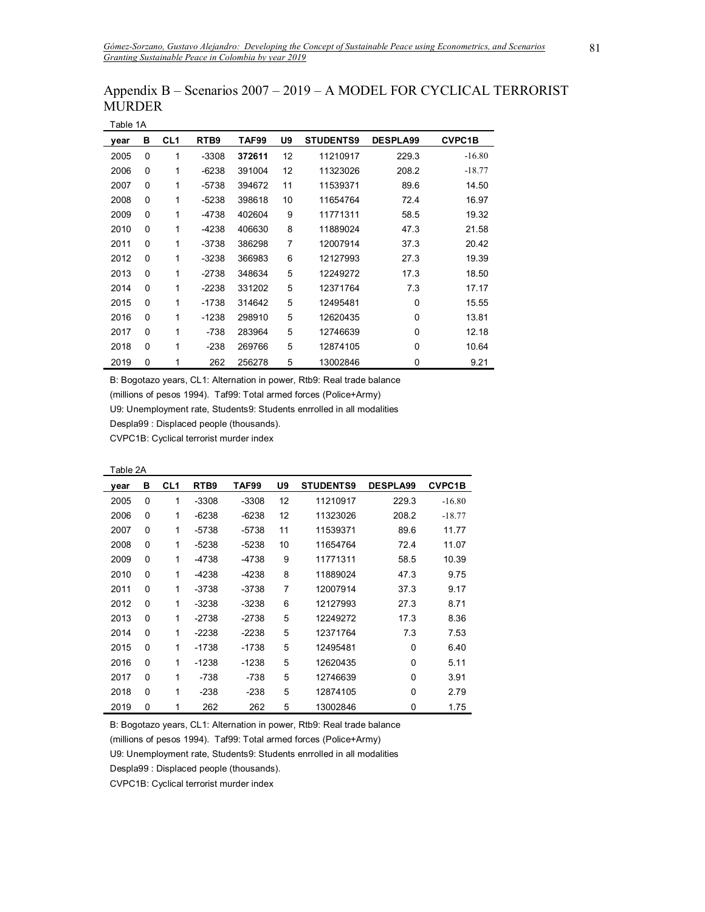## Appendix B – Scenarios 2007 – 2019 – A MODEL FOR CYCLICAL TERRORIST MURDER

Table 1A

| year | B | CL1 | RTB9 | TAF99 | U9 | STUDENTS9 | DESPLA99 | CVPC1B |
|---|---|---|---|---|---|---|---|---|
| 2005 | 0 | 1 | -3308 | **372611** | 12 | 11210917 | 229.3 | -16.80 |
| 2006 | 0 | 1 | -6238 | 391004 | 12 | 11323026 | 208.2 | -18.77 |
| 2007 | 0 | 1 | -5738 | 394672 | 11 | 11539371 | 89.6 | 14.50 |
| 2008 | 0 | 1 | -5238 | 398618 | 10 | 11654764 | 72.4 | 16.97 |
| 2009 | 0 | 1 | -4738 | 402604 | 9 | 11771311 | 58.5 | 19.32 |
| 2010 | 0 | 1 | -4238 | 406630 | 8 | 11889024 | 47.3 | 21.58 |
| 2011 | 0 | 1 | -3738 | 386298 | 7 | 12007914 | 37.3 | 20.42 |
| 2012 | 0 | 1 | -3238 | 366983 | 6 | 12127993 | 27.3 | 19.39 |
| 2013 | 0 | 1 | -2738 | 348634 | 5 | 12249272 | 17.3 | 18.50 |
| 2014 | 0 | 1 | -2238 | 331202 | 5 | 12371764 | 7.3 | 17.17 |
| 2015 | 0 | 1 | -1738 | 314642 | 5 | 12495481 | 0 | 15.55 |
| 2016 | 0 | 1 | -1238 | 298910 | 5 | 12620435 | 0 | 13.81 |
| 2017 | 0 | 1 | -738 | 283964 | 5 | 12746639 | 0 | 12.18 |
| 2018 | 0 | 1 | -238 | 269766 | 5 | 12874105 | 0 | 10.64 |
| 2019 | 0 | 1 | 262 | 256278 | 5 | 13002846 | 0 | 9.21 |

B: Bogotazo years, CL1: Alternation in power, Rtb9: Real trade balance (millions of pesos 1994). Taf99: Total armed forces (Police+Army)
U9: Unemployment rate, Students9: Students enrrolled in all modalities
Despla99 : Displaced people (thousands).
CVPC1B: Cyclical terrorist murder index

Table 2A

| year | B | CL1 | RTB9 | TAF99 | U9 | STUDENTS9 | DESPLA99 | CVPC1B |
|---|---|---|---|---|---|---|---|---|
| 2005 | 0 | 1 | -3308 | -3308 | 12 | 11210917 | 229.3 | -16.80 |
| 2006 | 0 | 1 | -6238 | -6238 | 12 | 11323026 | 208.2 | -18.77 |
| 2007 | 0 | 1 | -5738 | -5738 | 11 | 11539371 | 89.6 | 11.77 |
| 2008 | 0 | 1 | -5238 | -5238 | 10 | 11654764 | 72.4 | 11.07 |
| 2009 | 0 | 1 | -4738 | -4738 | 9 | 11771311 | 58.5 | 10.39 |
| 2010 | 0 | 1 | -4238 | -4238 | 8 | 11889024 | 47.3 | 9.75 |
| 2011 | 0 | 1 | -3738 | -3738 | 7 | 12007914 | 37.3 | 9.17 |
| 2012 | 0 | 1 | -3238 | -3238 | 6 | 12127993 | 27.3 | 8.71 |
| 2013 | 0 | 1 | -2738 | -2738 | 5 | 12249272 | 17.3 | 8.36 |
| 2014 | 0 | 1 | -2238 | -2238 | 5 | 12371764 | 7.3 | 7.53 |
| 2015 | 0 | 1 | -1738 | -1738 | 5 | 12495481 | 0 | 6.40 |
| 2016 | 0 | 1 | -1238 | -1238 | 5 | 12620435 | 0 | 5.11 |
| 2017 | 0 | 1 | -738 | -738 | 5 | 12746639 | 0 | 3.91 |
| 2018 | 0 | 1 | -238 | -238 | 5 | 12874105 | 0 | 2.79 |
| 2019 | 0 | 1 | 262 | 262 | 5 | 13002846 | 0 | 1.75 |

B: Bogotazo years, CL1: Alternation in power, Rtb9: Real trade balance (millions of pesos 1994). Taf99: Total armed forces (Police+Army)
U9: Unemployment rate, Students9: Students enrrolled in all modalities
Despla99 : Displaced people (thousands).
CVPC1B: Cyclical terrorist murder index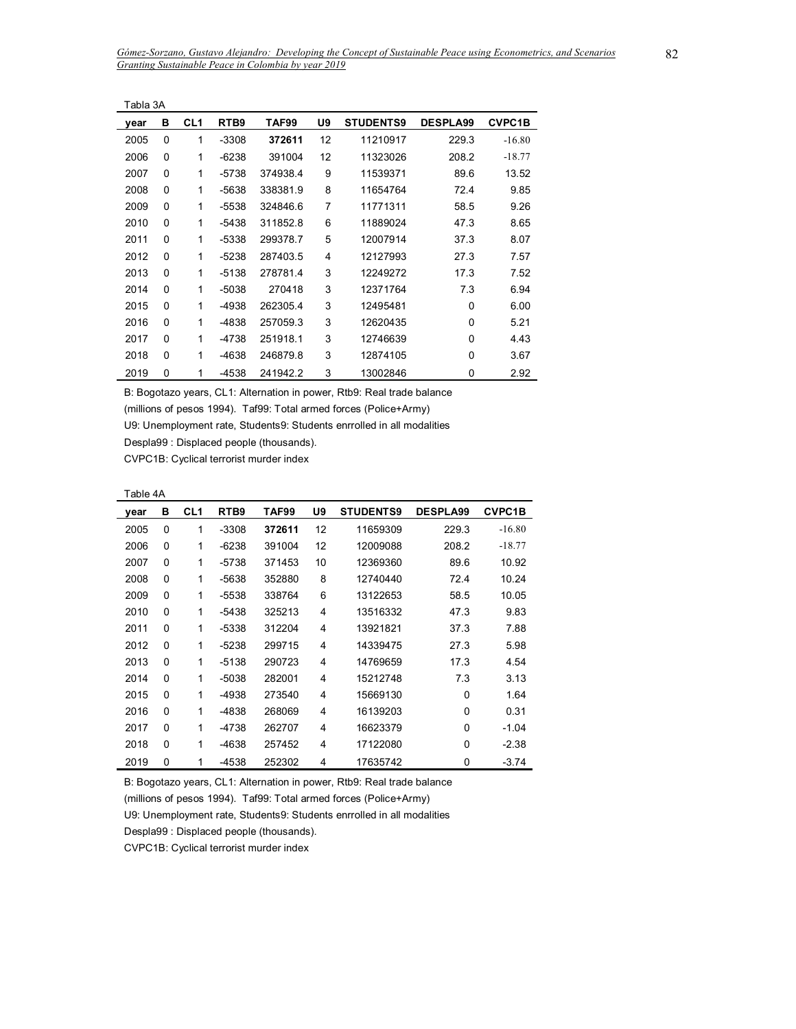Tabla 3A

| year | B | CL1 | RTB9 | TAF99 | U9 | STUDENTS9 | DESPLA99 | CVPC1B |
|---|---|---|---|---|---|---|---|---|
| 2005 | 0 | 1 | -3308 | **372611** | 12 | 11210917 | 229.3 | -16.80 |
| 2006 | 0 | 1 | -6238 | 391004 | 12 | 11323026 | 208.2 | -18.77 |
| 2007 | 0 | 1 | -5738 | 374938.4 | 9 | 11539371 | 89.6 | 13.52 |
| 2008 | 0 | 1 | -5638 | 338381.9 | 8 | 11654764 | 72.4 | 9.85 |
| 2009 | 0 | 1 | -5538 | 324846.6 | 7 | 11771311 | 58.5 | 9.26 |
| 2010 | 0 | 1 | -5438 | 311852.8 | 6 | 11889024 | 47.3 | 8.65 |
| 2011 | 0 | 1 | -5338 | 299378.7 | 5 | 12007914 | 37.3 | 8.07 |
| 2012 | 0 | 1 | -5238 | 287403.5 | 4 | 12127993 | 27.3 | 7.57 |
| 2013 | 0 | 1 | -5138 | 278781.4 | 3 | 12249272 | 17.3 | 7.52 |
| 2014 | 0 | 1 | -5038 | 270418 | 3 | 12371764 | 7.3 | 6.94 |
| 2015 | 0 | 1 | -4938 | 262305.4 | 3 | 12495481 | 0 | 6.00 |
| 2016 | 0 | 1 | -4838 | 257059.3 | 3 | 12620435 | 0 | 5.21 |
| 2017 | 0 | 1 | -4738 | 251918.1 | 3 | 12746639 | 0 | 4.43 |
| 2018 | 0 | 1 | -4638 | 246879.8 | 3 | 12874105 | 0 | 3.67 |
| 2019 | 0 | 1 | -4538 | 241942.2 | 3 | 13002846 | 0 | 2.92 |

B: Bogotazo years, CL1: Alternation in power, Rtb9: Real trade balance

(millions of pesos 1994). Taf99: Total armed forces (Police+Army)

U9: Unemployment rate, Students9: Students enrrolled in all modalities

Despla99 : Displaced people (thousands).

CVPC1B: Cyclical terrorist murder index

Table 4A

| year | B | CL1 | RTB9 | TAF99 | U9 | STUDENTS9 | DESPLA99 | CVPC1B |
|---|---|---|---|---|---|---|---|---|
| 2005 | 0 | 1 | -3308 | **372611** | 12 | 11659309 | 229.3 | -16.80 |
| 2006 | 0 | 1 | -6238 | 391004 | 12 | 12009088 | 208.2 | -18.77 |
| 2007 | 0 | 1 | -5738 | 371453 | 10 | 12369360 | 89.6 | 10.92 |
| 2008 | 0 | 1 | -5638 | 352880 | 8 | 12740440 | 72.4 | 10.24 |
| 2009 | 0 | 1 | -5538 | 338764 | 6 | 13122653 | 58.5 | 10.05 |
| 2010 | 0 | 1 | -5438 | 325213 | 4 | 13516332 | 47.3 | 9.83 |
| 2011 | 0 | 1 | -5338 | 312204 | 4 | 13921821 | 37.3 | 7.88 |
| 2012 | 0 | 1 | -5238 | 299715 | 4 | 14339475 | 27.3 | 5.98 |
| 2013 | 0 | 1 | -5138 | 290723 | 4 | 14769659 | 17.3 | 4.54 |
| 2014 | 0 | 1 | -5038 | 282001 | 4 | 15212748 | 7.3 | 3.13 |
| 2015 | 0 | 1 | -4938 | 273540 | 4 | 15669130 | 0 | 1.64 |
| 2016 | 0 | 1 | -4838 | 268069 | 4 | 16139203 | 0 | 0.31 |
| 2017 | 0 | 1 | -4738 | 262707 | 4 | 16623379 | 0 | -1.04 |
| 2018 | 0 | 1 | -4638 | 257452 | 4 | 17122080 | 0 | -2.38 |
| 2019 | 0 | 1 | -4538 | 252302 | 4 | 17635742 | 0 | -3.74 |

B: Bogotazo years, CL1: Alternation in power, Rtb9: Real trade balance

(millions of pesos 1994). Taf99: Total armed forces (Police+Army)

U9: Unemployment rate, Students9: Students enrrolled in all modalities

Despla99 : Displaced people (thousands).

CVPC1B: Cyclical terrorist murder index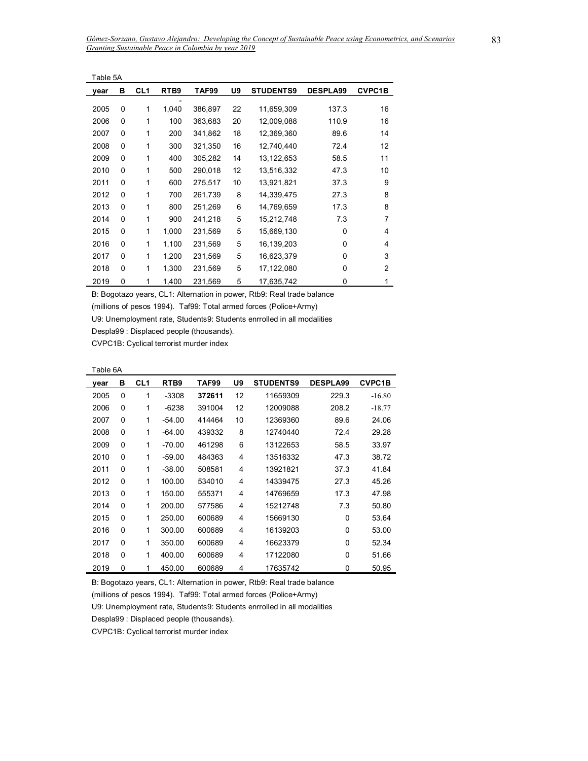Table 5A

| year | B | CL1 | RTB9 | TAF99 | U9 | STUDENTS9 | DESPLA99 | CVPC1B |
|---|---|---|---|---|---|---|---|---|
| 2005 | 0 | 1 | -1,040 | 386,897 | 22 | 11,659,309 | 137.3 | 16 |
| 2006 | 0 | 1 | 100 | 363,683 | 20 | 12,009,088 | 110.9 | 16 |
| 2007 | 0 | 1 | 200 | 341,862 | 18 | 12,369,360 | 89.6 | 14 |
| 2008 | 0 | 1 | 300 | 321,350 | 16 | 12,740,440 | 72.4 | 12 |
| 2009 | 0 | 1 | 400 | 305,282 | 14 | 13,122,653 | 58.5 | 11 |
| 2010 | 0 | 1 | 500 | 290,018 | 12 | 13,516,332 | 47.3 | 10 |
| 2011 | 0 | 1 | 600 | 275,517 | 10 | 13,921,821 | 37.3 | 9 |
| 2012 | 0 | 1 | 700 | 261,739 | 8 | 14,339,475 | 27.3 | 8 |
| 2013 | 0 | 1 | 800 | 251,269 | 6 | 14,769,659 | 17.3 | 8 |
| 2014 | 0 | 1 | 900 | 241,218 | 5 | 15,212,748 | 7.3 | 7 |
| 2015 | 0 | 1 | 1,000 | 231,569 | 5 | 15,669,130 | 0 | 4 |
| 2016 | 0 | 1 | 1,100 | 231,569 | 5 | 16,139,203 | 0 | 4 |
| 2017 | 0 | 1 | 1,200 | 231,569 | 5 | 16,623,379 | 0 | 3 |
| 2018 | 0 | 1 | 1,300 | 231,569 | 5 | 17,122,080 | 0 | 2 |
| 2019 | 0 | 1 | 1,400 | 231,569 | 5 | 17,635,742 | 0 | 1 |

B: Bogotazo years, CL1: Alternation in power, Rtb9: Real trade balance
(millions of pesos 1994). Taf99: Total armed forces (Police+Army)
U9: Unemployment rate, Students9: Students enrrolled in all modalities
Despla99 : Displaced people (thousands).
CVPC1B: Cyclical terrorist murder index

Table 6A

| year | B | CL1 | RTB9 | TAF99 | U9 | STUDENTS9 | DESPLA99 | CVPC1B |
|---|---|---|---|---|---|---|---|---|
| 2005 | 0 | 1 | -3308 | **372611** | 12 | 11659309 | 229.3 | -16.80 |
| 2006 | 0 | 1 | -6238 | 391004 | 12 | 12009088 | 208.2 | -18.77 |
| 2007 | 0 | 1 | -54.00 | 414464 | 10 | 12369360 | 89.6 | 24.06 |
| 2008 | 0 | 1 | -64.00 | 439332 | 8 | 12740440 | 72.4 | 29.28 |
| 2009 | 0 | 1 | -70.00 | 461298 | 6 | 13122653 | 58.5 | 33.97 |
| 2010 | 0 | 1 | -59.00 | 484363 | 4 | 13516332 | 47.3 | 38.72 |
| 2011 | 0 | 1 | -38.00 | 508581 | 4 | 13921821 | 37.3 | 41.84 |
| 2012 | 0 | 1 | 100.00 | 534010 | 4 | 14339475 | 27.3 | 45.26 |
| 2013 | 0 | 1 | 150.00 | 555371 | 4 | 14769659 | 17.3 | 47.98 |
| 2014 | 0 | 1 | 200.00 | 577586 | 4 | 15212748 | 7.3 | 50.80 |
| 2015 | 0 | 1 | 250.00 | 600689 | 4 | 15669130 | 0 | 53.64 |
| 2016 | 0 | 1 | 300.00 | 600689 | 4 | 16139203 | 0 | 53.00 |
| 2017 | 0 | 1 | 350.00 | 600689 | 4 | 16623379 | 0 | 52.34 |
| 2018 | 0 | 1 | 400.00 | 600689 | 4 | 17122080 | 0 | 51.66 |
| 2019 | 0 | 1 | 450.00 | 600689 | 4 | 17635742 | 0 | 50.95 |

B: Bogotazo years, CL1: Alternation in power, Rtb9: Real trade balance
(millions of pesos 1994). Taf99: Total armed forces (Police+Army)
U9: Unemployment rate, Students9: Students enrrolled in all modalities
Despla99 : Displaced people (thousands).
CVPC1B: Cyclical terrorist murder index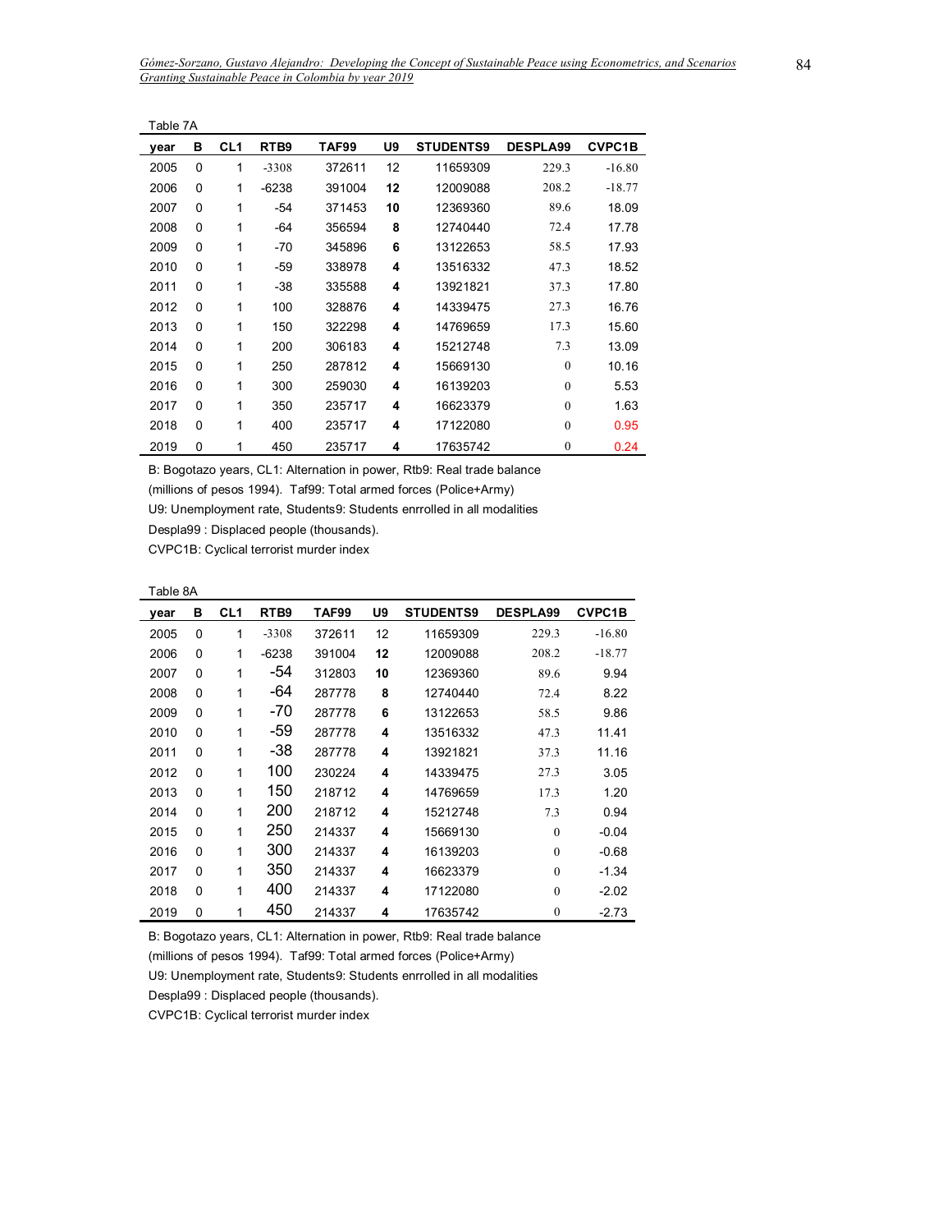Table 7A

| year | B | CL1 | RTB9 | TAF99 | U9 | STUDENTS9 | DESPLA99 | CVPC1B |
|---|---|---|---|---|---|---|---|---|
| 2005 | 0 | 1 | -3308 | 372611 | 12 | 11659309 | 229.3 | -16.80 |
| 2006 | 0 | 1 | -6238 | 391004 | **12** | 12009088 | 208.2 | -18.77 |
| 2007 | 0 | 1 | -54 | 371453 | **10** | 12369360 | 89.6 | 18.09 |
| 2008 | 0 | 1 | -64 | 356594 | **8** | 12740440 | 72.4 | 17.78 |
| 2009 | 0 | 1 | -70 | 345896 | **6** | 13122653 | 58.5 | 17.93 |
| 2010 | 0 | 1 | -59 | 338978 | **4** | 13516332 | 47.3 | 18.52 |
| 2011 | 0 | 1 | -38 | 335588 | **4** | 13921821 | 37.3 | 17.80 |
| 2012 | 0 | 1 | 100 | 328876 | **4** | 14339475 | 27.3 | 16.76 |
| 2013 | 0 | 1 | 150 | 322298 | **4** | 14769659 | 17.3 | 15.60 |
| 2014 | 0 | 1 | 200 | 306183 | **4** | 15212748 | 7.3 | 13.09 |
| 2015 | 0 | 1 | 250 | 287812 | **4** | 15669130 | 0 | 10.16 |
| 2016 | 0 | 1 | 300 | 259030 | **4** | 16139203 | 0 | 5.53 |
| 2017 | 0 | 1 | 350 | 235717 | **4** | 16623379 | 0 | 1.63 |
| 2018 | 0 | 1 | 400 | 235717 | **4** | 17122080 | 0 | 0.95 |
| 2019 | 0 | 1 | 450 | 235717 | **4** | 17635742 | 0 | 0.24 |

B: Bogotazo years, CL1: Alternation in power, Rtb9: Real trade balance (millions of pesos 1994). Taf99: Total armed forces (Police+Army)

U9: Unemployment rate, Students9: Students enrrolled in all modalities

Despla99 : Displaced people (thousands).

CVPC1B: Cyclical terrorist murder index

Table 8A

| year | B | CL1 | RTB9 | TAF99 | U9 | STUDENTS9 | DESPLA99 | CVPC1B |
|---|---|---|---|---|---|---|---|---|
| 2005 | 0 | 1 | -3308 | 372611 | 12 | 11659309 | 229.3 | -16.80 |
| 2006 | 0 | 1 | -6238 | 391004 | **12** | 12009088 | 208.2 | -18.77 |
| 2007 | 0 | 1 | -54 | 312803 | **10** | 12369360 | 89.6 | 9.94 |
| 2008 | 0 | 1 | -64 | 287778 | **8** | 12740440 | 72.4 | 8.22 |
| 2009 | 0 | 1 | -70 | 287778 | **6** | 13122653 | 58.5 | 9.86 |
| 2010 | 0 | 1 | -59 | 287778 | **4** | 13516332 | 47.3 | 11.41 |
| 2011 | 0 | 1 | -38 | 287778 | **4** | 13921821 | 37.3 | 11.16 |
| 2012 | 0 | 1 | 100 | 230224 | **4** | 14339475 | 27.3 | 3.05 |
| 2013 | 0 | 1 | 150 | 218712 | **4** | 14769659 | 17.3 | 1.20 |
| 2014 | 0 | 1 | 200 | 218712 | **4** | 15212748 | 7.3 | 0.94 |
| 2015 | 0 | 1 | 250 | 214337 | **4** | 15669130 | 0 | -0.04 |
| 2016 | 0 | 1 | 300 | 214337 | **4** | 16139203 | 0 | -0.68 |
| 2017 | 0 | 1 | 350 | 214337 | **4** | 16623379 | 0 | -1.34 |
| 2018 | 0 | 1 | 400 | 214337 | **4** | 17122080 | 0 | -2.02 |
| 2019 | 0 | 1 | 450 | 214337 | **4** | 17635742 | 0 | -2.73 |

B: Bogotazo years, CL1: Alternation in power, Rtb9: Real trade balance (millions of pesos 1994). Taf99: Total armed forces (Police+Army)

U9: Unemployment rate, Students9: Students enrrolled in all modalities

Despla99 : Displaced people (thousands).

CVPC1B: Cyclical terrorist murder index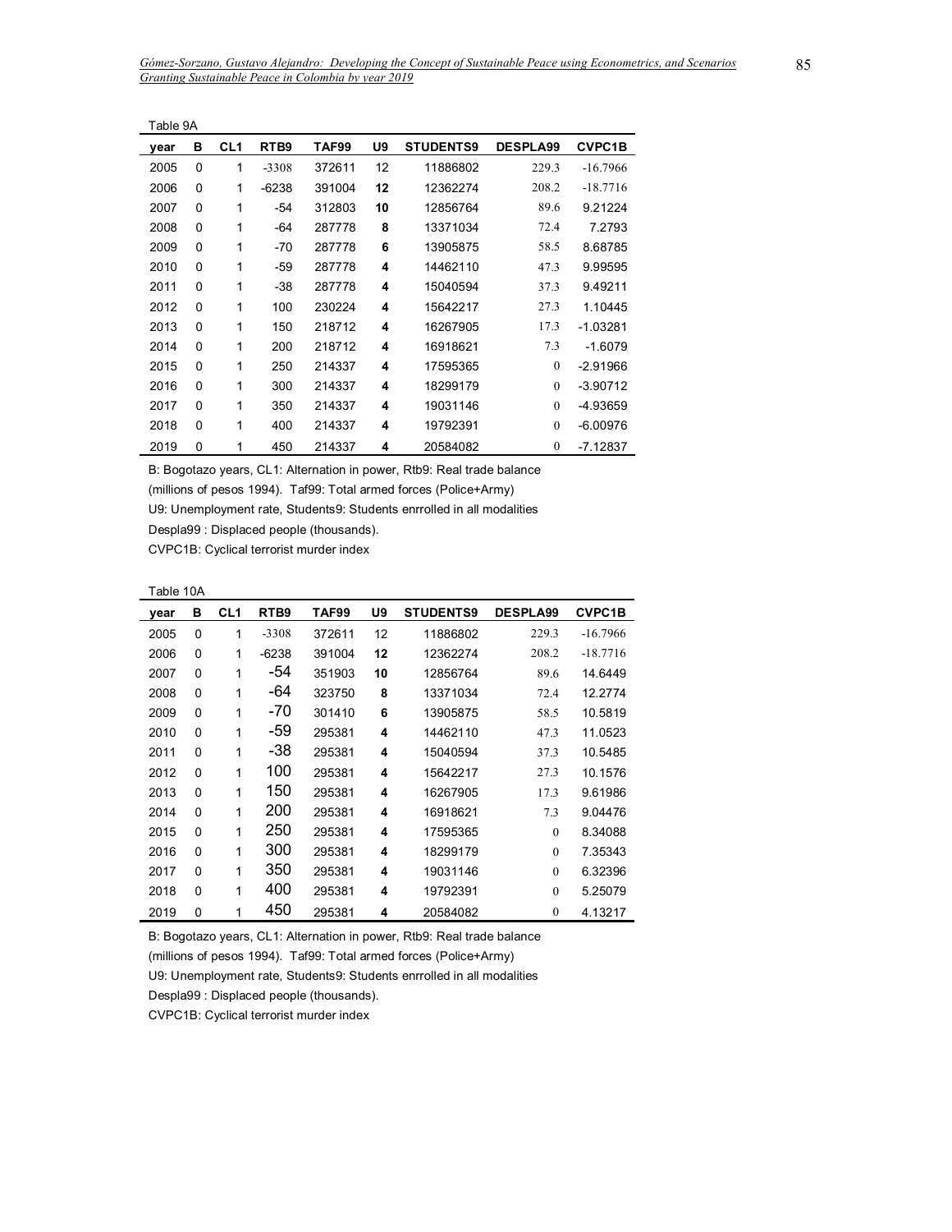Table 9A

| year | B | CL1 | RTB9 | TAF99 | U9 | STUDENTS9 | DESPLA99 | CVPC1B |
|---|---|---|---|---|---|---|---|---|
| 2005 | 0 | 1 | -3308 | 372611 | 12 | 11886802 | 229.3 | -16.7966 |
| 2006 | 0 | 1 | -6238 | 391004 | **12** | 12362274 | 208.2 | -18.7716 |
| 2007 | 0 | 1 | -54 | 312803 | **10** | 12856764 | 89.6 | 9.21224 |
| 2008 | 0 | 1 | -64 | 287778 | **8** | 13371034 | 72.4 | 7.2793 |
| 2009 | 0 | 1 | -70 | 287778 | **6** | 13905875 | 58.5 | 8.68785 |
| 2010 | 0 | 1 | -59 | 287778 | **4** | 14462110 | 47.3 | 9.99595 |
| 2011 | 0 | 1 | -38 | 287778 | **4** | 15040594 | 37.3 | 9.49211 |
| 2012 | 0 | 1 | 100 | 230224 | **4** | 15642217 | 27.3 | 1.10445 |
| 2013 | 0 | 1 | 150 | 218712 | **4** | 16267905 | 17.3 | -1.03281 |
| 2014 | 0 | 1 | 200 | 218712 | **4** | 16918621 | 7.3 | -1.6079 |
| 2015 | 0 | 1 | 250 | 214337 | **4** | 17595365 | 0 | -2.91966 |
| 2016 | 0 | 1 | 300 | 214337 | **4** | 18299179 | 0 | -3.90712 |
| 2017 | 0 | 1 | 350 | 214337 | **4** | 19031146 | 0 | -4.93659 |
| 2018 | 0 | 1 | 400 | 214337 | **4** | 19792391 | 0 | -6.00976 |
| 2019 | 0 | 1 | 450 | 214337 | **4** | 20584082 | 0 | -7.12837 |

B: Bogotazo years, CL1: Alternation in power, Rtb9: Real trade balance (millions of pesos 1994). Taf99: Total armed forces (Police+Army)

U9: Unemployment rate, Students9: Students enrrolled in all modalities

Despla99 : Displaced people (thousands).

CVPC1B: Cyclical terrorist murder index

Table 10A

| year | B | CL1 | RTB9 | TAF99 | U9 | STUDENTS9 | DESPLA99 | CVPC1B |
|---|---|---|---|---|---|---|---|---|
| 2005 | 0 | 1 | -3308 | 372611 | 12 | 11886802 | 229.3 | -16.7966 |
| 2006 | 0 | 1 | -6238 | 391004 | **12** | 12362274 | 208.2 | -18.7716 |
| 2007 | 0 | 1 | -54 | 351903 | **10** | 12856764 | 89.6 | 14.6449 |
| 2008 | 0 | 1 | -64 | 323750 | **8** | 13371034 | 72.4 | 12.2774 |
| 2009 | 0 | 1 | -70 | 301410 | **6** | 13905875 | 58.5 | 10.5819 |
| 2010 | 0 | 1 | -59 | 295381 | **4** | 14462110 | 47.3 | 11.0523 |
| 2011 | 0 | 1 | -38 | 295381 | **4** | 15040594 | 37.3 | 10.5485 |
| 2012 | 0 | 1 | 100 | 295381 | **4** | 15642217 | 27.3 | 10.1576 |
| 2013 | 0 | 1 | 150 | 295381 | **4** | 16267905 | 17.3 | 9.61986 |
| 2014 | 0 | 1 | 200 | 295381 | **4** | 16918621 | 7.3 | 9.04476 |
| 2015 | 0 | 1 | 250 | 295381 | **4** | 17595365 | 0 | 8.34088 |
| 2016 | 0 | 1 | 300 | 295381 | **4** | 18299179 | 0 | 7.35343 |
| 2017 | 0 | 1 | 350 | 295381 | **4** | 19031146 | 0 | 6.32396 |
| 2018 | 0 | 1 | 400 | 295381 | **4** | 19792391 | 0 | 5.25079 |
| 2019 | 0 | 1 | 450 | 295381 | **4** | 20584082 | 0 | 4.13217 |

B: Bogotazo years, CL1: Alternation in power, Rtb9: Real trade balance (millions of pesos 1994). Taf99: Total armed forces (Police+Army)

U9: Unemployment rate, Students9: Students enrrolled in all modalities

Despla99 : Displaced people (thousands).

CVPC1B: Cyclical terrorist murder index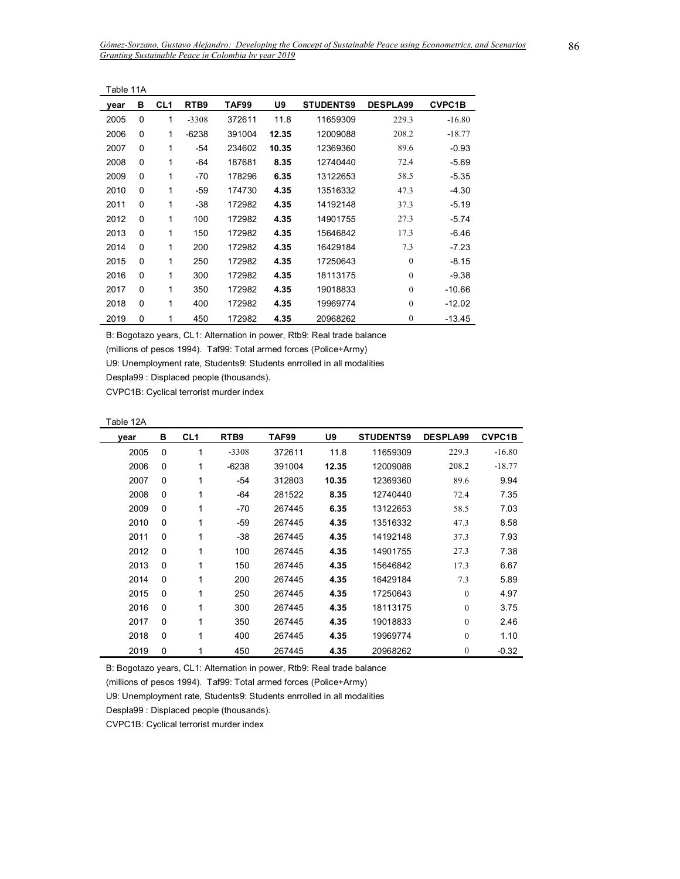Table 11A

| year | B | CL1 | RTB9 | TAF99 | U9 | STUDENTS9 | DESPLA99 | CVPC1B |
|---|---|---|---|---|---|---|---|---|
| 2005 | 0 | 1 | -3308 | 372611 | 11.8 | 11659309 | 229.3 | -16.80 |
| 2006 | 0 | 1 | -6238 | 391004 | **12.35** | 12009088 | 208.2 | -18.77 |
| 2007 | 0 | 1 | -54 | 234602 | **10.35** | 12369360 | 89.6 | -0.93 |
| 2008 | 0 | 1 | -64 | 187681 | **8.35** | 12740440 | 72.4 | -5.69 |
| 2009 | 0 | 1 | -70 | 178296 | **6.35** | 13122653 | 58.5 | -5.35 |
| 2010 | 0 | 1 | -59 | 174730 | **4.35** | 13516332 | 47.3 | -4.30 |
| 2011 | 0 | 1 | -38 | 172982 | **4.35** | 14192148 | 37.3 | -5.19 |
| 2012 | 0 | 1 | 100 | 172982 | **4.35** | 14901755 | 27.3 | -5.74 |
| 2013 | 0 | 1 | 150 | 172982 | **4.35** | 15646842 | 17.3 | -6.46 |
| 2014 | 0 | 1 | 200 | 172982 | **4.35** | 16429184 | 7.3 | -7.23 |
| 2015 | 0 | 1 | 250 | 172982 | **4.35** | 17250643 | 0 | -8.15 |
| 2016 | 0 | 1 | 300 | 172982 | **4.35** | 18113175 | 0 | -9.38 |
| 2017 | 0 | 1 | 350 | 172982 | **4.35** | 19018833 | 0 | -10.66 |
| 2018 | 0 | 1 | 400 | 172982 | **4.35** | 19969774 | 0 | -12.02 |
| 2019 | 0 | 1 | 450 | 172982 | **4.35** | 20968262 | 0 | -13.45 |

B: Bogotazo years, CL1: Alternation in power, Rtb9: Real trade balance

(millions of pesos 1994). Taf99: Total armed forces (Police+Army)

U9: Unemployment rate, Students9: Students enrrolled in all modalities

Despla99 : Displaced people (thousands).

CVPC1B: Cyclical terrorist murder index

Table 12A

| year | B | CL1 | RTB9 | TAF99 | U9 | STUDENTS9 | DESPLA99 | CVPC1B |
|---|---|---|---|---|---|---|---|---|
| 2005 | 0 | 1 | -3308 | 372611 | 11.8 | 11659309 | 229.3 | -16.80 |
| 2006 | 0 | 1 | -6238 | 391004 | **12.35** | 12009088 | 208.2 | -18.77 |
| 2007 | 0 | 1 | -54 | 312803 | **10.35** | 12369360 | 89.6 | 9.94 |
| 2008 | 0 | 1 | -64 | 281522 | **8.35** | 12740440 | 72.4 | 7.35 |
| 2009 | 0 | 1 | -70 | 267445 | **6.35** | 13122653 | 58.5 | 7.03 |
| 2010 | 0 | 1 | -59 | 267445 | **4.35** | 13516332 | 47.3 | 8.58 |
| 2011 | 0 | 1 | -38 | 267445 | **4.35** | 14192148 | 37.3 | 7.93 |
| 2012 | 0 | 1 | 100 | 267445 | **4.35** | 14901755 | 27.3 | 7.38 |
| 2013 | 0 | 1 | 150 | 267445 | **4.35** | 15646842 | 17.3 | 6.67 |
| 2014 | 0 | 1 | 200 | 267445 | **4.35** | 16429184 | 7.3 | 5.89 |
| 2015 | 0 | 1 | 250 | 267445 | **4.35** | 17250643 | 0 | 4.97 |
| 2016 | 0 | 1 | 300 | 267445 | **4.35** | 18113175 | 0 | 3.75 |
| 2017 | 0 | 1 | 350 | 267445 | **4.35** | 19018833 | 0 | 2.46 |
| 2018 | 0 | 1 | 400 | 267445 | **4.35** | 19969774 | 0 | 1.10 |
| 2019 | 0 | 1 | 450 | 267445 | **4.35** | 20968262 | 0 | -0.32 |

B: Bogotazo years, CL1: Alternation in power, RTB9: Real trade balance

(millions of pesos 1994). Taf99: Total armed forces (Police+Army)

U9: Unemployment rate, Students9: Students enrrolled in all modalities

Despla99 : Displaced people (thousands).

CVPC1B: Cyclical terrorist murder index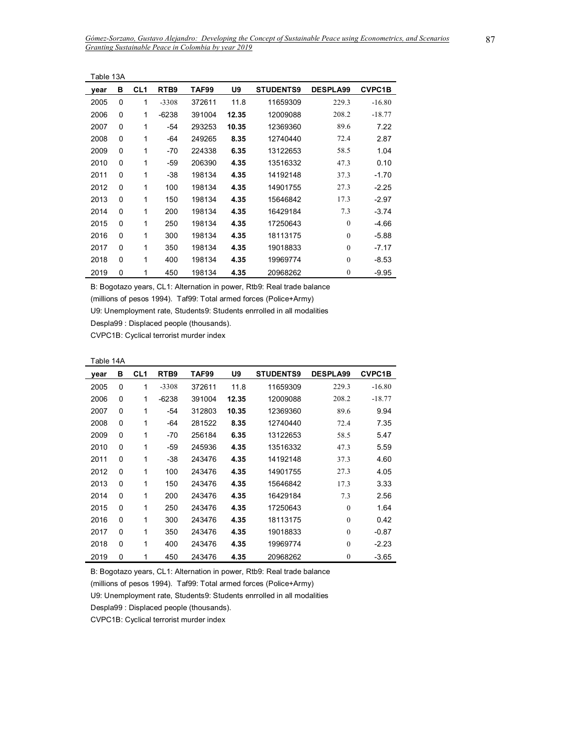Table 13A

| year | B | CL1 | RTB9 | TAF99 | U9 | STUDENTS9 | DESPLA99 | CVPC1B |
|---|---|---|---|---|---|---|---|---|
| 2005 | 0 | 1 | -3308 | 372611 | 11.8 | 11659309 | 229.3 | -16.80 |
| 2006 | 0 | 1 | -6238 | 391004 | **12.35** | 12009088 | 208.2 | -18.77 |
| 2007 | 0 | 1 | -54 | 293253 | **10.35** | 12369360 | 89.6 | 7.22 |
| 2008 | 0 | 1 | -64 | 249265 | **8.35** | 12740440 | 72.4 | 2.87 |
| 2009 | 0 | 1 | -70 | 224338 | **6.35** | 13122653 | 58.5 | 1.04 |
| 2010 | 0 | 1 | -59 | 206390 | **4.35** | 13516332 | 47.3 | 0.10 |
| 2011 | 0 | 1 | -38 | 198134 | **4.35** | 14192148 | 37.3 | -1.70 |
| 2012 | 0 | 1 | 100 | 198134 | **4.35** | 14901755 | 27.3 | -2.25 |
| 2013 | 0 | 1 | 150 | 198134 | **4.35** | 15646842 | 17.3 | -2.97 |
| 2014 | 0 | 1 | 200 | 198134 | **4.35** | 16429184 | 7.3 | -3.74 |
| 2015 | 0 | 1 | 250 | 198134 | **4.35** | 17250643 | 0 | -4.66 |
| 2016 | 0 | 1 | 300 | 198134 | **4.35** | 18113175 | 0 | -5.88 |
| 2017 | 0 | 1 | 350 | 198134 | **4.35** | 19018833 | 0 | -7.17 |
| 2018 | 0 | 1 | 400 | 198134 | **4.35** | 19969774 | 0 | -8.53 |
| 2019 | 0 | 1 | 450 | 198134 | **4.35** | 20968262 | 0 | -9.95 |

B: Bogotazo years, CL1: Alternation in power, Rtb9: Real trade balance (millions of pesos 1994). Taf99: Total armed forces (Police+Army)
U9: Unemployment rate, Students9: Students enrrolled in all modalities
Despla99 : Displaced people (thousands).
CVPC1B: Cyclical terrorist murder index

Table 14A

| year | B | CL1 | RTB9 | TAF99 | U9 | STUDENTS9 | DESPLA99 | CVPC1B |
|---|---|---|---|---|---|---|---|---|
| 2005 | 0 | 1 | -3308 | 372611 | 11.8 | 11659309 | 229.3 | -16.80 |
| 2006 | 0 | 1 | -6238 | 391004 | **12.35** | 12009088 | 208.2 | -18.77 |
| 2007 | 0 | 1 | -54 | 312803 | **10.35** | 12369360 | 89.6 | 9.94 |
| 2008 | 0 | 1 | -64 | 281522 | **8.35** | 12740440 | 72.4 | 7.35 |
| 2009 | 0 | 1 | -70 | 256184 | **6.35** | 13122653 | 58.5 | 5.47 |
| 2010 | 0 | 1 | -59 | 245936 | **4.35** | 13516332 | 47.3 | 5.59 |
| 2011 | 0 | 1 | -38 | 243476 | **4.35** | 14192148 | 37.3 | 4.60 |
| 2012 | 0 | 1 | 100 | 243476 | **4.35** | 14901755 | 27.3 | 4.05 |
| 2013 | 0 | 1 | 150 | 243476 | **4.35** | 15646842 | 17.3 | 3.33 |
| 2014 | 0 | 1 | 200 | 243476 | **4.35** | 16429184 | 7.3 | 2.56 |
| 2015 | 0 | 1 | 250 | 243476 | **4.35** | 17250643 | 0 | 1.64 |
| 2016 | 0 | 1 | 300 | 243476 | **4.35** | 18113175 | 0 | 0.42 |
| 2017 | 0 | 1 | 350 | 243476 | **4.35** | 19018833 | 0 | -0.87 |
| 2018 | 0 | 1 | 400 | 243476 | **4.35** | 19969774 | 0 | -2.23 |
| 2019 | 0 | 1 | 450 | 243476 | **4.35** | 20968262 | 0 | -3.65 |

B: Bogotazo years, CL1: Alternation in power, Rtb9: Real trade balance (millions of pesos 1994). Taf99: Total armed forces (Police+Army)
U9: Unemployment rate, Students9: Students enrrolled in all modalities
Despla99 : Displaced people (thousands).
CVPC1B: Cyclical terrorist murder index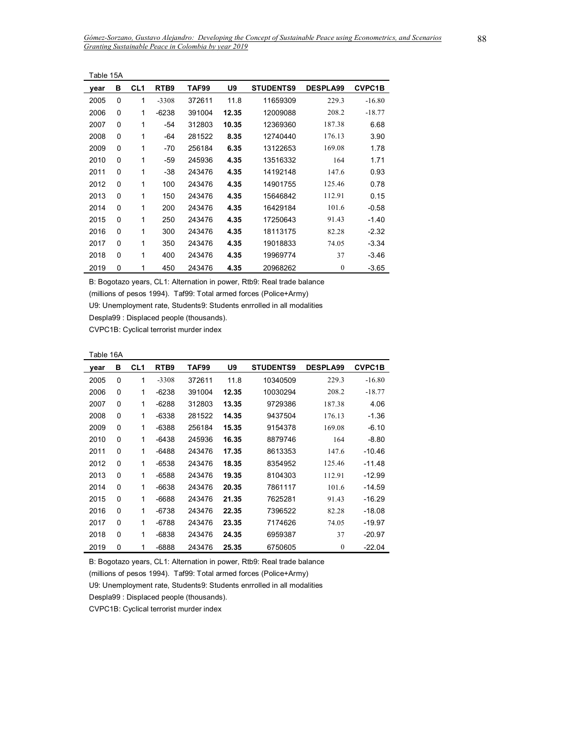Table 15A

| year | B | CL1 | RTB9 | TAF99 | U9 | STUDENTS9 | DESPLA99 | CVPC1B |
|---|---|---|---|---|---|---|---|---|
| 2005 | 0 | 1 | -3308 | 372611 | 11.8 | 11659309 | 229.3 | -16.80 |
| 2006 | 0 | 1 | -6238 | 391004 | **12.35** | 12009088 | 208.2 | -18.77 |
| 2007 | 0 | 1 | -54 | 312803 | **10.35** | 12369360 | 187.38 | 6.68 |
| 2008 | 0 | 1 | -64 | 281522 | **8.35** | 12740440 | 176.13 | 3.90 |
| 2009 | 0 | 1 | -70 | 256184 | **6.35** | 13122653 | 169.08 | 1.78 |
| 2010 | 0 | 1 | -59 | 245936 | **4.35** | 13516332 | 164 | 1.71 |
| 2011 | 0 | 1 | -38 | 243476 | **4.35** | 14192148 | 147.6 | 0.93 |
| 2012 | 0 | 1 | 100 | 243476 | **4.35** | 14901755 | 125.46 | 0.78 |
| 2013 | 0 | 1 | 150 | 243476 | **4.35** | 15646842 | 112.91 | 0.15 |
| 2014 | 0 | 1 | 200 | 243476 | **4.35** | 16429184 | 101.6 | -0.58 |
| 2015 | 0 | 1 | 250 | 243476 | **4.35** | 17250643 | 91.43 | -1.40 |
| 2016 | 0 | 1 | 300 | 243476 | **4.35** | 18113175 | 82.28 | -2.32 |
| 2017 | 0 | 1 | 350 | 243476 | **4.35** | 19018833 | 74.05 | -3.34 |
| 2018 | 0 | 1 | 400 | 243476 | **4.35** | 19969774 | 37 | -3.46 |
| 2019 | 0 | 1 | 450 | 243476 | **4.35** | 20968262 | 0 | -3.65 |

B: Bogotazo years, CL1: Alternation in power, Rtb9: Real trade balance (millions of pesos 1994). Taf99: Total armed forces (Police+Army)

U9: Unemployment rate, Students9: Students enrrolled in all modalities

Despla99 : Displaced people (thousands).

CVPC1B: Cyclical terrorist murder index

Table 16A

| year | B | CL1 | RTB9 | TAF99 | U9 | STUDENTS9 | DESPLA99 | CVPC1B |
|---|---|---|---|---|---|---|---|---|
| 2005 | 0 | 1 | -3308 | 372611 | 11.8 | 10340509 | 229.3 | -16.80 |
| 2006 | 0 | 1 | -6238 | 391004 | **12.35** | 10030294 | 208.2 | -18.77 |
| 2007 | 0 | 1 | -6288 | 312803 | **13.35** | 9729386 | 187.38 | 4.06 |
| 2008 | 0 | 1 | -6338 | 281522 | **14.35** | 9437504 | 176.13 | -1.36 |
| 2009 | 0 | 1 | -6388 | 256184 | **15.35** | 9154378 | 169.08 | -6.10 |
| 2010 | 0 | 1 | -6438 | 245936 | **16.35** | 8879746 | 164 | -8.80 |
| 2011 | 0 | 1 | -6488 | 243476 | **17.35** | 8613353 | 147.6 | -10.46 |
| 2012 | 0 | 1 | -6538 | 243476 | **18.35** | 8354952 | 125.46 | -11.48 |
| 2013 | 0 | 1 | -6588 | 243476 | **19.35** | 8104303 | 112.91 | -12.99 |
| 2014 | 0 | 1 | -6638 | 243476 | **20.35** | 7861117 | 101.6 | -14.59 |
| 2015 | 0 | 1 | -6688 | 243476 | **21.35** | 7625281 | 91.43 | -16.29 |
| 2016 | 0 | 1 | -6738 | 243476 | **22.35** | 7396522 | 82.28 | -18.08 |
| 2017 | 0 | 1 | -6788 | 243476 | **23.35** | 7174626 | 74.05 | -19.97 |
| 2018 | 0 | 1 | -6838 | 243476 | **24.35** | 6959387 | 37 | -20.97 |
| 2019 | 0 | 1 | -6888 | 243476 | **25.35** | 6750605 | 0 | -22.04 |

B: Bogotazo years, CL1: Alternation in power, Rtb9: Real trade balance (millions of pesos 1994). Taf99: Total armed forces (Police+Army)

U9: Unemployment rate, Students9: Students enrrolled in all modalities

Despla99 : Displaced people (thousands).

CVPC1B: Cyclical terrorist murder index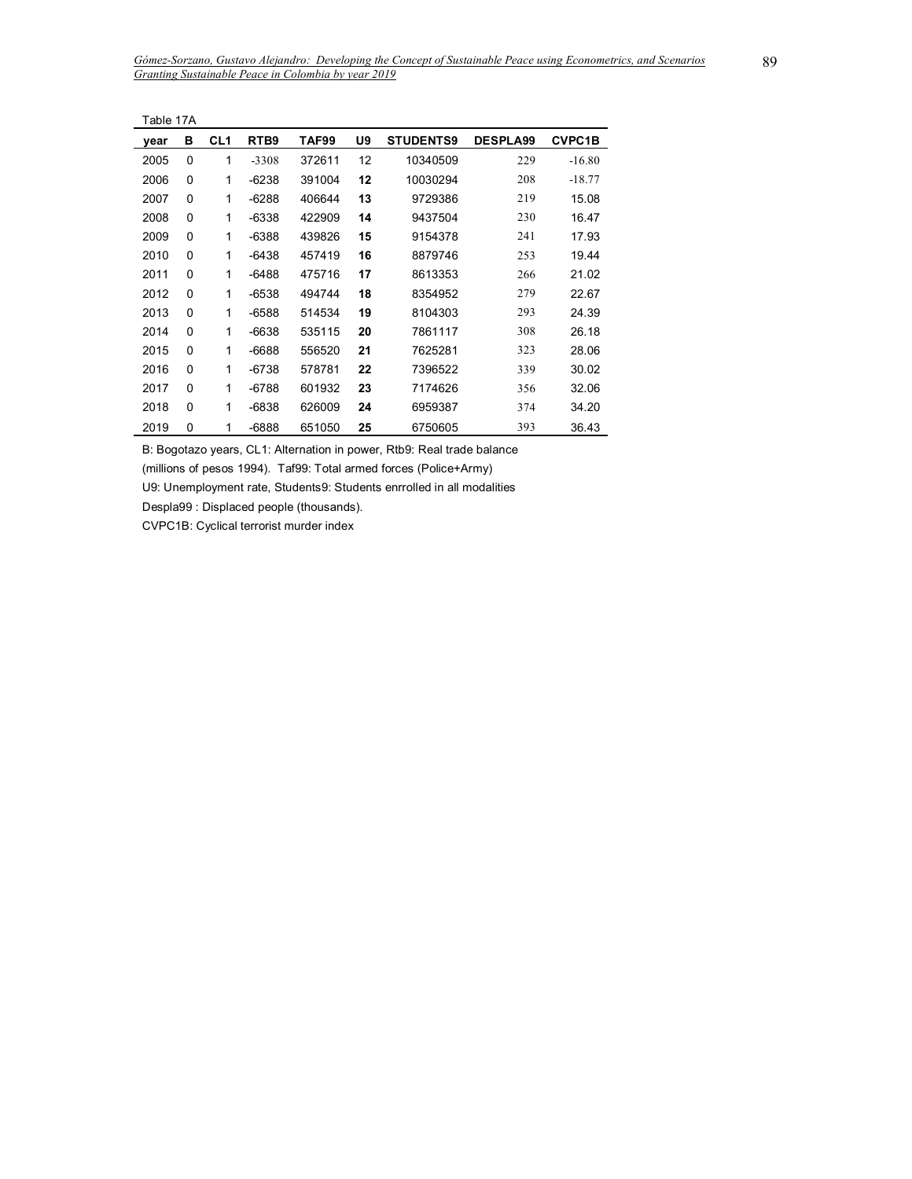Table 17A

| year | B | CL1 | RTB9 | TAF99 | U9 | STUDENTS9 | DESPLA99 | CVPC1B |
|---|---|---|---|---|---|---|---|---|
| 2005 | 0 | 1 | -3308 | 372611 | 12 | 10340509 | 229 | -16.80 |
| 2006 | 0 | 1 | -6238 | 391004 | **12** | 10030294 | 208 | -18.77 |
| 2007 | 0 | 1 | -6288 | 406644 | **13** | 9729386 | 219 | 15.08 |
| 2008 | 0 | 1 | -6338 | 422909 | **14** | 9437504 | 230 | 16.47 |
| 2009 | 0 | 1 | -6388 | 439826 | **15** | 9154378 | 241 | 17.93 |
| 2010 | 0 | 1 | -6438 | 457419 | **16** | 8879746 | 253 | 19.44 |
| 2011 | 0 | 1 | -6488 | 475716 | **17** | 8613353 | 266 | 21.02 |
| 2012 | 0 | 1 | -6538 | 494744 | **18** | 8354952 | 279 | 22.67 |
| 2013 | 0 | 1 | -6588 | 514534 | **19** | 8104303 | 293 | 24.39 |
| 2014 | 0 | 1 | -6638 | 535115 | **20** | 7861117 | 308 | 26.18 |
| 2015 | 0 | 1 | -6688 | 556520 | **21** | 7625281 | 323 | 28.06 |
| 2016 | 0 | 1 | -6738 | 578781 | **22** | 7396522 | 339 | 30.02 |
| 2017 | 0 | 1 | -6788 | 601932 | **23** | 7174626 | 356 | 32.06 |
| 2018 | 0 | 1 | -6838 | 626009 | **24** | 6959387 | 374 | 34.20 |
| 2019 | 0 | 1 | -6888 | 651050 | **25** | 6750605 | 393 | 36.43 |

B: Bogotazo years, CL1: Alternation in power, Rtb9: Real trade balance (millions of pesos 1994). Taf99: Total armed forces (Police+Army)

U9: Unemployment rate, Students9: Students enrrolled in all modalities

Despla99 : Displaced people (thousands).

CVPC1B: Cyclical terrorist murder index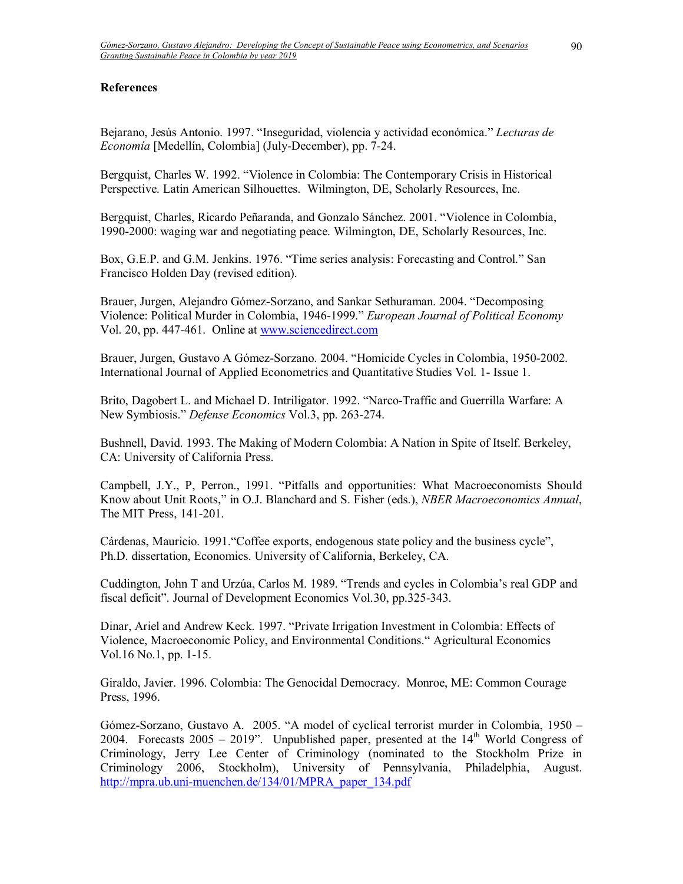### References

Bejarano, Jesús Antonio. 1997. "Inseguridad, violencia y actividad económica." *Lecturas de Economía* [Medellín, Colombia] (July-December), pp. 7-24.

Bergquist, Charles W. 1992. "Violence in Colombia: The Contemporary Crisis in Historical Perspective. Latin American Silhouettes. Wilmington, DE, Scholarly Resources, Inc.

Bergquist, Charles, Ricardo Peñaranda, and Gonzalo Sánchez. 2001. "Violence in Colombia, 1990-2000: waging war and negotiating peace. Wilmington, DE, Scholarly Resources, Inc.

Box, G.E.P. and G.M. Jenkins. 1976. "Time series analysis: Forecasting and Control." San Francisco Holden Day (revised edition).

Brauer, Jurgen, Alejandro Gómez-Sorzano, and Sankar Sethuraman. 2004. "Decomposing Violence: Political Murder in Colombia, 1946-1999." *European Journal of Political Economy* Vol. 20, pp. 447-461. Online at www.sciencedirect.com

Brauer, Jurgen, Gustavo A Gómez-Sorzano. 2004. "Homicide Cycles in Colombia, 1950-2002. International Journal of Applied Econometrics and Quantitative Studies Vol. 1- Issue 1.

Brito, Dagobert L. and Michael D. Intriligator. 1992. "Narco-Traffic and Guerrilla Warfare: A New Symbiosis." *Defense Economics* Vol.3, pp. 263-274.

Bushnell, David. 1993. The Making of Modern Colombia: A Nation in Spite of Itself. Berkeley, CA: University of California Press.

Campbell, J.Y., P, Perron., 1991. "Pitfalls and opportunities: What Macroeconomists Should Know about Unit Roots," in O.J. Blanchard and S. Fisher (eds.), *NBER Macroeconomics Annual*, The MIT Press, 141-201.

Cárdenas, Mauricio. 1991."Coffee exports, endogenous state policy and the business cycle", Ph.D. dissertation, Economics. University of California, Berkeley, CA.

Cuddington, John T and Urzúa, Carlos M. 1989. "Trends and cycles in Colombia's real GDP and fiscal deficit". Journal of Development Economics Vol.30, pp.325-343.

Dinar, Ariel and Andrew Keck. 1997. "Private Irrigation Investment in Colombia: Effects of Violence, Macroeconomic Policy, and Environmental Conditions." Agricultural Economics Vol.16 No.1, pp. 1-15.

Giraldo, Javier. 1996. Colombia: The Genocidal Democracy. Monroe, ME: Common Courage Press, 1996.

Gómez-Sorzano, Gustavo A. 2005. "A model of cyclical terrorist murder in Colombia, 1950 – 2004. Forecasts 2005 – 2019". Unpublished paper, presented at the 14th World Congress of Criminology, Jerry Lee Center of Criminology (nominated to the Stockholm Prize in Criminology 2006, Stockholm), University of Pennsylvania, Philadelphia, August. http://mpra.ub.uni-muenchen.de/134/01/MPRA_paper_134.pdf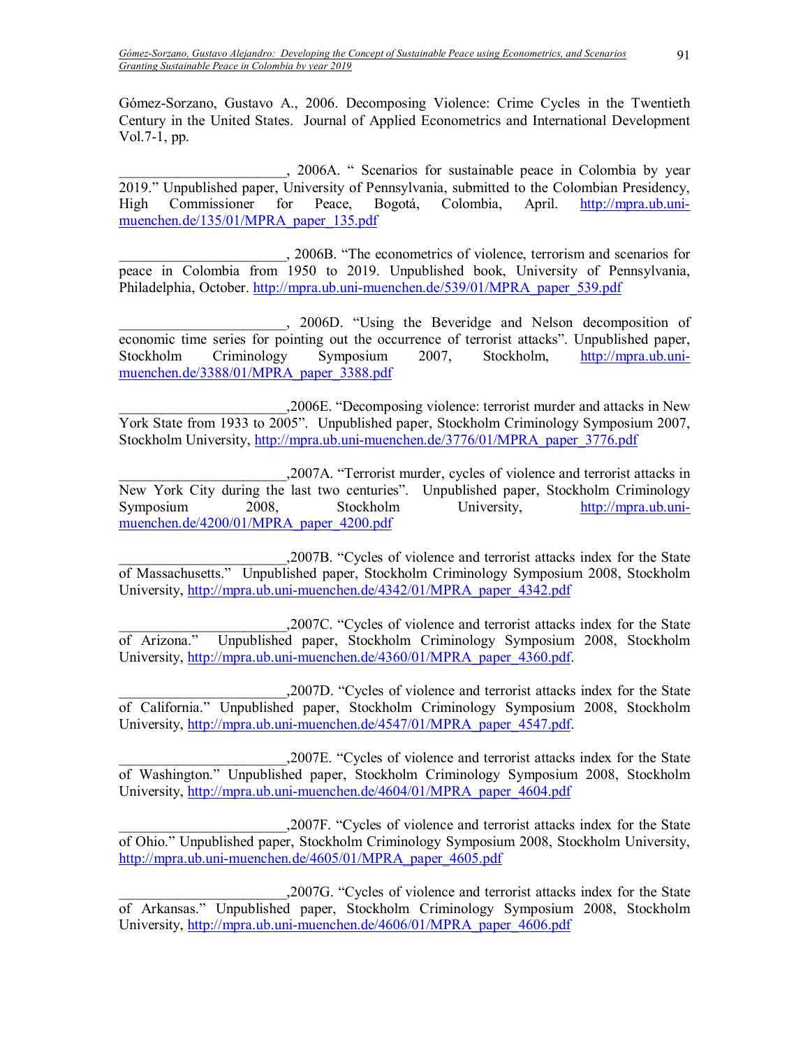Gómez-Sorzano, Gustavo A., 2006. Decomposing Violence: Crime Cycles in the Twentieth Century in the United States. Journal of Applied Econometrics and International Development Vol.7-1, pp.

_______________________, 2006A. " Scenarios for sustainable peace in Colombia by year 2019." Unpublished paper, University of Pennsylvania, submitted to the Colombian Presidency, High Commissioner for Peace, Bogotá, Colombia, April. http://mpra.ub.uni-muenchen.de/135/01/MPRA_paper_135.pdf

_______________________, 2006B. "The econometrics of violence, terrorism and scenarios for peace in Colombia from 1950 to 2019. Unpublished book, University of Pennsylvania, Philadelphia, October. http://mpra.ub.uni-muenchen.de/539/01/MPRA_paper_539.pdf

_______________________, 2006D. "Using the Beveridge and Nelson decomposition of economic time series for pointing out the occurrence of terrorist attacks". Unpublished paper, Stockholm Criminology Symposium 2007, Stockholm, http://mpra.ub.uni-muenchen.de/3388/01/MPRA_paper_3388.pdf

_______________________,2006E. "Decomposing violence: terrorist murder and attacks in New York State from 1933 to 2005". Unpublished paper, Stockholm Criminology Symposium 2007, Stockholm University, http://mpra.ub.uni-muenchen.de/3776/01/MPRA_paper_3776.pdf

_______________________,2007A. "Terrorist murder, cycles of violence and terrorist attacks in New York City during the last two centuries". Unpublished paper, Stockholm Criminology Symposium 2008, Stockholm University, http://mpra.ub.uni-muenchen.de/4200/01/MPRA_paper_4200.pdf

_______________________,2007B. "Cycles of violence and terrorist attacks index for the State of Massachusetts." Unpublished paper, Stockholm Criminology Symposium 2008, Stockholm University, http://mpra.ub.uni-muenchen.de/4342/01/MPRA_paper_4342.pdf

_______________________,2007C. "Cycles of violence and terrorist attacks index for the State of Arizona." Unpublished paper, Stockholm Criminology Symposium 2008, Stockholm University, http://mpra.ub.uni-muenchen.de/4360/01/MPRA_paper_4360.pdf.

_______________________,2007D. "Cycles of violence and terrorist attacks index for the State of California." Unpublished paper, Stockholm Criminology Symposium 2008, Stockholm University, http://mpra.ub.uni-muenchen.de/4547/01/MPRA_paper_4547.pdf.

_______________________,2007E. "Cycles of violence and terrorist attacks index for the State of Washington." Unpublished paper, Stockholm Criminology Symposium 2008, Stockholm University, http://mpra.ub.uni-muenchen.de/4604/01/MPRA_paper_4604.pdf

_______________________,2007F. "Cycles of violence and terrorist attacks index for the State of Ohio." Unpublished paper, Stockholm Criminology Symposium 2008, Stockholm University, http://mpra.ub.uni-muenchen.de/4605/01/MPRA_paper_4605.pdf

_______________________,2007G. "Cycles of violence and terrorist attacks index for the State of Arkansas." Unpublished paper, Stockholm Criminology Symposium 2008, Stockholm University, http://mpra.ub.uni-muenchen.de/4606/01/MPRA_paper_4606.pdf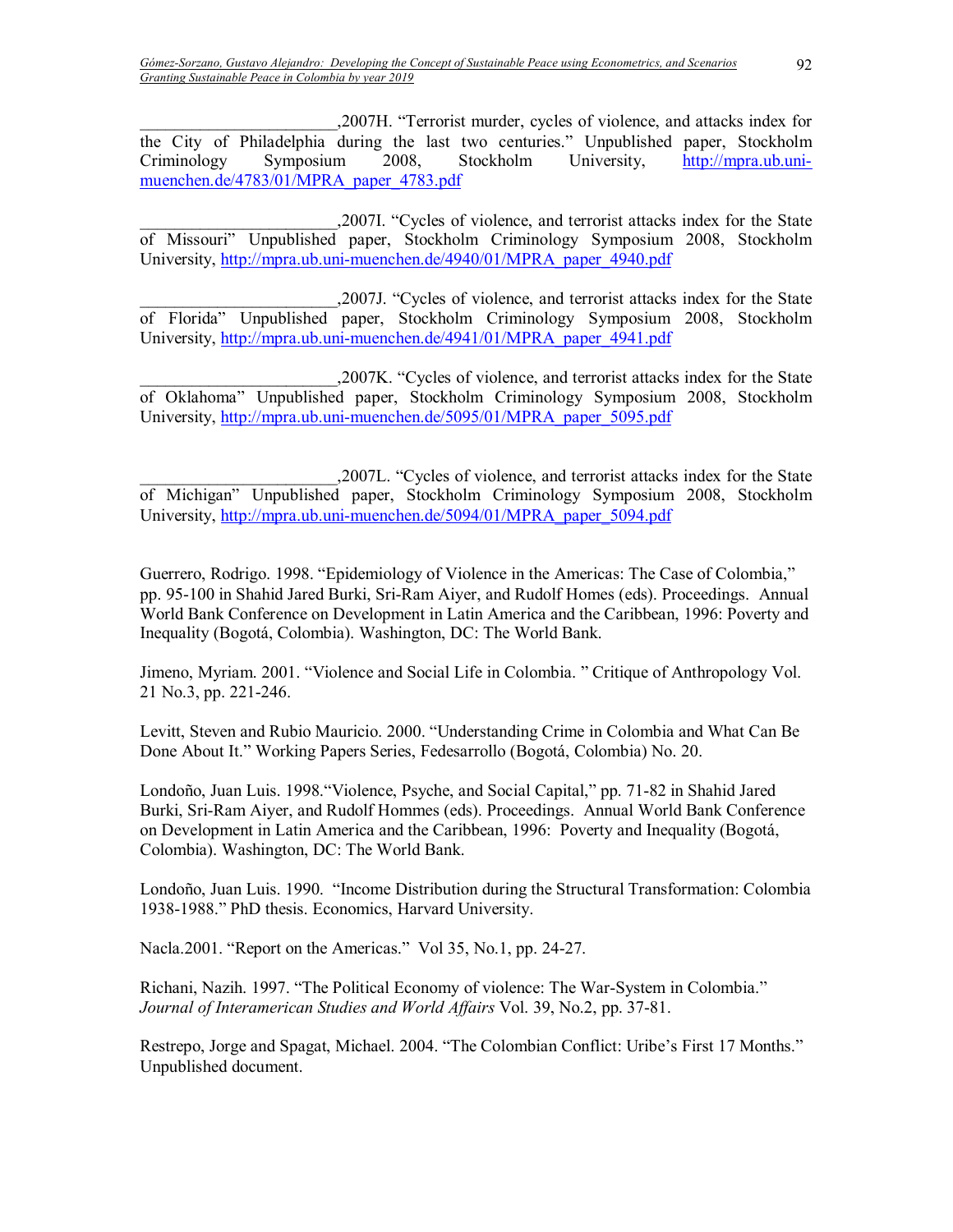_______________________,2007H. “Terrorist murder, cycles of violence, and attacks index for the City of Philadelphia during the last two centuries.” Unpublished paper, Stockholm Criminology Symposium 2008, Stockholm University, http://mpra.ub.uni-muenchen.de/4783/01/MPRA_paper_4783.pdf

_______________________,2007I. “Cycles of violence, and terrorist attacks index for the State of Missouri” Unpublished paper, Stockholm Criminology Symposium 2008, Stockholm University, http://mpra.ub.uni-muenchen.de/4940/01/MPRA_paper_4940.pdf

_______________________,2007J. “Cycles of violence, and terrorist attacks index for the State of Florida” Unpublished paper, Stockholm Criminology Symposium 2008, Stockholm University, http://mpra.ub.uni-muenchen.de/4941/01/MPRA_paper_4941.pdf

_______________________,2007K. “Cycles of violence, and terrorist attacks index for the State of Oklahoma” Unpublished paper, Stockholm Criminology Symposium 2008, Stockholm University, http://mpra.ub.uni-muenchen.de/5095/01/MPRA_paper_5095.pdf

_______________________,2007L. “Cycles of violence, and terrorist attacks index for the State of Michigan” Unpublished paper, Stockholm Criminology Symposium 2008, Stockholm University, http://mpra.ub.uni-muenchen.de/5094/01/MPRA_paper_5094.pdf

Guerrero, Rodrigo. 1998. “Epidemiology of Violence in the Americas: The Case of Colombia,” pp. 95-100 in Shahid Jared Burki, Sri-Ram Aiyer, and Rudolf Homes (eds). Proceedings. Annual World Bank Conference on Development in Latin America and the Caribbean, 1996: Poverty and Inequality (Bogotá, Colombia). Washington, DC: The World Bank.

Jimeno, Myriam. 2001. “Violence and Social Life in Colombia. ” Critique of Anthropology Vol. 21 No.3, pp. 221-246.

Levitt, Steven and Rubio Mauricio. 2000. “Understanding Crime in Colombia and What Can Be Done About It.” Working Papers Series, Fedesarrollo (Bogotá, Colombia) No. 20.

Londoño, Juan Luis. 1998.“Violence, Psyche, and Social Capital,” pp. 71-82 in Shahid Jared Burki, Sri-Ram Aiyer, and Rudolf Hommes (eds). Proceedings. Annual World Bank Conference on Development in Latin America and the Caribbean, 1996: Poverty and Inequality (Bogotá, Colombia). Washington, DC: The World Bank.

Londoño, Juan Luis. 1990. “Income Distribution during the Structural Transformation: Colombia 1938-1988.” PhD thesis. Economics, Harvard University.

Nacla.2001. “Report on the Americas.” Vol 35, No.1, pp. 24-27.

Richani, Nazih. 1997. “The Political Economy of violence: The War-System in Colombia.” *Journal of Interamerican Studies and World Affairs* Vol. 39, No.2, pp. 37-81.

Restrepo, Jorge and Spagat, Michael. 2004. “The Colombian Conflict: Uribe’s First 17 Months.” Unpublished document.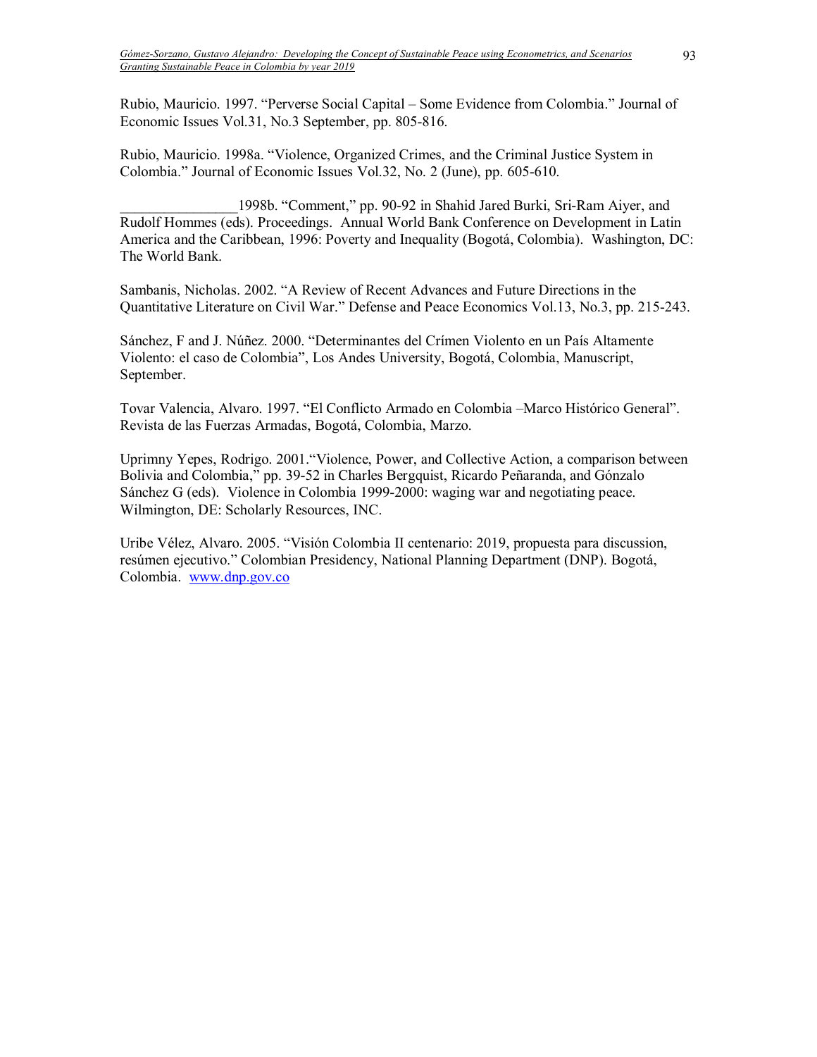Rubio, Mauricio. 1997. "Perverse Social Capital – Some Evidence from Colombia." Journal of Economic Issues Vol.31, No.3 September, pp. 805-816.

Rubio, Mauricio. 1998a. "Violence, Organized Crimes, and the Criminal Justice System in Colombia." Journal of Economic Issues Vol.32, No. 2 (June), pp. 605-610.

________________1998b. "Comment," pp. 90-92 in Shahid Jared Burki, Sri-Ram Aiyer, and Rudolf Hommes (eds). Proceedings. Annual World Bank Conference on Development in Latin America and the Caribbean, 1996: Poverty and Inequality (Bogotá, Colombia). Washington, DC: The World Bank.

Sambanis, Nicholas. 2002. "A Review of Recent Advances and Future Directions in the Quantitative Literature on Civil War." Defense and Peace Economics Vol.13, No.3, pp. 215-243.

Sánchez, F and J. Núñez. 2000. "Determinantes del Crímen Violento en un País Altamente Violento: el caso de Colombia", Los Andes University, Bogotá, Colombia, Manuscript, September.

Tovar Valencia, Alvaro. 1997. "El Conflicto Armado en Colombia –Marco Histórico General". Revista de las Fuerzas Armadas, Bogotá, Colombia, Marzo.

Uprimny Yepes, Rodrigo. 2001."Violence, Power, and Collective Action, a comparison between Bolivia and Colombia," pp. 39-52 in Charles Bergquist, Ricardo Peñaranda, and Gónzalo Sánchez G (eds). Violence in Colombia 1999-2000: waging war and negotiating peace. Wilmington, DE: Scholarly Resources, INC.

Uribe Vélez, Alvaro. 2005. "Visión Colombia II centenario: 2019, propuesta para discussion, resúmen ejecutivo." Colombian Presidency, National Planning Department (DNP). Bogotá, Colombia. www.dnp.gov.co